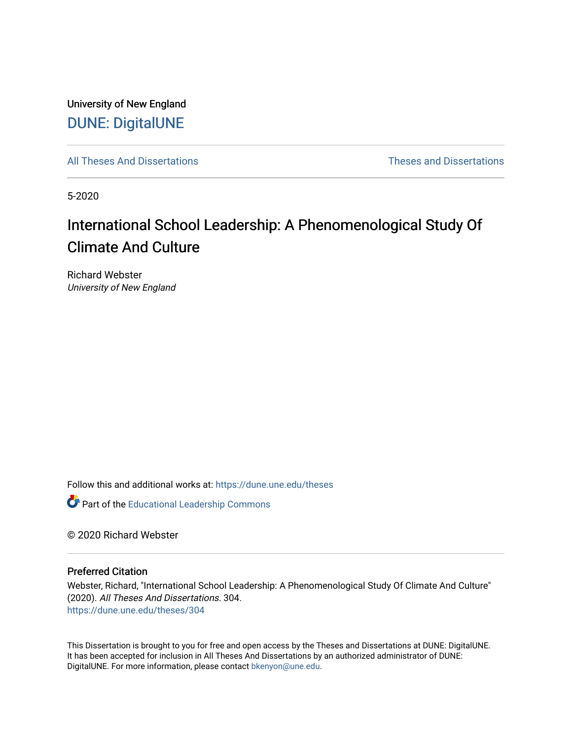University of New England

DUNE: DigitalUNE

All Theses And Dissertations | Theses and Dissertations

5-2020

# International School Leadership: A Phenomenological Study Of Climate And Culture

Richard Webster
*University of New England*

Follow this and additional works at: https://dune.une.edu/theses

Part of the Educational Leadership Commons

© 2020 Richard Webster

## Preferred Citation

Webster, Richard, "International School Leadership: A Phenomenological Study Of Climate And Culture" (2020). *All Theses And Dissertations*. 304.
https://dune.une.edu/theses/304

This Dissertation is brought to you for free and open access by the Theses and Dissertations at DUNE: DigitalUNE. It has been accepted for inclusion in All Theses And Dissertations by an authorized administrator of DUNE: DigitalUNE. For more information, please contact bkenyon@une.edu.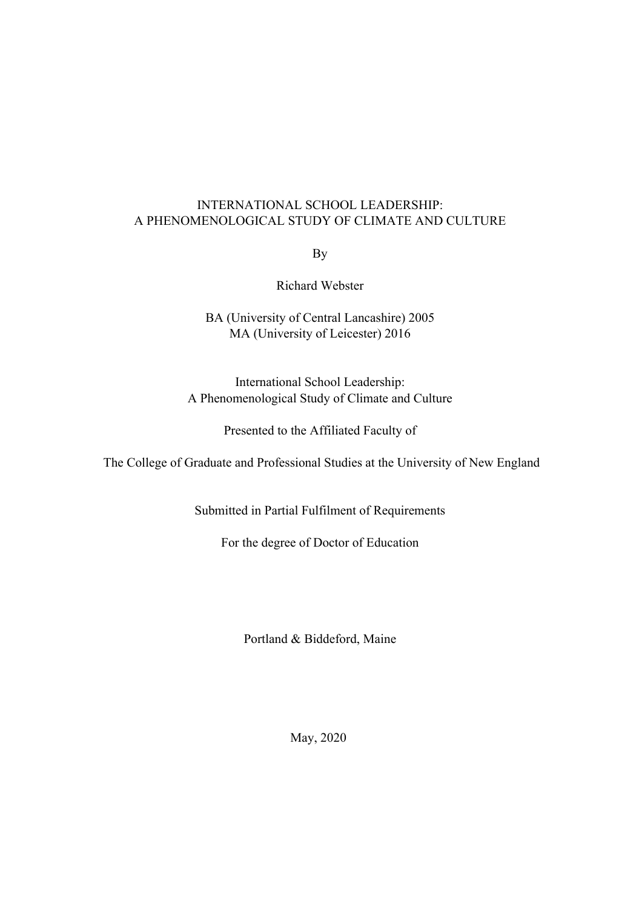# INTERNATIONAL SCHOOL LEADERSHIP: A PHENOMENOLOGICAL STUDY OF CLIMATE AND CULTURE

By

Richard Webster

BA (University of Central Lancashire) 2005
MA (University of Leicester) 2016

International School Leadership:
A Phenomenological Study of Climate and Culture

Presented to the Affiliated Faculty of

The College of Graduate and Professional Studies at the University of New England

Submitted in Partial Fulfilment of Requirements

For the degree of Doctor of Education

Portland & Biddeford, Maine

May, 2020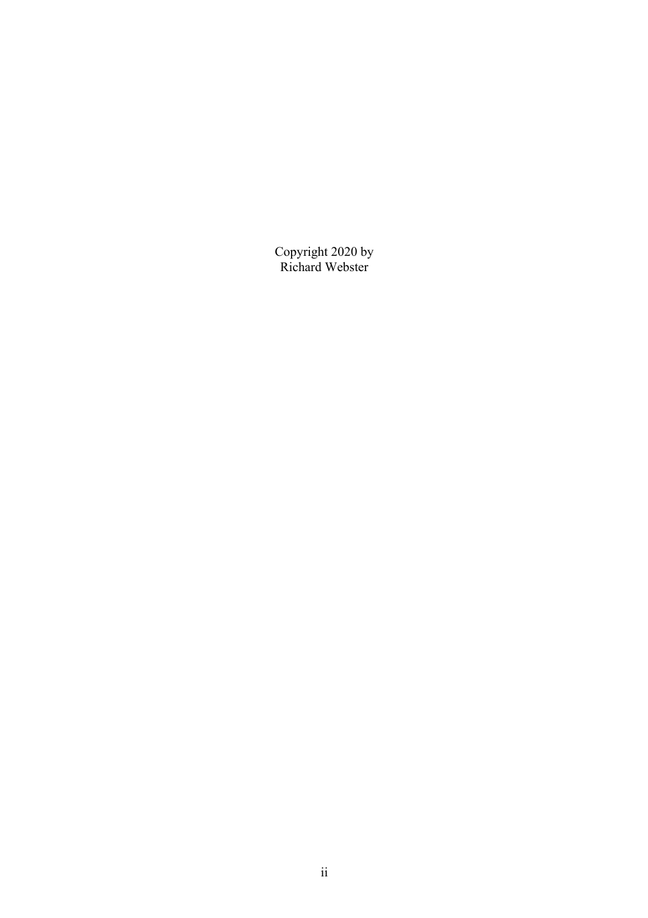Copyright 2020 by
Richard Webster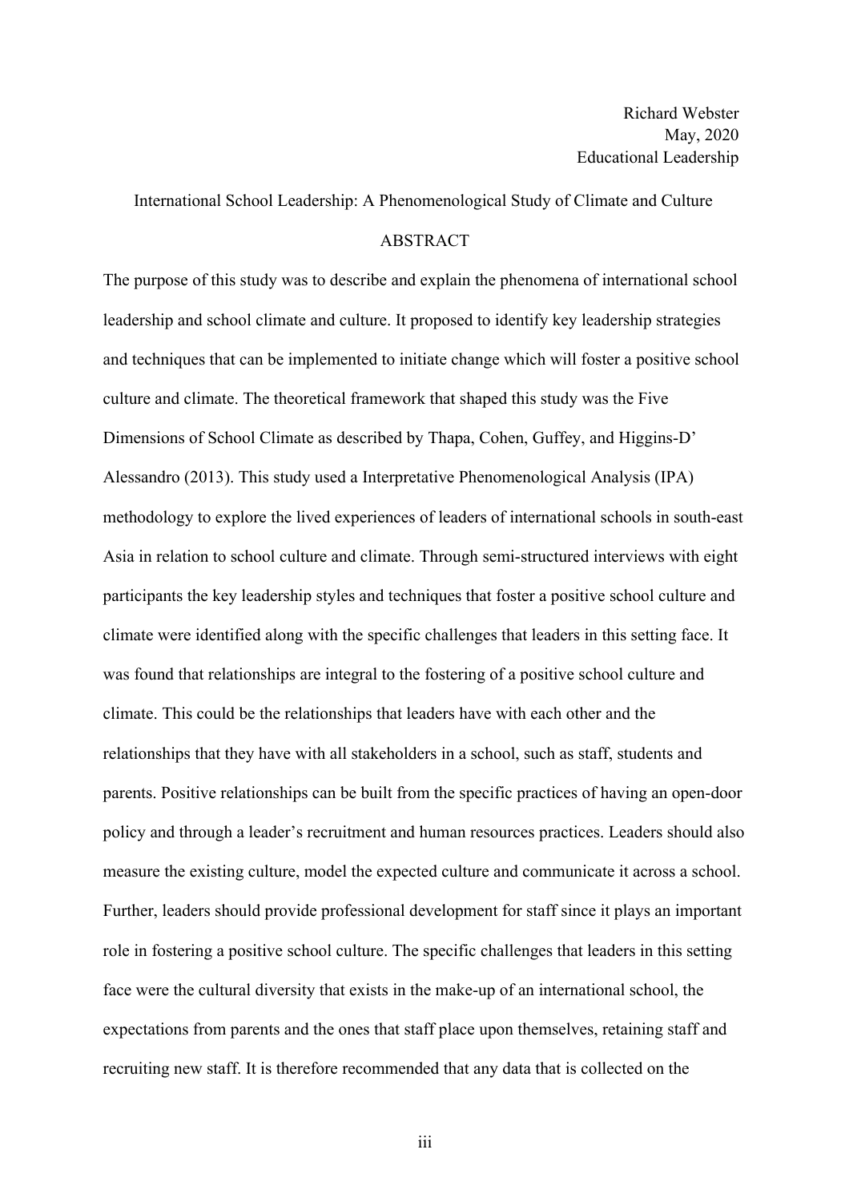Richard Webster
May, 2020
Educational Leadership

International School Leadership: A Phenomenological Study of Climate and Culture

## ABSTRACT

The purpose of this study was to describe and explain the phenomena of international school leadership and school climate and culture. It proposed to identify key leadership strategies and techniques that can be implemented to initiate change which will foster a positive school culture and climate. The theoretical framework that shaped this study was the Five Dimensions of School Climate as described by Thapa, Cohen, Guffey, and Higgins-D' Alessandro (2013). This study used a Interpretative Phenomenological Analysis (IPA) methodology to explore the lived experiences of leaders of international schools in south-east Asia in relation to school culture and climate. Through semi-structured interviews with eight participants the key leadership styles and techniques that foster a positive school culture and climate were identified along with the specific challenges that leaders in this setting face. It was found that relationships are integral to the fostering of a positive school culture and climate. This could be the relationships that leaders have with each other and the relationships that they have with all stakeholders in a school, such as staff, students and parents. Positive relationships can be built from the specific practices of having an open-door policy and through a leader's recruitment and human resources practices. Leaders should also measure the existing culture, model the expected culture and communicate it across a school. Further, leaders should provide professional development for staff since it plays an important role in fostering a positive school culture. The specific challenges that leaders in this setting face were the cultural diversity that exists in the make-up of an international school, the expectations from parents and the ones that staff place upon themselves, retaining staff and recruiting new staff. It is therefore recommended that any data that is collected on the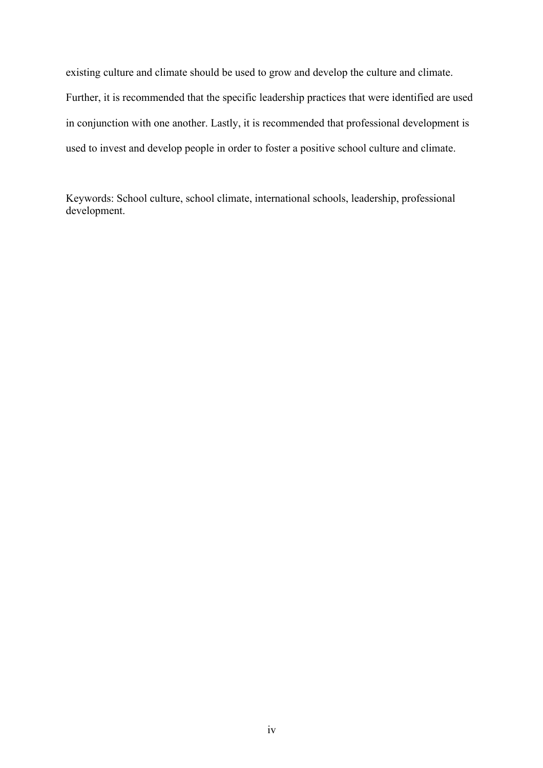existing culture and climate should be used to grow and develop the culture and climate. Further, it is recommended that the specific leadership practices that were identified are used in conjunction with one another. Lastly, it is recommended that professional development is used to invest and develop people in order to foster a positive school culture and climate.

Keywords: School culture, school climate, international schools, leadership, professional development.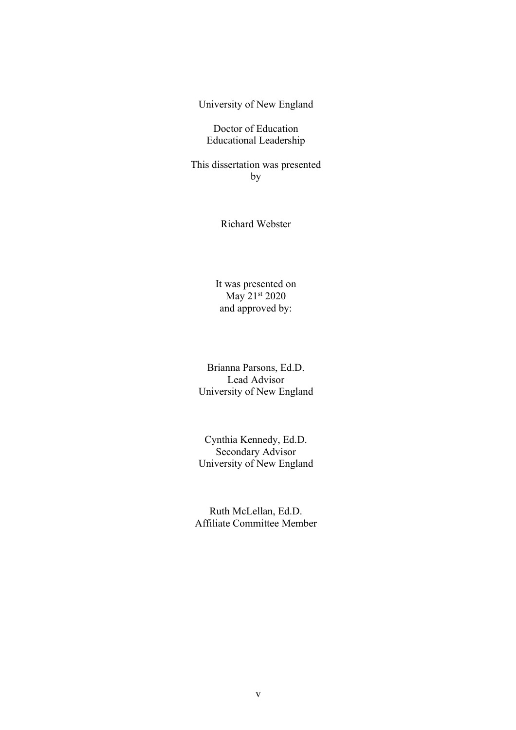University of New England

Doctor of Education
Educational Leadership

This dissertation was presented
by

Richard Webster

It was presented on
May 21st 2020
and approved by:

Brianna Parsons, Ed.D.
Lead Advisor
University of New England

Cynthia Kennedy, Ed.D.
Secondary Advisor
University of New England

Ruth McLellan, Ed.D.
Affiliate Committee Member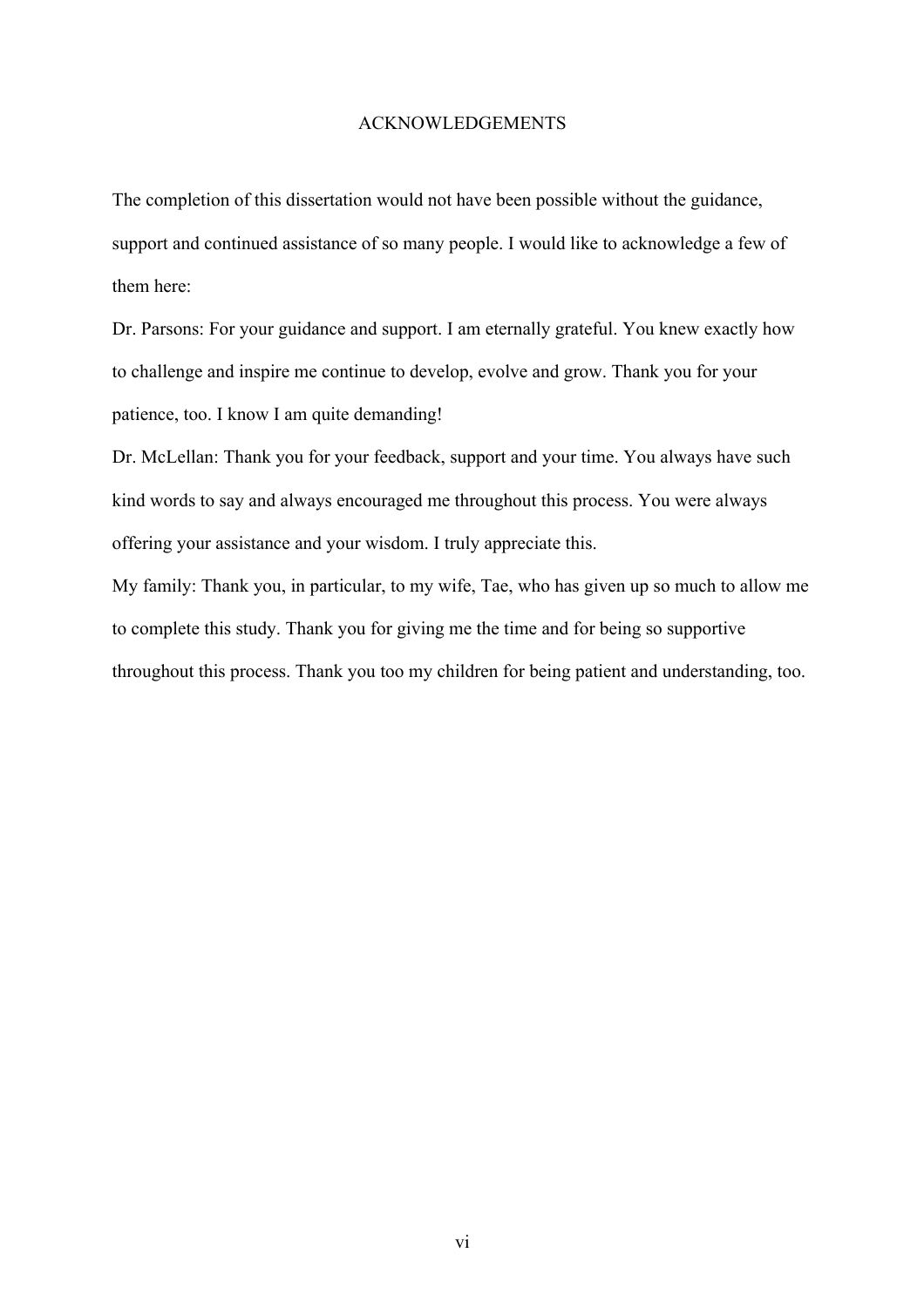# ACKNOWLEDGEMENTS

The completion of this dissertation would not have been possible without the guidance, support and continued assistance of so many people. I would like to acknowledge a few of them here:

Dr. Parsons: For your guidance and support. I am eternally grateful. You knew exactly how to challenge and inspire me continue to develop, evolve and grow. Thank you for your patience, too. I know I am quite demanding!

Dr. McLellan: Thank you for your feedback, support and your time. You always have such kind words to say and always encouraged me throughout this process. You were always offering your assistance and your wisdom. I truly appreciate this.

My family: Thank you, in particular, to my wife, Tae, who has given up so much to allow me to complete this study. Thank you for giving me the time and for being so supportive throughout this process. Thank you too my children for being patient and understanding, too.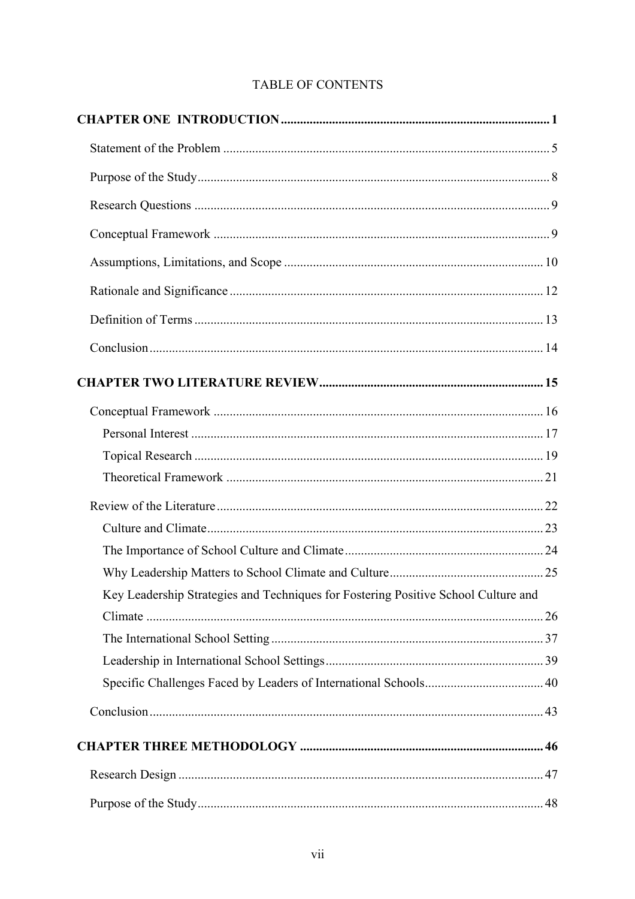TABLE OF CONTENTS

**CHAPTER ONE INTRODUCTION** .......... 1

Statement of the Problem .......... 5

Purpose of the Study .......... 8

Research Questions .......... 9

Conceptual Framework .......... 9

Assumptions, Limitations, and Scope .......... 10

Rationale and Significance .......... 12

Definition of Terms .......... 13

Conclusion .......... 14

**CHAPTER TWO LITERATURE REVIEW** .......... 15

Conceptual Framework .......... 16

Personal Interest .......... 17

Topical Research .......... 19

Theoretical Framework .......... 21

Review of the Literature .......... 22

Culture and Climate .......... 23

The Importance of School Culture and Climate .......... 24

Why Leadership Matters to School Climate and Culture .......... 25

Key Leadership Strategies and Techniques for Fostering Positive School Culture and Climate .......... 26

The International School Setting .......... 37

Leadership in International School Settings .......... 39

Specific Challenges Faced by Leaders of International Schools .......... 40

Conclusion .......... 43

**CHAPTER THREE METHODOLOGY** .......... 46

Research Design .......... 47

Purpose of the Study .......... 48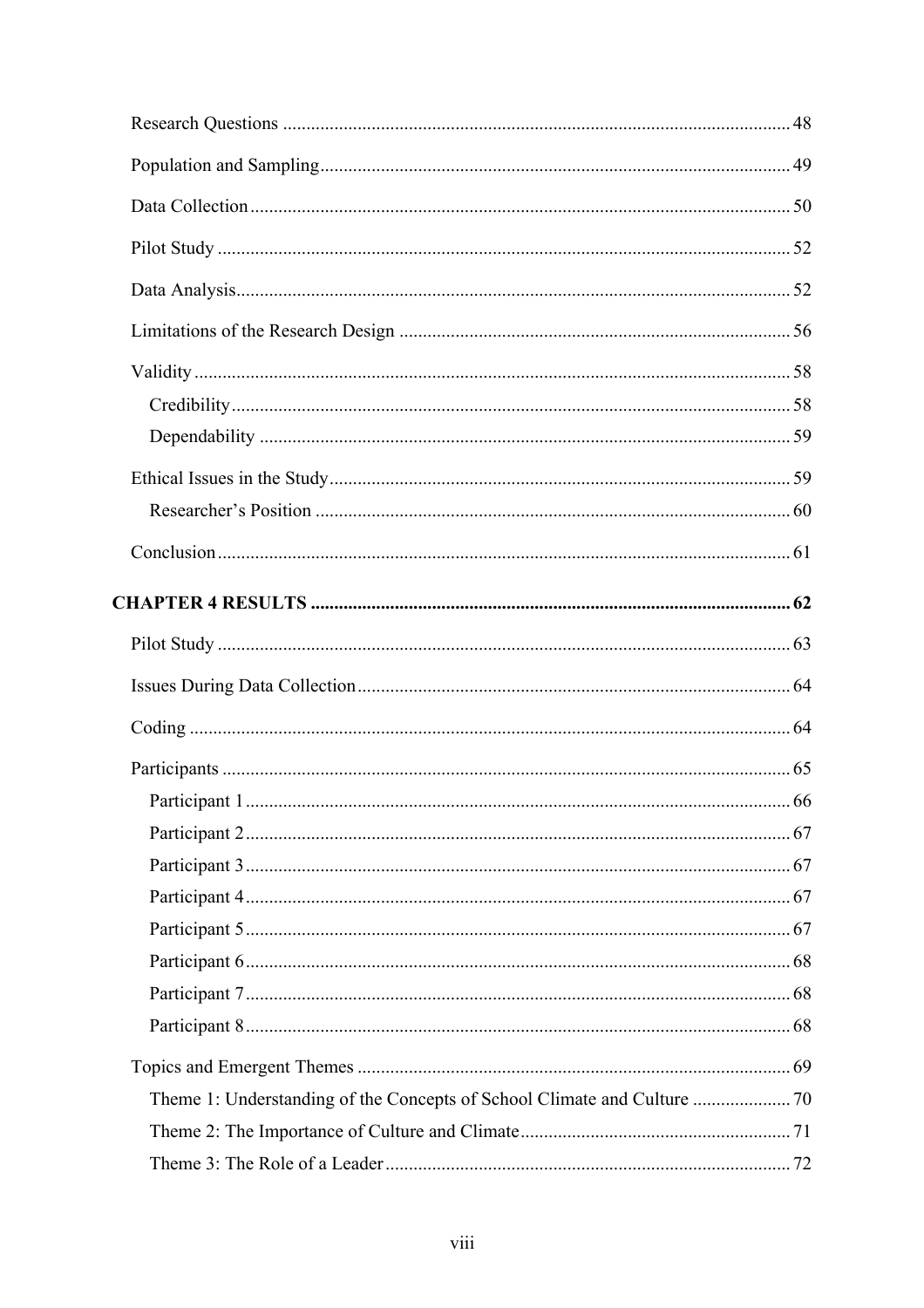Research Questions ........................................................................................................ 48

Population and Sampling ................................................................................................ 49

Data Collection ................................................................................................................ 50

Pilot Study ....................................................................................................................... 52

Data Analysis ................................................................................................................... 52

Limitations of the Research Design ................................................................................ 56

Validity ............................................................................................................................ 58

Credibility ........................................................................................................................ 58

Dependability .................................................................................................................. 59

Ethical Issues in the Study ............................................................................................... 59

Researcher's Position ....................................................................................................... 60

Conclusion ....................................................................................................................... 61

**CHAPTER 4 RESULTS ................................................................................................. 62**

Pilot Study ....................................................................................................................... 63

Issues During Data Collection ......................................................................................... 64

Coding ............................................................................................................................. 64

Participants ...................................................................................................................... 65

Participant 1 ..................................................................................................................... 66

Participant 2 ..................................................................................................................... 67

Participant 3 ..................................................................................................................... 67

Participant 4 ..................................................................................................................... 67

Participant 5 ..................................................................................................................... 67

Participant 6 ..................................................................................................................... 68

Participant 7 ..................................................................................................................... 68

Participant 8 ..................................................................................................................... 68

Topics and Emergent Themes .......................................................................................... 69

Theme 1: Understanding of the Concepts of School Climate and Culture ...................... 70

Theme 2: The Importance of Culture and Climate ........................................................... 71

Theme 3: The Role of a Leader ........................................................................................ 72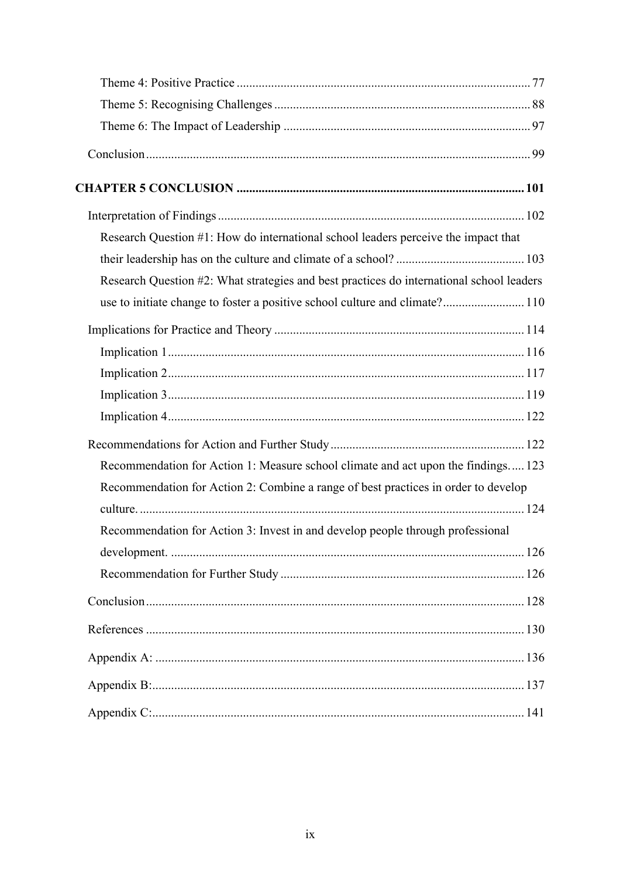Theme 4: Positive Practice ............................................................................................ 77

Theme 5: Recognising Challenges ................................................................................ 88

Theme 6: The Impact of Leadership .............................................................................. 97

Conclusion ........................................................................................................................ 99

**CHAPTER 5 CONCLUSION ........................................................................................ 101**

Interpretation of Findings ................................................................................................ 102

Research Question #1: How do international school leaders perceive the impact that their leadership has on the culture and climate of a school? ......................................... 103

Research Question #2: What strategies and best practices do international school leaders use to initiate change to foster a positive school culture and climate? .......................... 110

Implications for Practice and Theory .............................................................................. 114

Implication 1 ................................................................................................................ 116

Implication 2 ................................................................................................................ 117

Implication 3 ................................................................................................................ 119

Implication 4 ................................................................................................................ 122

Recommendations for Action and Further Study ............................................................. 122

Recommendation for Action 1: Measure school climate and act upon the findings. .... 123

Recommendation for Action 2: Combine a range of best practices in order to develop culture. ......................................................................................................................... 124

Recommendation for Action 3: Invest in and develop people through professional development. ................................................................................................................ 126

Recommendation for Further Study ............................................................................. 126

Conclusion ....................................................................................................................... 128

References ....................................................................................................................... 130

Appendix A: .................................................................................................................... 136

Appendix B: ..................................................................................................................... 137

Appendix C: ..................................................................................................................... 141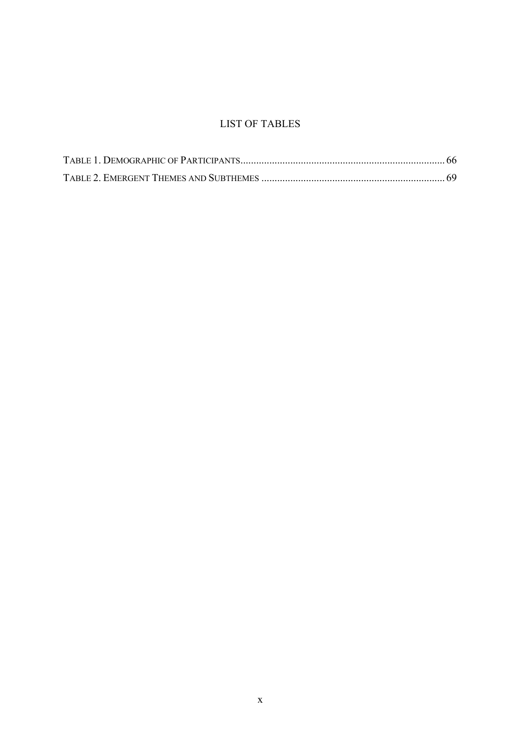# LIST OF TABLES

TABLE 1. DEMOGRAPHIC OF PARTICIPANTS .......................................................................... 66

TABLE 2. EMERGENT THEMES AND SUBTHEMES .................................................................. 69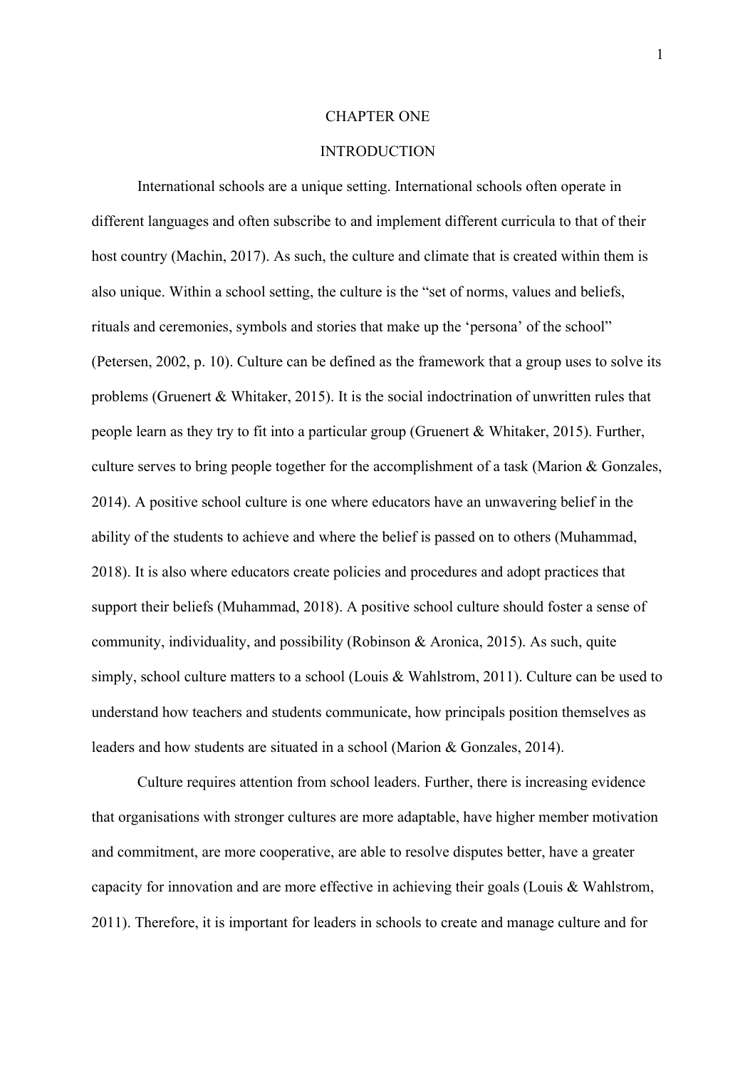# CHAPTER ONE

## INTRODUCTION

International schools are a unique setting. International schools often operate in different languages and often subscribe to and implement different curricula to that of their host country (Machin, 2017). As such, the culture and climate that is created within them is also unique. Within a school setting, the culture is the "set of norms, values and beliefs, rituals and ceremonies, symbols and stories that make up the 'persona' of the school" (Petersen, 2002, p. 10). Culture can be defined as the framework that a group uses to solve its problems (Gruenert & Whitaker, 2015). It is the social indoctrination of unwritten rules that people learn as they try to fit into a particular group (Gruenert & Whitaker, 2015). Further, culture serves to bring people together for the accomplishment of a task (Marion & Gonzales, 2014). A positive school culture is one where educators have an unwavering belief in the ability of the students to achieve and where the belief is passed on to others (Muhammad, 2018). It is also where educators create policies and procedures and adopt practices that support their beliefs (Muhammad, 2018). A positive school culture should foster a sense of community, individuality, and possibility (Robinson & Aronica, 2015). As such, quite simply, school culture matters to a school (Louis & Wahlstrom, 2011). Culture can be used to understand how teachers and students communicate, how principals position themselves as leaders and how students are situated in a school (Marion & Gonzales, 2014).

Culture requires attention from school leaders. Further, there is increasing evidence that organisations with stronger cultures are more adaptable, have higher member motivation and commitment, are more cooperative, are able to resolve disputes better, have a greater capacity for innovation and are more effective in achieving their goals (Louis & Wahlstrom, 2011). Therefore, it is important for leaders in schools to create and manage culture and for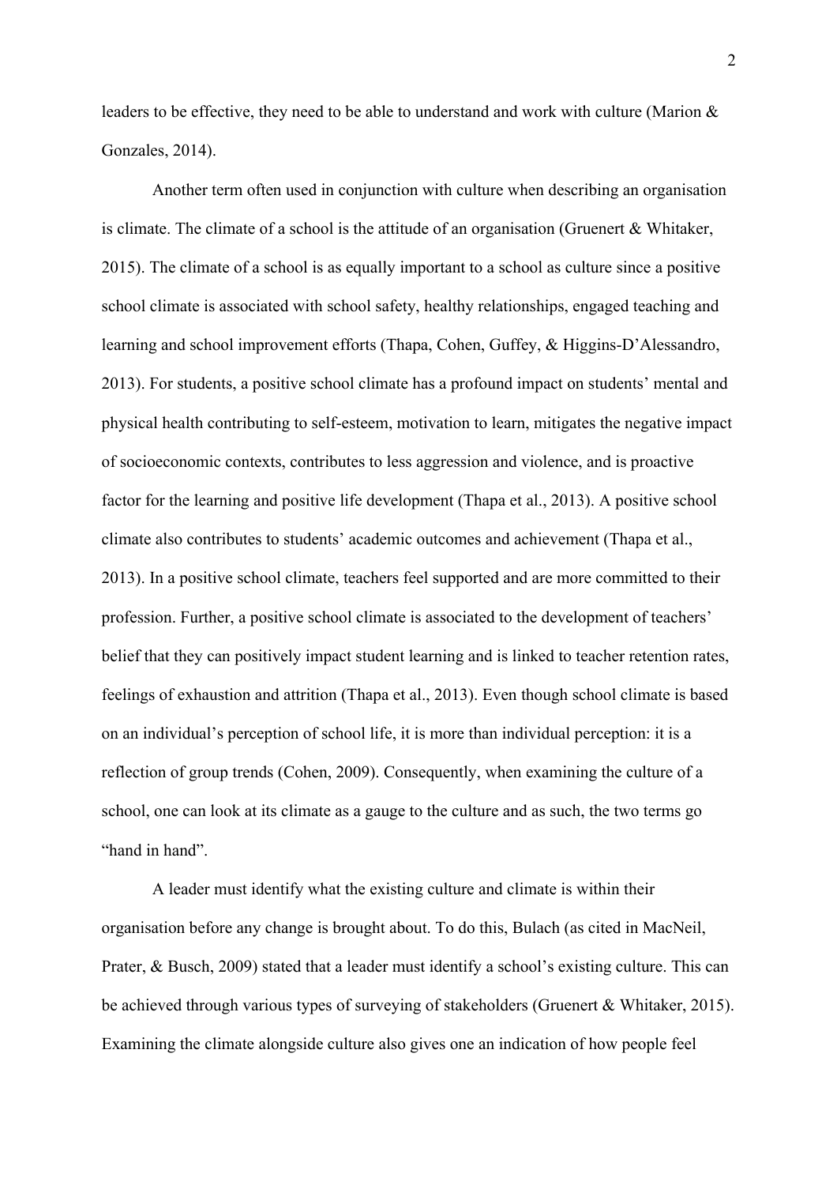leaders to be effective, they need to be able to understand and work with culture (Marion & Gonzales, 2014).

Another term often used in conjunction with culture when describing an organisation is climate. The climate of a school is the attitude of an organisation (Gruenert & Whitaker, 2015). The climate of a school is as equally important to a school as culture since a positive school climate is associated with school safety, healthy relationships, engaged teaching and learning and school improvement efforts (Thapa, Cohen, Guffey, & Higgins-D'Alessandro, 2013). For students, a positive school climate has a profound impact on students' mental and physical health contributing to self-esteem, motivation to learn, mitigates the negative impact of socioeconomic contexts, contributes to less aggression and violence, and is proactive factor for the learning and positive life development (Thapa et al., 2013). A positive school climate also contributes to students' academic outcomes and achievement (Thapa et al., 2013). In a positive school climate, teachers feel supported and are more committed to their profession. Further, a positive school climate is associated to the development of teachers' belief that they can positively impact student learning and is linked to teacher retention rates, feelings of exhaustion and attrition (Thapa et al., 2013). Even though school climate is based on an individual's perception of school life, it is more than individual perception: it is a reflection of group trends (Cohen, 2009). Consequently, when examining the culture of a school, one can look at its climate as a gauge to the culture and as such, the two terms go "hand in hand".

A leader must identify what the existing culture and climate is within their organisation before any change is brought about. To do this, Bulach (as cited in MacNeil, Prater, & Busch, 2009) stated that a leader must identify a school's existing culture. This can be achieved through various types of surveying of stakeholders (Gruenert & Whitaker, 2015). Examining the climate alongside culture also gives one an indication of how people feel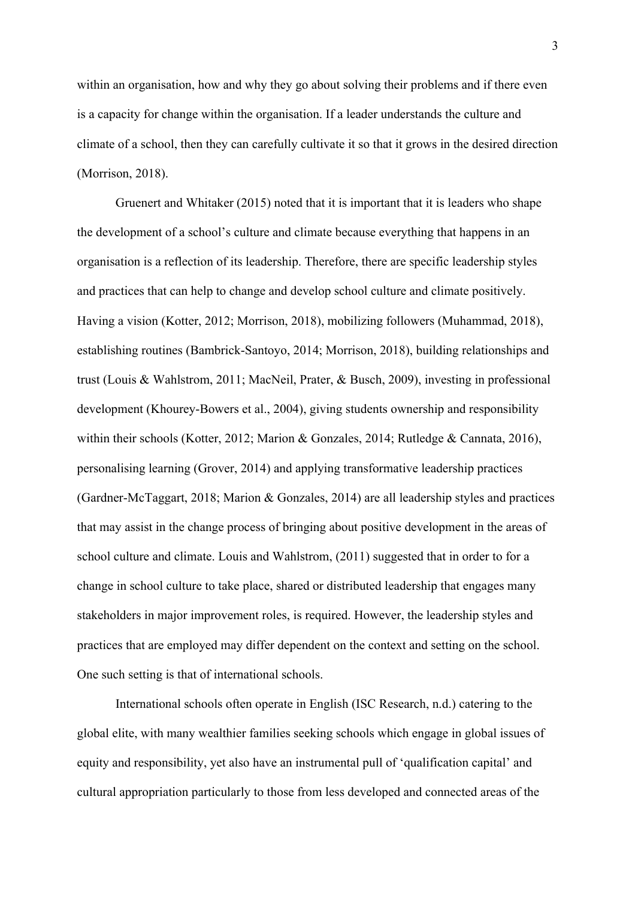within an organisation, how and why they go about solving their problems and if there even is a capacity for change within the organisation. If a leader understands the culture and climate of a school, then they can carefully cultivate it so that it grows in the desired direction (Morrison, 2018).

Gruenert and Whitaker (2015) noted that it is important that it is leaders who shape the development of a school's culture and climate because everything that happens in an organisation is a reflection of its leadership. Therefore, there are specific leadership styles and practices that can help to change and develop school culture and climate positively. Having a vision (Kotter, 2012; Morrison, 2018), mobilizing followers (Muhammad, 2018), establishing routines (Bambrick-Santoyo, 2014; Morrison, 2018), building relationships and trust (Louis & Wahlstrom, 2011; MacNeil, Prater, & Busch, 2009), investing in professional development (Khourey-Bowers et al., 2004), giving students ownership and responsibility within their schools (Kotter, 2012; Marion & Gonzales, 2014; Rutledge & Cannata, 2016), personalising learning (Grover, 2014) and applying transformative leadership practices (Gardner-McTaggart, 2018; Marion & Gonzales, 2014) are all leadership styles and practices that may assist in the change process of bringing about positive development in the areas of school culture and climate. Louis and Wahlstrom, (2011) suggested that in order to for a change in school culture to take place, shared or distributed leadership that engages many stakeholders in major improvement roles, is required. However, the leadership styles and practices that are employed may differ dependent on the context and setting on the school. One such setting is that of international schools.

International schools often operate in English (ISC Research, n.d.) catering to the global elite, with many wealthier families seeking schools which engage in global issues of equity and responsibility, yet also have an instrumental pull of 'qualification capital' and cultural appropriation particularly to those from less developed and connected areas of the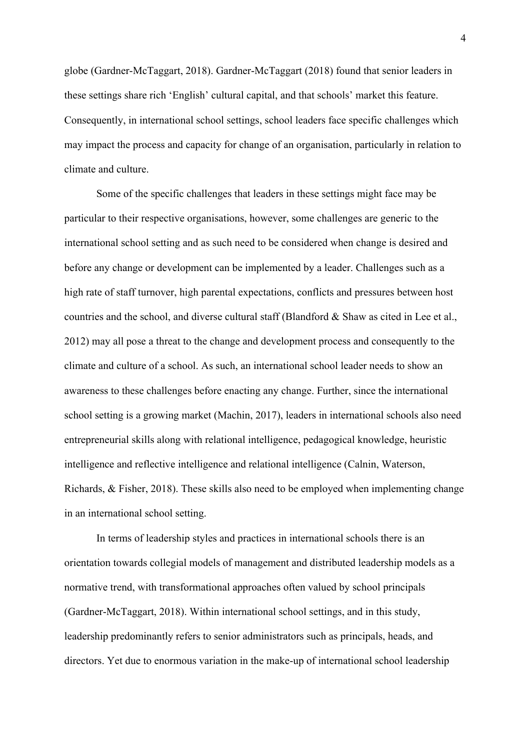globe (Gardner-McTaggart, 2018). Gardner-McTaggart (2018) found that senior leaders in these settings share rich 'English' cultural capital, and that schools' market this feature. Consequently, in international school settings, school leaders face specific challenges which may impact the process and capacity for change of an organisation, particularly in relation to climate and culture.

Some of the specific challenges that leaders in these settings might face may be particular to their respective organisations, however, some challenges are generic to the international school setting and as such need to be considered when change is desired and before any change or development can be implemented by a leader. Challenges such as a high rate of staff turnover, high parental expectations, conflicts and pressures between host countries and the school, and diverse cultural staff (Blandford & Shaw as cited in Lee et al., 2012) may all pose a threat to the change and development process and consequently to the climate and culture of a school. As such, an international school leader needs to show an awareness to these challenges before enacting any change. Further, since the international school setting is a growing market (Machin, 2017), leaders in international schools also need entrepreneurial skills along with relational intelligence, pedagogical knowledge, heuristic intelligence and reflective intelligence and relational intelligence (Calnin, Waterson, Richards, & Fisher, 2018). These skills also need to be employed when implementing change in an international school setting.

In terms of leadership styles and practices in international schools there is an orientation towards collegial models of management and distributed leadership models as a normative trend, with transformational approaches often valued by school principals (Gardner-McTaggart, 2018). Within international school settings, and in this study, leadership predominantly refers to senior administrators such as principals, heads, and directors. Yet due to enormous variation in the make-up of international school leadership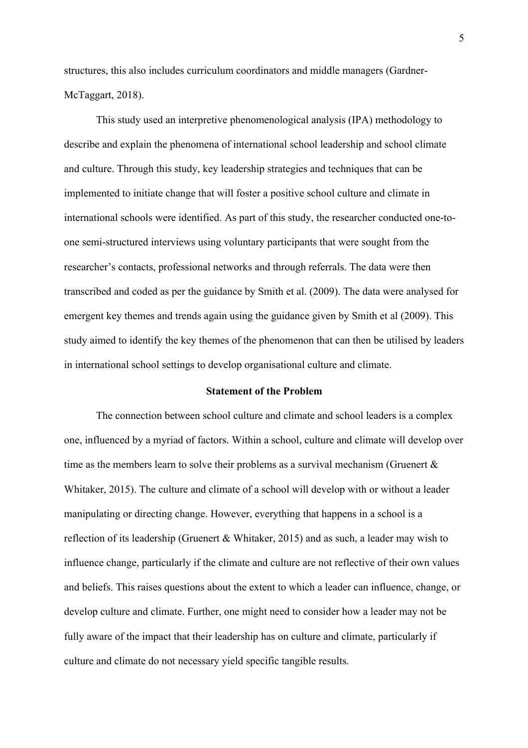structures, this also includes curriculum coordinators and middle managers (Gardner-McTaggart, 2018).

This study used an interpretive phenomenological analysis (IPA) methodology to describe and explain the phenomena of international school leadership and school climate and culture. Through this study, key leadership strategies and techniques that can be implemented to initiate change that will foster a positive school culture and climate in international schools were identified. As part of this study, the researcher conducted one-to-one semi-structured interviews using voluntary participants that were sought from the researcher's contacts, professional networks and through referrals. The data were then transcribed and coded as per the guidance by Smith et al. (2009). The data were analysed for emergent key themes and trends again using the guidance given by Smith et al (2009). This study aimed to identify the key themes of the phenomenon that can then be utilised by leaders in international school settings to develop organisational culture and climate.

## Statement of the Problem

The connection between school culture and climate and school leaders is a complex one, influenced by a myriad of factors. Within a school, culture and climate will develop over time as the members learn to solve their problems as a survival mechanism (Gruenert & Whitaker, 2015). The culture and climate of a school will develop with or without a leader manipulating or directing change. However, everything that happens in a school is a reflection of its leadership (Gruenert & Whitaker, 2015) and as such, a leader may wish to influence change, particularly if the climate and culture are not reflective of their own values and beliefs. This raises questions about the extent to which a leader can influence, change, or develop culture and climate. Further, one might need to consider how a leader may not be fully aware of the impact that their leadership has on culture and climate, particularly if culture and climate do not necessary yield specific tangible results.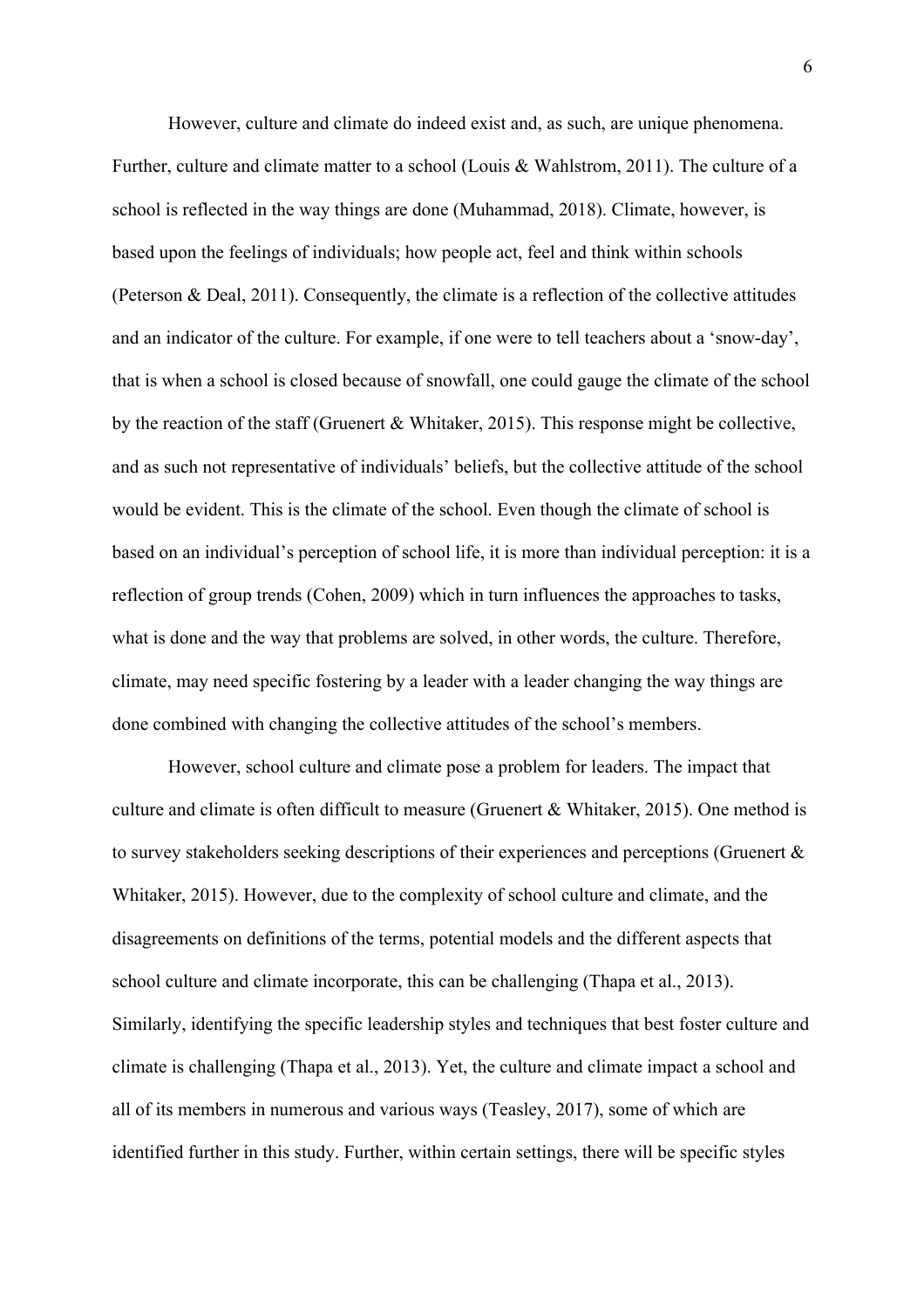However, culture and climate do indeed exist and, as such, are unique phenomena. Further, culture and climate matter to a school (Louis & Wahlstrom, 2011). The culture of a school is reflected in the way things are done (Muhammad, 2018). Climate, however, is based upon the feelings of individuals; how people act, feel and think within schools (Peterson & Deal, 2011). Consequently, the climate is a reflection of the collective attitudes and an indicator of the culture. For example, if one were to tell teachers about a 'snow-day', that is when a school is closed because of snowfall, one could gauge the climate of the school by the reaction of the staff (Gruenert & Whitaker, 2015). This response might be collective, and as such not representative of individuals' beliefs, but the collective attitude of the school would be evident. This is the climate of the school. Even though the climate of school is based on an individual's perception of school life, it is more than individual perception: it is a reflection of group trends (Cohen, 2009) which in turn influences the approaches to tasks, what is done and the way that problems are solved, in other words, the culture. Therefore, climate, may need specific fostering by a leader with a leader changing the way things are done combined with changing the collective attitudes of the school's members.

However, school culture and climate pose a problem for leaders. The impact that culture and climate is often difficult to measure (Gruenert & Whitaker, 2015). One method is to survey stakeholders seeking descriptions of their experiences and perceptions (Gruenert & Whitaker, 2015). However, due to the complexity of school culture and climate, and the disagreements on definitions of the terms, potential models and the different aspects that school culture and climate incorporate, this can be challenging (Thapa et al., 2013). Similarly, identifying the specific leadership styles and techniques that best foster culture and climate is challenging (Thapa et al., 2013). Yet, the culture and climate impact a school and all of its members in numerous and various ways (Teasley, 2017), some of which are identified further in this study. Further, within certain settings, there will be specific styles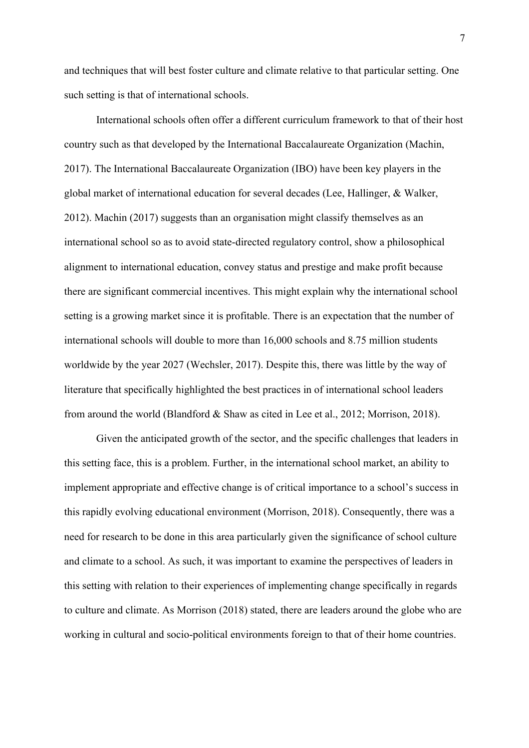and techniques that will best foster culture and climate relative to that particular setting. One such setting is that of international schools.

International schools often offer a different curriculum framework to that of their host country such as that developed by the International Baccalaureate Organization (Machin, 2017). The International Baccalaureate Organization (IBO) have been key players in the global market of international education for several decades (Lee, Hallinger, & Walker, 2012). Machin (2017) suggests than an organisation might classify themselves as an international school so as to avoid state-directed regulatory control, show a philosophical alignment to international education, convey status and prestige and make profit because there are significant commercial incentives. This might explain why the international school setting is a growing market since it is profitable. There is an expectation that the number of international schools will double to more than 16,000 schools and 8.75 million students worldwide by the year 2027 (Wechsler, 2017). Despite this, there was little by the way of literature that specifically highlighted the best practices in of international school leaders from around the world (Blandford & Shaw as cited in Lee et al., 2012; Morrison, 2018).

Given the anticipated growth of the sector, and the specific challenges that leaders in this setting face, this is a problem. Further, in the international school market, an ability to implement appropriate and effective change is of critical importance to a school's success in this rapidly evolving educational environment (Morrison, 2018). Consequently, there was a need for research to be done in this area particularly given the significance of school culture and climate to a school. As such, it was important to examine the perspectives of leaders in this setting with relation to their experiences of implementing change specifically in regards to culture and climate. As Morrison (2018) stated, there are leaders around the globe who are working in cultural and socio-political environments foreign to that of their home countries.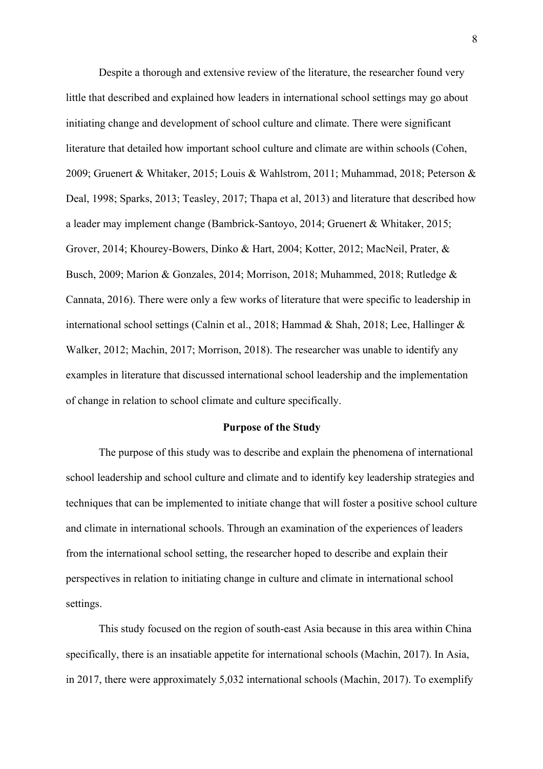Despite a thorough and extensive review of the literature, the researcher found very little that described and explained how leaders in international school settings may go about initiating change and development of school culture and climate. There were significant literature that detailed how important school culture and climate are within schools (Cohen, 2009; Gruenert & Whitaker, 2015; Louis & Wahlstrom, 2011; Muhammad, 2018; Peterson & Deal, 1998; Sparks, 2013; Teasley, 2017; Thapa et al, 2013) and literature that described how a leader may implement change (Bambrick-Santoyo, 2014; Gruenert & Whitaker, 2015; Grover, 2014; Khourey-Bowers, Dinko & Hart, 2004; Kotter, 2012; MacNeil, Prater, & Busch, 2009; Marion & Gonzales, 2014; Morrison, 2018; Muhammed, 2018; Rutledge & Cannata, 2016). There were only a few works of literature that were specific to leadership in international school settings (Calnin et al., 2018; Hammad & Shah, 2018; Lee, Hallinger & Walker, 2012; Machin, 2017; Morrison, 2018). The researcher was unable to identify any examples in literature that discussed international school leadership and the implementation of change in relation to school climate and culture specifically.

## Purpose of the Study

The purpose of this study was to describe and explain the phenomena of international school leadership and school culture and climate and to identify key leadership strategies and techniques that can be implemented to initiate change that will foster a positive school culture and climate in international schools. Through an examination of the experiences of leaders from the international school setting, the researcher hoped to describe and explain their perspectives in relation to initiating change in culture and climate in international school settings.

This study focused on the region of south-east Asia because in this area within China specifically, there is an insatiable appetite for international schools (Machin, 2017). In Asia, in 2017, there were approximately 5,032 international schools (Machin, 2017). To exemplify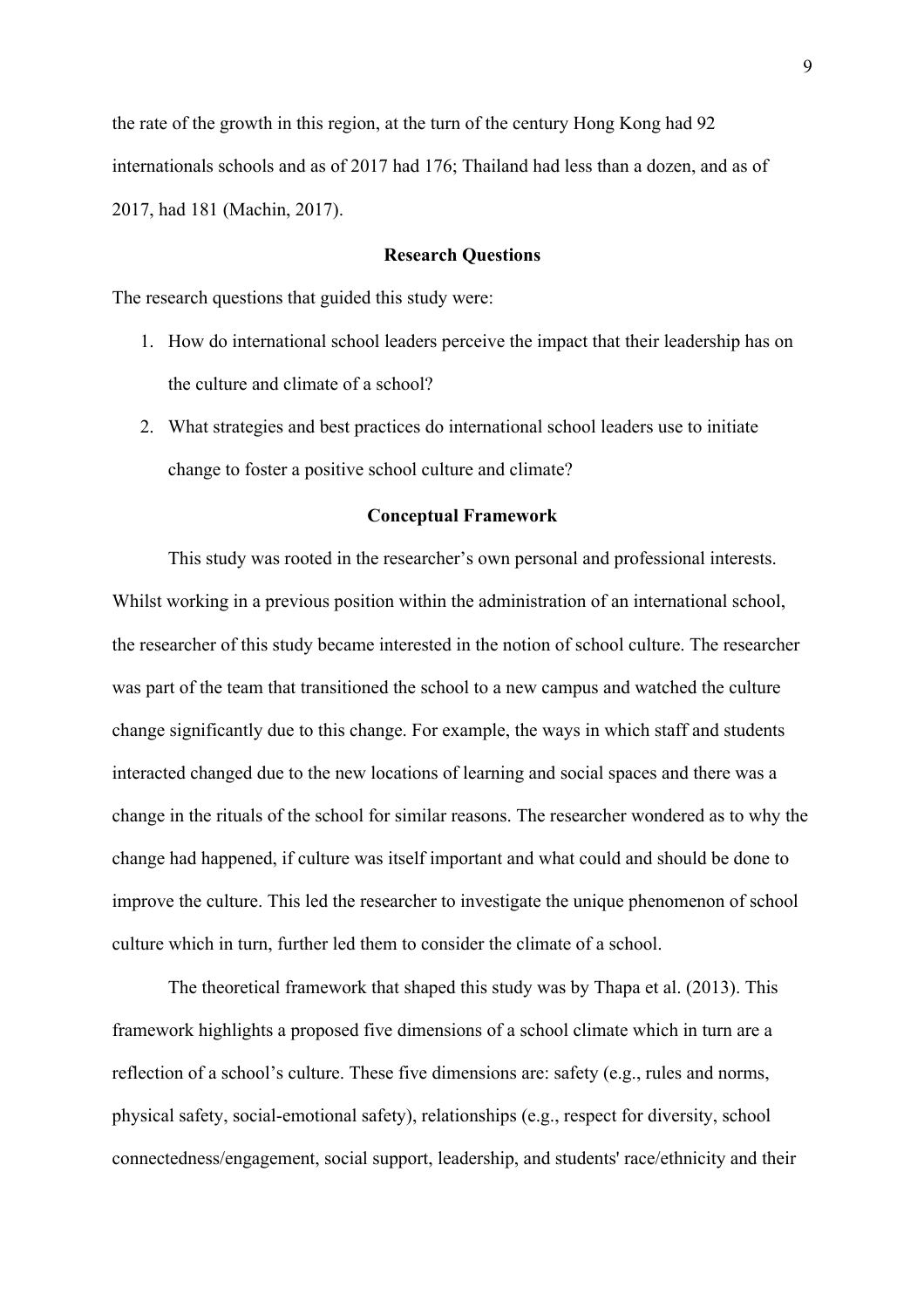the rate of the growth in this region, at the turn of the century Hong Kong had 92 internationals schools and as of 2017 had 176; Thailand had less than a dozen, and as of 2017, had 181 (Machin, 2017).

## Research Questions

The research questions that guided this study were:

1. How do international school leaders perceive the impact that their leadership has on the culture and climate of a school?
2. What strategies and best practices do international school leaders use to initiate change to foster a positive school culture and climate?

## Conceptual Framework

This study was rooted in the researcher's own personal and professional interests. Whilst working in a previous position within the administration of an international school, the researcher of this study became interested in the notion of school culture. The researcher was part of the team that transitioned the school to a new campus and watched the culture change significantly due to this change. For example, the ways in which staff and students interacted changed due to the new locations of learning and social spaces and there was a change in the rituals of the school for similar reasons. The researcher wondered as to why the change had happened, if culture was itself important and what could and should be done to improve the culture. This led the researcher to investigate the unique phenomenon of school culture which in turn, further led them to consider the climate of a school.

The theoretical framework that shaped this study was by Thapa et al. (2013). This framework highlights a proposed five dimensions of a school climate which in turn are a reflection of a school's culture. These five dimensions are: safety (e.g., rules and norms, physical safety, social-emotional safety), relationships (e.g., respect for diversity, school connectedness/engagement, social support, leadership, and students' race/ethnicity and their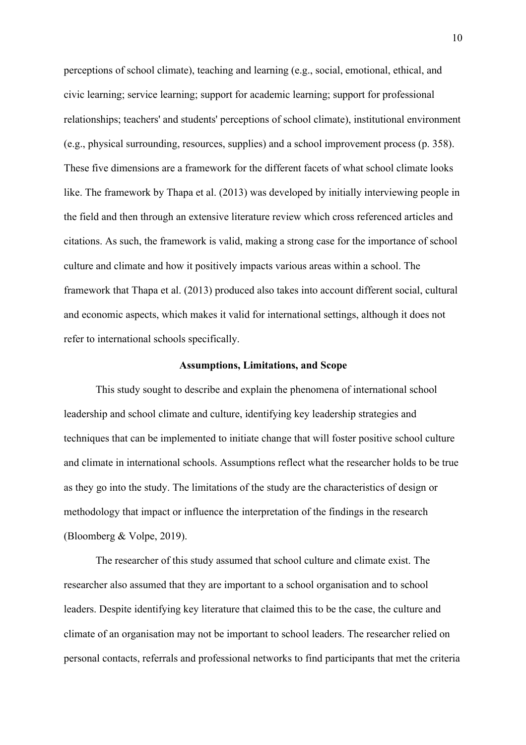perceptions of school climate), teaching and learning (e.g., social, emotional, ethical, and civic learning; service learning; support for academic learning; support for professional relationships; teachers' and students' perceptions of school climate), institutional environment (e.g., physical surrounding, resources, supplies) and a school improvement process (p. 358). These five dimensions are a framework for the different facets of what school climate looks like. The framework by Thapa et al. (2013) was developed by initially interviewing people in the field and then through an extensive literature review which cross referenced articles and citations. As such, the framework is valid, making a strong case for the importance of school culture and climate and how it positively impacts various areas within a school. The framework that Thapa et al. (2013) produced also takes into account different social, cultural and economic aspects, which makes it valid for international settings, although it does not refer to international schools specifically.

## Assumptions, Limitations, and Scope

This study sought to describe and explain the phenomena of international school leadership and school climate and culture, identifying key leadership strategies and techniques that can be implemented to initiate change that will foster positive school culture and climate in international schools. Assumptions reflect what the researcher holds to be true as they go into the study. The limitations of the study are the characteristics of design or methodology that impact or influence the interpretation of the findings in the research (Bloomberg & Volpe, 2019).

The researcher of this study assumed that school culture and climate exist. The researcher also assumed that they are important to a school organisation and to school leaders. Despite identifying key literature that claimed this to be the case, the culture and climate of an organisation may not be important to school leaders. The researcher relied on personal contacts, referrals and professional networks to find participants that met the criteria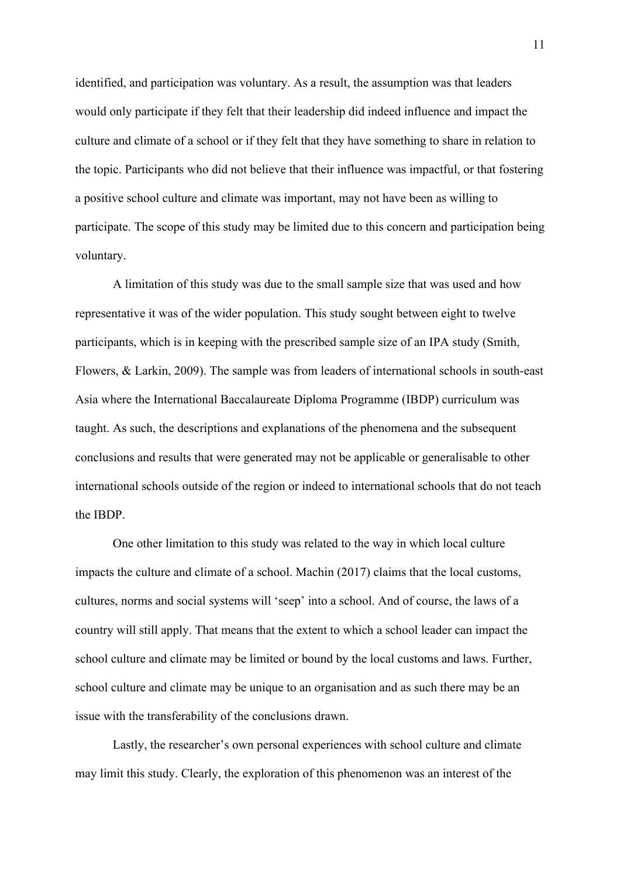identified, and participation was voluntary. As a result, the assumption was that leaders would only participate if they felt that their leadership did indeed influence and impact the culture and climate of a school or if they felt that they have something to share in relation to the topic. Participants who did not believe that their influence was impactful, or that fostering a positive school culture and climate was important, may not have been as willing to participate. The scope of this study may be limited due to this concern and participation being voluntary.

A limitation of this study was due to the small sample size that was used and how representative it was of the wider population. This study sought between eight to twelve participants, which is in keeping with the prescribed sample size of an IPA study (Smith, Flowers, & Larkin, 2009). The sample was from leaders of international schools in south-east Asia where the International Baccalaureate Diploma Programme (IBDP) curriculum was taught. As such, the descriptions and explanations of the phenomena and the subsequent conclusions and results that were generated may not be applicable or generalisable to other international schools outside of the region or indeed to international schools that do not teach the IBDP.

One other limitation to this study was related to the way in which local culture impacts the culture and climate of a school. Machin (2017) claims that the local customs, cultures, norms and social systems will 'seep' into a school. And of course, the laws of a country will still apply. That means that the extent to which a school leader can impact the school culture and climate may be limited or bound by the local customs and laws. Further, school culture and climate may be unique to an organisation and as such there may be an issue with the transferability of the conclusions drawn.

Lastly, the researcher's own personal experiences with school culture and climate may limit this study. Clearly, the exploration of this phenomenon was an interest of the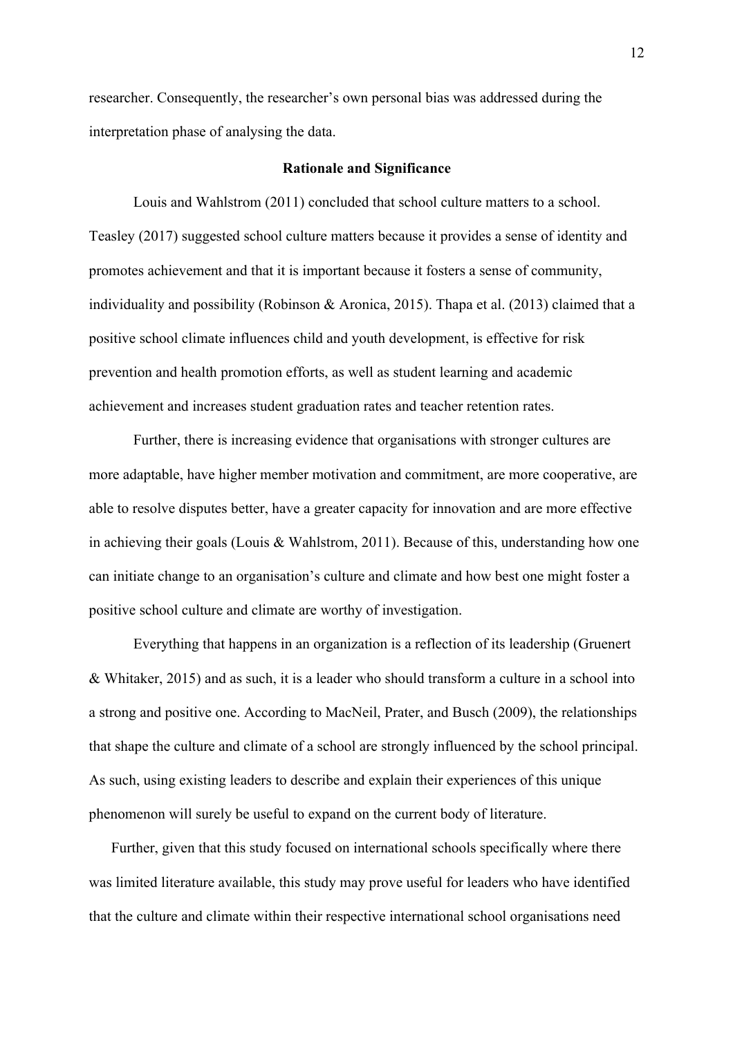researcher. Consequently, the researcher's own personal bias was addressed during the interpretation phase of analysing the data.

## Rationale and Significance

Louis and Wahlstrom (2011) concluded that school culture matters to a school. Teasley (2017) suggested school culture matters because it provides a sense of identity and promotes achievement and that it is important because it fosters a sense of community, individuality and possibility (Robinson & Aronica, 2015). Thapa et al. (2013) claimed that a positive school climate influences child and youth development, is effective for risk prevention and health promotion efforts, as well as student learning and academic achievement and increases student graduation rates and teacher retention rates.

Further, there is increasing evidence that organisations with stronger cultures are more adaptable, have higher member motivation and commitment, are more cooperative, are able to resolve disputes better, have a greater capacity for innovation and are more effective in achieving their goals (Louis & Wahlstrom, 2011). Because of this, understanding how one can initiate change to an organisation's culture and climate and how best one might foster a positive school culture and climate are worthy of investigation.

Everything that happens in an organization is a reflection of its leadership (Gruenert & Whitaker, 2015) and as such, it is a leader who should transform a culture in a school into a strong and positive one. According to MacNeil, Prater, and Busch (2009), the relationships that shape the culture and climate of a school are strongly influenced by the school principal. As such, using existing leaders to describe and explain their experiences of this unique phenomenon will surely be useful to expand on the current body of literature.

Further, given that this study focused on international schools specifically where there was limited literature available, this study may prove useful for leaders who have identified that the culture and climate within their respective international school organisations need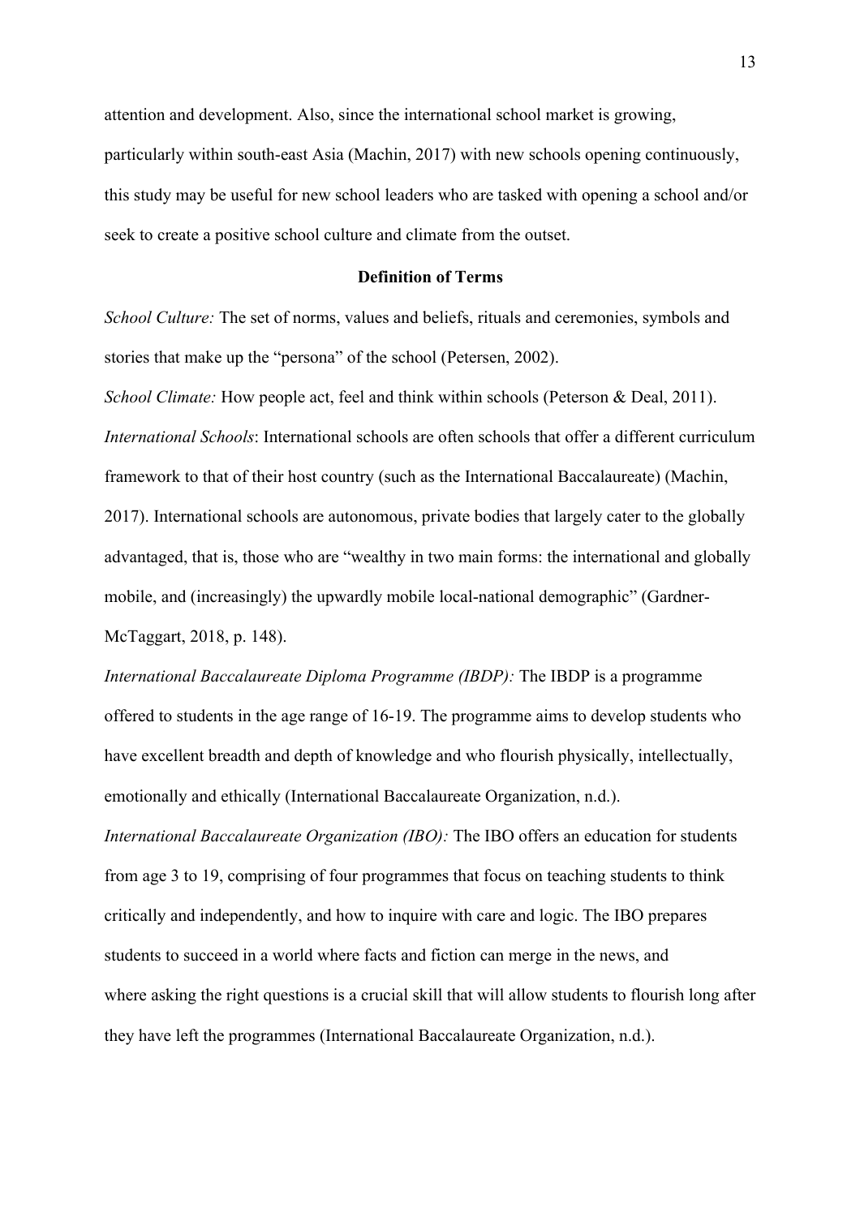attention and development. Also, since the international school market is growing, particularly within south-east Asia (Machin, 2017) with new schools opening continuously, this study may be useful for new school leaders who are tasked with opening a school and/or seek to create a positive school culture and climate from the outset.

## Definition of Terms

*School Culture:* The set of norms, values and beliefs, rituals and ceremonies, symbols and stories that make up the "persona" of the school (Petersen, 2002).

*School Climate:* How people act, feel and think within schools (Peterson & Deal, 2011).

*International Schools*: International schools are often schools that offer a different curriculum framework to that of their host country (such as the International Baccalaureate) (Machin, 2017). International schools are autonomous, private bodies that largely cater to the globally advantaged, that is, those who are "wealthy in two main forms: the international and globally mobile, and (increasingly) the upwardly mobile local-national demographic" (Gardner-McTaggart, 2018, p. 148).

*International Baccalaureate Diploma Programme (IBDP):* The IBDP is a programme offered to students in the age range of 16-19. The programme aims to develop students who have excellent breadth and depth of knowledge and who flourish physically, intellectually, emotionally and ethically (International Baccalaureate Organization, n.d.).

*International Baccalaureate Organization (IBO):* The IBO offers an education for students from age 3 to 19, comprising of four programmes that focus on teaching students to think critically and independently, and how to inquire with care and logic. The IBO prepares students to succeed in a world where facts and fiction can merge in the news, and where asking the right questions is a crucial skill that will allow students to flourish long after they have left the programmes (International Baccalaureate Organization, n.d.).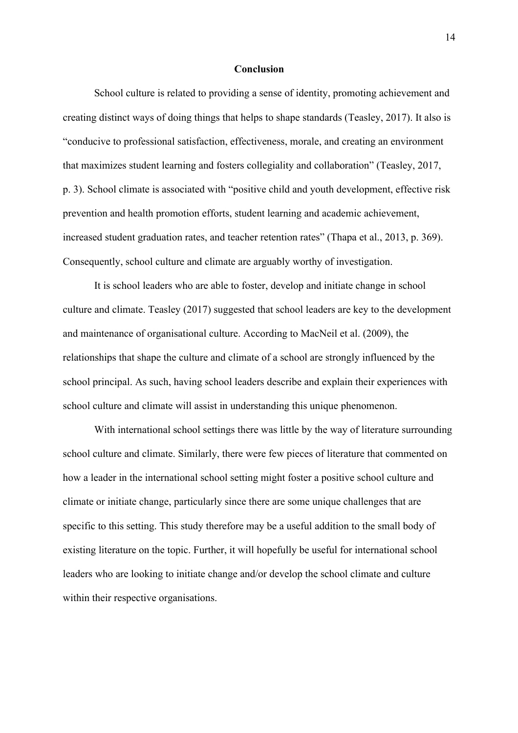## Conclusion

School culture is related to providing a sense of identity, promoting achievement and creating distinct ways of doing things that helps to shape standards (Teasley, 2017). It also is "conducive to professional satisfaction, effectiveness, morale, and creating an environment that maximizes student learning and fosters collegiality and collaboration" (Teasley, 2017, p. 3). School climate is associated with "positive child and youth development, effective risk prevention and health promotion efforts, student learning and academic achievement, increased student graduation rates, and teacher retention rates" (Thapa et al., 2013, p. 369). Consequently, school culture and climate are arguably worthy of investigation.

It is school leaders who are able to foster, develop and initiate change in school culture and climate. Teasley (2017) suggested that school leaders are key to the development and maintenance of organisational culture. According to MacNeil et al. (2009), the relationships that shape the culture and climate of a school are strongly influenced by the school principal. As such, having school leaders describe and explain their experiences with school culture and climate will assist in understanding this unique phenomenon.

With international school settings there was little by the way of literature surrounding school culture and climate. Similarly, there were few pieces of literature that commented on how a leader in the international school setting might foster a positive school culture and climate or initiate change, particularly since there are some unique challenges that are specific to this setting. This study therefore may be a useful addition to the small body of existing literature on the topic. Further, it will hopefully be useful for international school leaders who are looking to initiate change and/or develop the school climate and culture within their respective organisations.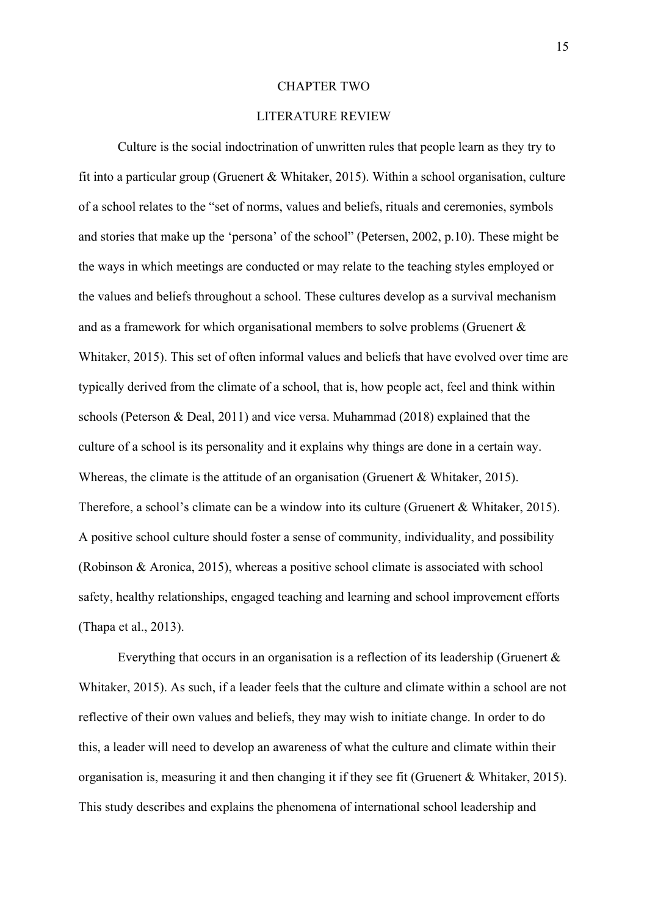# CHAPTER TWO

## LITERATURE REVIEW

Culture is the social indoctrination of unwritten rules that people learn as they try to fit into a particular group (Gruenert & Whitaker, 2015). Within a school organisation, culture of a school relates to the "set of norms, values and beliefs, rituals and ceremonies, symbols and stories that make up the 'persona' of the school" (Petersen, 2002, p.10). These might be the ways in which meetings are conducted or may relate to the teaching styles employed or the values and beliefs throughout a school. These cultures develop as a survival mechanism and as a framework for which organisational members to solve problems (Gruenert & Whitaker, 2015). This set of often informal values and beliefs that have evolved over time are typically derived from the climate of a school, that is, how people act, feel and think within schools (Peterson & Deal, 2011) and vice versa. Muhammad (2018) explained that the culture of a school is its personality and it explains why things are done in a certain way. Whereas, the climate is the attitude of an organisation (Gruenert & Whitaker, 2015). Therefore, a school's climate can be a window into its culture (Gruenert & Whitaker, 2015). A positive school culture should foster a sense of community, individuality, and possibility (Robinson & Aronica, 2015), whereas a positive school climate is associated with school safety, healthy relationships, engaged teaching and learning and school improvement efforts (Thapa et al., 2013).

Everything that occurs in an organisation is a reflection of its leadership (Gruenert & Whitaker, 2015). As such, if a leader feels that the culture and climate within a school are not reflective of their own values and beliefs, they may wish to initiate change. In order to do this, a leader will need to develop an awareness of what the culture and climate within their organisation is, measuring it and then changing it if they see fit (Gruenert & Whitaker, 2015). This study describes and explains the phenomena of international school leadership and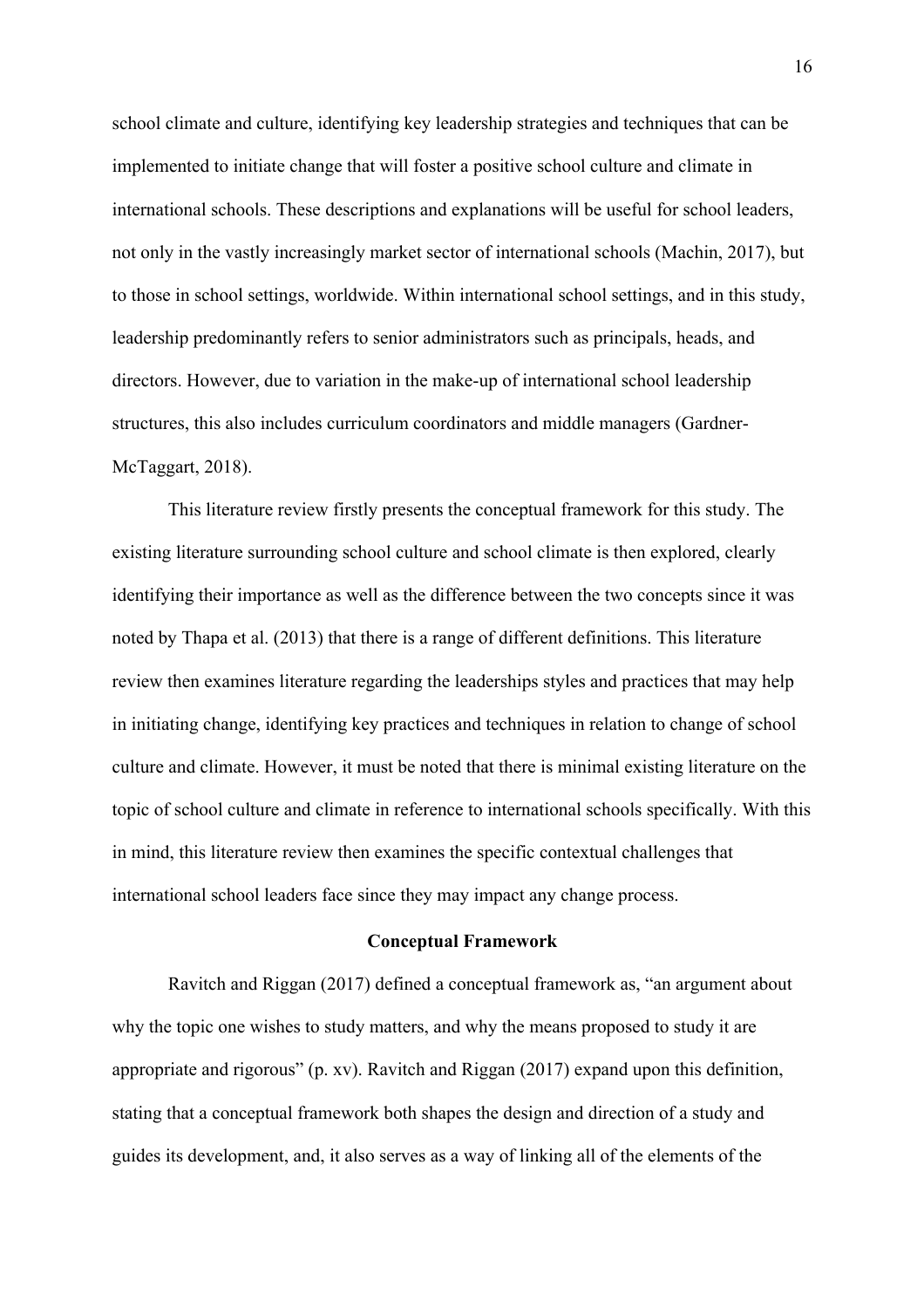school climate and culture, identifying key leadership strategies and techniques that can be implemented to initiate change that will foster a positive school culture and climate in international schools. These descriptions and explanations will be useful for school leaders, not only in the vastly increasingly market sector of international schools (Machin, 2017), but to those in school settings, worldwide. Within international school settings, and in this study, leadership predominantly refers to senior administrators such as principals, heads, and directors. However, due to variation in the make-up of international school leadership structures, this also includes curriculum coordinators and middle managers (Gardner-McTaggart, 2018).

This literature review firstly presents the conceptual framework for this study. The existing literature surrounding school culture and school climate is then explored, clearly identifying their importance as well as the difference between the two concepts since it was noted by Thapa et al. (2013) that there is a range of different definitions. This literature review then examines literature regarding the leaderships styles and practices that may help in initiating change, identifying key practices and techniques in relation to change of school culture and climate. However, it must be noted that there is minimal existing literature on the topic of school culture and climate in reference to international schools specifically. With this in mind, this literature review then examines the specific contextual challenges that international school leaders face since they may impact any change process.

## Conceptual Framework

Ravitch and Riggan (2017) defined a conceptual framework as, "an argument about why the topic one wishes to study matters, and why the means proposed to study it are appropriate and rigorous" (p. xv). Ravitch and Riggan (2017) expand upon this definition, stating that a conceptual framework both shapes the design and direction of a study and guides its development, and, it also serves as a way of linking all of the elements of the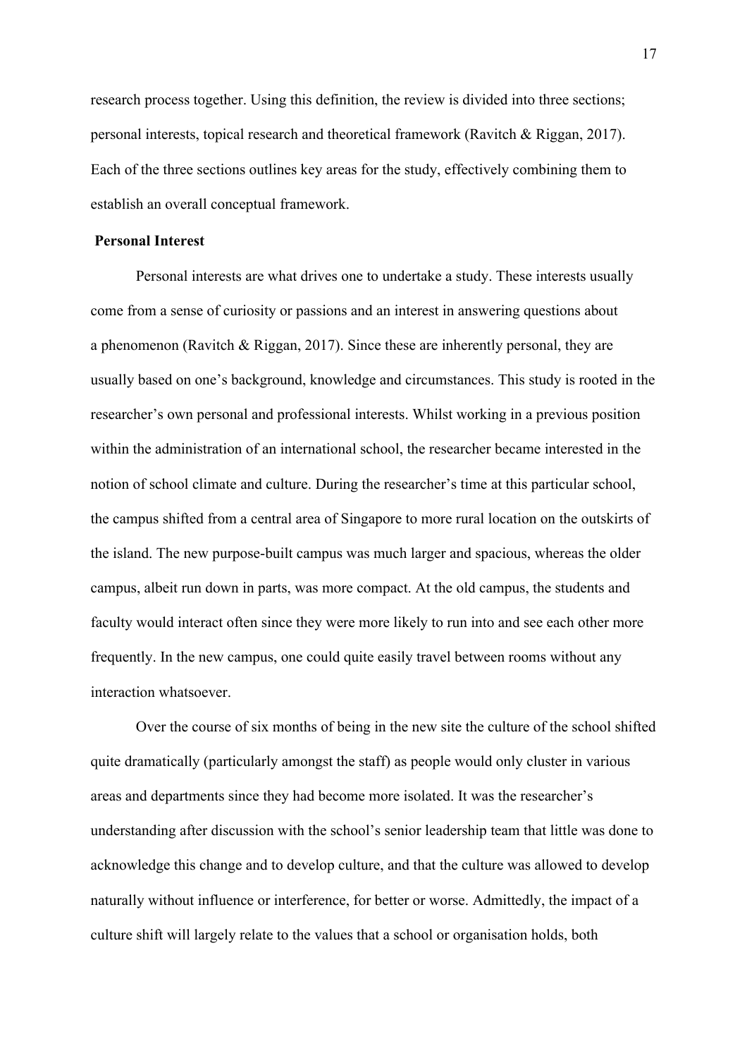research process together. Using this definition, the review is divided into three sections; personal interests, topical research and theoretical framework (Ravitch & Riggan, 2017). Each of the three sections outlines key areas for the study, effectively combining them to establish an overall conceptual framework.

### Personal Interest

Personal interests are what drives one to undertake a study. These interests usually come from a sense of curiosity or passions and an interest in answering questions about a phenomenon (Ravitch & Riggan, 2017). Since these are inherently personal, they are usually based on one's background, knowledge and circumstances. This study is rooted in the researcher's own personal and professional interests. Whilst working in a previous position within the administration of an international school, the researcher became interested in the notion of school climate and culture. During the researcher's time at this particular school, the campus shifted from a central area of Singapore to more rural location on the outskirts of the island. The new purpose-built campus was much larger and spacious, whereas the older campus, albeit run down in parts, was more compact. At the old campus, the students and faculty would interact often since they were more likely to run into and see each other more frequently. In the new campus, one could quite easily travel between rooms without any interaction whatsoever.

Over the course of six months of being in the new site the culture of the school shifted quite dramatically (particularly amongst the staff) as people would only cluster in various areas and departments since they had become more isolated. It was the researcher's understanding after discussion with the school's senior leadership team that little was done to acknowledge this change and to develop culture, and that the culture was allowed to develop naturally without influence or interference, for better or worse. Admittedly, the impact of a culture shift will largely relate to the values that a school or organisation holds, both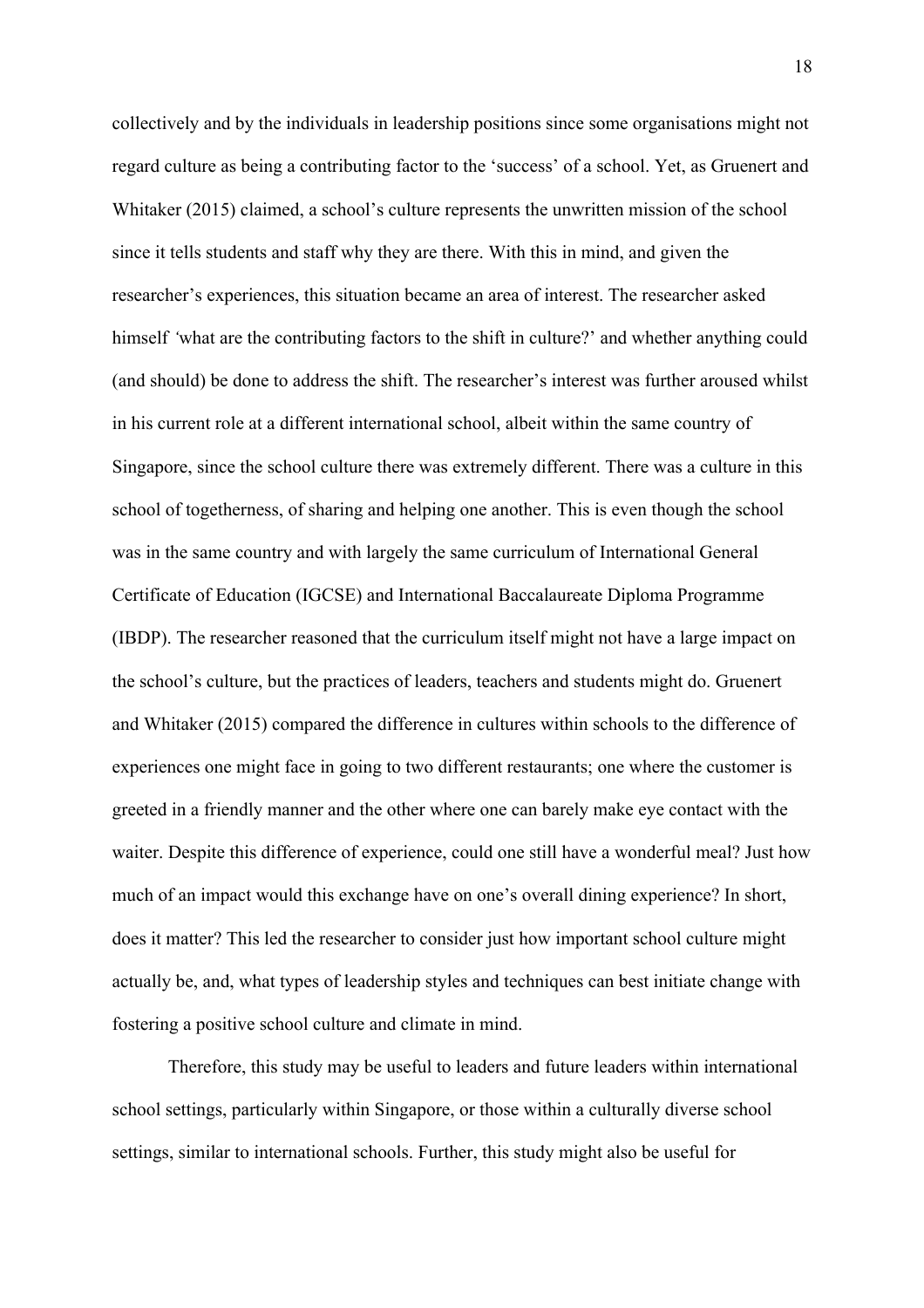collectively and by the individuals in leadership positions since some organisations might not regard culture as being a contributing factor to the 'success' of a school. Yet, as Gruenert and Whitaker (2015) claimed, a school's culture represents the unwritten mission of the school since it tells students and staff why they are there. With this in mind, and given the researcher's experiences, this situation became an area of interest. The researcher asked himself *'*what are the contributing factors to the shift in culture?' and whether anything could (and should) be done to address the shift. The researcher's interest was further aroused whilst in his current role at a different international school, albeit within the same country of Singapore, since the school culture there was extremely different. There was a culture in this school of togetherness, of sharing and helping one another. This is even though the school was in the same country and with largely the same curriculum of International General Certificate of Education (IGCSE) and International Baccalaureate Diploma Programme (IBDP). The researcher reasoned that the curriculum itself might not have a large impact on the school's culture, but the practices of leaders, teachers and students might do. Gruenert and Whitaker (2015) compared the difference in cultures within schools to the difference of experiences one might face in going to two different restaurants; one where the customer is greeted in a friendly manner and the other where one can barely make eye contact with the waiter. Despite this difference of experience, could one still have a wonderful meal? Just how much of an impact would this exchange have on one's overall dining experience? In short, does it matter? This led the researcher to consider just how important school culture might actually be, and, what types of leadership styles and techniques can best initiate change with fostering a positive school culture and climate in mind.

Therefore, this study may be useful to leaders and future leaders within international school settings, particularly within Singapore, or those within a culturally diverse school settings, similar to international schools. Further, this study might also be useful for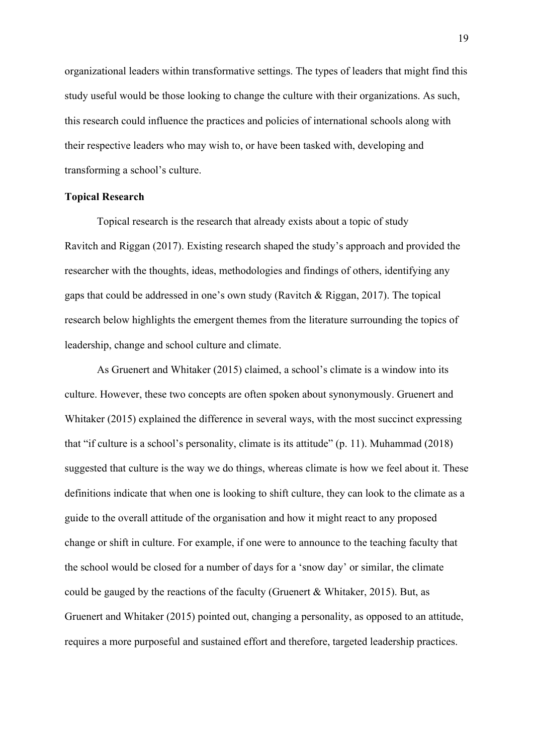organizational leaders within transformative settings. The types of leaders that might find this study useful would be those looking to change the culture with their organizations. As such, this research could influence the practices and policies of international schools along with their respective leaders who may wish to, or have been tasked with, developing and transforming a school's culture.

**Topical Research**

Topical research is the research that already exists about a topic of study Ravitch and Riggan (2017). Existing research shaped the study's approach and provided the researcher with the thoughts, ideas, methodologies and findings of others, identifying any gaps that could be addressed in one's own study (Ravitch & Riggan, 2017). The topical research below highlights the emergent themes from the literature surrounding the topics of leadership, change and school culture and climate.

As Gruenert and Whitaker (2015) claimed, a school's climate is a window into its culture. However, these two concepts are often spoken about synonymously. Gruenert and Whitaker (2015) explained the difference in several ways, with the most succinct expressing that "if culture is a school's personality, climate is its attitude" (p. 11). Muhammad (2018) suggested that culture is the way we do things, whereas climate is how we feel about it. These definitions indicate that when one is looking to shift culture, they can look to the climate as a guide to the overall attitude of the organisation and how it might react to any proposed change or shift in culture. For example, if one were to announce to the teaching faculty that the school would be closed for a number of days for a 'snow day' or similar, the climate could be gauged by the reactions of the faculty (Gruenert & Whitaker, 2015). But, as Gruenert and Whitaker (2015) pointed out, changing a personality, as opposed to an attitude, requires a more purposeful and sustained effort and therefore, targeted leadership practices.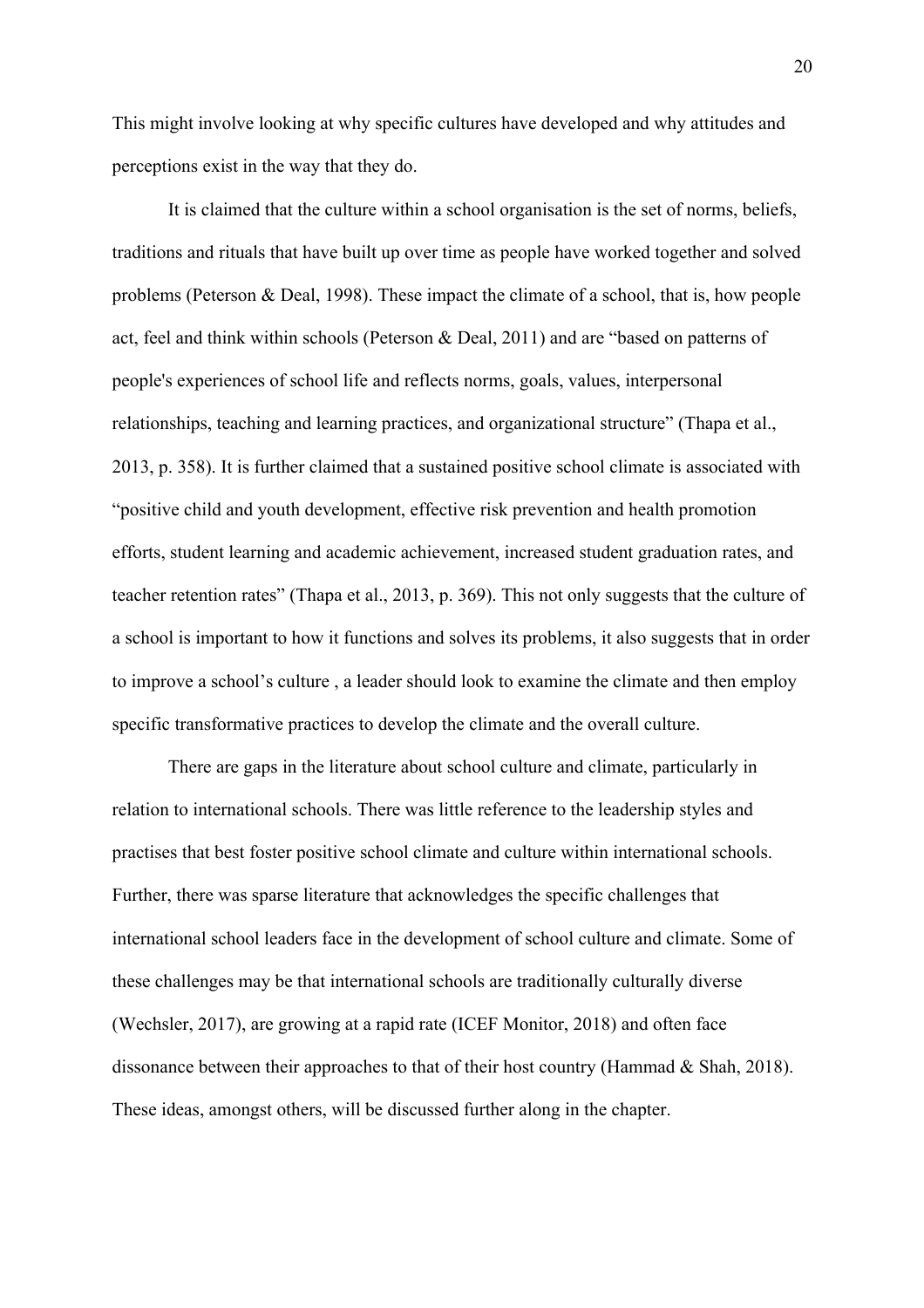This might involve looking at why specific cultures have developed and why attitudes and perceptions exist in the way that they do.

It is claimed that the culture within a school organisation is the set of norms, beliefs, traditions and rituals that have built up over time as people have worked together and solved problems (Peterson & Deal, 1998). These impact the climate of a school, that is, how people act, feel and think within schools (Peterson & Deal, 2011) and are "based on patterns of people's experiences of school life and reflects norms, goals, values, interpersonal relationships, teaching and learning practices, and organizational structure" (Thapa et al., 2013, p. 358). It is further claimed that a sustained positive school climate is associated with "positive child and youth development, effective risk prevention and health promotion efforts, student learning and academic achievement, increased student graduation rates, and teacher retention rates" (Thapa et al., 2013, p. 369). This not only suggests that the culture of a school is important to how it functions and solves its problems, it also suggests that in order to improve a school's culture , a leader should look to examine the climate and then employ specific transformative practices to develop the climate and the overall culture.

There are gaps in the literature about school culture and climate, particularly in relation to international schools. There was little reference to the leadership styles and practises that best foster positive school climate and culture within international schools. Further, there was sparse literature that acknowledges the specific challenges that international school leaders face in the development of school culture and climate. Some of these challenges may be that international schools are traditionally culturally diverse (Wechsler, 2017), are growing at a rapid rate (ICEF Monitor, 2018) and often face dissonance between their approaches to that of their host country (Hammad & Shah, 2018). These ideas, amongst others, will be discussed further along in the chapter.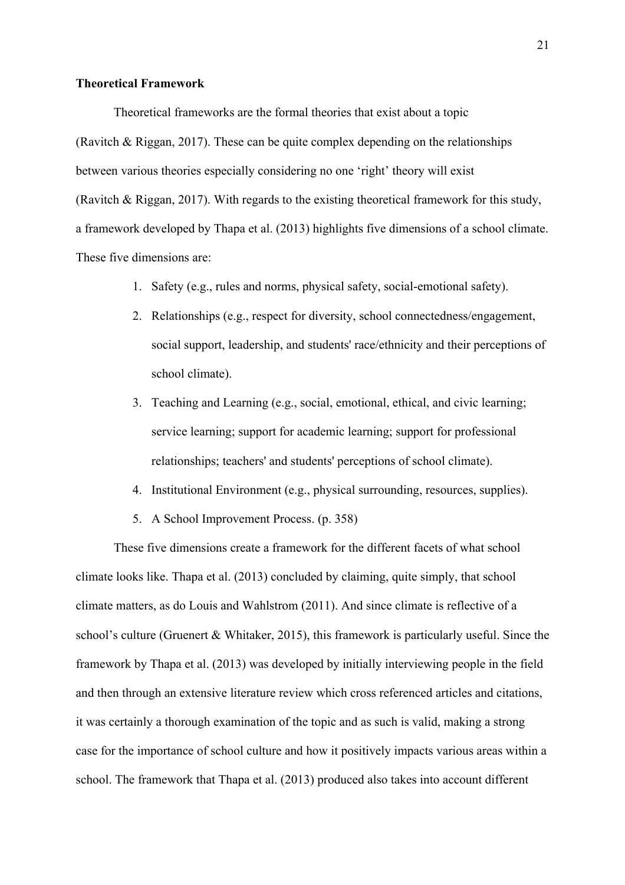**Theoretical Framework**

Theoretical frameworks are the formal theories that exist about a topic (Ravitch & Riggan, 2017). These can be quite complex depending on the relationships between various theories especially considering no one 'right' theory will exist (Ravitch & Riggan, 2017). With regards to the existing theoretical framework for this study, a framework developed by Thapa et al. (2013) highlights five dimensions of a school climate. These five dimensions are:

1. Safety (e.g., rules and norms, physical safety, social-emotional safety).
2. Relationships (e.g., respect for diversity, school connectedness/engagement, social support, leadership, and students' race/ethnicity and their perceptions of school climate).
3. Teaching and Learning (e.g., social, emotional, ethical, and civic learning; service learning; support for academic learning; support for professional relationships; teachers' and students' perceptions of school climate).
4. Institutional Environment (e.g., physical surrounding, resources, supplies).
5. A School Improvement Process. (p. 358)

These five dimensions create a framework for the different facets of what school climate looks like. Thapa et al. (2013) concluded by claiming, quite simply, that school climate matters, as do Louis and Wahlstrom (2011). And since climate is reflective of a school's culture (Gruenert & Whitaker, 2015), this framework is particularly useful. Since the framework by Thapa et al. (2013) was developed by initially interviewing people in the field and then through an extensive literature review which cross referenced articles and citations, it was certainly a thorough examination of the topic and as such is valid, making a strong case for the importance of school culture and how it positively impacts various areas within a school. The framework that Thapa et al. (2013) produced also takes into account different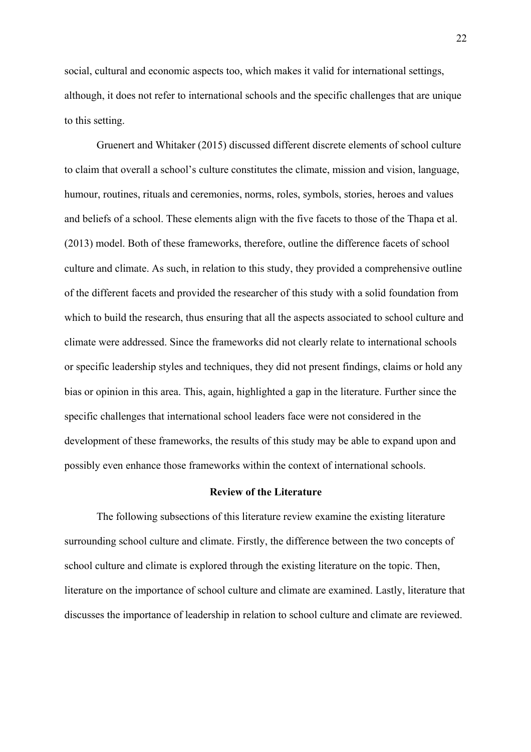social, cultural and economic aspects too, which makes it valid for international settings, although, it does not refer to international schools and the specific challenges that are unique to this setting.

Gruenert and Whitaker (2015) discussed different discrete elements of school culture to claim that overall a school's culture constitutes the climate, mission and vision, language, humour, routines, rituals and ceremonies, norms, roles, symbols, stories, heroes and values and beliefs of a school. These elements align with the five facets to those of the Thapa et al. (2013) model. Both of these frameworks, therefore, outline the difference facets of school culture and climate. As such, in relation to this study, they provided a comprehensive outline of the different facets and provided the researcher of this study with a solid foundation from which to build the research, thus ensuring that all the aspects associated to school culture and climate were addressed. Since the frameworks did not clearly relate to international schools or specific leadership styles and techniques, they did not present findings, claims or hold any bias or opinion in this area. This, again, highlighted a gap in the literature. Further since the specific challenges that international school leaders face were not considered in the development of these frameworks, the results of this study may be able to expand upon and possibly even enhance those frameworks within the context of international schools.

## Review of the Literature

The following subsections of this literature review examine the existing literature surrounding school culture and climate. Firstly, the difference between the two concepts of school culture and climate is explored through the existing literature on the topic. Then, literature on the importance of school culture and climate are examined. Lastly, literature that discusses the importance of leadership in relation to school culture and climate are reviewed.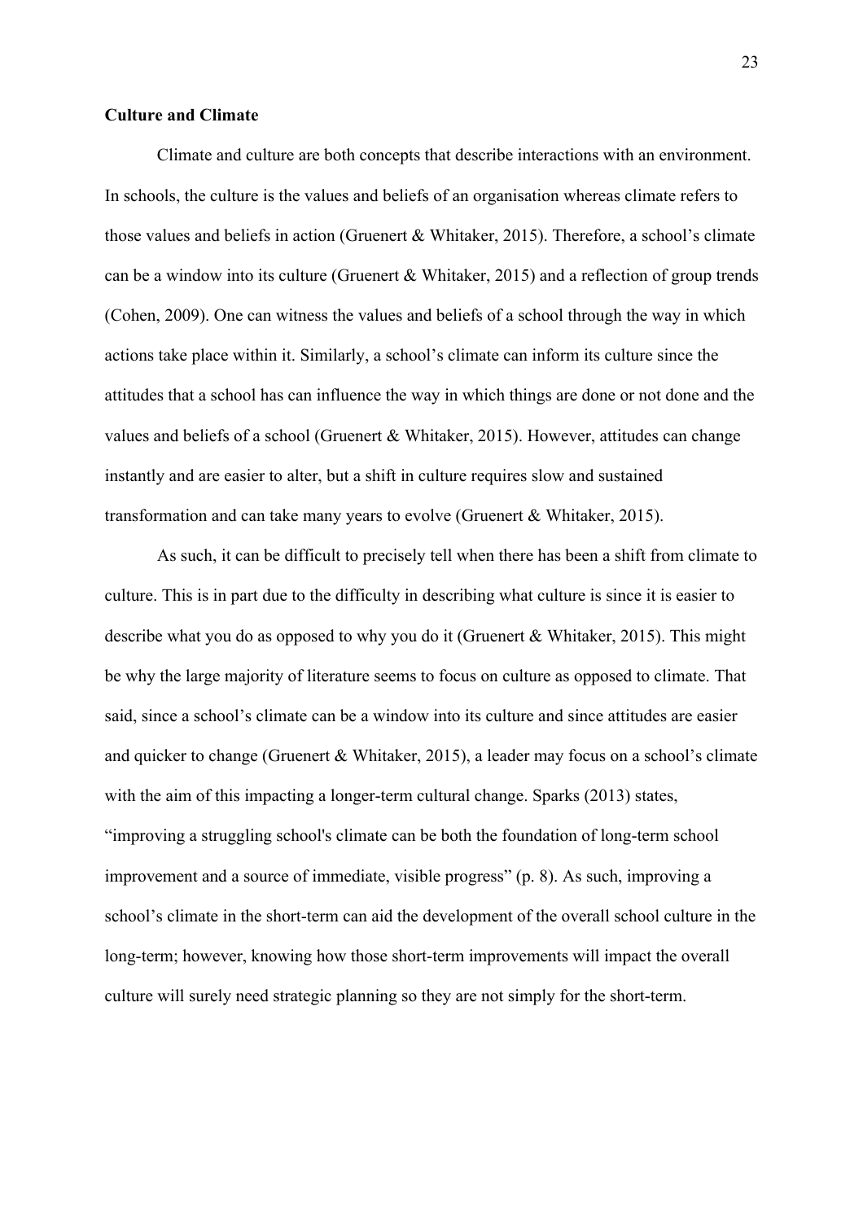## Culture and Climate

Climate and culture are both concepts that describe interactions with an environment. In schools, the culture is the values and beliefs of an organisation whereas climate refers to those values and beliefs in action (Gruenert & Whitaker, 2015). Therefore, a school's climate can be a window into its culture (Gruenert & Whitaker, 2015) and a reflection of group trends (Cohen, 2009). One can witness the values and beliefs of a school through the way in which actions take place within it. Similarly, a school's climate can inform its culture since the attitudes that a school has can influence the way in which things are done or not done and the values and beliefs of a school (Gruenert & Whitaker, 2015). However, attitudes can change instantly and are easier to alter, but a shift in culture requires slow and sustained transformation and can take many years to evolve (Gruenert & Whitaker, 2015).

As such, it can be difficult to precisely tell when there has been a shift from climate to culture. This is in part due to the difficulty in describing what culture is since it is easier to describe what you do as opposed to why you do it (Gruenert & Whitaker, 2015). This might be why the large majority of literature seems to focus on culture as opposed to climate. That said, since a school's climate can be a window into its culture and since attitudes are easier and quicker to change (Gruenert & Whitaker, 2015), a leader may focus on a school's climate with the aim of this impacting a longer-term cultural change. Sparks (2013) states, "improving a struggling school's climate can be both the foundation of long-term school improvement and a source of immediate, visible progress" (p. 8). As such, improving a school's climate in the short-term can aid the development of the overall school culture in the long-term; however, knowing how those short-term improvements will impact the overall culture will surely need strategic planning so they are not simply for the short-term.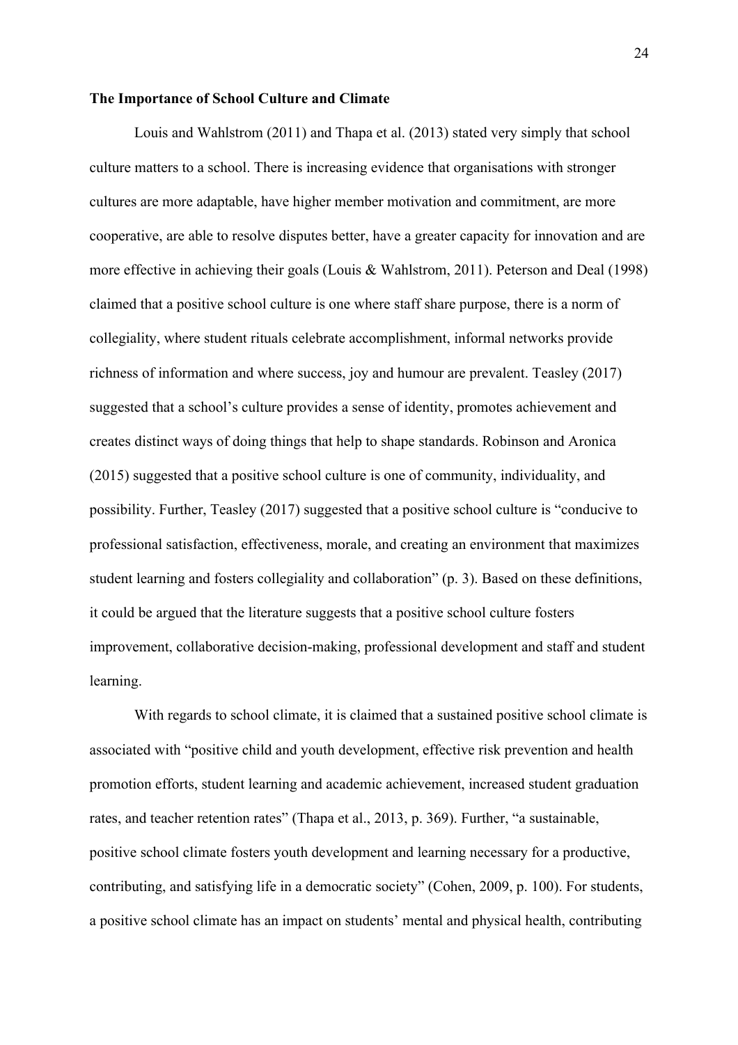**The Importance of School Culture and Climate**

Louis and Wahlstrom (2011) and Thapa et al. (2013) stated very simply that school culture matters to a school. There is increasing evidence that organisations with stronger cultures are more adaptable, have higher member motivation and commitment, are more cooperative, are able to resolve disputes better, have a greater capacity for innovation and are more effective in achieving their goals (Louis & Wahlstrom, 2011). Peterson and Deal (1998) claimed that a positive school culture is one where staff share purpose, there is a norm of collegiality, where student rituals celebrate accomplishment, informal networks provide richness of information and where success, joy and humour are prevalent. Teasley (2017) suggested that a school's culture provides a sense of identity, promotes achievement and creates distinct ways of doing things that help to shape standards. Robinson and Aronica (2015) suggested that a positive school culture is one of community, individuality, and possibility. Further, Teasley (2017) suggested that a positive school culture is "conducive to professional satisfaction, effectiveness, morale, and creating an environment that maximizes student learning and fosters collegiality and collaboration" (p. 3). Based on these definitions, it could be argued that the literature suggests that a positive school culture fosters improvement, collaborative decision-making, professional development and staff and student learning.

With regards to school climate, it is claimed that a sustained positive school climate is associated with "positive child and youth development, effective risk prevention and health promotion efforts, student learning and academic achievement, increased student graduation rates, and teacher retention rates" (Thapa et al., 2013, p. 369). Further, "a sustainable, positive school climate fosters youth development and learning necessary for a productive, contributing, and satisfying life in a democratic society" (Cohen, 2009, p. 100). For students, a positive school climate has an impact on students' mental and physical health, contributing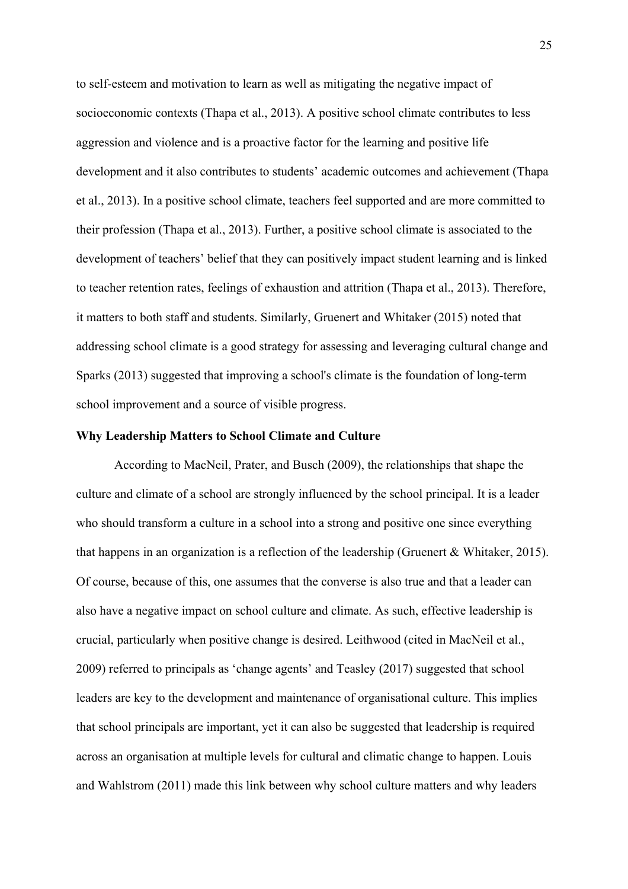to self-esteem and motivation to learn as well as mitigating the negative impact of socioeconomic contexts (Thapa et al., 2013). A positive school climate contributes to less aggression and violence and is a proactive factor for the learning and positive life development and it also contributes to students' academic outcomes and achievement (Thapa et al., 2013). In a positive school climate, teachers feel supported and are more committed to their profession (Thapa et al., 2013). Further, a positive school climate is associated to the development of teachers' belief that they can positively impact student learning and is linked to teacher retention rates, feelings of exhaustion and attrition (Thapa et al., 2013). Therefore, it matters to both staff and students. Similarly, Gruenert and Whitaker (2015) noted that addressing school climate is a good strategy for assessing and leveraging cultural change and Sparks (2013) suggested that improving a school's climate is the foundation of long-term school improvement and a source of visible progress.

**Why Leadership Matters to School Climate and Culture**

According to MacNeil, Prater, and Busch (2009), the relationships that shape the culture and climate of a school are strongly influenced by the school principal. It is a leader who should transform a culture in a school into a strong and positive one since everything that happens in an organization is a reflection of the leadership (Gruenert & Whitaker, 2015). Of course, because of this, one assumes that the converse is also true and that a leader can also have a negative impact on school culture and climate. As such, effective leadership is crucial, particularly when positive change is desired. Leithwood (cited in MacNeil et al., 2009) referred to principals as 'change agents' and Teasley (2017) suggested that school leaders are key to the development and maintenance of organisational culture. This implies that school principals are important, yet it can also be suggested that leadership is required across an organisation at multiple levels for cultural and climatic change to happen. Louis and Wahlstrom (2011) made this link between why school culture matters and why leaders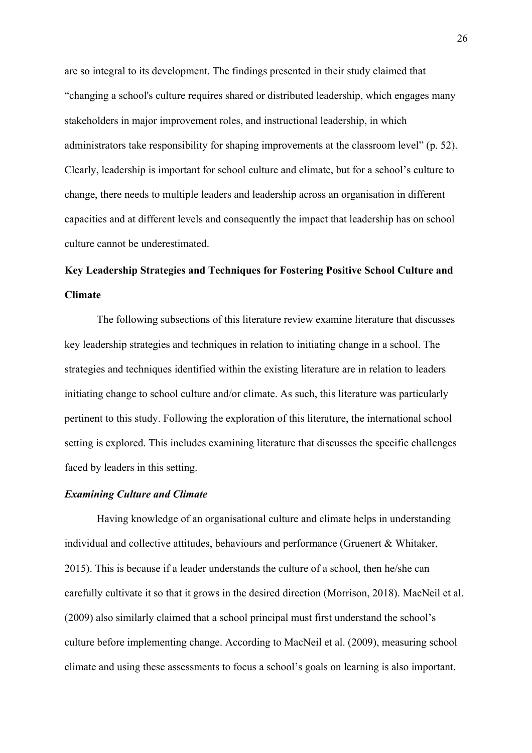are so integral to its development. The findings presented in their study claimed that "changing a school's culture requires shared or distributed leadership, which engages many stakeholders in major improvement roles, and instructional leadership, in which administrators take responsibility for shaping improvements at the classroom level" (p. 52). Clearly, leadership is important for school culture and climate, but for a school's culture to change, there needs to multiple leaders and leadership across an organisation in different capacities and at different levels and consequently the impact that leadership has on school culture cannot be underestimated.

## Key Leadership Strategies and Techniques for Fostering Positive School Culture and Climate

The following subsections of this literature review examine literature that discusses key leadership strategies and techniques in relation to initiating change in a school. The strategies and techniques identified within the existing literature are in relation to leaders initiating change to school culture and/or climate. As such, this literature was particularly pertinent to this study. Following the exploration of this literature, the international school setting is explored. This includes examining literature that discusses the specific challenges faced by leaders in this setting.

### *Examining Culture and Climate*

Having knowledge of an organisational culture and climate helps in understanding individual and collective attitudes, behaviours and performance (Gruenert & Whitaker, 2015). This is because if a leader understands the culture of a school, then he/she can carefully cultivate it so that it grows in the desired direction (Morrison, 2018). MacNeil et al. (2009) also similarly claimed that a school principal must first understand the school's culture before implementing change. According to MacNeil et al. (2009), measuring school climate and using these assessments to focus a school's goals on learning is also important.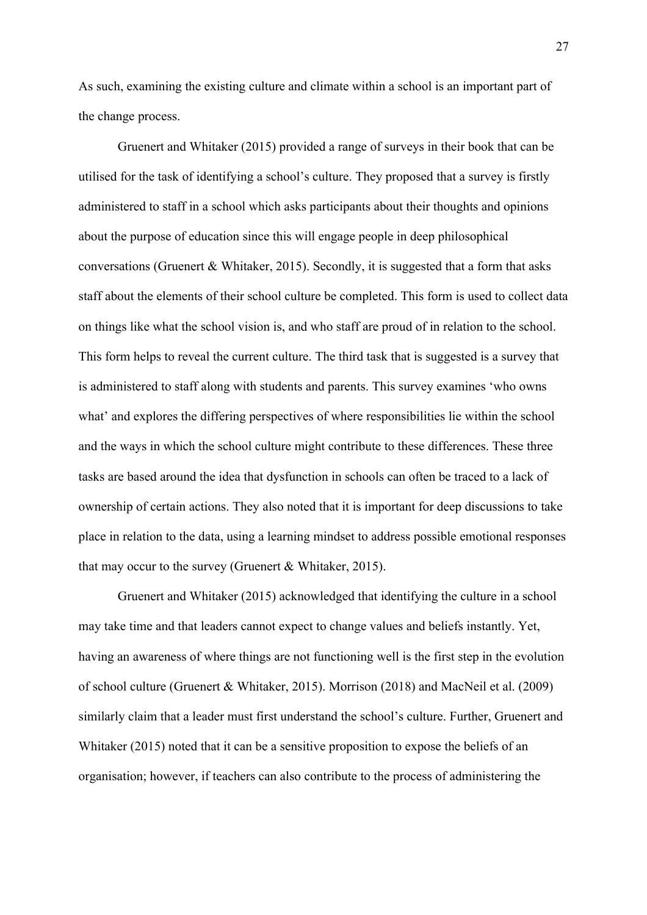As such, examining the existing culture and climate within a school is an important part of the change process.

Gruenert and Whitaker (2015) provided a range of surveys in their book that can be utilised for the task of identifying a school's culture. They proposed that a survey is firstly administered to staff in a school which asks participants about their thoughts and opinions about the purpose of education since this will engage people in deep philosophical conversations (Gruenert & Whitaker, 2015). Secondly, it is suggested that a form that asks staff about the elements of their school culture be completed. This form is used to collect data on things like what the school vision is, and who staff are proud of in relation to the school. This form helps to reveal the current culture. The third task that is suggested is a survey that is administered to staff along with students and parents. This survey examines 'who owns what' and explores the differing perspectives of where responsibilities lie within the school and the ways in which the school culture might contribute to these differences. These three tasks are based around the idea that dysfunction in schools can often be traced to a lack of ownership of certain actions. They also noted that it is important for deep discussions to take place in relation to the data, using a learning mindset to address possible emotional responses that may occur to the survey (Gruenert & Whitaker, 2015).

Gruenert and Whitaker (2015) acknowledged that identifying the culture in a school may take time and that leaders cannot expect to change values and beliefs instantly. Yet, having an awareness of where things are not functioning well is the first step in the evolution of school culture (Gruenert & Whitaker, 2015). Morrison (2018) and MacNeil et al. (2009) similarly claim that a leader must first understand the school's culture. Further, Gruenert and Whitaker (2015) noted that it can be a sensitive proposition to expose the beliefs of an organisation; however, if teachers can also contribute to the process of administering the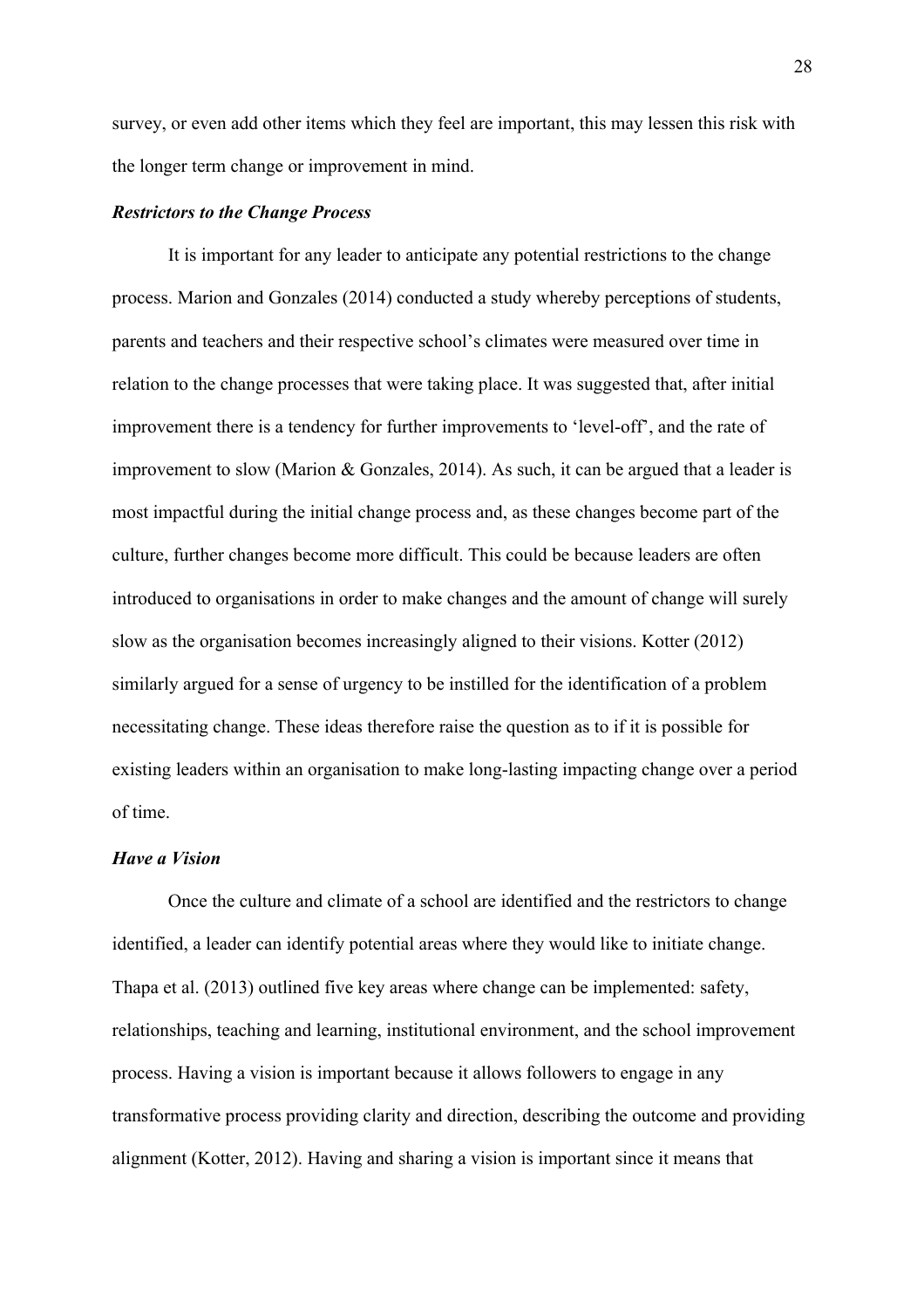survey, or even add other items which they feel are important, this may lessen this risk with the longer term change or improvement in mind.

### ***Restrictors to the Change Process***

It is important for any leader to anticipate any potential restrictions to the change process. Marion and Gonzales (2014) conducted a study whereby perceptions of students, parents and teachers and their respective school's climates were measured over time in relation to the change processes that were taking place. It was suggested that, after initial improvement there is a tendency for further improvements to 'level-off', and the rate of improvement to slow (Marion & Gonzales, 2014). As such, it can be argued that a leader is most impactful during the initial change process and, as these changes become part of the culture, further changes become more difficult. This could be because leaders are often introduced to organisations in order to make changes and the amount of change will surely slow as the organisation becomes increasingly aligned to their visions. Kotter (2012) similarly argued for a sense of urgency to be instilled for the identification of a problem necessitating change. These ideas therefore raise the question as to if it is possible for existing leaders within an organisation to make long-lasting impacting change over a period of time.

### ***Have a Vision***

Once the culture and climate of a school are identified and the restrictors to change identified, a leader can identify potential areas where they would like to initiate change. Thapa et al. (2013) outlined five key areas where change can be implemented: safety, relationships, teaching and learning, institutional environment, and the school improvement process. Having a vision is important because it allows followers to engage in any transformative process providing clarity and direction, describing the outcome and providing alignment (Kotter, 2012). Having and sharing a vision is important since it means that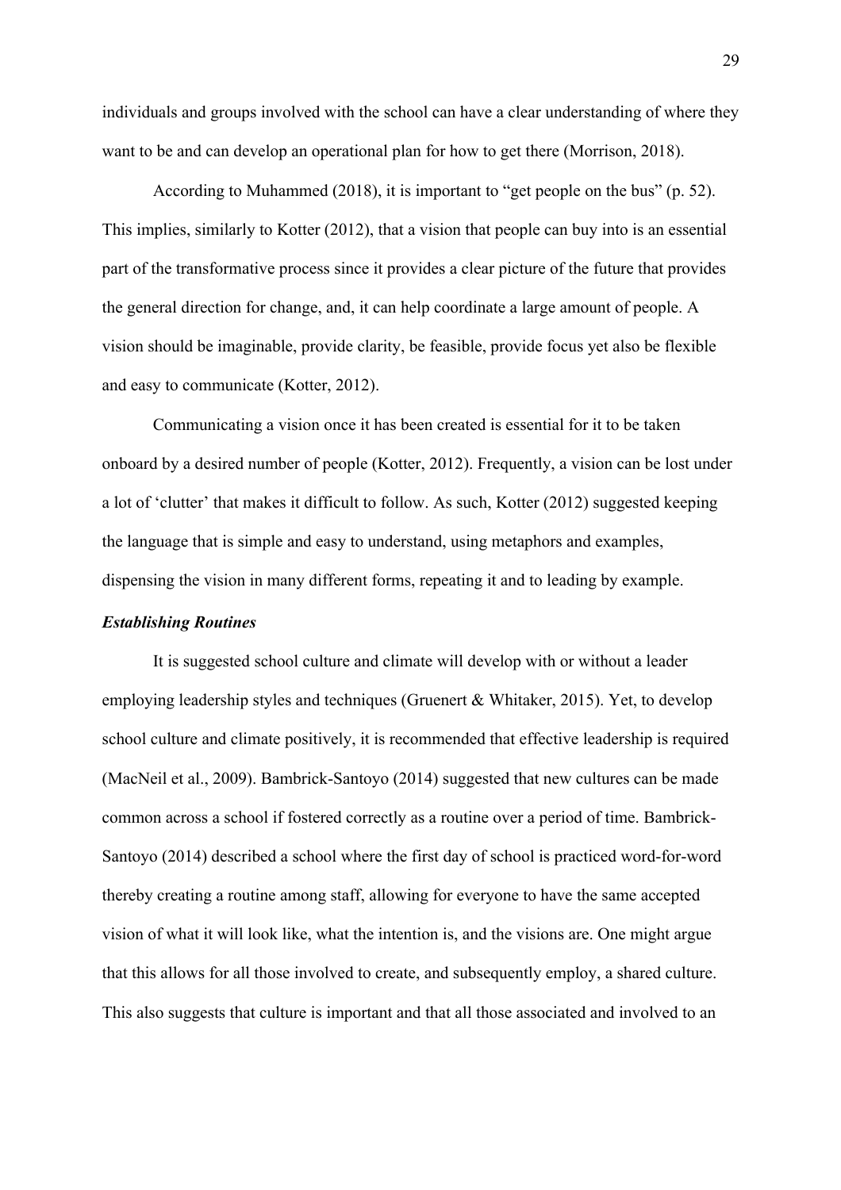individuals and groups involved with the school can have a clear understanding of where they want to be and can develop an operational plan for how to get there (Morrison, 2018).

According to Muhammed (2018), it is important to "get people on the bus" (p. 52). This implies, similarly to Kotter (2012), that a vision that people can buy into is an essential part of the transformative process since it provides a clear picture of the future that provides the general direction for change, and, it can help coordinate a large amount of people. A vision should be imaginable, provide clarity, be feasible, provide focus yet also be flexible and easy to communicate (Kotter, 2012).

Communicating a vision once it has been created is essential for it to be taken onboard by a desired number of people (Kotter, 2012). Frequently, a vision can be lost under a lot of 'clutter' that makes it difficult to follow. As such, Kotter (2012) suggested keeping the language that is simple and easy to understand, using metaphors and examples, dispensing the vision in many different forms, repeating it and to leading by example.

***Establishing Routines***

It is suggested school culture and climate will develop with or without a leader employing leadership styles and techniques (Gruenert & Whitaker, 2015). Yet, to develop school culture and climate positively, it is recommended that effective leadership is required (MacNeil et al., 2009). Bambrick-Santoyo (2014) suggested that new cultures can be made common across a school if fostered correctly as a routine over a period of time. Bambrick-Santoyo (2014) described a school where the first day of school is practiced word-for-word thereby creating a routine among staff, allowing for everyone to have the same accepted vision of what it will look like, what the intention is, and the visions are. One might argue that this allows for all those involved to create, and subsequently employ, a shared culture. This also suggests that culture is important and that all those associated and involved to an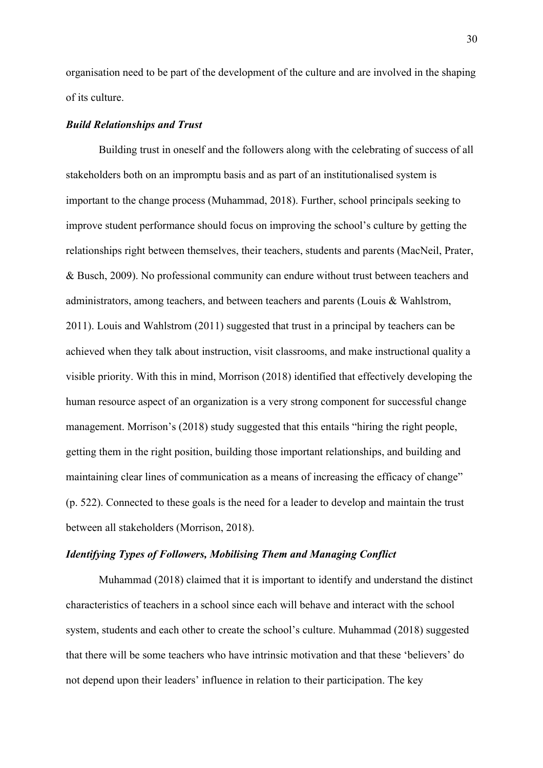organisation need to be part of the development of the culture and are involved in the shaping of its culture.

### ***Build Relationships and Trust***

Building trust in oneself and the followers along with the celebrating of success of all stakeholders both on an impromptu basis and as part of an institutionalised system is important to the change process (Muhammad, 2018). Further, school principals seeking to improve student performance should focus on improving the school's culture by getting the relationships right between themselves, their teachers, students and parents (MacNeil, Prater, & Busch, 2009). No professional community can endure without trust between teachers and administrators, among teachers, and between teachers and parents (Louis & Wahlstrom, 2011). Louis and Wahlstrom (2011) suggested that trust in a principal by teachers can be achieved when they talk about instruction, visit classrooms, and make instructional quality a visible priority. With this in mind, Morrison (2018) identified that effectively developing the human resource aspect of an organization is a very strong component for successful change management. Morrison's (2018) study suggested that this entails "hiring the right people, getting them in the right position, building those important relationships, and building and maintaining clear lines of communication as a means of increasing the efficacy of change" (p. 522). Connected to these goals is the need for a leader to develop and maintain the trust between all stakeholders (Morrison, 2018).

### ***Identifying Types of Followers, Mobilising Them and Managing Conflict***

Muhammad (2018) claimed that it is important to identify and understand the distinct characteristics of teachers in a school since each will behave and interact with the school system, students and each other to create the school's culture. Muhammad (2018) suggested that there will be some teachers who have intrinsic motivation and that these 'believers' do not depend upon their leaders' influence in relation to their participation. The key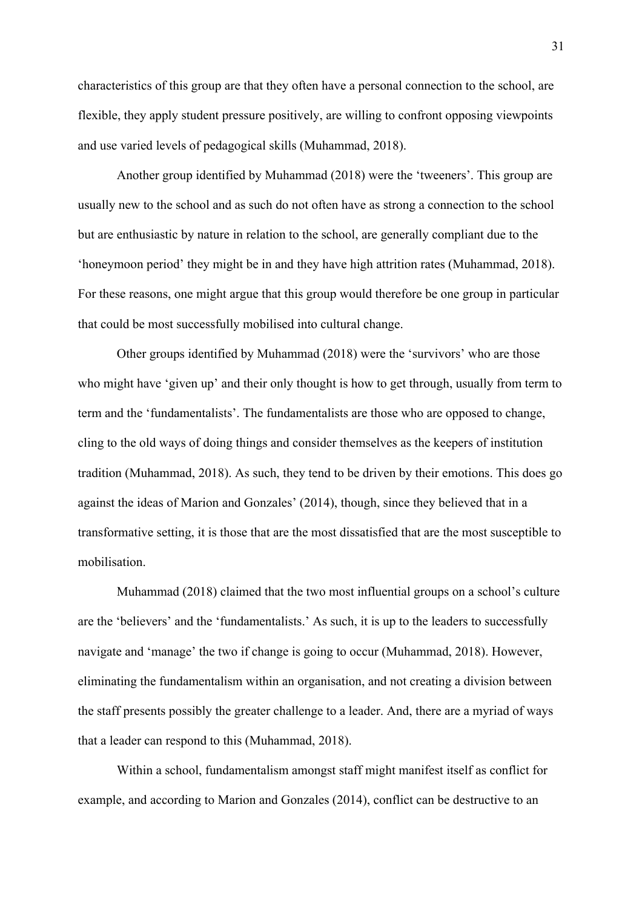characteristics of this group are that they often have a personal connection to the school, are flexible, they apply student pressure positively, are willing to confront opposing viewpoints and use varied levels of pedagogical skills (Muhammad, 2018).

Another group identified by Muhammad (2018) were the 'tweeners'. This group are usually new to the school and as such do not often have as strong a connection to the school but are enthusiastic by nature in relation to the school, are generally compliant due to the 'honeymoon period' they might be in and they have high attrition rates (Muhammad, 2018). For these reasons, one might argue that this group would therefore be one group in particular that could be most successfully mobilised into cultural change.

Other groups identified by Muhammad (2018) were the 'survivors' who are those who might have 'given up' and their only thought is how to get through, usually from term to term and the 'fundamentalists'. The fundamentalists are those who are opposed to change, cling to the old ways of doing things and consider themselves as the keepers of institution tradition (Muhammad, 2018). As such, they tend to be driven by their emotions. This does go against the ideas of Marion and Gonzales' (2014), though, since they believed that in a transformative setting, it is those that are the most dissatisfied that are the most susceptible to mobilisation.

Muhammad (2018) claimed that the two most influential groups on a school's culture are the 'believers' and the 'fundamentalists.' As such, it is up to the leaders to successfully navigate and 'manage' the two if change is going to occur (Muhammad, 2018). However, eliminating the fundamentalism within an organisation, and not creating a division between the staff presents possibly the greater challenge to a leader. And, there are a myriad of ways that a leader can respond to this (Muhammad, 2018).

Within a school, fundamentalism amongst staff might manifest itself as conflict for example, and according to Marion and Gonzales (2014), conflict can be destructive to an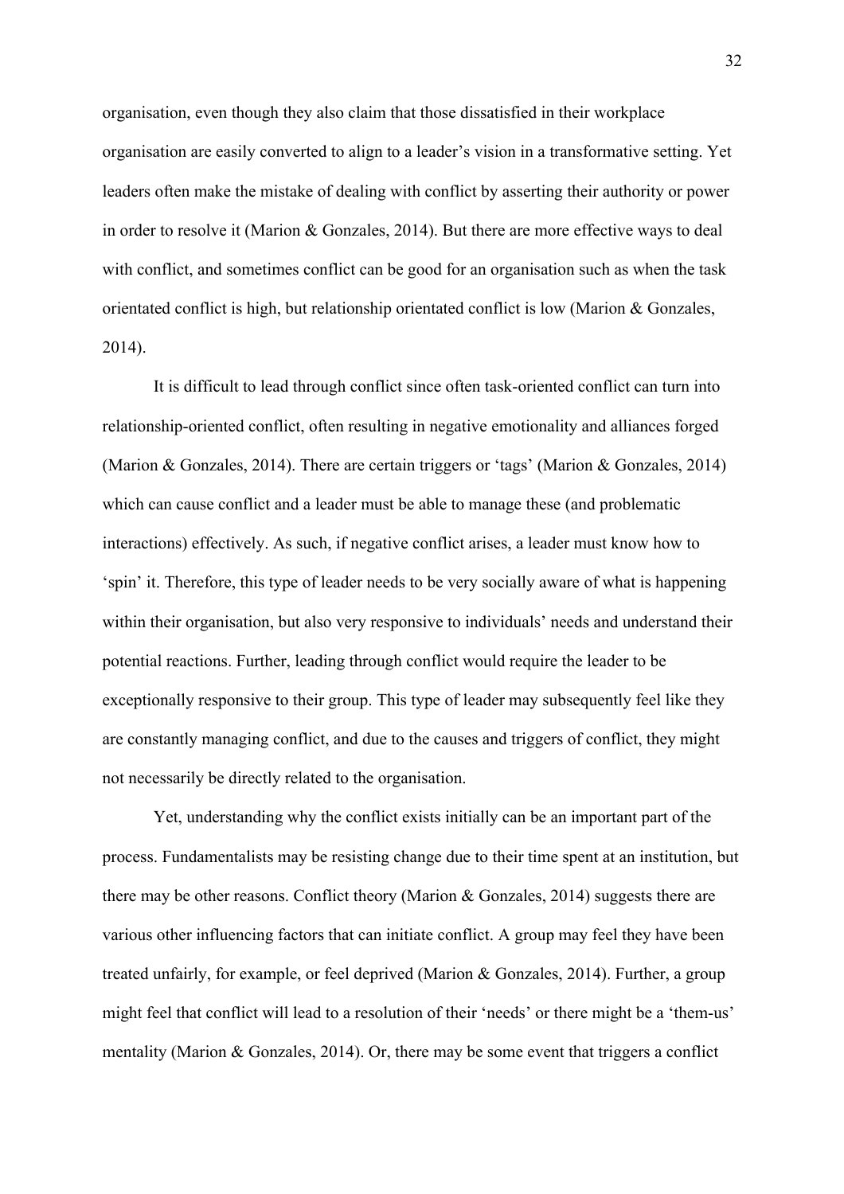organisation, even though they also claim that those dissatisfied in their workplace organisation are easily converted to align to a leader's vision in a transformative setting. Yet leaders often make the mistake of dealing with conflict by asserting their authority or power in order to resolve it (Marion & Gonzales, 2014). But there are more effective ways to deal with conflict, and sometimes conflict can be good for an organisation such as when the task orientated conflict is high, but relationship orientated conflict is low (Marion & Gonzales, 2014).

It is difficult to lead through conflict since often task-oriented conflict can turn into relationship-oriented conflict, often resulting in negative emotionality and alliances forged (Marion & Gonzales, 2014). There are certain triggers or 'tags' (Marion & Gonzales, 2014) which can cause conflict and a leader must be able to manage these (and problematic interactions) effectively. As such, if negative conflict arises, a leader must know how to 'spin' it. Therefore, this type of leader needs to be very socially aware of what is happening within their organisation, but also very responsive to individuals' needs and understand their potential reactions. Further, leading through conflict would require the leader to be exceptionally responsive to their group. This type of leader may subsequently feel like they are constantly managing conflict, and due to the causes and triggers of conflict, they might not necessarily be directly related to the organisation.

Yet, understanding why the conflict exists initially can be an important part of the process. Fundamentalists may be resisting change due to their time spent at an institution, but there may be other reasons. Conflict theory (Marion & Gonzales, 2014) suggests there are various other influencing factors that can initiate conflict. A group may feel they have been treated unfairly, for example, or feel deprived (Marion & Gonzales, 2014). Further, a group might feel that conflict will lead to a resolution of their 'needs' or there might be a 'them-us' mentality (Marion & Gonzales, 2014). Or, there may be some event that triggers a conflict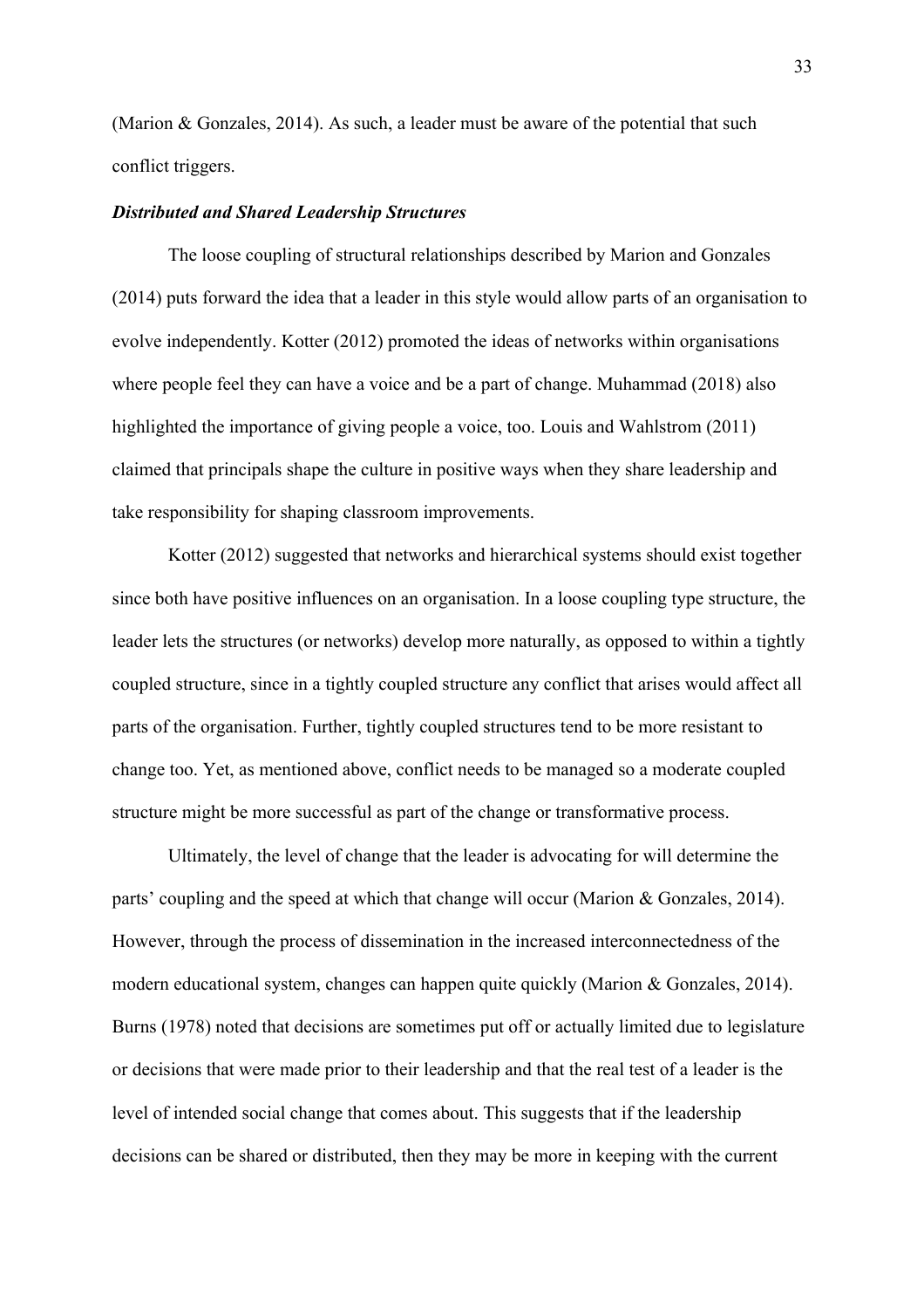(Marion & Gonzales, 2014). As such, a leader must be aware of the potential that such conflict triggers.

### *Distributed and Shared Leadership Structures*

The loose coupling of structural relationships described by Marion and Gonzales (2014) puts forward the idea that a leader in this style would allow parts of an organisation to evolve independently. Kotter (2012) promoted the ideas of networks within organisations where people feel they can have a voice and be a part of change. Muhammad (2018) also highlighted the importance of giving people a voice, too. Louis and Wahlstrom (2011) claimed that principals shape the culture in positive ways when they share leadership and take responsibility for shaping classroom improvements.

Kotter (2012) suggested that networks and hierarchical systems should exist together since both have positive influences on an organisation. In a loose coupling type structure, the leader lets the structures (or networks) develop more naturally, as opposed to within a tightly coupled structure, since in a tightly coupled structure any conflict that arises would affect all parts of the organisation. Further, tightly coupled structures tend to be more resistant to change too. Yet, as mentioned above, conflict needs to be managed so a moderate coupled structure might be more successful as part of the change or transformative process.

Ultimately, the level of change that the leader is advocating for will determine the parts' coupling and the speed at which that change will occur (Marion & Gonzales, 2014). However, through the process of dissemination in the increased interconnectedness of the modern educational system, changes can happen quite quickly (Marion & Gonzales, 2014). Burns (1978) noted that decisions are sometimes put off or actually limited due to legislature or decisions that were made prior to their leadership and that the real test of a leader is the level of intended social change that comes about. This suggests that if the leadership decisions can be shared or distributed, then they may be more in keeping with the current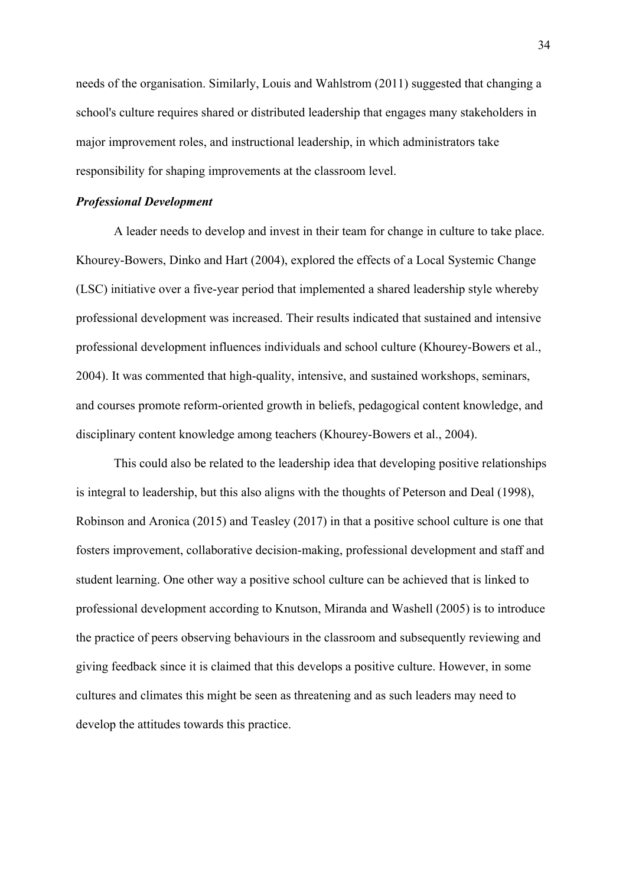needs of the organisation. Similarly, Louis and Wahlstrom (2011) suggested that changing a school's culture requires shared or distributed leadership that engages many stakeholders in major improvement roles, and instructional leadership, in which administrators take responsibility for shaping improvements at the classroom level.

### ***Professional Development***

A leader needs to develop and invest in their team for change in culture to take place. Khourey-Bowers, Dinko and Hart (2004), explored the effects of a Local Systemic Change (LSC) initiative over a five-year period that implemented a shared leadership style whereby professional development was increased. Their results indicated that sustained and intensive professional development influences individuals and school culture (Khourey-Bowers et al., 2004). It was commented that high-quality, intensive, and sustained workshops, seminars, and courses promote reform-oriented growth in beliefs, pedagogical content knowledge, and disciplinary content knowledge among teachers (Khourey-Bowers et al., 2004).

This could also be related to the leadership idea that developing positive relationships is integral to leadership, but this also aligns with the thoughts of Peterson and Deal (1998), Robinson and Aronica (2015) and Teasley (2017) in that a positive school culture is one that fosters improvement, collaborative decision-making, professional development and staff and student learning. One other way a positive school culture can be achieved that is linked to professional development according to Knutson, Miranda and Washell (2005) is to introduce the practice of peers observing behaviours in the classroom and subsequently reviewing and giving feedback since it is claimed that this develops a positive culture. However, in some cultures and climates this might be seen as threatening and as such leaders may need to develop the attitudes towards this practice.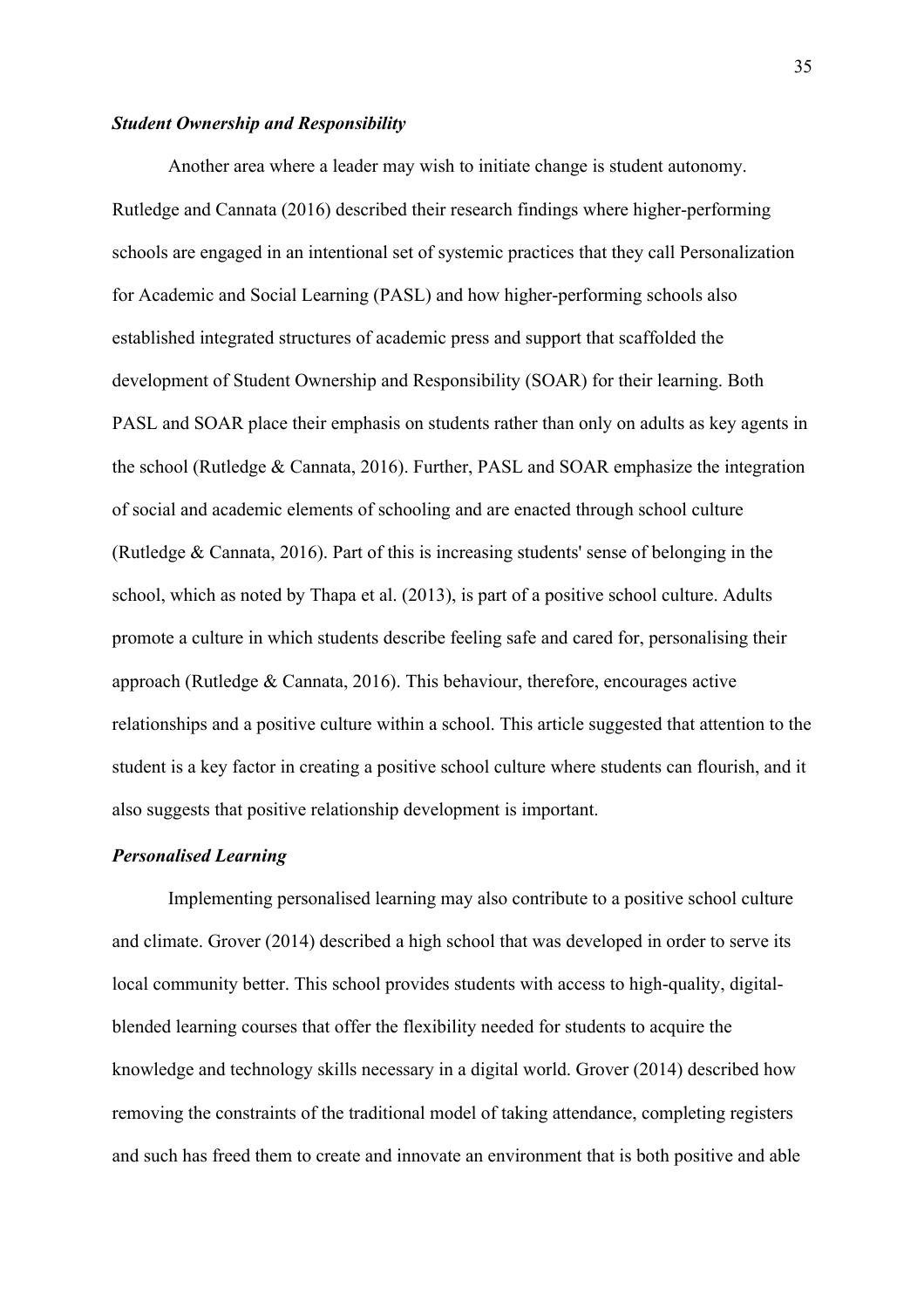### ***Student Ownership and Responsibility***

Another area where a leader may wish to initiate change is student autonomy. Rutledge and Cannata (2016) described their research findings where higher-performing schools are engaged in an intentional set of systemic practices that they call Personalization for Academic and Social Learning (PASL) and how higher-performing schools also established integrated structures of academic press and support that scaffolded the development of Student Ownership and Responsibility (SOAR) for their learning. Both PASL and SOAR place their emphasis on students rather than only on adults as key agents in the school (Rutledge & Cannata, 2016). Further, PASL and SOAR emphasize the integration of social and academic elements of schooling and are enacted through school culture (Rutledge & Cannata, 2016). Part of this is increasing students' sense of belonging in the school, which as noted by Thapa et al. (2013), is part of a positive school culture. Adults promote a culture in which students describe feeling safe and cared for, personalising their approach (Rutledge & Cannata, 2016). This behaviour, therefore, encourages active relationships and a positive culture within a school. This article suggested that attention to the student is a key factor in creating a positive school culture where students can flourish, and it also suggests that positive relationship development is important.

### ***Personalised Learning***

Implementing personalised learning may also contribute to a positive school culture and climate. Grover (2014) described a high school that was developed in order to serve its local community better. This school provides students with access to high-quality, digital-blended learning courses that offer the flexibility needed for students to acquire the knowledge and technology skills necessary in a digital world. Grover (2014) described how removing the constraints of the traditional model of taking attendance, completing registers and such has freed them to create and innovate an environment that is both positive and able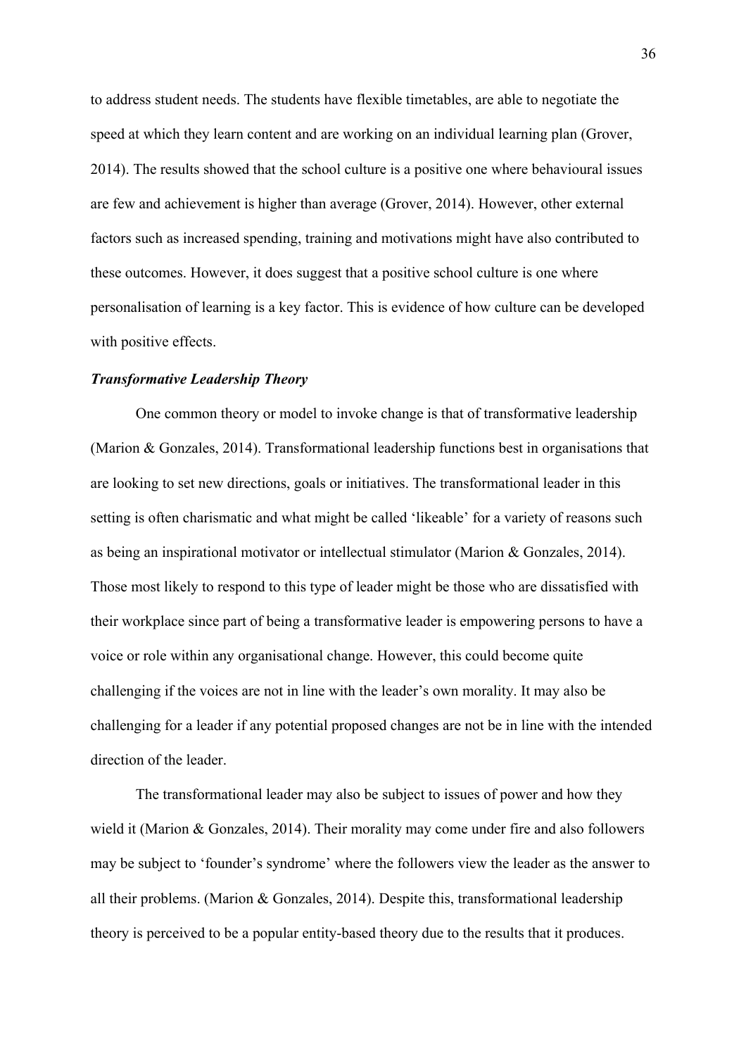to address student needs. The students have flexible timetables, are able to negotiate the speed at which they learn content and are working on an individual learning plan (Grover, 2014). The results showed that the school culture is a positive one where behavioural issues are few and achievement is higher than average (Grover, 2014). However, other external factors such as increased spending, training and motivations might have also contributed to these outcomes. However, it does suggest that a positive school culture is one where personalisation of learning is a key factor. This is evidence of how culture can be developed with positive effects.

***Transformative Leadership Theory***

One common theory or model to invoke change is that of transformative leadership (Marion & Gonzales, 2014). Transformational leadership functions best in organisations that are looking to set new directions, goals or initiatives. The transformational leader in this setting is often charismatic and what might be called 'likeable' for a variety of reasons such as being an inspirational motivator or intellectual stimulator (Marion & Gonzales, 2014). Those most likely to respond to this type of leader might be those who are dissatisfied with their workplace since part of being a transformative leader is empowering persons to have a voice or role within any organisational change. However, this could become quite challenging if the voices are not in line with the leader's own morality. It may also be challenging for a leader if any potential proposed changes are not be in line with the intended direction of the leader.

The transformational leader may also be subject to issues of power and how they wield it (Marion & Gonzales, 2014). Their morality may come under fire and also followers may be subject to 'founder's syndrome' where the followers view the leader as the answer to all their problems. (Marion & Gonzales, 2014). Despite this, transformational leadership theory is perceived to be a popular entity-based theory due to the results that it produces.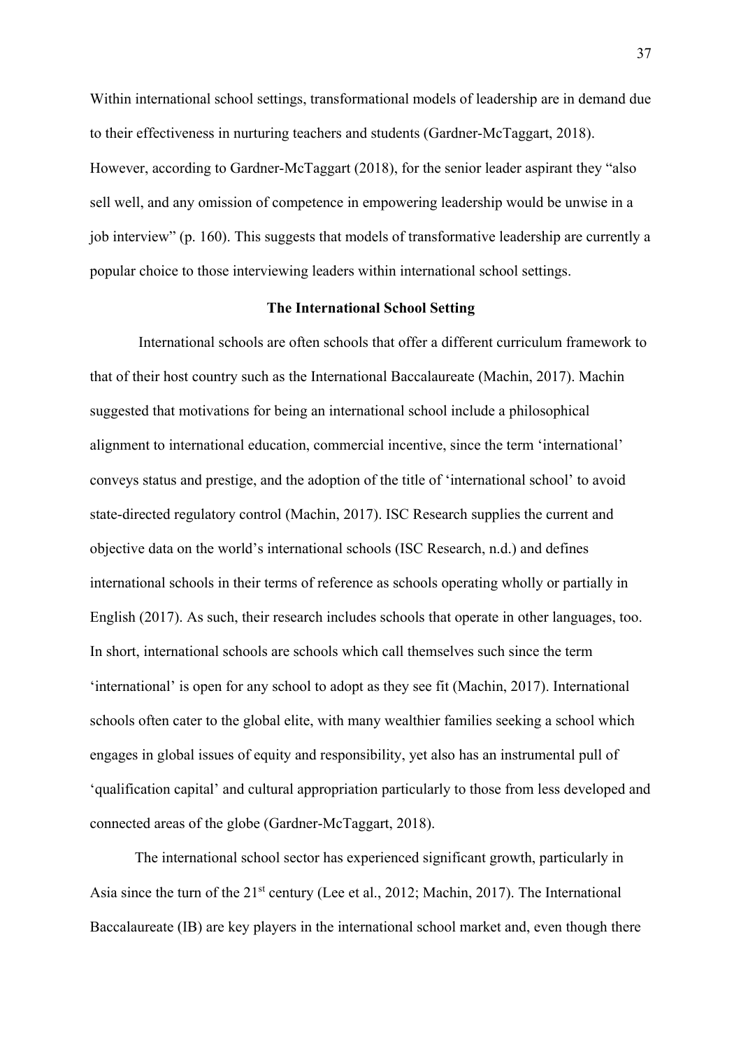Within international school settings, transformational models of leadership are in demand due to their effectiveness in nurturing teachers and students (Gardner-McTaggart, 2018). However, according to Gardner-McTaggart (2018), for the senior leader aspirant they "also sell well, and any omission of competence in empowering leadership would be unwise in a job interview" (p. 160). This suggests that models of transformative leadership are currently a popular choice to those interviewing leaders within international school settings.

## The International School Setting

International schools are often schools that offer a different curriculum framework to that of their host country such as the International Baccalaureate (Machin, 2017). Machin suggested that motivations for being an international school include a philosophical alignment to international education, commercial incentive, since the term 'international' conveys status and prestige, and the adoption of the title of 'international school' to avoid state-directed regulatory control (Machin, 2017). ISC Research supplies the current and objective data on the world's international schools (ISC Research, n.d.) and defines international schools in their terms of reference as schools operating wholly or partially in English (2017). As such, their research includes schools that operate in other languages, too. In short, international schools are schools which call themselves such since the term 'international' is open for any school to adopt as they see fit (Machin, 2017). International schools often cater to the global elite, with many wealthier families seeking a school which engages in global issues of equity and responsibility, yet also has an instrumental pull of 'qualification capital' and cultural appropriation particularly to those from less developed and connected areas of the globe (Gardner-McTaggart, 2018).

The international school sector has experienced significant growth, particularly in Asia since the turn of the 21st century (Lee et al., 2012; Machin, 2017). The International Baccalaureate (IB) are key players in the international school market and, even though there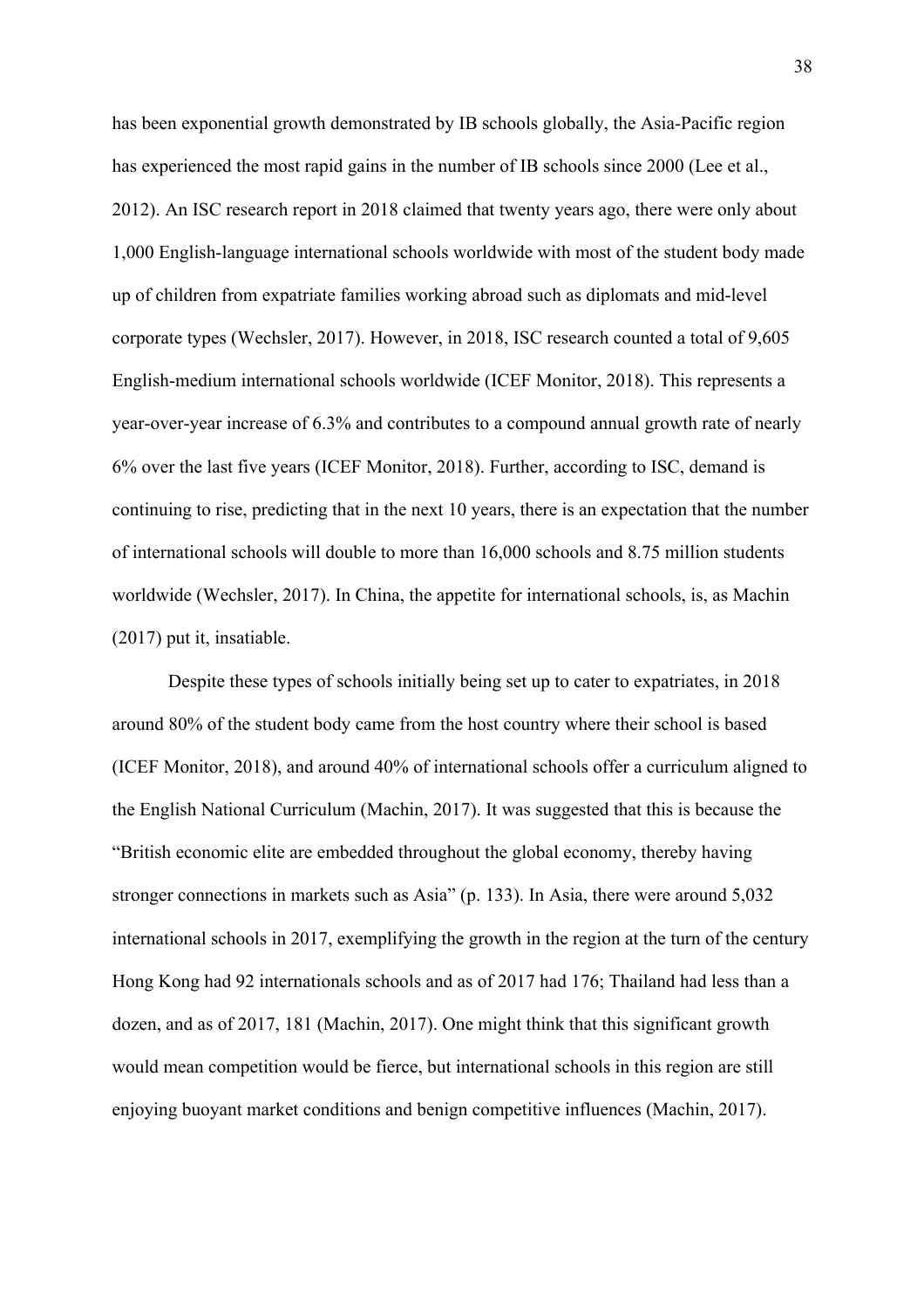has been exponential growth demonstrated by IB schools globally, the Asia-Pacific region has experienced the most rapid gains in the number of IB schools since 2000 (Lee et al., 2012). An ISC research report in 2018 claimed that twenty years ago, there were only about 1,000 English-language international schools worldwide with most of the student body made up of children from expatriate families working abroad such as diplomats and mid-level corporate types (Wechsler, 2017). However, in 2018, ISC research counted a total of 9,605 English-medium international schools worldwide (ICEF Monitor, 2018). This represents a year-over-year increase of 6.3% and contributes to a compound annual growth rate of nearly 6% over the last five years (ICEF Monitor, 2018). Further, according to ISC, demand is continuing to rise, predicting that in the next 10 years, there is an expectation that the number of international schools will double to more than 16,000 schools and 8.75 million students worldwide (Wechsler, 2017). In China, the appetite for international schools, is, as Machin (2017) put it, insatiable.

Despite these types of schools initially being set up to cater to expatriates, in 2018 around 80% of the student body came from the host country where their school is based (ICEF Monitor, 2018), and around 40% of international schools offer a curriculum aligned to the English National Curriculum (Machin, 2017). It was suggested that this is because the "British economic elite are embedded throughout the global economy, thereby having stronger connections in markets such as Asia" (p. 133). In Asia, there were around 5,032 international schools in 2017, exemplifying the growth in the region at the turn of the century Hong Kong had 92 internationals schools and as of 2017 had 176; Thailand had less than a dozen, and as of 2017, 181 (Machin, 2017). One might think that this significant growth would mean competition would be fierce, but international schools in this region are still enjoying buoyant market conditions and benign competitive influences (Machin, 2017).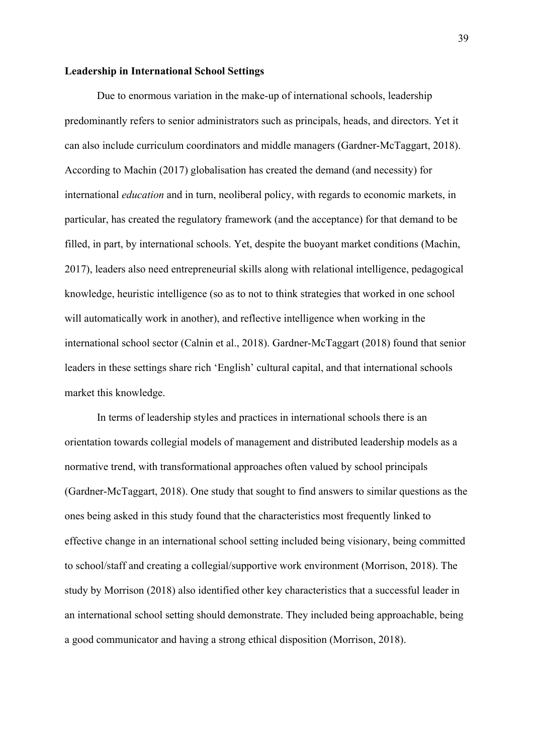**Leadership in International School Settings**

Due to enormous variation in the make-up of international schools, leadership predominantly refers to senior administrators such as principals, heads, and directors. Yet it can also include curriculum coordinators and middle managers (Gardner-McTaggart, 2018). According to Machin (2017) globalisation has created the demand (and necessity) for international *education* and in turn, neoliberal policy, with regards to economic markets, in particular, has created the regulatory framework (and the acceptance) for that demand to be filled, in part, by international schools. Yet, despite the buoyant market conditions (Machin, 2017), leaders also need entrepreneurial skills along with relational intelligence, pedagogical knowledge, heuristic intelligence (so as to not to think strategies that worked in one school will automatically work in another), and reflective intelligence when working in the international school sector (Calnin et al., 2018). Gardner-McTaggart (2018) found that senior leaders in these settings share rich 'English' cultural capital, and that international schools market this knowledge.

In terms of leadership styles and practices in international schools there is an orientation towards collegial models of management and distributed leadership models as a normative trend, with transformational approaches often valued by school principals (Gardner-McTaggart, 2018). One study that sought to find answers to similar questions as the ones being asked in this study found that the characteristics most frequently linked to effective change in an international school setting included being visionary, being committed to school/staff and creating a collegial/supportive work environment (Morrison, 2018). The study by Morrison (2018) also identified other key characteristics that a successful leader in an international school setting should demonstrate. They included being approachable, being a good communicator and having a strong ethical disposition (Morrison, 2018).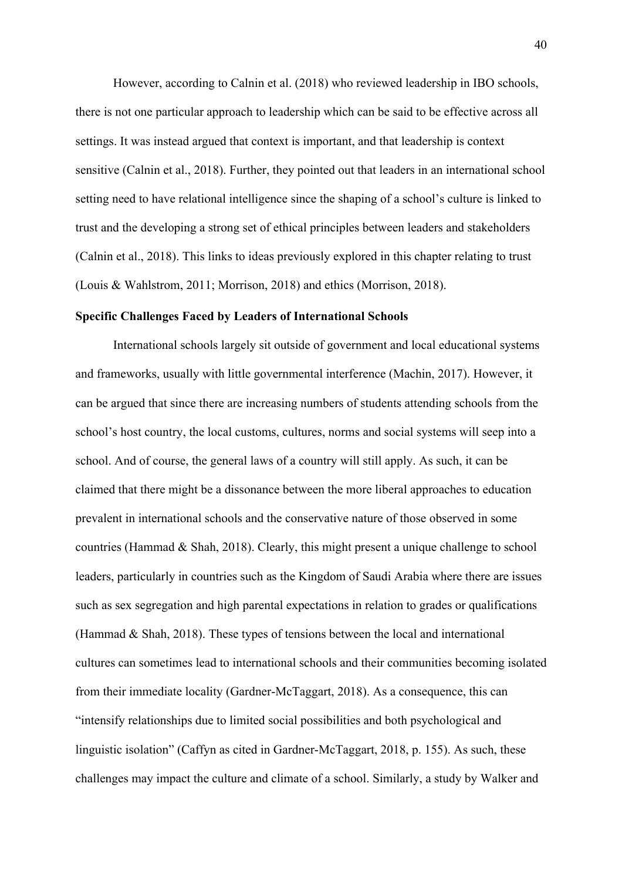However, according to Calnin et al. (2018) who reviewed leadership in IBO schools, there is not one particular approach to leadership which can be said to be effective across all settings. It was instead argued that context is important, and that leadership is context sensitive (Calnin et al., 2018). Further, they pointed out that leaders in an international school setting need to have relational intelligence since the shaping of a school's culture is linked to trust and the developing a strong set of ethical principles between leaders and stakeholders (Calnin et al., 2018). This links to ideas previously explored in this chapter relating to trust (Louis & Wahlstrom, 2011; Morrison, 2018) and ethics (Morrison, 2018).

**Specific Challenges Faced by Leaders of International Schools**

International schools largely sit outside of government and local educational systems and frameworks, usually with little governmental interference (Machin, 2017). However, it can be argued that since there are increasing numbers of students attending schools from the school's host country, the local customs, cultures, norms and social systems will seep into a school. And of course, the general laws of a country will still apply. As such, it can be claimed that there might be a dissonance between the more liberal approaches to education prevalent in international schools and the conservative nature of those observed in some countries (Hammad & Shah, 2018). Clearly, this might present a unique challenge to school leaders, particularly in countries such as the Kingdom of Saudi Arabia where there are issues such as sex segregation and high parental expectations in relation to grades or qualifications (Hammad & Shah, 2018). These types of tensions between the local and international cultures can sometimes lead to international schools and their communities becoming isolated from their immediate locality (Gardner-McTaggart, 2018). As a consequence, this can "intensify relationships due to limited social possibilities and both psychological and linguistic isolation" (Caffyn as cited in Gardner-McTaggart, 2018, p. 155). As such, these challenges may impact the culture and climate of a school. Similarly, a study by Walker and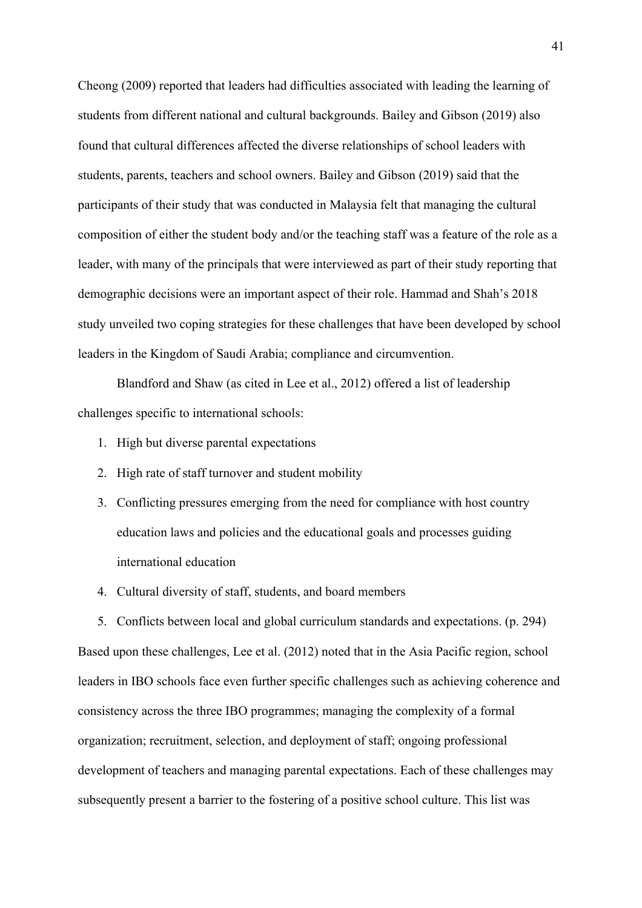Cheong (2009) reported that leaders had difficulties associated with leading the learning of students from different national and cultural backgrounds. Bailey and Gibson (2019) also found that cultural differences affected the diverse relationships of school leaders with students, parents, teachers and school owners. Bailey and Gibson (2019) said that the participants of their study that was conducted in Malaysia felt that managing the cultural composition of either the student body and/or the teaching staff was a feature of the role as a leader, with many of the principals that were interviewed as part of their study reporting that demographic decisions were an important aspect of their role. Hammad and Shah's 2018 study unveiled two coping strategies for these challenges that have been developed by school leaders in the Kingdom of Saudi Arabia; compliance and circumvention.

Blandford and Shaw (as cited in Lee et al., 2012) offered a list of leadership challenges specific to international schools:

1. High but diverse parental expectations
2. High rate of staff turnover and student mobility
3. Conflicting pressures emerging from the need for compliance with host country education laws and policies and the educational goals and processes guiding international education
4. Cultural diversity of staff, students, and board members
5. Conflicts between local and global curriculum standards and expectations. (p. 294)

Based upon these challenges, Lee et al. (2012) noted that in the Asia Pacific region, school leaders in IBO schools face even further specific challenges such as achieving coherence and consistency across the three IBO programmes; managing the complexity of a formal organization; recruitment, selection, and deployment of staff; ongoing professional development of teachers and managing parental expectations. Each of these challenges may subsequently present a barrier to the fostering of a positive school culture. This list was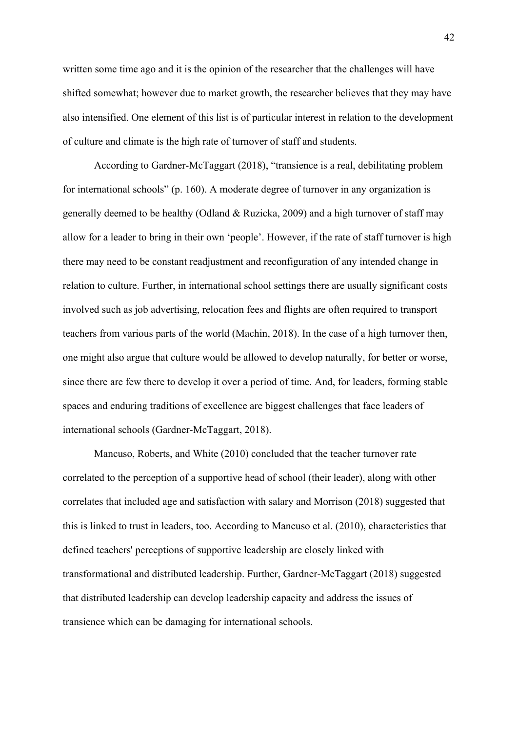written some time ago and it is the opinion of the researcher that the challenges will have shifted somewhat; however due to market growth, the researcher believes that they may have also intensified. One element of this list is of particular interest in relation to the development of culture and climate is the high rate of turnover of staff and students.

According to Gardner-McTaggart (2018), "transience is a real, debilitating problem for international schools" (p. 160). A moderate degree of turnover in any organization is generally deemed to be healthy (Odland & Ruzicka, 2009) and a high turnover of staff may allow for a leader to bring in their own 'people'. However, if the rate of staff turnover is high there may need to be constant readjustment and reconfiguration of any intended change in relation to culture. Further, in international school settings there are usually significant costs involved such as job advertising, relocation fees and flights are often required to transport teachers from various parts of the world (Machin, 2018). In the case of a high turnover then, one might also argue that culture would be allowed to develop naturally, for better or worse, since there are few there to develop it over a period of time. And, for leaders, forming stable spaces and enduring traditions of excellence are biggest challenges that face leaders of international schools (Gardner-McTaggart, 2018).

Mancuso, Roberts, and White (2010) concluded that the teacher turnover rate correlated to the perception of a supportive head of school (their leader), along with other correlates that included age and satisfaction with salary and Morrison (2018) suggested that this is linked to trust in leaders, too. According to Mancuso et al. (2010), characteristics that defined teachers' perceptions of supportive leadership are closely linked with transformational and distributed leadership. Further, Gardner-McTaggart (2018) suggested that distributed leadership can develop leadership capacity and address the issues of transience which can be damaging for international schools.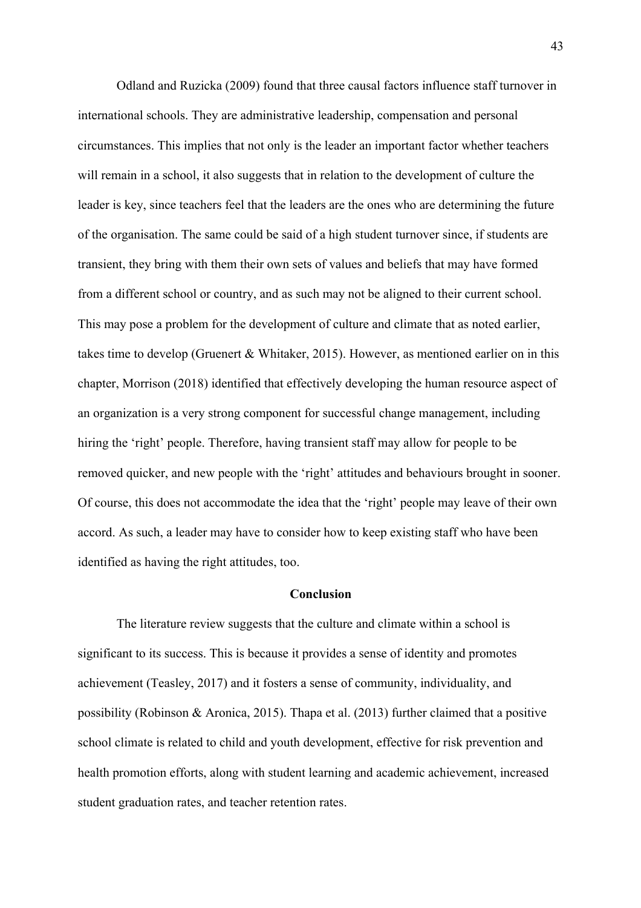Odland and Ruzicka (2009) found that three causal factors influence staff turnover in international schools. They are administrative leadership, compensation and personal circumstances. This implies that not only is the leader an important factor whether teachers will remain in a school, it also suggests that in relation to the development of culture the leader is key, since teachers feel that the leaders are the ones who are determining the future of the organisation. The same could be said of a high student turnover since, if students are transient, they bring with them their own sets of values and beliefs that may have formed from a different school or country, and as such may not be aligned to their current school. This may pose a problem for the development of culture and climate that as noted earlier, takes time to develop (Gruenert & Whitaker, 2015). However, as mentioned earlier on in this chapter, Morrison (2018) identified that effectively developing the human resource aspect of an organization is a very strong component for successful change management, including hiring the 'right' people. Therefore, having transient staff may allow for people to be removed quicker, and new people with the 'right' attitudes and behaviours brought in sooner. Of course, this does not accommodate the idea that the 'right' people may leave of their own accord. As such, a leader may have to consider how to keep existing staff who have been identified as having the right attitudes, too.

## Conclusion

The literature review suggests that the culture and climate within a school is significant to its success. This is because it provides a sense of identity and promotes achievement (Teasley, 2017) and it fosters a sense of community, individuality, and possibility (Robinson & Aronica, 2015). Thapa et al. (2013) further claimed that a positive school climate is related to child and youth development, effective for risk prevention and health promotion efforts, along with student learning and academic achievement, increased student graduation rates, and teacher retention rates.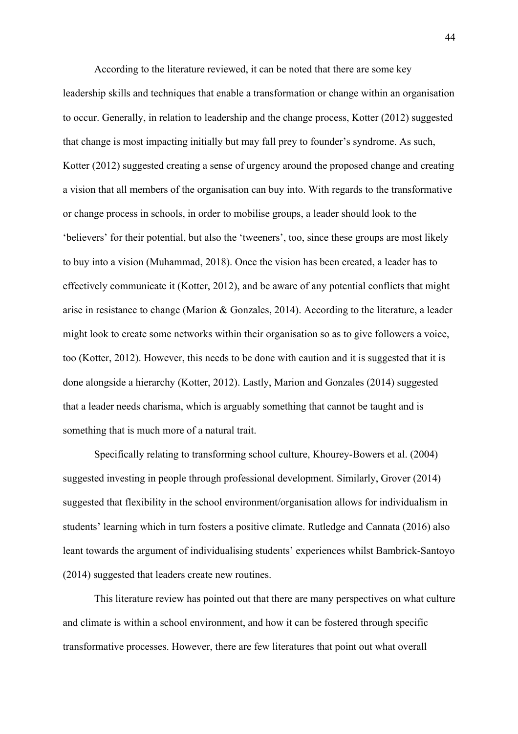According to the literature reviewed, it can be noted that there are some key leadership skills and techniques that enable a transformation or change within an organisation to occur. Generally, in relation to leadership and the change process, Kotter (2012) suggested that change is most impacting initially but may fall prey to founder's syndrome. As such, Kotter (2012) suggested creating a sense of urgency around the proposed change and creating a vision that all members of the organisation can buy into. With regards to the transformative or change process in schools, in order to mobilise groups, a leader should look to the 'believers' for their potential, but also the 'tweeners', too, since these groups are most likely to buy into a vision (Muhammad, 2018). Once the vision has been created, a leader has to effectively communicate it (Kotter, 2012), and be aware of any potential conflicts that might arise in resistance to change (Marion & Gonzales, 2014). According to the literature, a leader might look to create some networks within their organisation so as to give followers a voice, too (Kotter, 2012). However, this needs to be done with caution and it is suggested that it is done alongside a hierarchy (Kotter, 2012). Lastly, Marion and Gonzales (2014) suggested that a leader needs charisma, which is arguably something that cannot be taught and is something that is much more of a natural trait.

Specifically relating to transforming school culture, Khourey-Bowers et al. (2004) suggested investing in people through professional development. Similarly, Grover (2014) suggested that flexibility in the school environment/organisation allows for individualism in students' learning which in turn fosters a positive climate. Rutledge and Cannata (2016) also leant towards the argument of individualising students' experiences whilst Bambrick-Santoyo (2014) suggested that leaders create new routines.

This literature review has pointed out that there are many perspectives on what culture and climate is within a school environment, and how it can be fostered through specific transformative processes. However, there are few literatures that point out what overall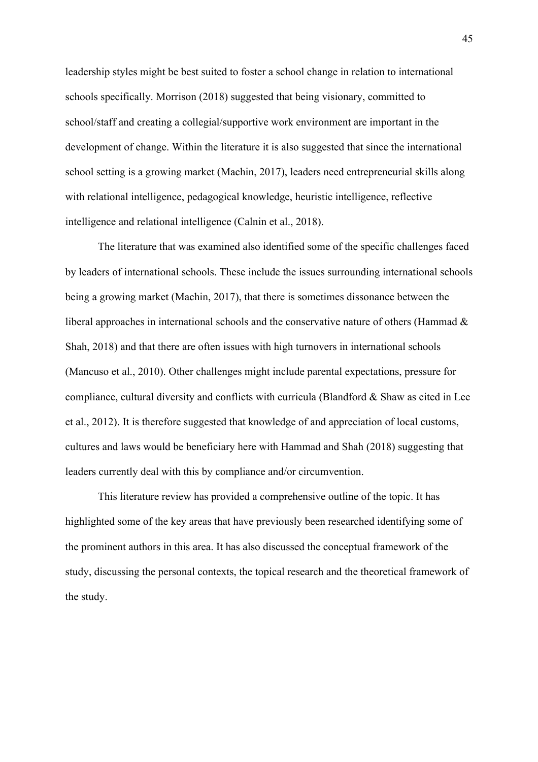leadership styles might be best suited to foster a school change in relation to international schools specifically. Morrison (2018) suggested that being visionary, committed to school/staff and creating a collegial/supportive work environment are important in the development of change. Within the literature it is also suggested that since the international school setting is a growing market (Machin, 2017), leaders need entrepreneurial skills along with relational intelligence, pedagogical knowledge, heuristic intelligence, reflective intelligence and relational intelligence (Calnin et al., 2018).

The literature that was examined also identified some of the specific challenges faced by leaders of international schools. These include the issues surrounding international schools being a growing market (Machin, 2017), that there is sometimes dissonance between the liberal approaches in international schools and the conservative nature of others (Hammad & Shah, 2018) and that there are often issues with high turnovers in international schools (Mancuso et al., 2010). Other challenges might include parental expectations, pressure for compliance, cultural diversity and conflicts with curricula (Blandford & Shaw as cited in Lee et al., 2012). It is therefore suggested that knowledge of and appreciation of local customs, cultures and laws would be beneficiary here with Hammad and Shah (2018) suggesting that leaders currently deal with this by compliance and/or circumvention.

This literature review has provided a comprehensive outline of the topic. It has highlighted some of the key areas that have previously been researched identifying some of the prominent authors in this area. It has also discussed the conceptual framework of the study, discussing the personal contexts, the topical research and the theoretical framework of the study.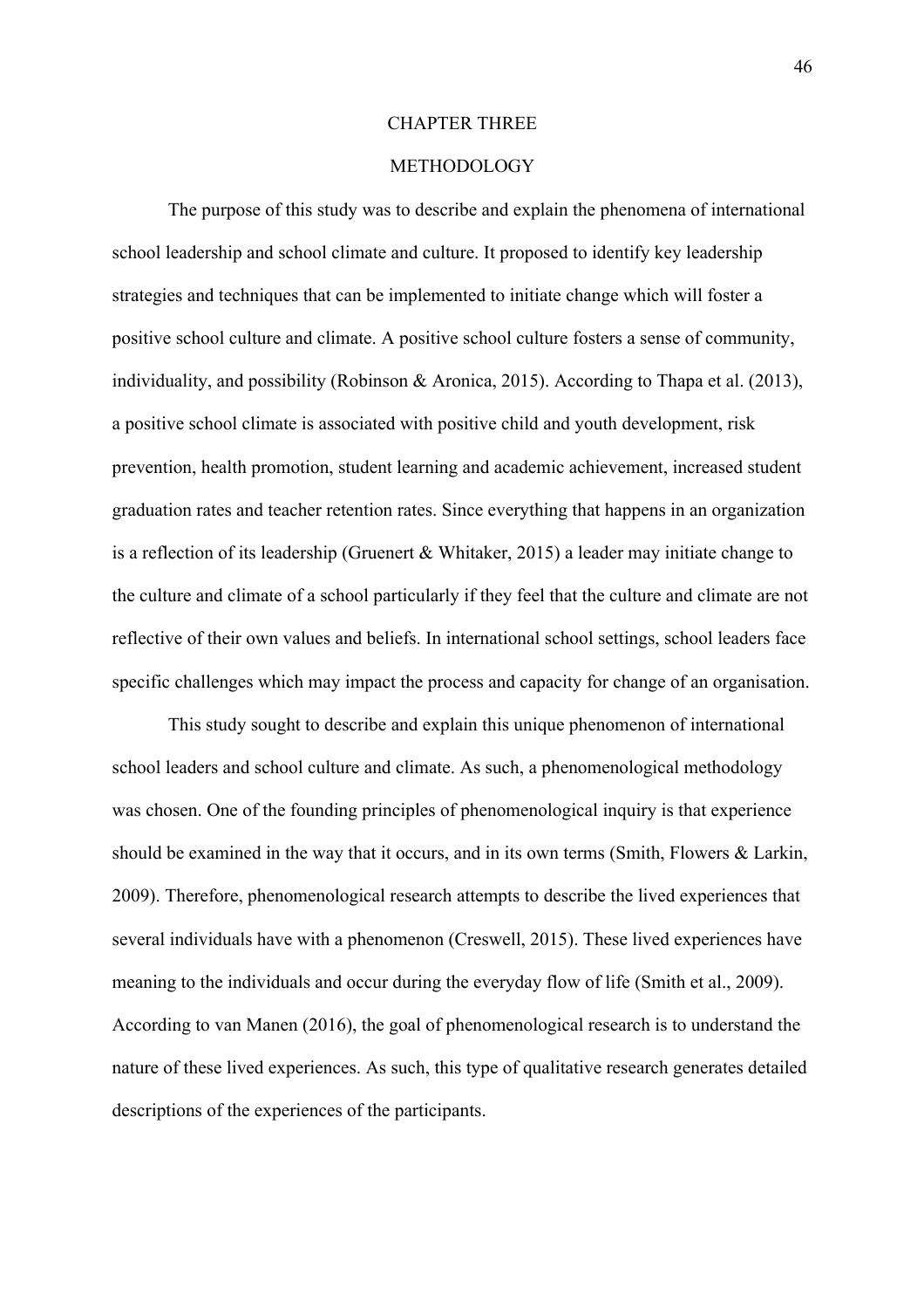# CHAPTER THREE

## METHODOLOGY

The purpose of this study was to describe and explain the phenomena of international school leadership and school climate and culture. It proposed to identify key leadership strategies and techniques that can be implemented to initiate change which will foster a positive school culture and climate. A positive school culture fosters a sense of community, individuality, and possibility (Robinson & Aronica, 2015). According to Thapa et al. (2013), a positive school climate is associated with positive child and youth development, risk prevention, health promotion, student learning and academic achievement, increased student graduation rates and teacher retention rates. Since everything that happens in an organization is a reflection of its leadership (Gruenert & Whitaker, 2015) a leader may initiate change to the culture and climate of a school particularly if they feel that the culture and climate are not reflective of their own values and beliefs. In international school settings, school leaders face specific challenges which may impact the process and capacity for change of an organisation.

This study sought to describe and explain this unique phenomenon of international school leaders and school culture and climate. As such, a phenomenological methodology was chosen. One of the founding principles of phenomenological inquiry is that experience should be examined in the way that it occurs, and in its own terms (Smith, Flowers & Larkin, 2009). Therefore, phenomenological research attempts to describe the lived experiences that several individuals have with a phenomenon (Creswell, 2015). These lived experiences have meaning to the individuals and occur during the everyday flow of life (Smith et al., 2009). According to van Manen (2016), the goal of phenomenological research is to understand the nature of these lived experiences. As such, this type of qualitative research generates detailed descriptions of the experiences of the participants.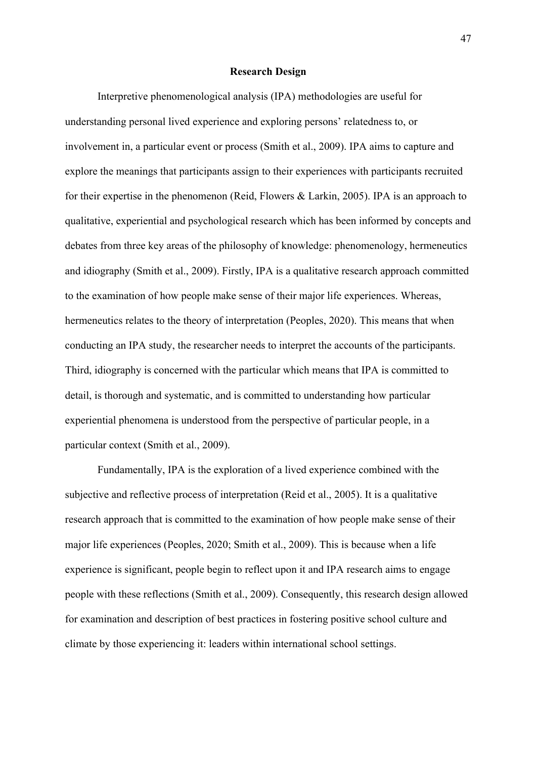## Research Design

Interpretive phenomenological analysis (IPA) methodologies are useful for understanding personal lived experience and exploring persons' relatedness to, or involvement in, a particular event or process (Smith et al., 2009). IPA aims to capture and explore the meanings that participants assign to their experiences with participants recruited for their expertise in the phenomenon (Reid, Flowers & Larkin, 2005). IPA is an approach to qualitative, experiential and psychological research which has been informed by concepts and debates from three key areas of the philosophy of knowledge: phenomenology, hermeneutics and idiography (Smith et al., 2009). Firstly, IPA is a qualitative research approach committed to the examination of how people make sense of their major life experiences. Whereas, hermeneutics relates to the theory of interpretation (Peoples, 2020). This means that when conducting an IPA study, the researcher needs to interpret the accounts of the participants. Third, idiography is concerned with the particular which means that IPA is committed to detail, is thorough and systematic, and is committed to understanding how particular experiential phenomena is understood from the perspective of particular people, in a particular context (Smith et al., 2009).

Fundamentally, IPA is the exploration of a lived experience combined with the subjective and reflective process of interpretation (Reid et al., 2005). It is a qualitative research approach that is committed to the examination of how people make sense of their major life experiences (Peoples, 2020; Smith et al., 2009). This is because when a life experience is significant, people begin to reflect upon it and IPA research aims to engage people with these reflections (Smith et al., 2009). Consequently, this research design allowed for examination and description of best practices in fostering positive school culture and climate by those experiencing it: leaders within international school settings.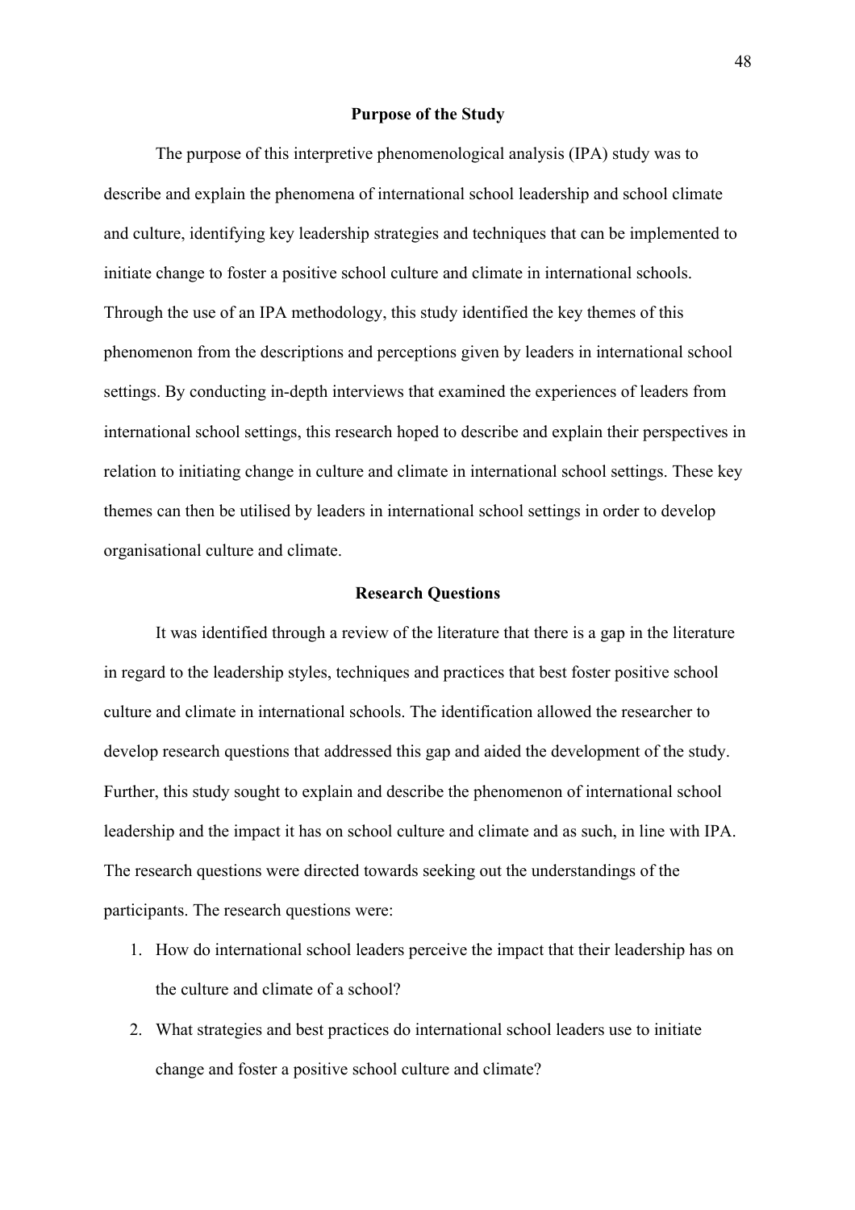## Purpose of the Study

The purpose of this interpretive phenomenological analysis (IPA) study was to describe and explain the phenomena of international school leadership and school climate and culture, identifying key leadership strategies and techniques that can be implemented to initiate change to foster a positive school culture and climate in international schools. Through the use of an IPA methodology, this study identified the key themes of this phenomenon from the descriptions and perceptions given by leaders in international school settings. By conducting in-depth interviews that examined the experiences of leaders from international school settings, this research hoped to describe and explain their perspectives in relation to initiating change in culture and climate in international school settings. These key themes can then be utilised by leaders in international school settings in order to develop organisational culture and climate.

## Research Questions

It was identified through a review of the literature that there is a gap in the literature in regard to the leadership styles, techniques and practices that best foster positive school culture and climate in international schools. The identification allowed the researcher to develop research questions that addressed this gap and aided the development of the study. Further, this study sought to explain and describe the phenomenon of international school leadership and the impact it has on school culture and climate and as such, in line with IPA. The research questions were directed towards seeking out the understandings of the participants. The research questions were:

1. How do international school leaders perceive the impact that their leadership has on the culture and climate of a school?
2. What strategies and best practices do international school leaders use to initiate change and foster a positive school culture and climate?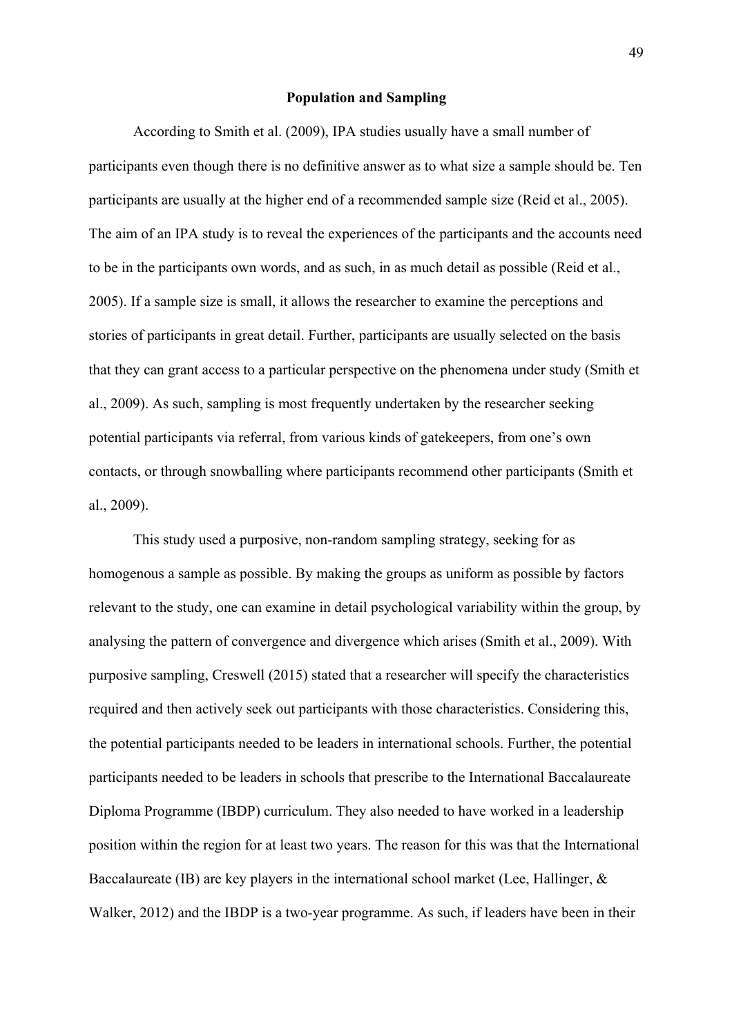## Population and Sampling

According to Smith et al. (2009), IPA studies usually have a small number of participants even though there is no definitive answer as to what size a sample should be. Ten participants are usually at the higher end of a recommended sample size (Reid et al., 2005). The aim of an IPA study is to reveal the experiences of the participants and the accounts need to be in the participants own words, and as such, in as much detail as possible (Reid et al., 2005). If a sample size is small, it allows the researcher to examine the perceptions and stories of participants in great detail. Further, participants are usually selected on the basis that they can grant access to a particular perspective on the phenomena under study (Smith et al., 2009). As such, sampling is most frequently undertaken by the researcher seeking potential participants via referral, from various kinds of gatekeepers, from one's own contacts, or through snowballing where participants recommend other participants (Smith et al., 2009).

This study used a purposive, non-random sampling strategy, seeking for as homogenous a sample as possible. By making the groups as uniform as possible by factors relevant to the study, one can examine in detail psychological variability within the group, by analysing the pattern of convergence and divergence which arises (Smith et al., 2009). With purposive sampling, Creswell (2015) stated that a researcher will specify the characteristics required and then actively seek out participants with those characteristics. Considering this, the potential participants needed to be leaders in international schools. Further, the potential participants needed to be leaders in schools that prescribe to the International Baccalaureate Diploma Programme (IBDP) curriculum. They also needed to have worked in a leadership position within the region for at least two years. The reason for this was that the International Baccalaureate (IB) are key players in the international school market (Lee, Hallinger, & Walker, 2012) and the IBDP is a two-year programme. As such, if leaders have been in their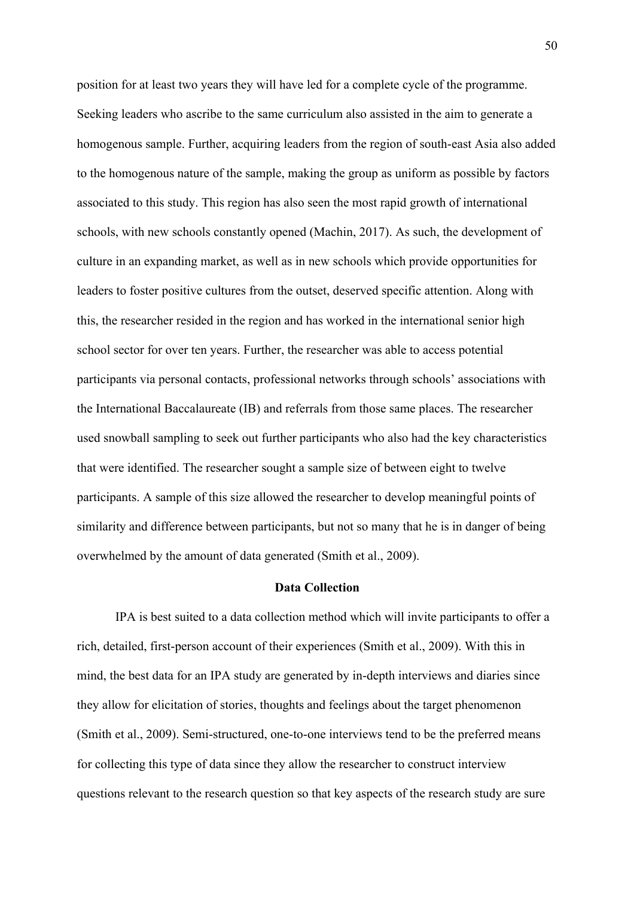position for at least two years they will have led for a complete cycle of the programme. Seeking leaders who ascribe to the same curriculum also assisted in the aim to generate a homogenous sample. Further, acquiring leaders from the region of south-east Asia also added to the homogenous nature of the sample, making the group as uniform as possible by factors associated to this study. This region has also seen the most rapid growth of international schools, with new schools constantly opened (Machin, 2017). As such, the development of culture in an expanding market, as well as in new schools which provide opportunities for leaders to foster positive cultures from the outset, deserved specific attention. Along with this, the researcher resided in the region and has worked in the international senior high school sector for over ten years. Further, the researcher was able to access potential participants via personal contacts, professional networks through schools' associations with the International Baccalaureate (IB) and referrals from those same places. The researcher used snowball sampling to seek out further participants who also had the key characteristics that were identified. The researcher sought a sample size of between eight to twelve participants. A sample of this size allowed the researcher to develop meaningful points of similarity and difference between participants, but not so many that he is in danger of being overwhelmed by the amount of data generated (Smith et al., 2009).

## Data Collection

IPA is best suited to a data collection method which will invite participants to offer a rich, detailed, first-person account of their experiences (Smith et al., 2009). With this in mind, the best data for an IPA study are generated by in-depth interviews and diaries since they allow for elicitation of stories, thoughts and feelings about the target phenomenon (Smith et al., 2009). Semi-structured, one-to-one interviews tend to be the preferred means for collecting this type of data since they allow the researcher to construct interview questions relevant to the research question so that key aspects of the research study are sure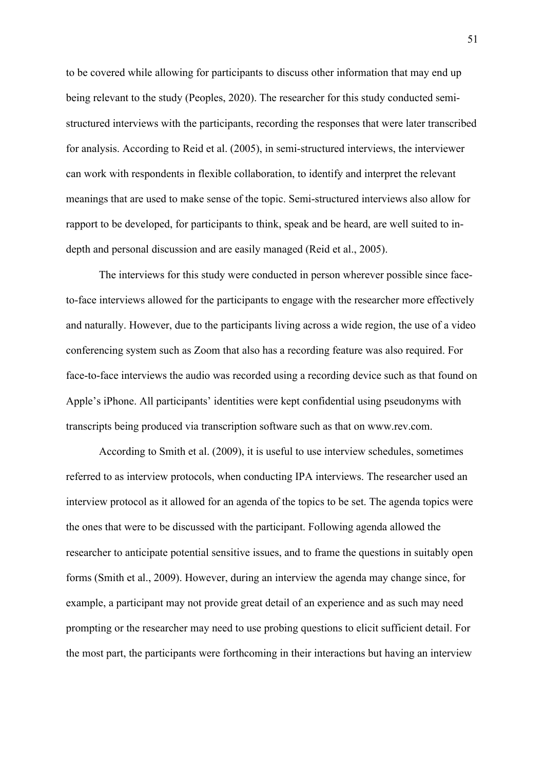to be covered while allowing for participants to discuss other information that may end up being relevant to the study (Peoples, 2020). The researcher for this study conducted semi-structured interviews with the participants, recording the responses that were later transcribed for analysis. According to Reid et al. (2005), in semi-structured interviews, the interviewer can work with respondents in flexible collaboration, to identify and interpret the relevant meanings that are used to make sense of the topic. Semi-structured interviews also allow for rapport to be developed, for participants to think, speak and be heard, are well suited to in-depth and personal discussion and are easily managed (Reid et al., 2005).

The interviews for this study were conducted in person wherever possible since face-to-face interviews allowed for the participants to engage with the researcher more effectively and naturally. However, due to the participants living across a wide region, the use of a video conferencing system such as Zoom that also has a recording feature was also required. For face-to-face interviews the audio was recorded using a recording device such as that found on Apple's iPhone. All participants' identities were kept confidential using pseudonyms with transcripts being produced via transcription software such as that on www.rev.com.

According to Smith et al. (2009), it is useful to use interview schedules, sometimes referred to as interview protocols, when conducting IPA interviews. The researcher used an interview protocol as it allowed for an agenda of the topics to be set. The agenda topics were the ones that were to be discussed with the participant. Following agenda allowed the researcher to anticipate potential sensitive issues, and to frame the questions in suitably open forms (Smith et al., 2009). However, during an interview the agenda may change since, for example, a participant may not provide great detail of an experience and as such may need prompting or the researcher may need to use probing questions to elicit sufficient detail. For the most part, the participants were forthcoming in their interactions but having an interview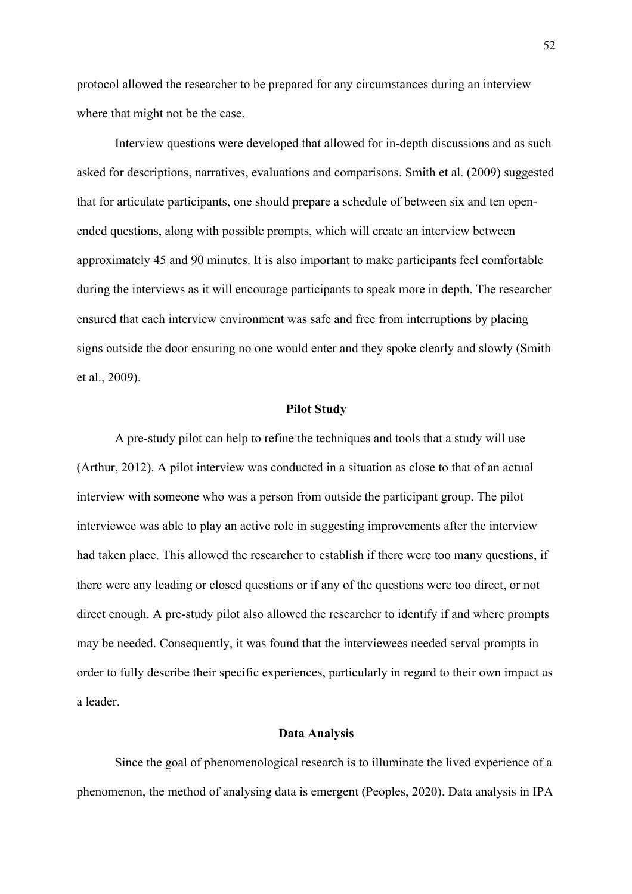protocol allowed the researcher to be prepared for any circumstances during an interview where that might not be the case.

Interview questions were developed that allowed for in-depth discussions and as such asked for descriptions, narratives, evaluations and comparisons. Smith et al. (2009) suggested that for articulate participants, one should prepare a schedule of between six and ten open-ended questions, along with possible prompts, which will create an interview between approximately 45 and 90 minutes. It is also important to make participants feel comfortable during the interviews as it will encourage participants to speak more in depth. The researcher ensured that each interview environment was safe and free from interruptions by placing signs outside the door ensuring no one would enter and they spoke clearly and slowly (Smith et al., 2009).

## Pilot Study

A pre-study pilot can help to refine the techniques and tools that a study will use (Arthur, 2012). A pilot interview was conducted in a situation as close to that of an actual interview with someone who was a person from outside the participant group. The pilot interviewee was able to play an active role in suggesting improvements after the interview had taken place. This allowed the researcher to establish if there were too many questions, if there were any leading or closed questions or if any of the questions were too direct, or not direct enough. A pre-study pilot also allowed the researcher to identify if and where prompts may be needed. Consequently, it was found that the interviewees needed serval prompts in order to fully describe their specific experiences, particularly in regard to their own impact as a leader.

## Data Analysis

Since the goal of phenomenological research is to illuminate the lived experience of a phenomenon, the method of analysing data is emergent (Peoples, 2020). Data analysis in IPA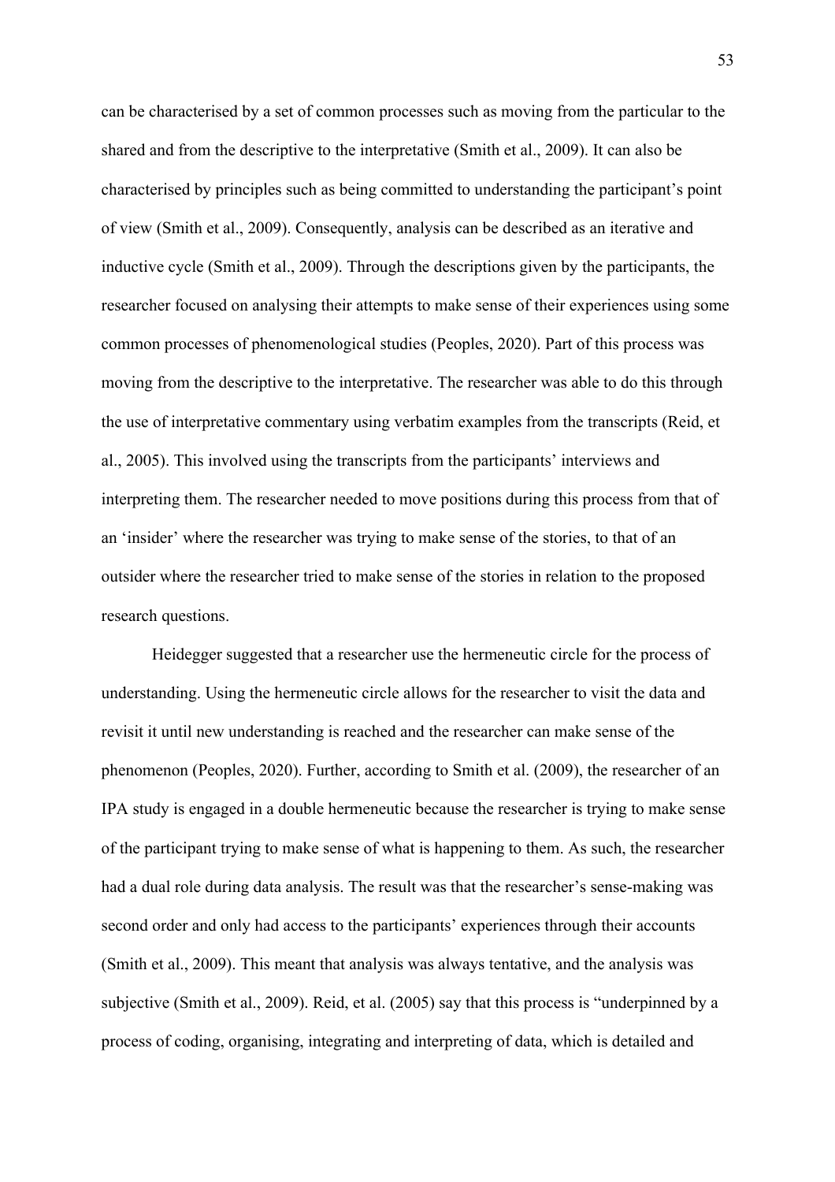can be characterised by a set of common processes such as moving from the particular to the shared and from the descriptive to the interpretative (Smith et al., 2009). It can also be characterised by principles such as being committed to understanding the participant's point of view (Smith et al., 2009). Consequently, analysis can be described as an iterative and inductive cycle (Smith et al., 2009). Through the descriptions given by the participants, the researcher focused on analysing their attempts to make sense of their experiences using some common processes of phenomenological studies (Peoples, 2020). Part of this process was moving from the descriptive to the interpretative. The researcher was able to do this through the use of interpretative commentary using verbatim examples from the transcripts (Reid, et al., 2005). This involved using the transcripts from the participants' interviews and interpreting them. The researcher needed to move positions during this process from that of an 'insider' where the researcher was trying to make sense of the stories, to that of an outsider where the researcher tried to make sense of the stories in relation to the proposed research questions.

Heidegger suggested that a researcher use the hermeneutic circle for the process of understanding. Using the hermeneutic circle allows for the researcher to visit the data and revisit it until new understanding is reached and the researcher can make sense of the phenomenon (Peoples, 2020). Further, according to Smith et al. (2009), the researcher of an IPA study is engaged in a double hermeneutic because the researcher is trying to make sense of the participant trying to make sense of what is happening to them. As such, the researcher had a dual role during data analysis. The result was that the researcher's sense-making was second order and only had access to the participants' experiences through their accounts (Smith et al., 2009). This meant that analysis was always tentative, and the analysis was subjective (Smith et al., 2009). Reid, et al. (2005) say that this process is "underpinned by a process of coding, organising, integrating and interpreting of data, which is detailed and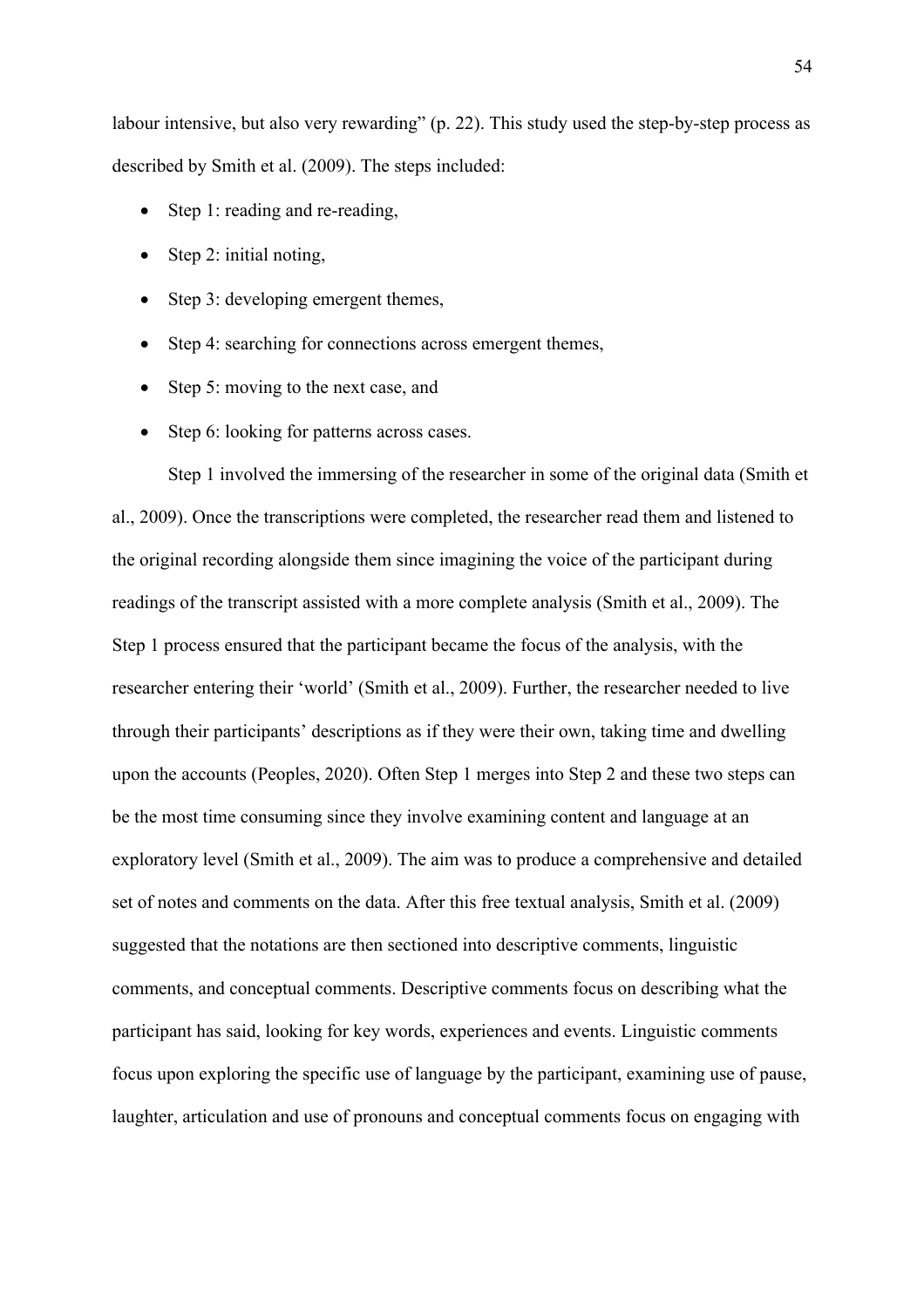labour intensive, but also very rewarding" (p. 22). This study used the step-by-step process as described by Smith et al. (2009). The steps included:

- Step 1: reading and re-reading,
- Step 2: initial noting,
- Step 3: developing emergent themes,
- Step 4: searching for connections across emergent themes,
- Step 5: moving to the next case, and
- Step 6: looking for patterns across cases.

Step 1 involved the immersing of the researcher in some of the original data (Smith et al., 2009). Once the transcriptions were completed, the researcher read them and listened to the original recording alongside them since imagining the voice of the participant during readings of the transcript assisted with a more complete analysis (Smith et al., 2009). The Step 1 process ensured that the participant became the focus of the analysis, with the researcher entering their 'world' (Smith et al., 2009). Further, the researcher needed to live through their participants' descriptions as if they were their own, taking time and dwelling upon the accounts (Peoples, 2020). Often Step 1 merges into Step 2 and these two steps can be the most time consuming since they involve examining content and language at an exploratory level (Smith et al., 2009). The aim was to produce a comprehensive and detailed set of notes and comments on the data. After this free textual analysis, Smith et al. (2009) suggested that the notations are then sectioned into descriptive comments, linguistic comments, and conceptual comments. Descriptive comments focus on describing what the participant has said, looking for key words, experiences and events. Linguistic comments focus upon exploring the specific use of language by the participant, examining use of pause, laughter, articulation and use of pronouns and conceptual comments focus on engaging with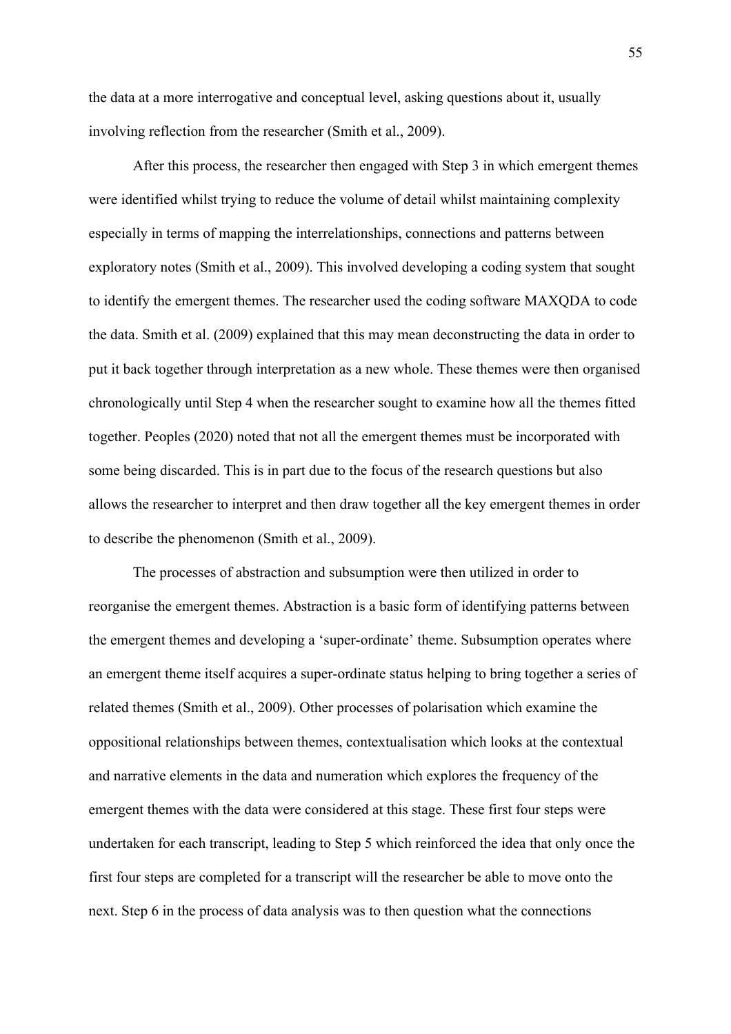the data at a more interrogative and conceptual level, asking questions about it, usually involving reflection from the researcher (Smith et al., 2009).

After this process, the researcher then engaged with Step 3 in which emergent themes were identified whilst trying to reduce the volume of detail whilst maintaining complexity especially in terms of mapping the interrelationships, connections and patterns between exploratory notes (Smith et al., 2009). This involved developing a coding system that sought to identify the emergent themes. The researcher used the coding software MAXQDA to code the data. Smith et al. (2009) explained that this may mean deconstructing the data in order to put it back together through interpretation as a new whole. These themes were then organised chronologically until Step 4 when the researcher sought to examine how all the themes fitted together. Peoples (2020) noted that not all the emergent themes must be incorporated with some being discarded. This is in part due to the focus of the research questions but also allows the researcher to interpret and then draw together all the key emergent themes in order to describe the phenomenon (Smith et al., 2009).

The processes of abstraction and subsumption were then utilized in order to reorganise the emergent themes. Abstraction is a basic form of identifying patterns between the emergent themes and developing a 'super-ordinate' theme. Subsumption operates where an emergent theme itself acquires a super-ordinate status helping to bring together a series of related themes (Smith et al., 2009). Other processes of polarisation which examine the oppositional relationships between themes, contextualisation which looks at the contextual and narrative elements in the data and numeration which explores the frequency of the emergent themes with the data were considered at this stage. These first four steps were undertaken for each transcript, leading to Step 5 which reinforced the idea that only once the first four steps are completed for a transcript will the researcher be able to move onto the next. Step 6 in the process of data analysis was to then question what the connections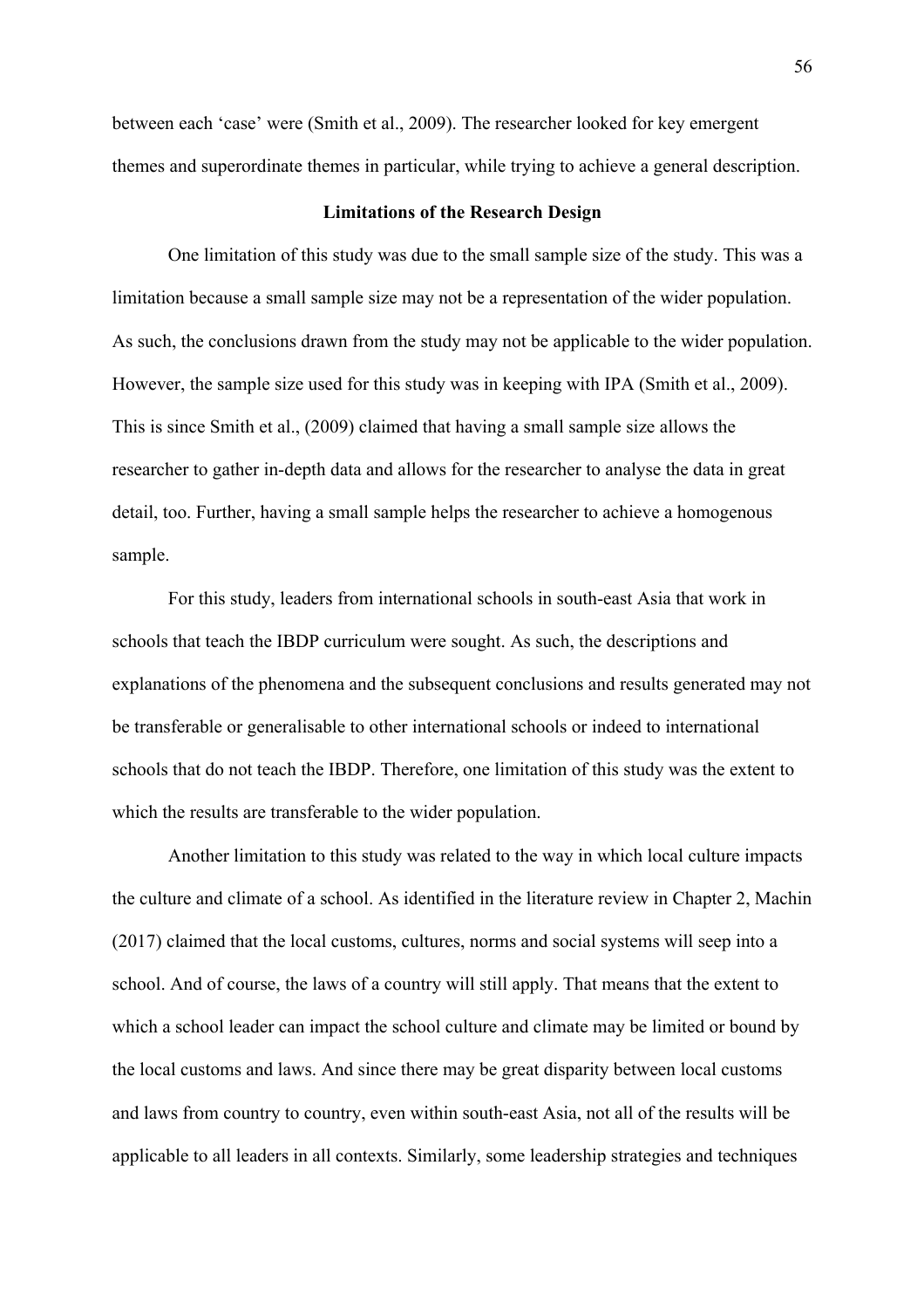between each 'case' were (Smith et al., 2009). The researcher looked for key emergent themes and superordinate themes in particular, while trying to achieve a general description.

## Limitations of the Research Design

One limitation of this study was due to the small sample size of the study. This was a limitation because a small sample size may not be a representation of the wider population. As such, the conclusions drawn from the study may not be applicable to the wider population. However, the sample size used for this study was in keeping with IPA (Smith et al., 2009). This is since Smith et al., (2009) claimed that having a small sample size allows the researcher to gather in-depth data and allows for the researcher to analyse the data in great detail, too. Further, having a small sample helps the researcher to achieve a homogenous sample.

For this study, leaders from international schools in south-east Asia that work in schools that teach the IBDP curriculum were sought. As such, the descriptions and explanations of the phenomena and the subsequent conclusions and results generated may not be transferable or generalisable to other international schools or indeed to international schools that do not teach the IBDP. Therefore, one limitation of this study was the extent to which the results are transferable to the wider population.

Another limitation to this study was related to the way in which local culture impacts the culture and climate of a school. As identified in the literature review in Chapter 2, Machin (2017) claimed that the local customs, cultures, norms and social systems will seep into a school. And of course, the laws of a country will still apply. That means that the extent to which a school leader can impact the school culture and climate may be limited or bound by the local customs and laws. And since there may be great disparity between local customs and laws from country to country, even within south-east Asia, not all of the results will be applicable to all leaders in all contexts. Similarly, some leadership strategies and techniques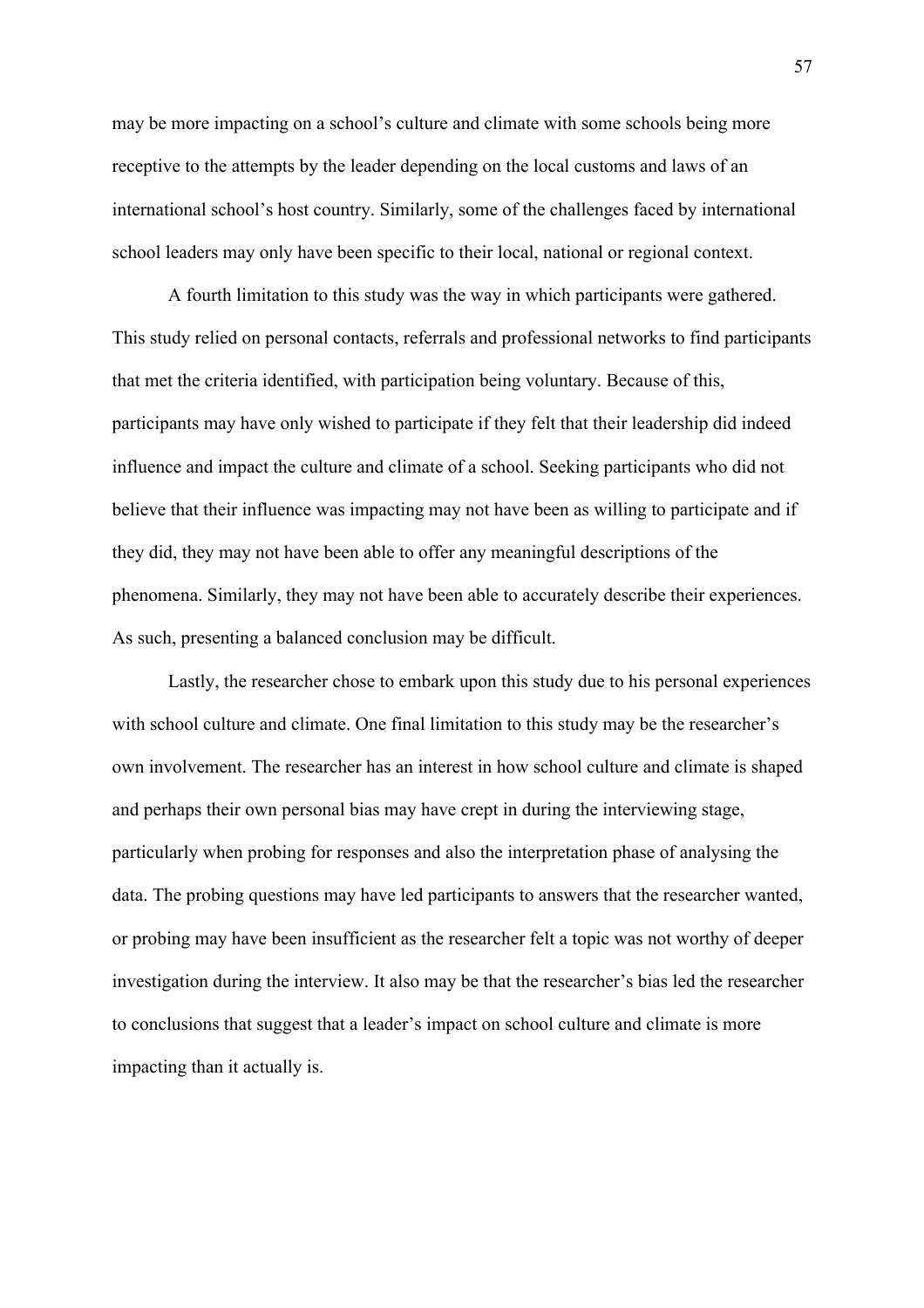may be more impacting on a school's culture and climate with some schools being more receptive to the attempts by the leader depending on the local customs and laws of an international school's host country. Similarly, some of the challenges faced by international school leaders may only have been specific to their local, national or regional context.

A fourth limitation to this study was the way in which participants were gathered. This study relied on personal contacts, referrals and professional networks to find participants that met the criteria identified, with participation being voluntary. Because of this, participants may have only wished to participate if they felt that their leadership did indeed influence and impact the culture and climate of a school. Seeking participants who did not believe that their influence was impacting may not have been as willing to participate and if they did, they may not have been able to offer any meaningful descriptions of the phenomena. Similarly, they may not have been able to accurately describe their experiences. As such, presenting a balanced conclusion may be difficult.

Lastly, the researcher chose to embark upon this study due to his personal experiences with school culture and climate. One final limitation to this study may be the researcher's own involvement. The researcher has an interest in how school culture and climate is shaped and perhaps their own personal bias may have crept in during the interviewing stage, particularly when probing for responses and also the interpretation phase of analysing the data. The probing questions may have led participants to answers that the researcher wanted, or probing may have been insufficient as the researcher felt a topic was not worthy of deeper investigation during the interview. It also may be that the researcher's bias led the researcher to conclusions that suggest that a leader's impact on school culture and climate is more impacting than it actually is.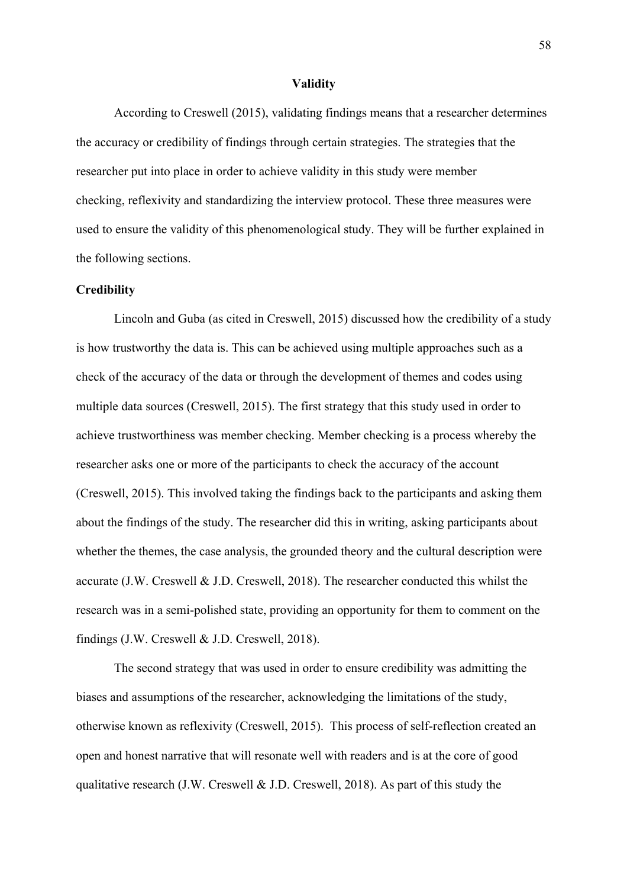## Validity

According to Creswell (2015), validating findings means that a researcher determines the accuracy or credibility of findings through certain strategies. The strategies that the researcher put into place in order to achieve validity in this study were member checking, reflexivity and standardizing the interview protocol. These three measures were used to ensure the validity of this phenomenological study. They will be further explained in the following sections.

### Credibility

Lincoln and Guba (as cited in Creswell, 2015) discussed how the credibility of a study is how trustworthy the data is. This can be achieved using multiple approaches such as a check of the accuracy of the data or through the development of themes and codes using multiple data sources (Creswell, 2015). The first strategy that this study used in order to achieve trustworthiness was member checking. Member checking is a process whereby the researcher asks one or more of the participants to check the accuracy of the account (Creswell, 2015). This involved taking the findings back to the participants and asking them about the findings of the study. The researcher did this in writing, asking participants about whether the themes, the case analysis, the grounded theory and the cultural description were accurate (J.W. Creswell & J.D. Creswell, 2018). The researcher conducted this whilst the research was in a semi-polished state, providing an opportunity for them to comment on the findings (J.W. Creswell & J.D. Creswell, 2018).

The second strategy that was used in order to ensure credibility was admitting the biases and assumptions of the researcher, acknowledging the limitations of the study, otherwise known as reflexivity (Creswell, 2015). This process of self-reflection created an open and honest narrative that will resonate well with readers and is at the core of good qualitative research (J.W. Creswell & J.D. Creswell, 2018). As part of this study the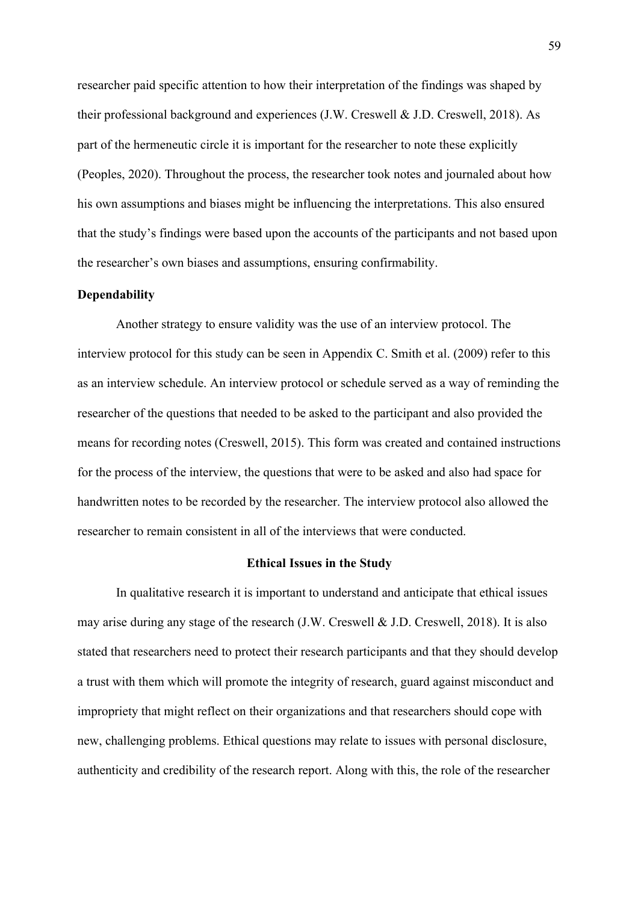researcher paid specific attention to how their interpretation of the findings was shaped by their professional background and experiences (J.W. Creswell & J.D. Creswell, 2018). As part of the hermeneutic circle it is important for the researcher to note these explicitly (Peoples, 2020). Throughout the process, the researcher took notes and journaled about how his own assumptions and biases might be influencing the interpretations. This also ensured that the study's findings were based upon the accounts of the participants and not based upon the researcher's own biases and assumptions, ensuring confirmability.

### Dependability

Another strategy to ensure validity was the use of an interview protocol. The interview protocol for this study can be seen in Appendix C. Smith et al. (2009) refer to this as an interview schedule. An interview protocol or schedule served as a way of reminding the researcher of the questions that needed to be asked to the participant and also provided the means for recording notes (Creswell, 2015). This form was created and contained instructions for the process of the interview, the questions that were to be asked and also had space for handwritten notes to be recorded by the researcher. The interview protocol also allowed the researcher to remain consistent in all of the interviews that were conducted.

## Ethical Issues in the Study

In qualitative research it is important to understand and anticipate that ethical issues may arise during any stage of the research (J.W. Creswell & J.D. Creswell, 2018). It is also stated that researchers need to protect their research participants and that they should develop a trust with them which will promote the integrity of research, guard against misconduct and impropriety that might reflect on their organizations and that researchers should cope with new, challenging problems. Ethical questions may relate to issues with personal disclosure, authenticity and credibility of the research report. Along with this, the role of the researcher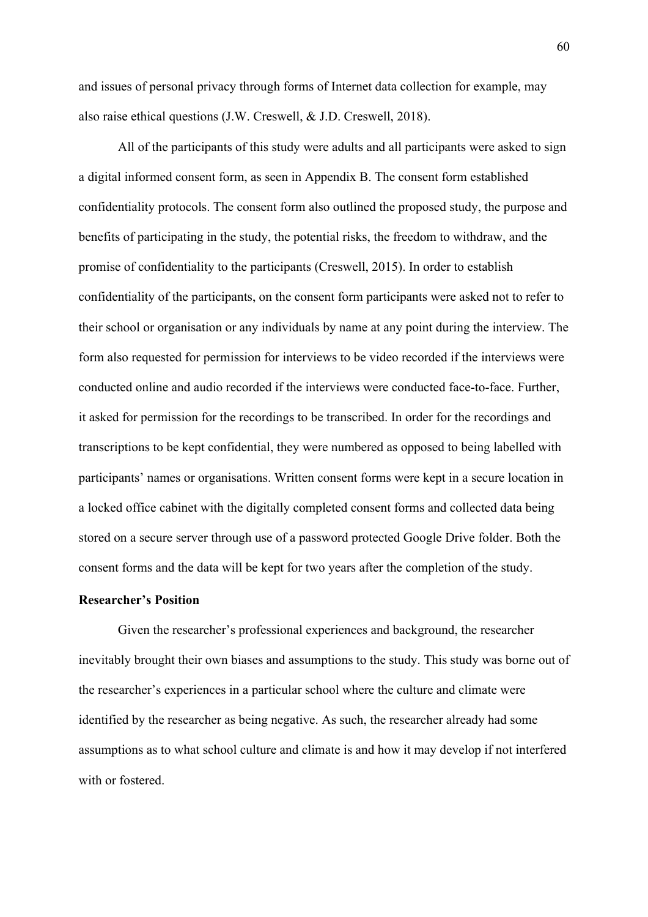and issues of personal privacy through forms of Internet data collection for example, may also raise ethical questions (J.W. Creswell, & J.D. Creswell, 2018).

All of the participants of this study were adults and all participants were asked to sign a digital informed consent form, as seen in Appendix B. The consent form established confidentiality protocols. The consent form also outlined the proposed study, the purpose and benefits of participating in the study, the potential risks, the freedom to withdraw, and the promise of confidentiality to the participants (Creswell, 2015). In order to establish confidentiality of the participants, on the consent form participants were asked not to refer to their school or organisation or any individuals by name at any point during the interview. The form also requested for permission for interviews to be video recorded if the interviews were conducted online and audio recorded if the interviews were conducted face-to-face. Further, it asked for permission for the recordings to be transcribed. In order for the recordings and transcriptions to be kept confidential, they were numbered as opposed to being labelled with participants' names or organisations. Written consent forms were kept in a secure location in a locked office cabinet with the digitally completed consent forms and collected data being stored on a secure server through use of a password protected Google Drive folder. Both the consent forms and the data will be kept for two years after the completion of the study.

**Researcher's Position**

Given the researcher's professional experiences and background, the researcher inevitably brought their own biases and assumptions to the study. This study was borne out of the researcher's experiences in a particular school where the culture and climate were identified by the researcher as being negative. As such, the researcher already had some assumptions as to what school culture and climate is and how it may develop if not interfered with or fostered.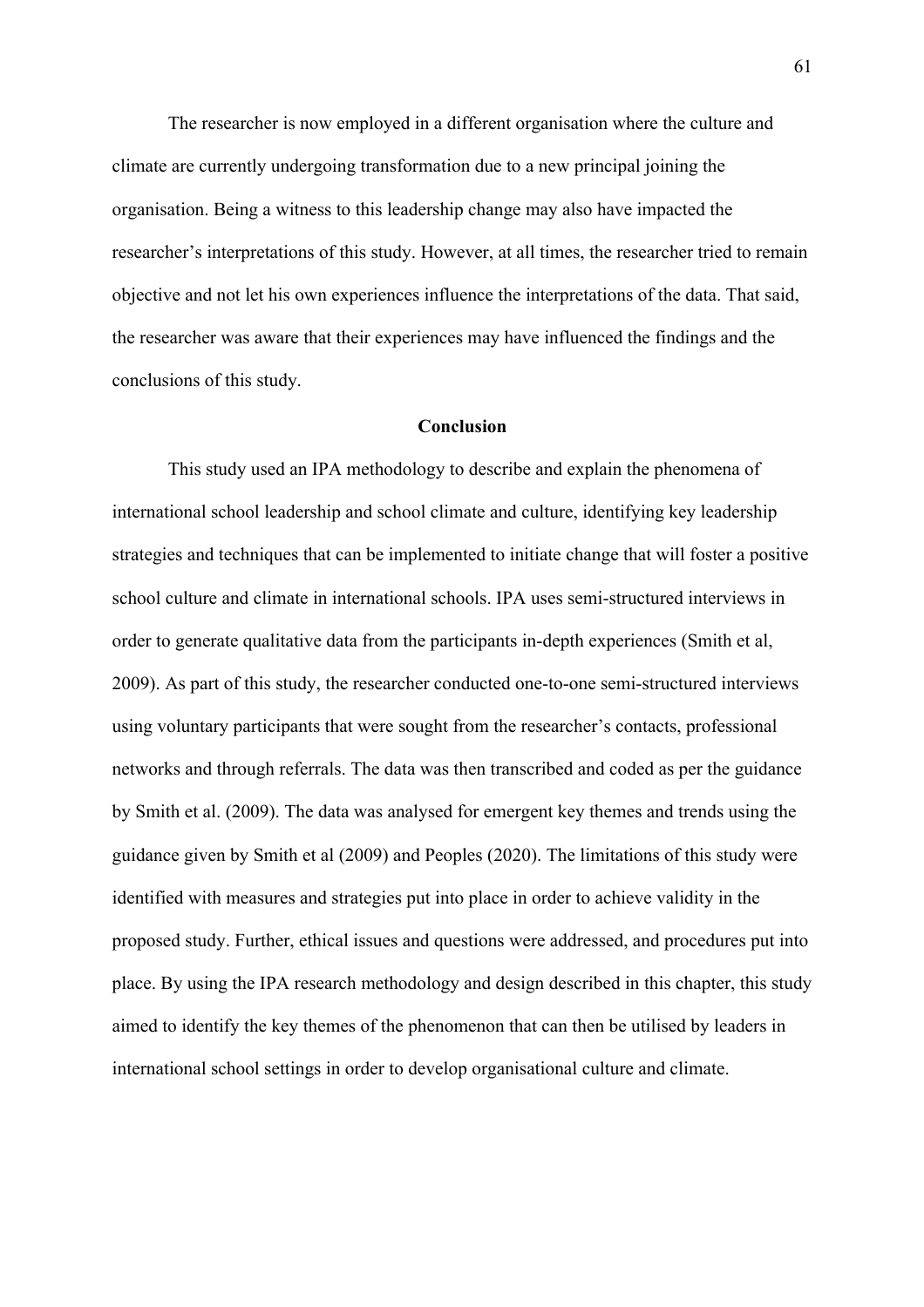The researcher is now employed in a different organisation where the culture and climate are currently undergoing transformation due to a new principal joining the organisation. Being a witness to this leadership change may also have impacted the researcher's interpretations of this study. However, at all times, the researcher tried to remain objective and not let his own experiences influence the interpretations of the data. That said, the researcher was aware that their experiences may have influenced the findings and the conclusions of this study.

## Conclusion

This study used an IPA methodology to describe and explain the phenomena of international school leadership and school climate and culture, identifying key leadership strategies and techniques that can be implemented to initiate change that will foster a positive school culture and climate in international schools. IPA uses semi-structured interviews in order to generate qualitative data from the participants in-depth experiences (Smith et al, 2009). As part of this study, the researcher conducted one-to-one semi-structured interviews using voluntary participants that were sought from the researcher's contacts, professional networks and through referrals. The data was then transcribed and coded as per the guidance by Smith et al. (2009). The data was analysed for emergent key themes and trends using the guidance given by Smith et al (2009) and Peoples (2020). The limitations of this study were identified with measures and strategies put into place in order to achieve validity in the proposed study. Further, ethical issues and questions were addressed, and procedures put into place. By using the IPA research methodology and design described in this chapter, this study aimed to identify the key themes of the phenomenon that can then be utilised by leaders in international school settings in order to develop organisational culture and climate.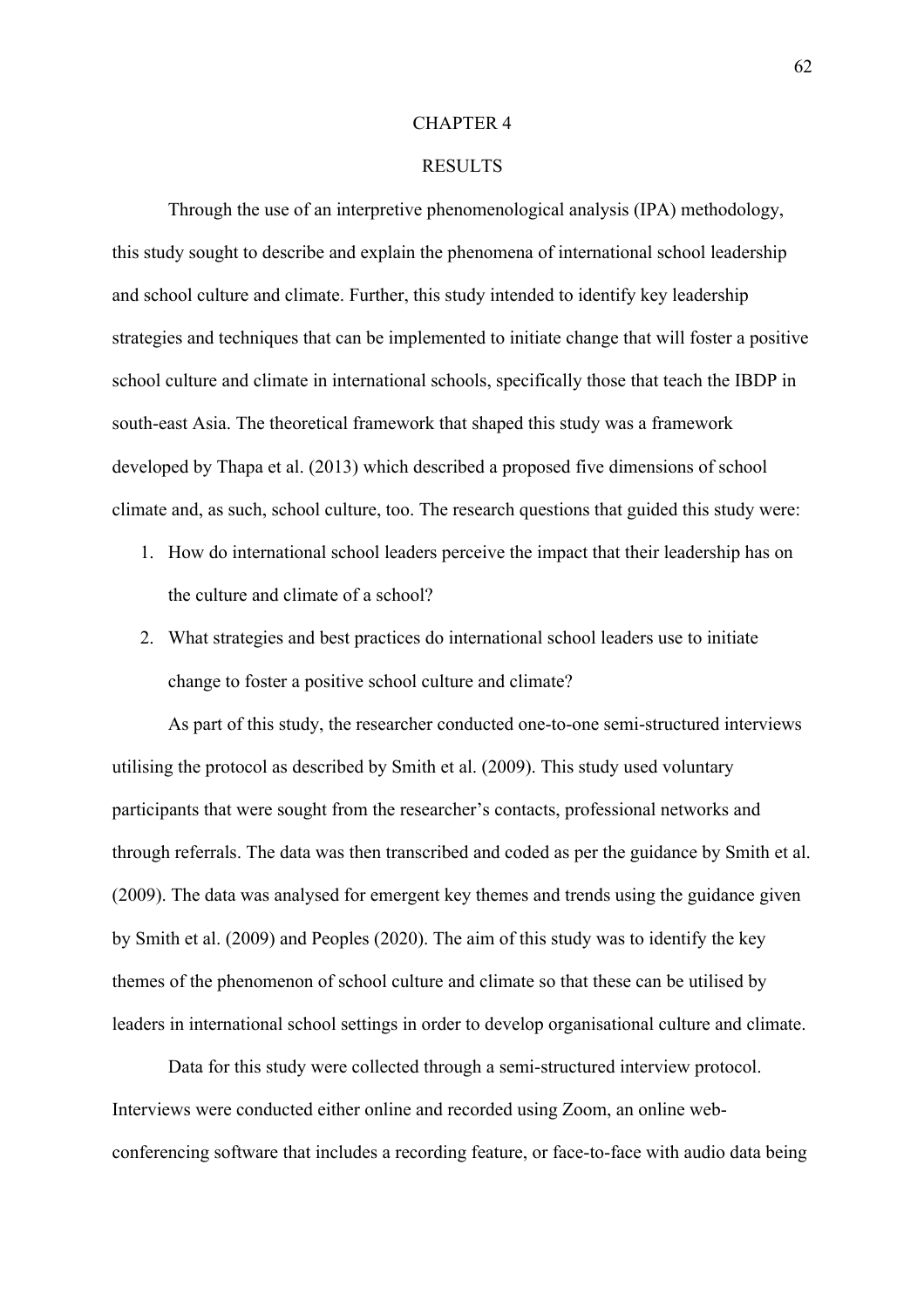# CHAPTER 4

# RESULTS

Through the use of an interpretive phenomenological analysis (IPA) methodology, this study sought to describe and explain the phenomena of international school leadership and school culture and climate. Further, this study intended to identify key leadership strategies and techniques that can be implemented to initiate change that will foster a positive school culture and climate in international schools, specifically those that teach the IBDP in south-east Asia. The theoretical framework that shaped this study was a framework developed by Thapa et al. (2013) which described a proposed five dimensions of school climate and, as such, school culture, too. The research questions that guided this study were:

1. How do international school leaders perceive the impact that their leadership has on the culture and climate of a school?
2. What strategies and best practices do international school leaders use to initiate change to foster a positive school culture and climate?

As part of this study, the researcher conducted one-to-one semi-structured interviews utilising the protocol as described by Smith et al. (2009). This study used voluntary participants that were sought from the researcher's contacts, professional networks and through referrals. The data was then transcribed and coded as per the guidance by Smith et al. (2009). The data was analysed for emergent key themes and trends using the guidance given by Smith et al. (2009) and Peoples (2020). The aim of this study was to identify the key themes of the phenomenon of school culture and climate so that these can be utilised by leaders in international school settings in order to develop organisational culture and climate.

Data for this study were collected through a semi-structured interview protocol. Interviews were conducted either online and recorded using Zoom, an online web-conferencing software that includes a recording feature, or face-to-face with audio data being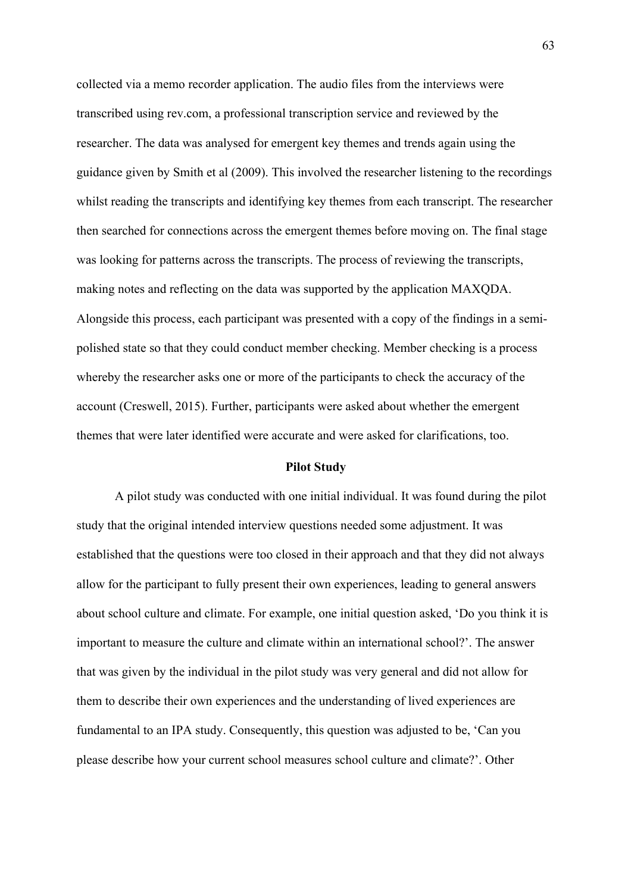collected via a memo recorder application. The audio files from the interviews were transcribed using rev.com, a professional transcription service and reviewed by the researcher. The data was analysed for emergent key themes and trends again using the guidance given by Smith et al (2009). This involved the researcher listening to the recordings whilst reading the transcripts and identifying key themes from each transcript. The researcher then searched for connections across the emergent themes before moving on. The final stage was looking for patterns across the transcripts. The process of reviewing the transcripts, making notes and reflecting on the data was supported by the application MAXQDA. Alongside this process, each participant was presented with a copy of the findings in a semi-polished state so that they could conduct member checking. Member checking is a process whereby the researcher asks one or more of the participants to check the accuracy of the account (Creswell, 2015). Further, participants were asked about whether the emergent themes that were later identified were accurate and were asked for clarifications, too.

## Pilot Study

A pilot study was conducted with one initial individual. It was found during the pilot study that the original intended interview questions needed some adjustment. It was established that the questions were too closed in their approach and that they did not always allow for the participant to fully present their own experiences, leading to general answers about school culture and climate. For example, one initial question asked, 'Do you think it is important to measure the culture and climate within an international school?'. The answer that was given by the individual in the pilot study was very general and did not allow for them to describe their own experiences and the understanding of lived experiences are fundamental to an IPA study. Consequently, this question was adjusted to be, 'Can you please describe how your current school measures school culture and climate?'. Other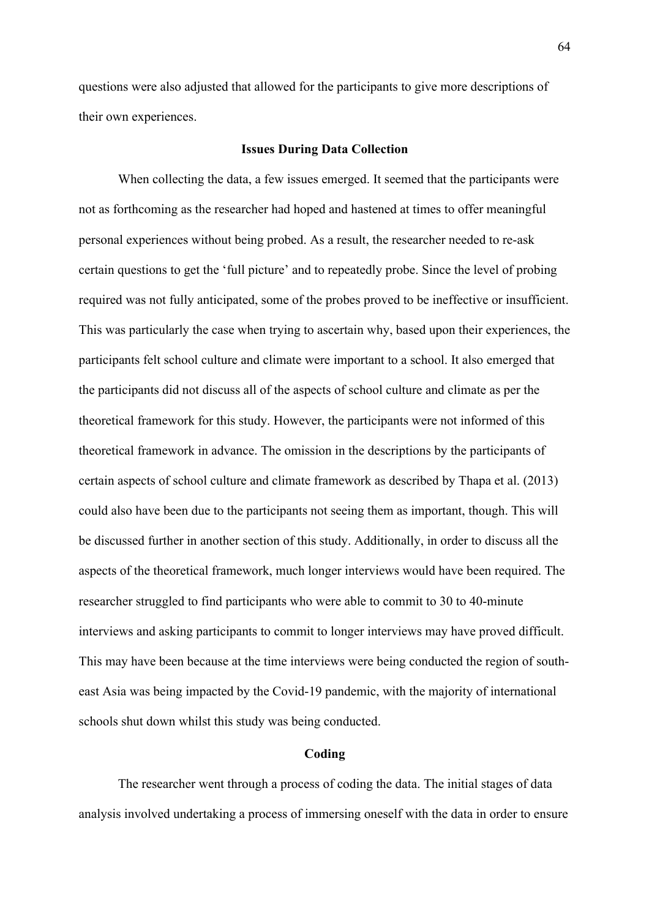questions were also adjusted that allowed for the participants to give more descriptions of their own experiences.

## Issues During Data Collection

When collecting the data, a few issues emerged. It seemed that the participants were not as forthcoming as the researcher had hoped and hastened at times to offer meaningful personal experiences without being probed. As a result, the researcher needed to re-ask certain questions to get the 'full picture' and to repeatedly probe. Since the level of probing required was not fully anticipated, some of the probes proved to be ineffective or insufficient. This was particularly the case when trying to ascertain why, based upon their experiences, the participants felt school culture and climate were important to a school. It also emerged that the participants did not discuss all of the aspects of school culture and climate as per the theoretical framework for this study. However, the participants were not informed of this theoretical framework in advance. The omission in the descriptions by the participants of certain aspects of school culture and climate framework as described by Thapa et al. (2013) could also have been due to the participants not seeing them as important, though. This will be discussed further in another section of this study. Additionally, in order to discuss all the aspects of the theoretical framework, much longer interviews would have been required. The researcher struggled to find participants who were able to commit to 30 to 40-minute interviews and asking participants to commit to longer interviews may have proved difficult. This may have been because at the time interviews were being conducted the region of south-east Asia was being impacted by the Covid-19 pandemic, with the majority of international schools shut down whilst this study was being conducted.

## Coding

The researcher went through a process of coding the data. The initial stages of data analysis involved undertaking a process of immersing oneself with the data in order to ensure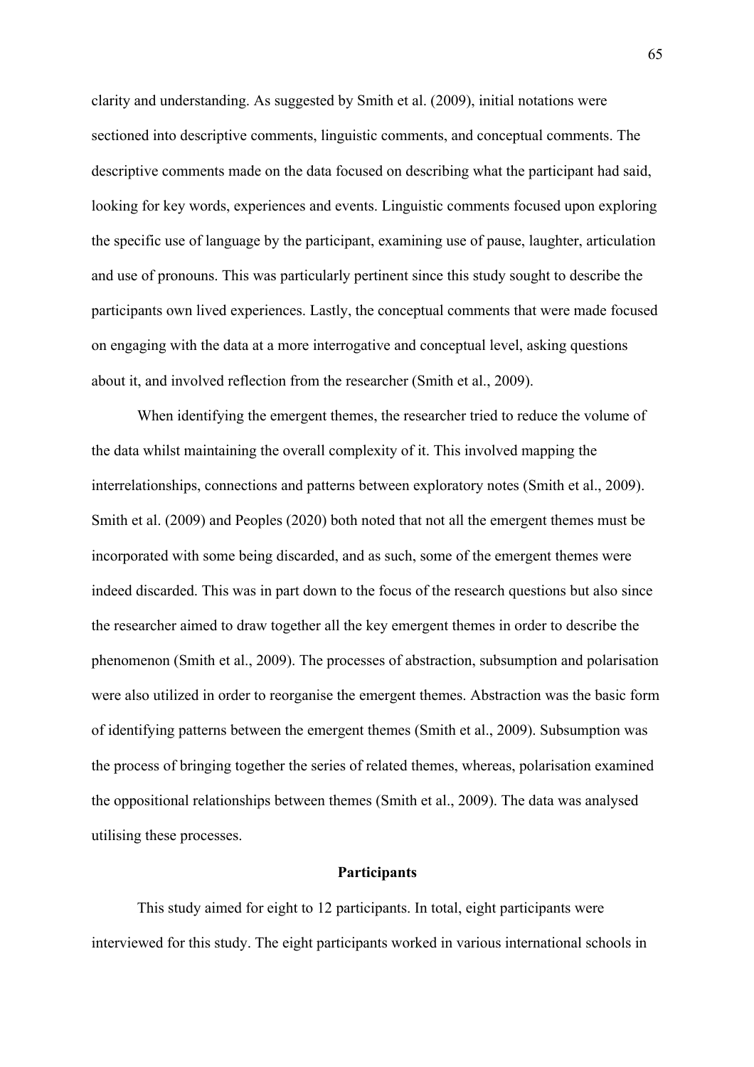clarity and understanding. As suggested by Smith et al. (2009), initial notations were sectioned into descriptive comments, linguistic comments, and conceptual comments. The descriptive comments made on the data focused on describing what the participant had said, looking for key words, experiences and events. Linguistic comments focused upon exploring the specific use of language by the participant, examining use of pause, laughter, articulation and use of pronouns. This was particularly pertinent since this study sought to describe the participants own lived experiences. Lastly, the conceptual comments that were made focused on engaging with the data at a more interrogative and conceptual level, asking questions about it, and involved reflection from the researcher (Smith et al., 2009).

When identifying the emergent themes, the researcher tried to reduce the volume of the data whilst maintaining the overall complexity of it. This involved mapping the interrelationships, connections and patterns between exploratory notes (Smith et al., 2009). Smith et al. (2009) and Peoples (2020) both noted that not all the emergent themes must be incorporated with some being discarded, and as such, some of the emergent themes were indeed discarded. This was in part down to the focus of the research questions but also since the researcher aimed to draw together all the key emergent themes in order to describe the phenomenon (Smith et al., 2009). The processes of abstraction, subsumption and polarisation were also utilized in order to reorganise the emergent themes. Abstraction was the basic form of identifying patterns between the emergent themes (Smith et al., 2009). Subsumption was the process of bringing together the series of related themes, whereas, polarisation examined the oppositional relationships between themes (Smith et al., 2009). The data was analysed utilising these processes.

## Participants

This study aimed for eight to 12 participants. In total, eight participants were interviewed for this study. The eight participants worked in various international schools in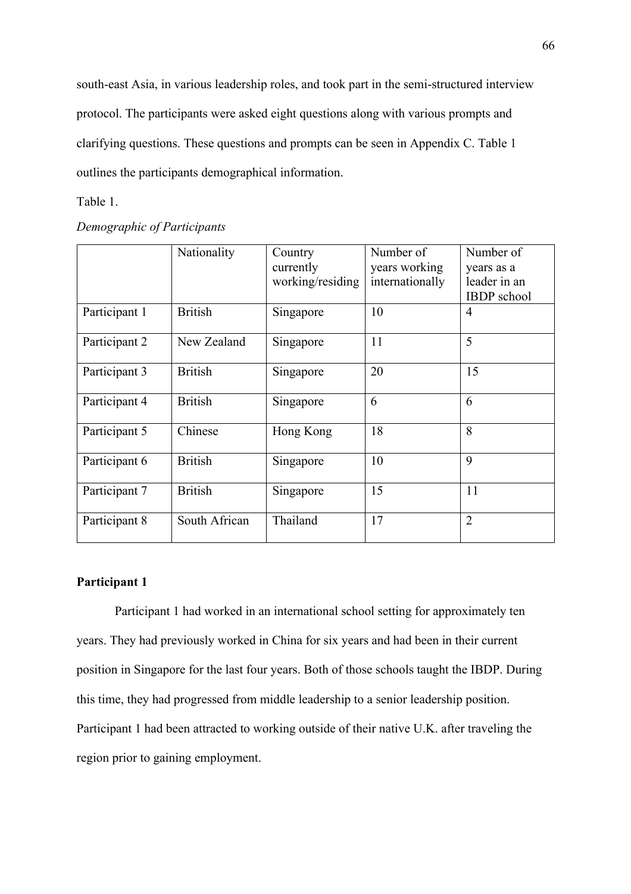south-east Asia, in various leadership roles, and took part in the semi-structured interview protocol. The participants were asked eight questions along with various prompts and clarifying questions. These questions and prompts can be seen in Appendix C. Table 1 outlines the participants demographical information.

Table 1.

*Demographic of Participants*

| | Nationality | Country currently working/residing | Number of years working internationally | Number of years as a leader in an IBDP school |
|---|---|---|---|---|
| Participant 1 | British | Singapore | 10 | 4 |
| Participant 2 | New Zealand | Singapore | 11 | 5 |
| Participant 3 | British | Singapore | 20 | 15 |
| Participant 4 | British | Singapore | 6 | 6 |
| Participant 5 | Chinese | Hong Kong | 18 | 8 |
| Participant 6 | British | Singapore | 10 | 9 |
| Participant 7 | British | Singapore | 15 | 11 |
| Participant 8 | South African | Thailand | 17 | 2 |

**Participant 1**

Participant 1 had worked in an international school setting for approximately ten years. They had previously worked in China for six years and had been in their current position in Singapore for the last four years. Both of those schools taught the IBDP. During this time, they had progressed from middle leadership to a senior leadership position. Participant 1 had been attracted to working outside of their native U.K. after traveling the region prior to gaining employment.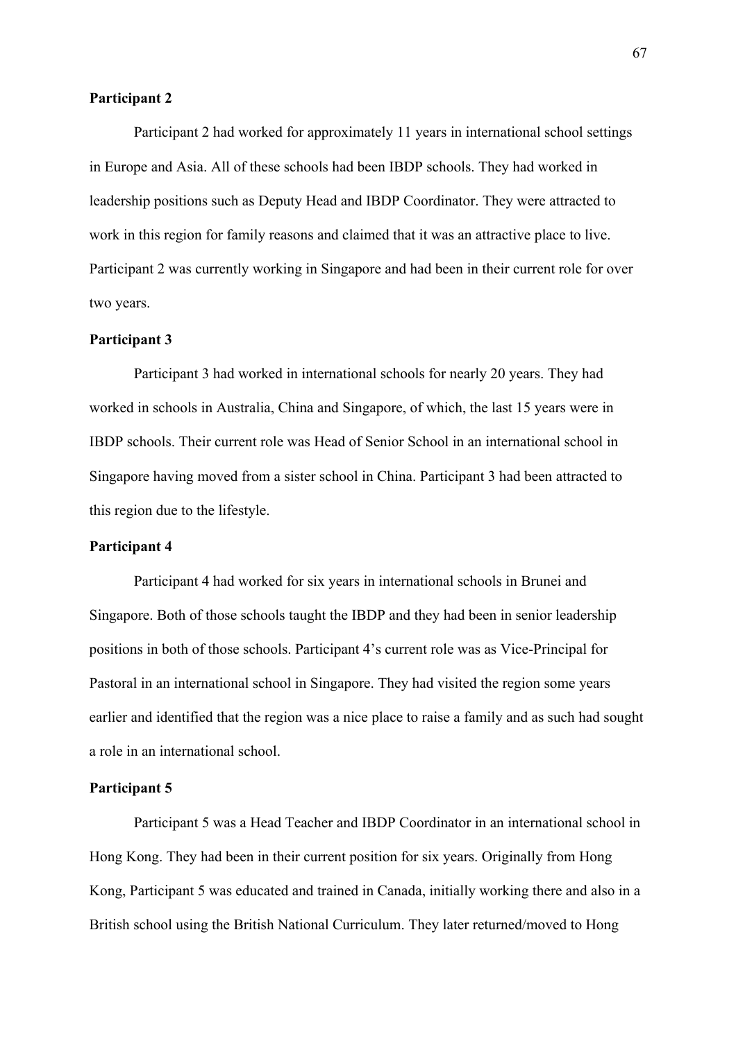**Participant 2**

Participant 2 had worked for approximately 11 years in international school settings in Europe and Asia. All of these schools had been IBDP schools. They had worked in leadership positions such as Deputy Head and IBDP Coordinator. They were attracted to work in this region for family reasons and claimed that it was an attractive place to live. Participant 2 was currently working in Singapore and had been in their current role for over two years.

**Participant 3**

Participant 3 had worked in international schools for nearly 20 years. They had worked in schools in Australia, China and Singapore, of which, the last 15 years were in IBDP schools. Their current role was Head of Senior School in an international school in Singapore having moved from a sister school in China. Participant 3 had been attracted to this region due to the lifestyle.

**Participant 4**

Participant 4 had worked for six years in international schools in Brunei and Singapore. Both of those schools taught the IBDP and they had been in senior leadership positions in both of those schools. Participant 4's current role was as Vice-Principal for Pastoral in an international school in Singapore. They had visited the region some years earlier and identified that the region was a nice place to raise a family and as such had sought a role in an international school.

**Participant 5**

Participant 5 was a Head Teacher and IBDP Coordinator in an international school in Hong Kong. They had been in their current position for six years. Originally from Hong Kong, Participant 5 was educated and trained in Canada, initially working there and also in a British school using the British National Curriculum. They later returned/moved to Hong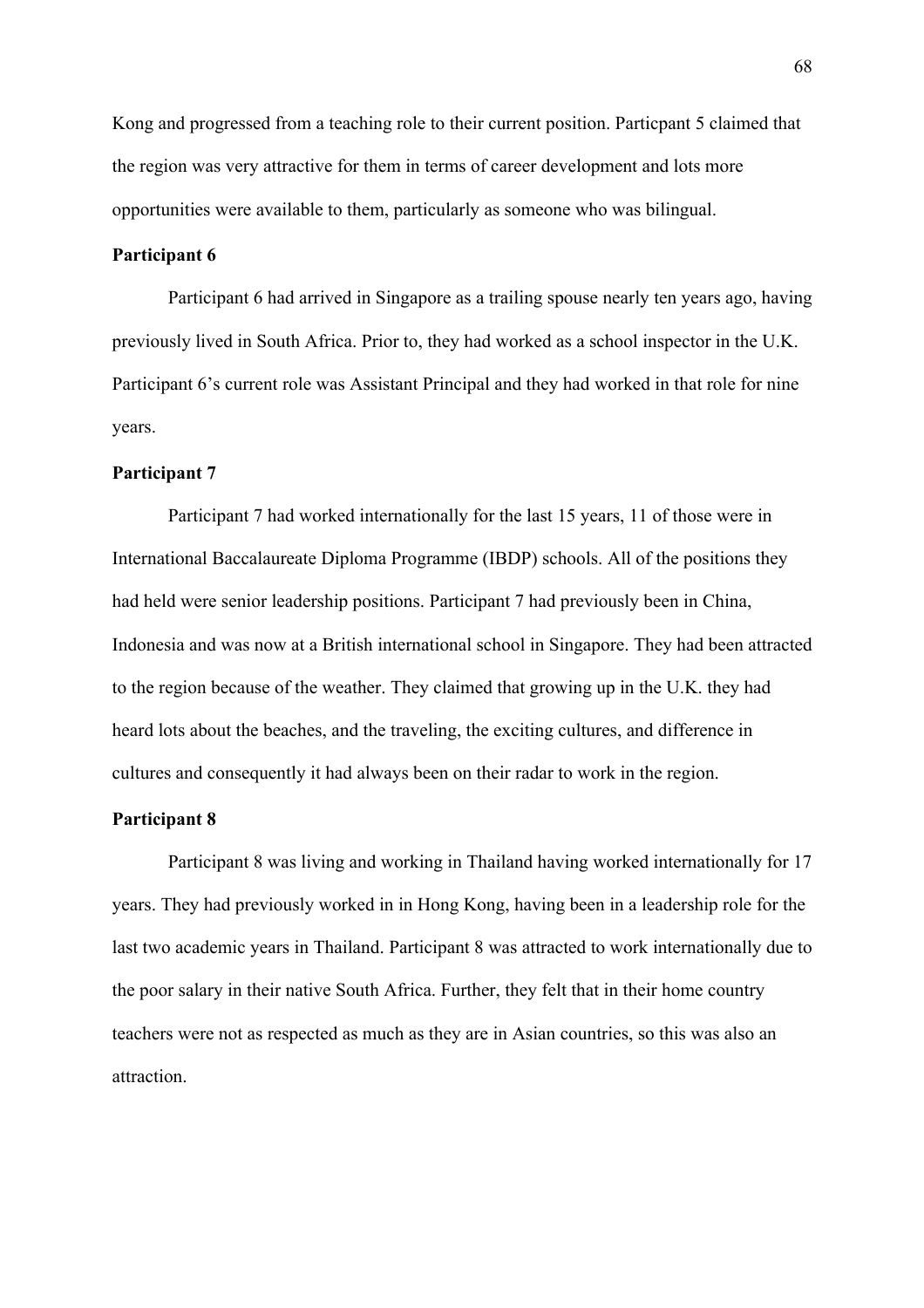Kong and progressed from a teaching role to their current position. Particpant 5 claimed that the region was very attractive for them in terms of career development and lots more opportunities were available to them, particularly as someone who was bilingual.

**Participant 6**

Participant 6 had arrived in Singapore as a trailing spouse nearly ten years ago, having previously lived in South Africa. Prior to, they had worked as a school inspector in the U.K. Participant 6's current role was Assistant Principal and they had worked in that role for nine years.

**Participant 7**

Participant 7 had worked internationally for the last 15 years, 11 of those were in International Baccalaureate Diploma Programme (IBDP) schools. All of the positions they had held were senior leadership positions. Participant 7 had previously been in China, Indonesia and was now at a British international school in Singapore. They had been attracted to the region because of the weather. They claimed that growing up in the U.K. they had heard lots about the beaches, and the traveling, the exciting cultures, and difference in cultures and consequently it had always been on their radar to work in the region.

**Participant 8**

Participant 8 was living and working in Thailand having worked internationally for 17 years. They had previously worked in in Hong Kong, having been in a leadership role for the last two academic years in Thailand. Participant 8 was attracted to work internationally due to the poor salary in their native South Africa. Further, they felt that in their home country teachers were not as respected as much as they are in Asian countries, so this was also an attraction.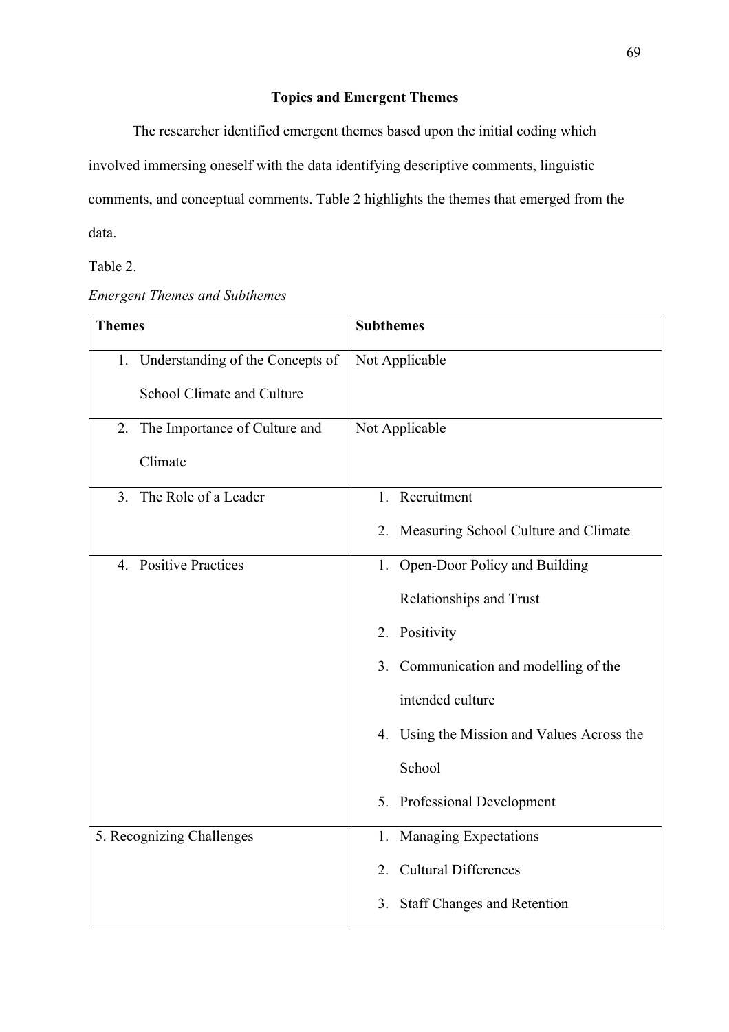## Topics and Emergent Themes

The researcher identified emergent themes based upon the initial coding which involved immersing oneself with the data identifying descriptive comments, linguistic comments, and conceptual comments. Table 2 highlights the themes that emerged from the data.

Table 2.

*Emergent Themes and Subthemes*

| **Themes** | **Subthemes** |
|---|---|
| 1. Understanding of the Concepts of School Climate and Culture | Not Applicable |
| 2. The Importance of Culture and Climate | Not Applicable |
| 3. The Role of a Leader | 1. Recruitment<br>2. Measuring School Culture and Climate |
| 4. Positive Practices | 1. Open-Door Policy and Building Relationships and Trust<br>2. Positivity<br>3. Communication and modelling of the intended culture<br>4. Using the Mission and Values Across the School<br>5. Professional Development |
| 5. Recognizing Challenges | 1. Managing Expectations<br>2. Cultural Differences<br>3. Staff Changes and Retention |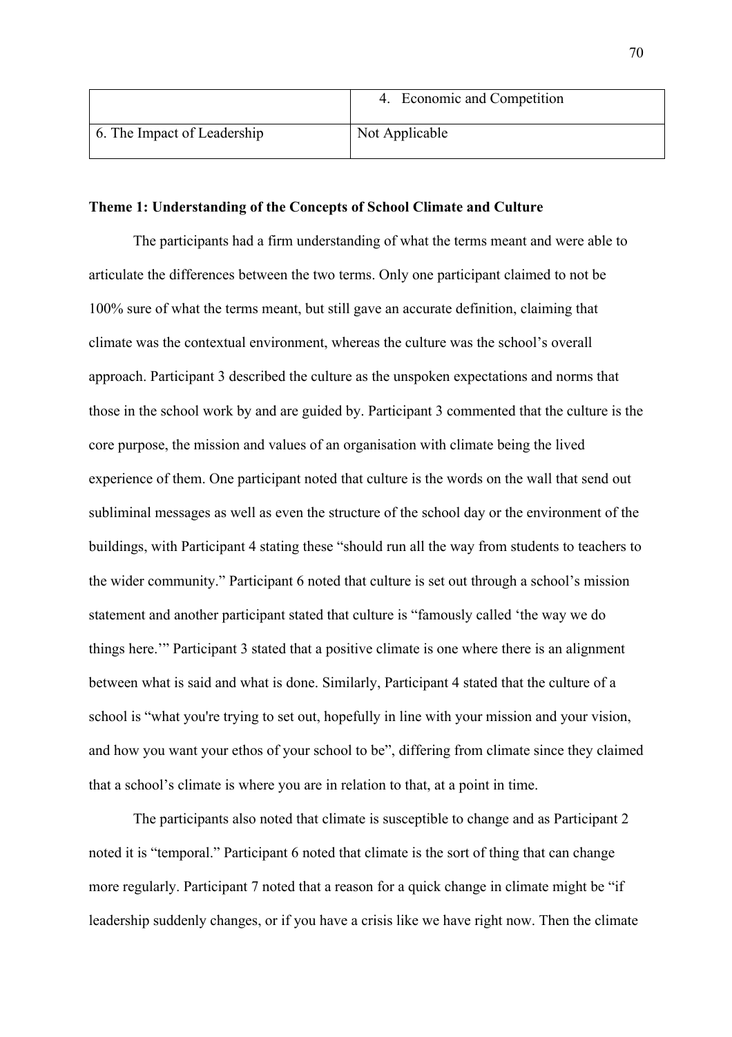| | |
|---|---|
| | 4. Economic and Competition |
| 6. The Impact of Leadership | Not Applicable |

**Theme 1: Understanding of the Concepts of School Climate and Culture**

The participants had a firm understanding of what the terms meant and were able to articulate the differences between the two terms. Only one participant claimed to not be 100% sure of what the terms meant, but still gave an accurate definition, claiming that climate was the contextual environment, whereas the culture was the school's overall approach. Participant 3 described the culture as the unspoken expectations and norms that those in the school work by and are guided by. Participant 3 commented that the culture is the core purpose, the mission and values of an organisation with climate being the lived experience of them. One participant noted that culture is the words on the wall that send out subliminal messages as well as even the structure of the school day or the environment of the buildings, with Participant 4 stating these "should run all the way from students to teachers to the wider community." Participant 6 noted that culture is set out through a school's mission statement and another participant stated that culture is "famously called 'the way we do things here.'" Participant 3 stated that a positive climate is one where there is an alignment between what is said and what is done. Similarly, Participant 4 stated that the culture of a school is "what you're trying to set out, hopefully in line with your mission and your vision, and how you want your ethos of your school to be", differing from climate since they claimed that a school's climate is where you are in relation to that, at a point in time.

The participants also noted that climate is susceptible to change and as Participant 2 noted it is "temporal." Participant 6 noted that climate is the sort of thing that can change more regularly. Participant 7 noted that a reason for a quick change in climate might be "if leadership suddenly changes, or if you have a crisis like we have right now. Then the climate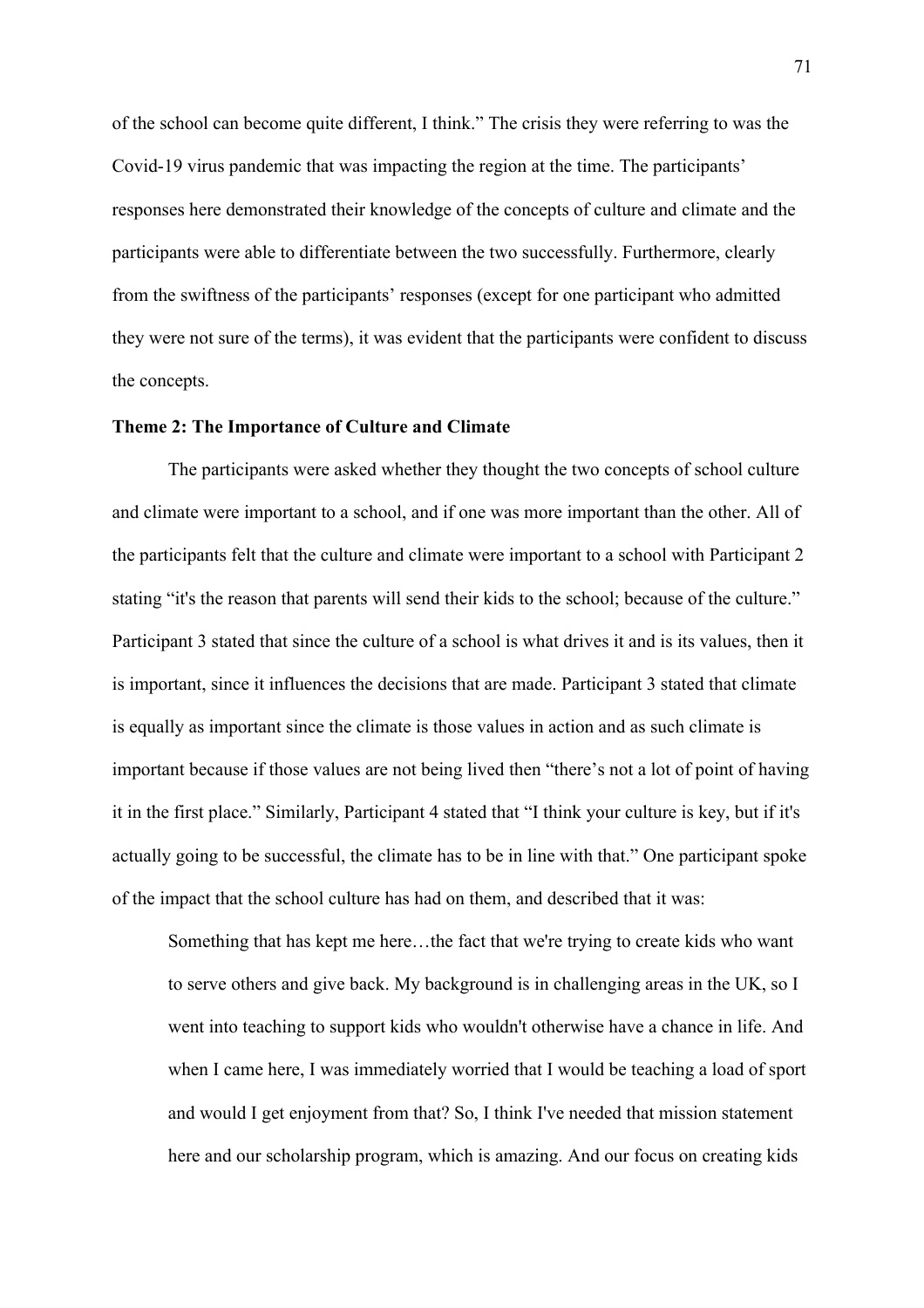of the school can become quite different, I think." The crisis they were referring to was the Covid-19 virus pandemic that was impacting the region at the time. The participants' responses here demonstrated their knowledge of the concepts of culture and climate and the participants were able to differentiate between the two successfully. Furthermore, clearly from the swiftness of the participants' responses (except for one participant who admitted they were not sure of the terms), it was evident that the participants were confident to discuss the concepts.

**Theme 2: The Importance of Culture and Climate**

The participants were asked whether they thought the two concepts of school culture and climate were important to a school, and if one was more important than the other. All of the participants felt that the culture and climate were important to a school with Participant 2 stating "it's the reason that parents will send their kids to the school; because of the culture." Participant 3 stated that since the culture of a school is what drives it and is its values, then it is important, since it influences the decisions that are made. Participant 3 stated that climate is equally as important since the climate is those values in action and as such climate is important because if those values are not being lived then "there's not a lot of point of having it in the first place." Similarly, Participant 4 stated that "I think your culture is key, but if it's actually going to be successful, the climate has to be in line with that." One participant spoke of the impact that the school culture has had on them, and described that it was:

> Something that has kept me here…the fact that we're trying to create kids who want to serve others and give back. My background is in challenging areas in the UK, so I went into teaching to support kids who wouldn't otherwise have a chance in life. And when I came here, I was immediately worried that I would be teaching a load of sport and would I get enjoyment from that? So, I think I've needed that mission statement here and our scholarship program, which is amazing. And our focus on creating kids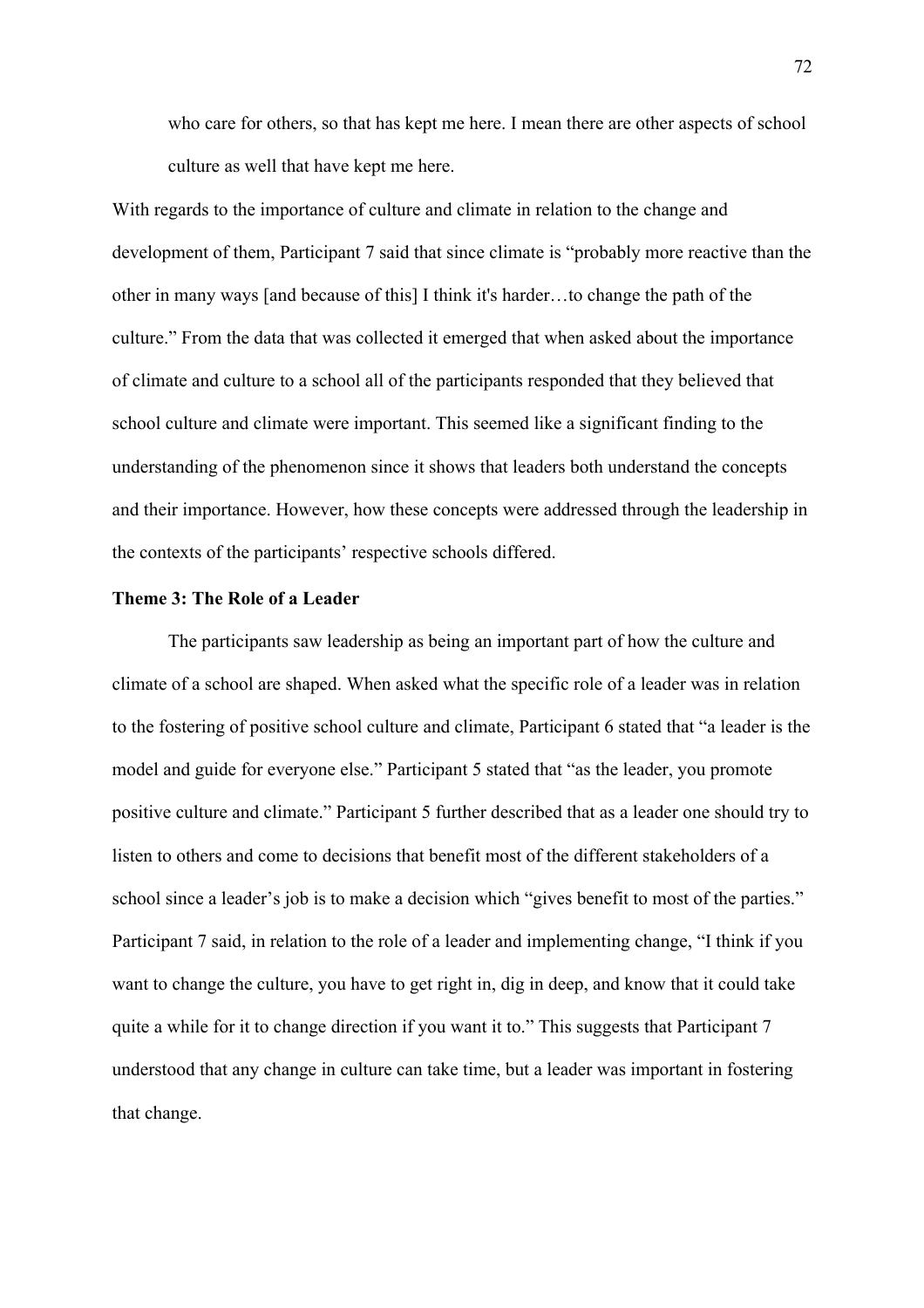> who care for others, so that has kept me here. I mean there are other aspects of school culture as well that have kept me here.

With regards to the importance of culture and climate in relation to the change and development of them, Participant 7 said that since climate is "probably more reactive than the other in many ways [and because of this] I think it's harder…to change the path of the culture." From the data that was collected it emerged that when asked about the importance of climate and culture to a school all of the participants responded that they believed that school culture and climate were important. This seemed like a significant finding to the understanding of the phenomenon since it shows that leaders both understand the concepts and their importance. However, how these concepts were addressed through the leadership in the contexts of the participants' respective schools differed.

**Theme 3: The Role of a Leader**

The participants saw leadership as being an important part of how the culture and climate of a school are shaped. When asked what the specific role of a leader was in relation to the fostering of positive school culture and climate, Participant 6 stated that "a leader is the model and guide for everyone else." Participant 5 stated that "as the leader, you promote positive culture and climate." Participant 5 further described that as a leader one should try to listen to others and come to decisions that benefit most of the different stakeholders of a school since a leader's job is to make a decision which "gives benefit to most of the parties." Participant 7 said, in relation to the role of a leader and implementing change, "I think if you want to change the culture, you have to get right in, dig in deep, and know that it could take quite a while for it to change direction if you want it to." This suggests that Participant 7 understood that any change in culture can take time, but a leader was important in fostering that change.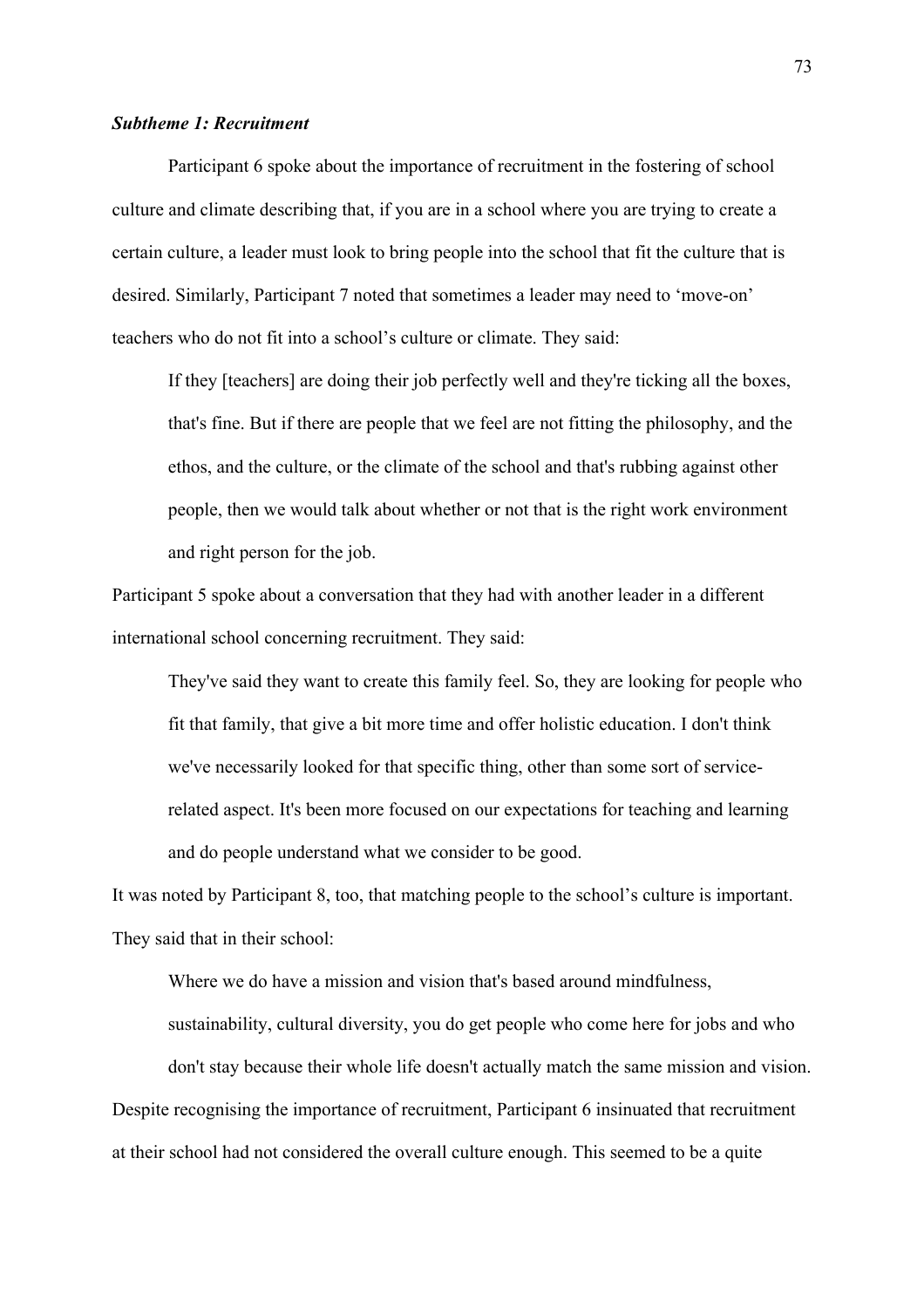***Subtheme 1: Recruitment***

Participant 6 spoke about the importance of recruitment in the fostering of school culture and climate describing that, if you are in a school where you are trying to create a certain culture, a leader must look to bring people into the school that fit the culture that is desired. Similarly, Participant 7 noted that sometimes a leader may need to 'move-on' teachers who do not fit into a school's culture or climate. They said:

> If they [teachers] are doing their job perfectly well and they're ticking all the boxes, that's fine. But if there are people that we feel are not fitting the philosophy, and the ethos, and the culture, or the climate of the school and that's rubbing against other people, then we would talk about whether or not that is the right work environment and right person for the job.

Participant 5 spoke about a conversation that they had with another leader in a different international school concerning recruitment. They said:

> They've said they want to create this family feel. So, they are looking for people who fit that family, that give a bit more time and offer holistic education. I don't think we've necessarily looked for that specific thing, other than some sort of service-related aspect. It's been more focused on our expectations for teaching and learning and do people understand what we consider to be good.

It was noted by Participant 8, too, that matching people to the school's culture is important. They said that in their school:

> Where we do have a mission and vision that's based around mindfulness, sustainability, cultural diversity, you do get people who come here for jobs and who don't stay because their whole life doesn't actually match the same mission and vision.

Despite recognising the importance of recruitment, Participant 6 insinuated that recruitment at their school had not considered the overall culture enough. This seemed to be a quite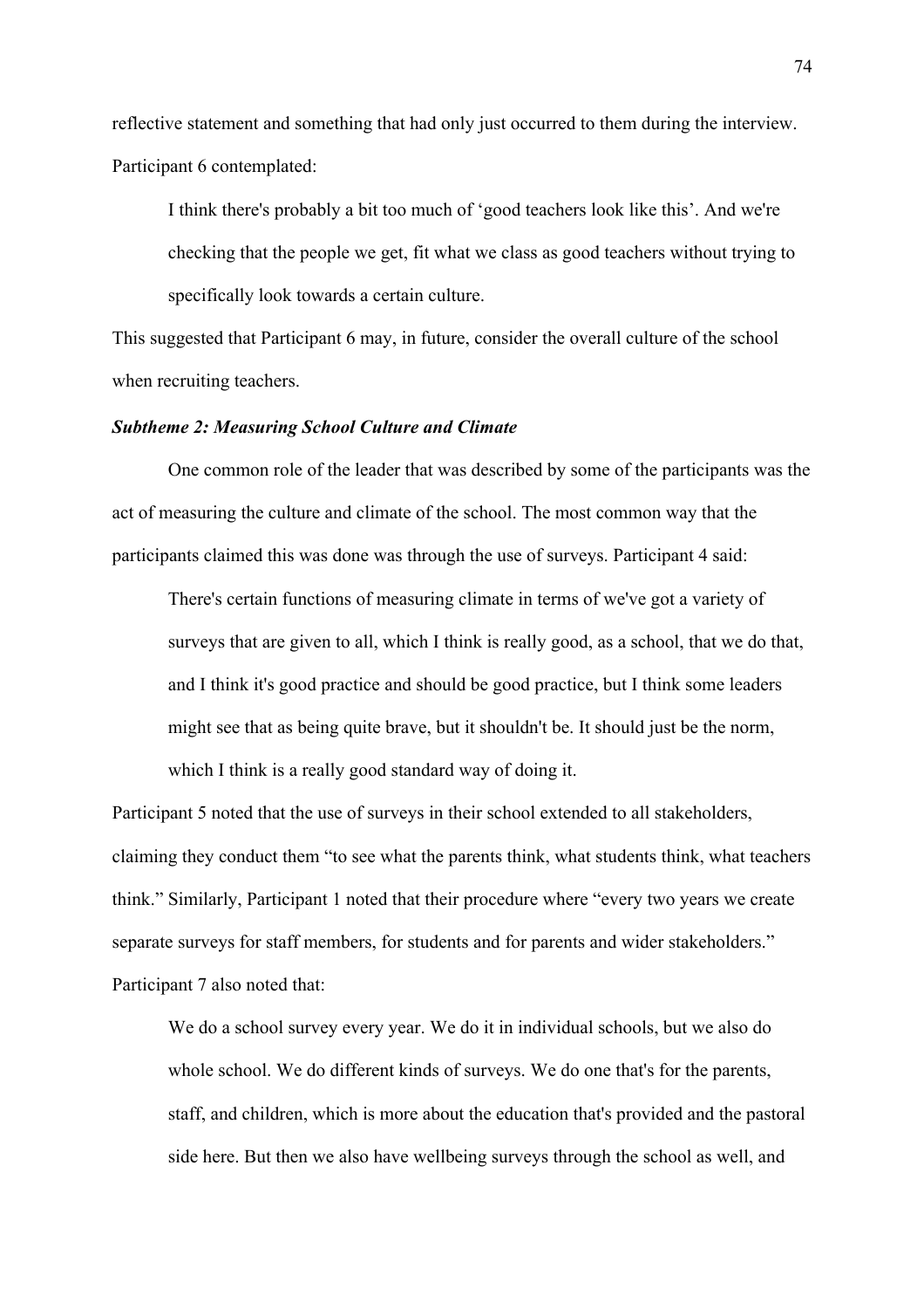reflective statement and something that had only just occurred to them during the interview. Participant 6 contemplated:

> I think there's probably a bit too much of 'good teachers look like this'. And we're checking that the people we get, fit what we class as good teachers without trying to specifically look towards a certain culture.

This suggested that Participant 6 may, in future, consider the overall culture of the school when recruiting teachers.

### ***Subtheme 2: Measuring School Culture and Climate***

One common role of the leader that was described by some of the participants was the act of measuring the culture and climate of the school. The most common way that the participants claimed this was done was through the use of surveys. Participant 4 said:

> There's certain functions of measuring climate in terms of we've got a variety of surveys that are given to all, which I think is really good, as a school, that we do that, and I think it's good practice and should be good practice, but I think some leaders might see that as being quite brave, but it shouldn't be. It should just be the norm, which I think is a really good standard way of doing it.

Participant 5 noted that the use of surveys in their school extended to all stakeholders, claiming they conduct them "to see what the parents think, what students think, what teachers think." Similarly, Participant 1 noted that their procedure where "every two years we create separate surveys for staff members, for students and for parents and wider stakeholders." Participant 7 also noted that:

> We do a school survey every year. We do it in individual schools, but we also do whole school. We do different kinds of surveys. We do one that's for the parents, staff, and children, which is more about the education that's provided and the pastoral side here. But then we also have wellbeing surveys through the school as well, and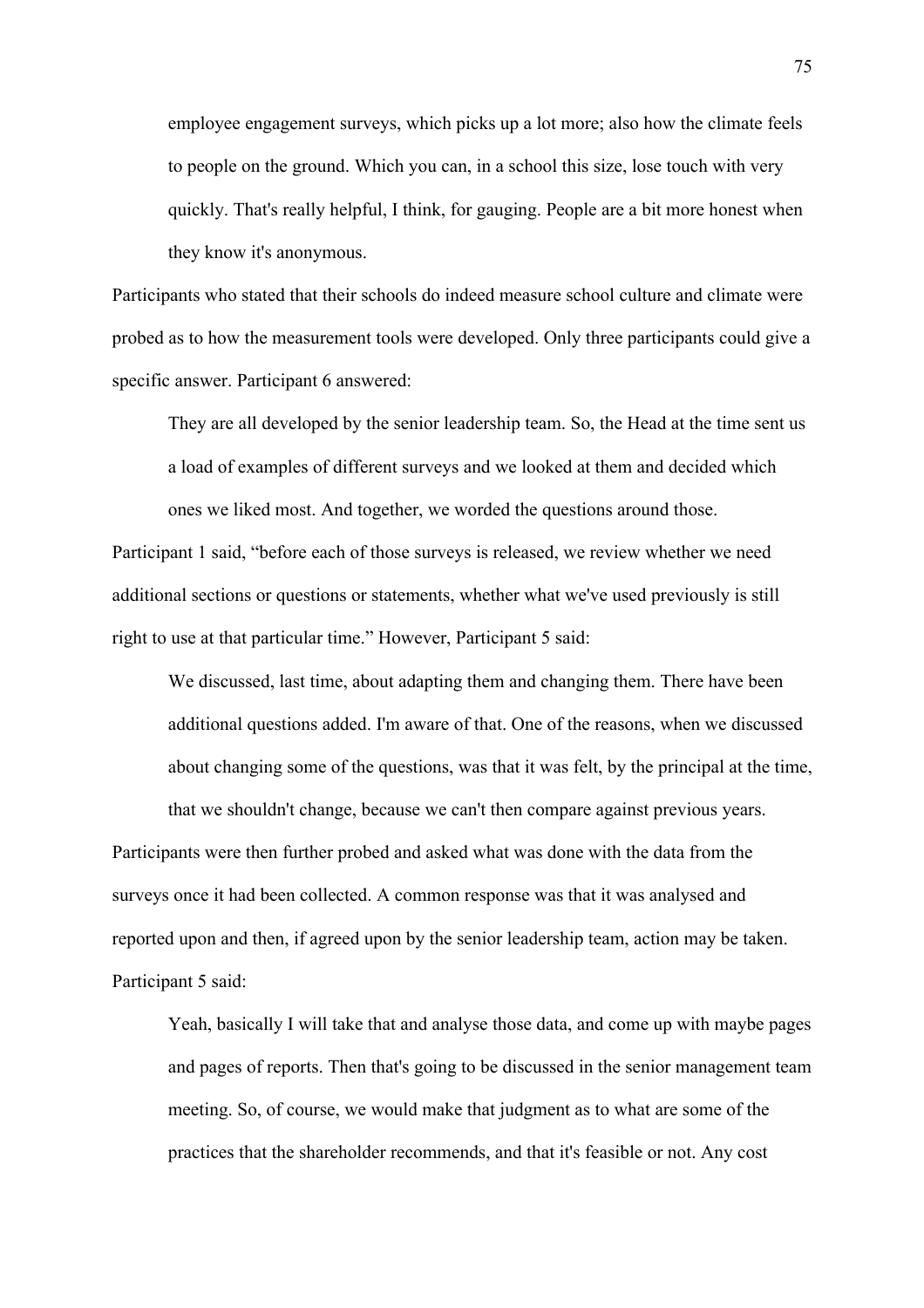> employee engagement surveys, which picks up a lot more; also how the climate feels to people on the ground. Which you can, in a school this size, lose touch with very quickly. That's really helpful, I think, for gauging. People are a bit more honest when they know it's anonymous.

Participants who stated that their schools do indeed measure school culture and climate were probed as to how the measurement tools were developed. Only three participants could give a specific answer. Participant 6 answered:

> They are all developed by the senior leadership team. So, the Head at the time sent us a load of examples of different surveys and we looked at them and decided which ones we liked most. And together, we worded the questions around those.

Participant 1 said, "before each of those surveys is released, we review whether we need additional sections or questions or statements, whether what we've used previously is still right to use at that particular time." However, Participant 5 said:

> We discussed, last time, about adapting them and changing them. There have been additional questions added. I'm aware of that. One of the reasons, when we discussed about changing some of the questions, was that it was felt, by the principal at the time, that we shouldn't change, because we can't then compare against previous years.

Participants were then further probed and asked what was done with the data from the surveys once it had been collected. A common response was that it was analysed and reported upon and then, if agreed upon by the senior leadership team, action may be taken. Participant 5 said:

> Yeah, basically I will take that and analyse those data, and come up with maybe pages and pages of reports. Then that's going to be discussed in the senior management team meeting. So, of course, we would make that judgment as to what are some of the practices that the shareholder recommends, and that it's feasible or not. Any cost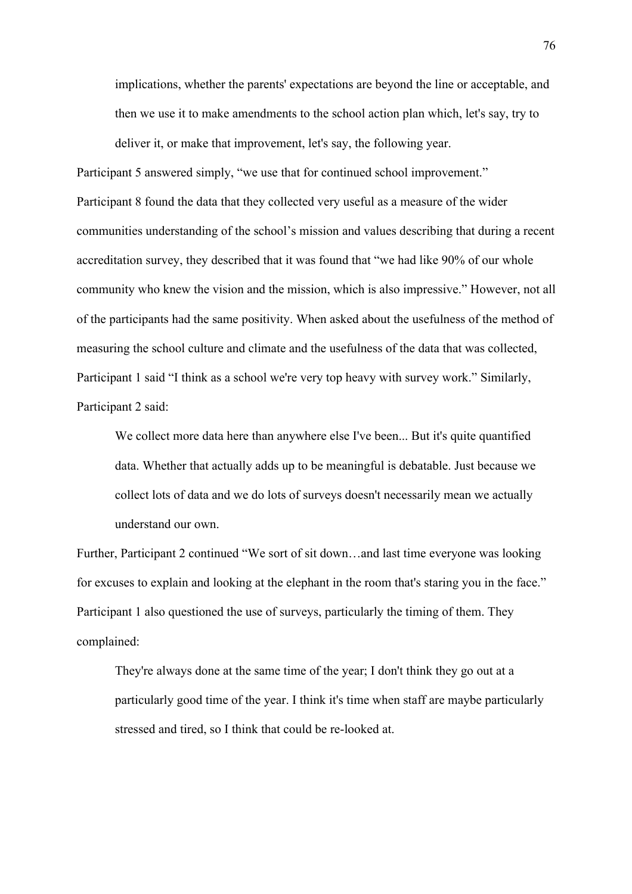> implications, whether the parents' expectations are beyond the line or acceptable, and then we use it to make amendments to the school action plan which, let's say, try to deliver it, or make that improvement, let's say, the following year.

Participant 5 answered simply, "we use that for continued school improvement." Participant 8 found the data that they collected very useful as a measure of the wider communities understanding of the school's mission and values describing that during a recent accreditation survey, they described that it was found that "we had like 90% of our whole community who knew the vision and the mission, which is also impressive." However, not all of the participants had the same positivity. When asked about the usefulness of the method of measuring the school culture and climate and the usefulness of the data that was collected, Participant 1 said "I think as a school we're very top heavy with survey work." Similarly, Participant 2 said:

> We collect more data here than anywhere else I've been... But it's quite quantified data. Whether that actually adds up to be meaningful is debatable. Just because we collect lots of data and we do lots of surveys doesn't necessarily mean we actually understand our own.

Further, Participant 2 continued "We sort of sit down…and last time everyone was looking for excuses to explain and looking at the elephant in the room that's staring you in the face." Participant 1 also questioned the use of surveys, particularly the timing of them. They complained:

> They're always done at the same time of the year; I don't think they go out at a particularly good time of the year. I think it's time when staff are maybe particularly stressed and tired, so I think that could be re-looked at.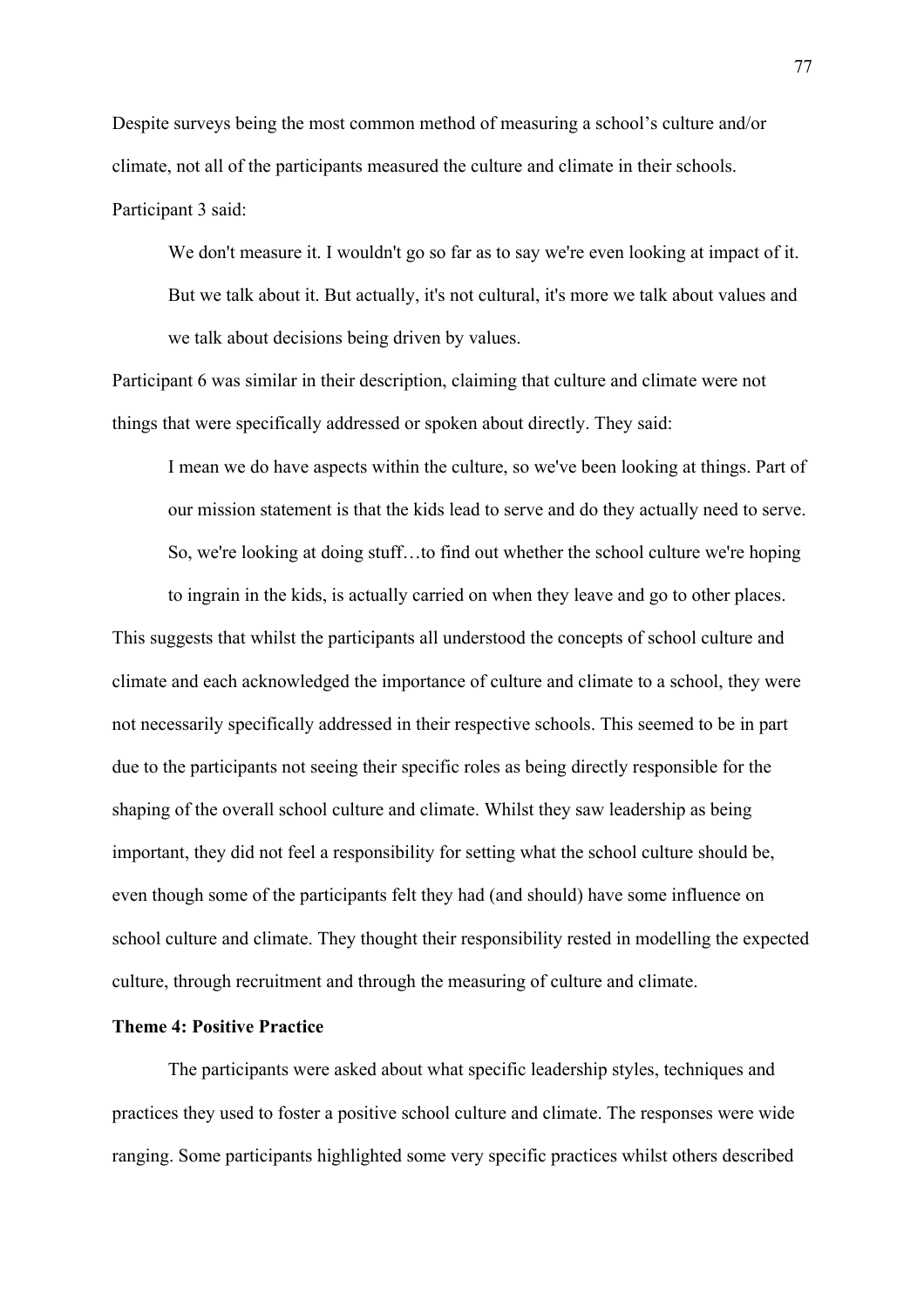Despite surveys being the most common method of measuring a school's culture and/or climate, not all of the participants measured the culture and climate in their schools. Participant 3 said:

> We don't measure it. I wouldn't go so far as to say we're even looking at impact of it. But we talk about it. But actually, it's not cultural, it's more we talk about values and we talk about decisions being driven by values.

Participant 6 was similar in their description, claiming that culture and climate were not things that were specifically addressed or spoken about directly. They said:

> I mean we do have aspects within the culture, so we've been looking at things. Part of our mission statement is that the kids lead to serve and do they actually need to serve. So, we're looking at doing stuff…to find out whether the school culture we're hoping to ingrain in the kids, is actually carried on when they leave and go to other places.

This suggests that whilst the participants all understood the concepts of school culture and climate and each acknowledged the importance of culture and climate to a school, they were not necessarily specifically addressed in their respective schools. This seemed to be in part due to the participants not seeing their specific roles as being directly responsible for the shaping of the overall school culture and climate. Whilst they saw leadership as being important, they did not feel a responsibility for setting what the school culture should be, even though some of the participants felt they had (and should) have some influence on school culture and climate. They thought their responsibility rested in modelling the expected culture, through recruitment and through the measuring of culture and climate.

**Theme 4: Positive Practice**

The participants were asked about what specific leadership styles, techniques and practices they used to foster a positive school culture and climate. The responses were wide ranging. Some participants highlighted some very specific practices whilst others described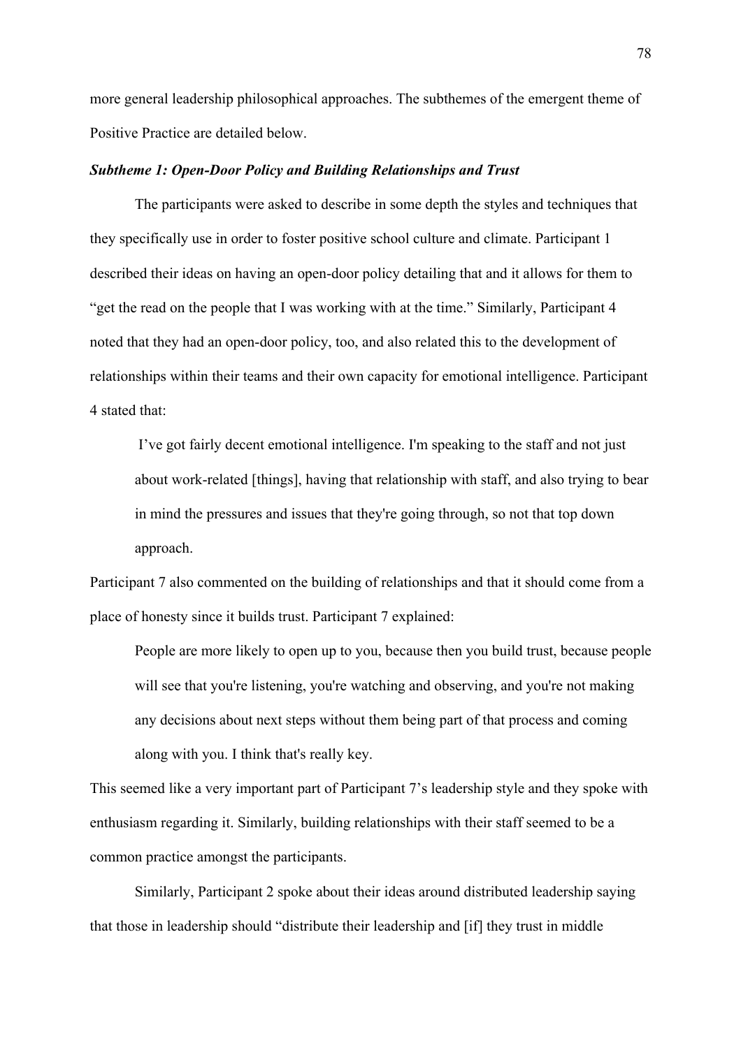more general leadership philosophical approaches. The subthemes of the emergent theme of Positive Practice are detailed below.

### ***Subtheme 1: Open-Door Policy and Building Relationships and Trust***

The participants were asked to describe in some depth the styles and techniques that they specifically use in order to foster positive school culture and climate. Participant 1 described their ideas on having an open-door policy detailing that and it allows for them to "get the read on the people that I was working with at the time." Similarly, Participant 4 noted that they had an open-door policy, too, and also related this to the development of relationships within their teams and their own capacity for emotional intelligence. Participant 4 stated that:

> I've got fairly decent emotional intelligence. I'm speaking to the staff and not just about work-related [things], having that relationship with staff, and also trying to bear in mind the pressures and issues that they're going through, so not that top down approach.

Participant 7 also commented on the building of relationships and that it should come from a place of honesty since it builds trust. Participant 7 explained:

> People are more likely to open up to you, because then you build trust, because people will see that you're listening, you're watching and observing, and you're not making any decisions about next steps without them being part of that process and coming along with you. I think that's really key.

This seemed like a very important part of Participant 7's leadership style and they spoke with enthusiasm regarding it. Similarly, building relationships with their staff seemed to be a common practice amongst the participants.

Similarly, Participant 2 spoke about their ideas around distributed leadership saying that those in leadership should "distribute their leadership and [if] they trust in middle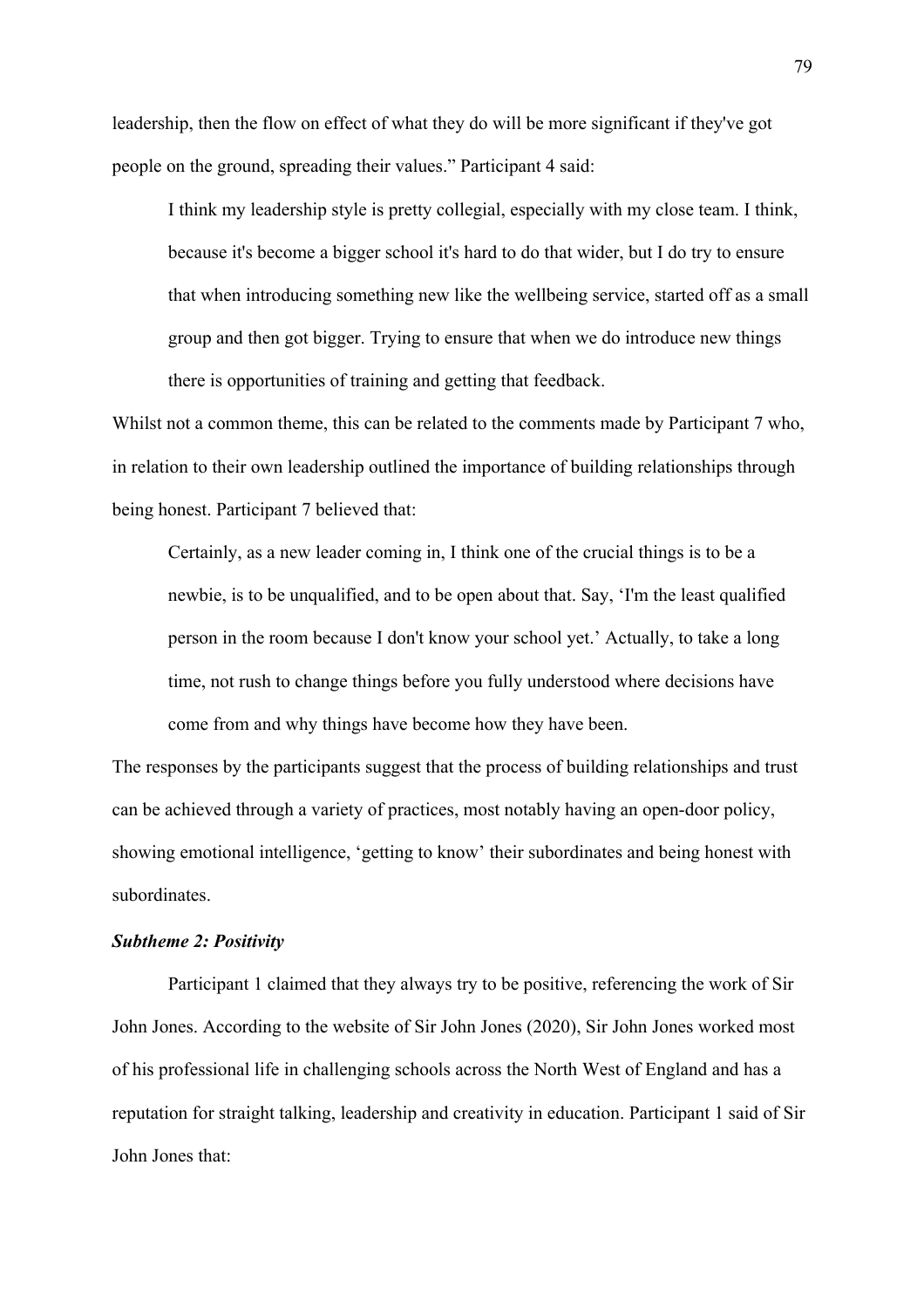leadership, then the flow on effect of what they do will be more significant if they've got people on the ground, spreading their values." Participant 4 said:

> I think my leadership style is pretty collegial, especially with my close team. I think, because it's become a bigger school it's hard to do that wider, but I do try to ensure that when introducing something new like the wellbeing service, started off as a small group and then got bigger. Trying to ensure that when we do introduce new things there is opportunities of training and getting that feedback.

Whilst not a common theme, this can be related to the comments made by Participant 7 who, in relation to their own leadership outlined the importance of building relationships through being honest. Participant 7 believed that:

> Certainly, as a new leader coming in, I think one of the crucial things is to be a newbie, is to be unqualified, and to be open about that. Say, 'I'm the least qualified person in the room because I don't know your school yet.' Actually, to take a long time, not rush to change things before you fully understood where decisions have come from and why things have become how they have been.

The responses by the participants suggest that the process of building relationships and trust can be achieved through a variety of practices, most notably having an open-door policy, showing emotional intelligence, 'getting to know' their subordinates and being honest with subordinates.

***Subtheme 2: Positivity***

Participant 1 claimed that they always try to be positive, referencing the work of Sir John Jones. According to the website of Sir John Jones (2020), Sir John Jones worked most of his professional life in challenging schools across the North West of England and has a reputation for straight talking, leadership and creativity in education. Participant 1 said of Sir John Jones that: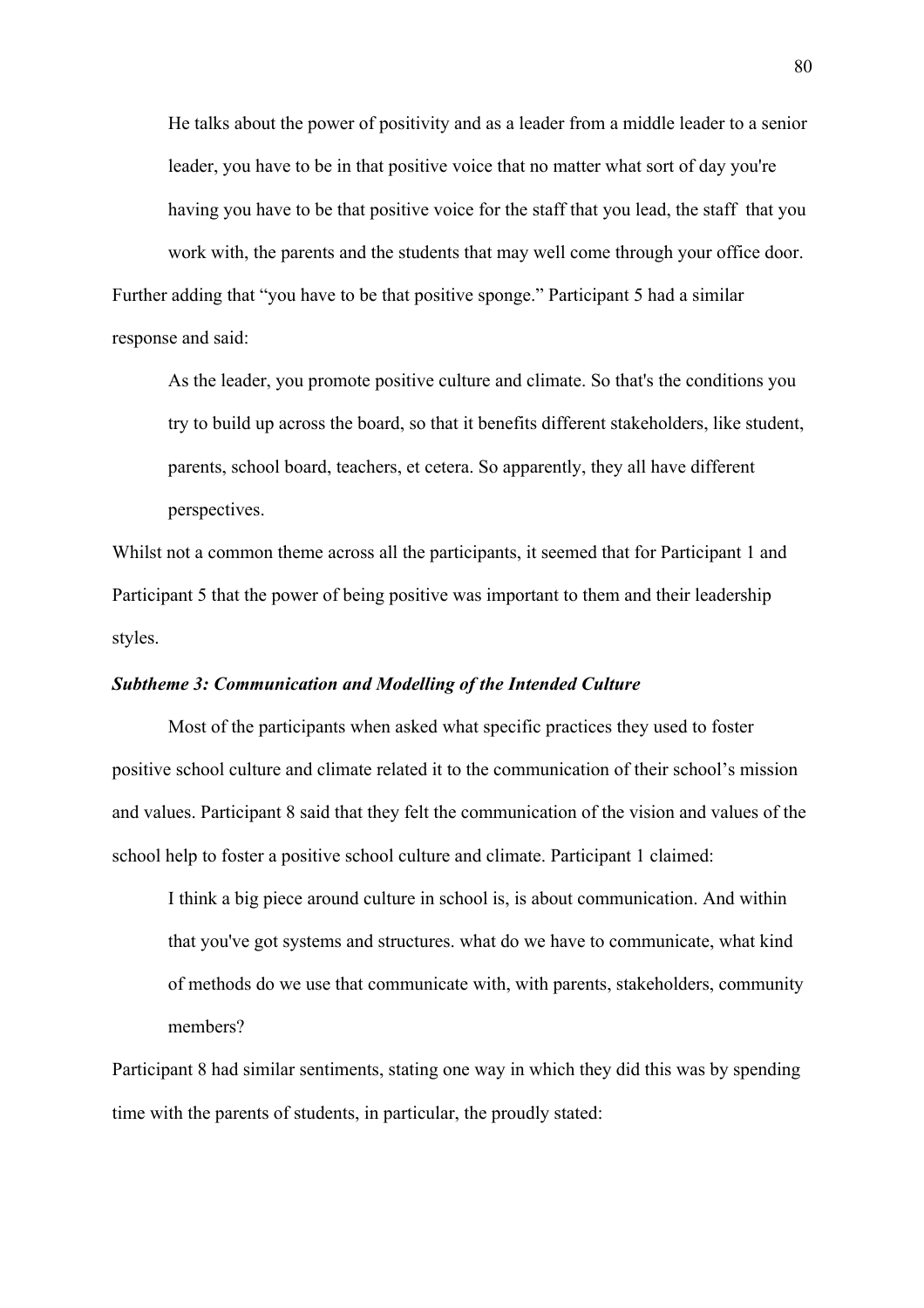> He talks about the power of positivity and as a leader from a middle leader to a senior leader, you have to be in that positive voice that no matter what sort of day you're having you have to be that positive voice for the staff that you lead, the staff that you work with, the parents and the students that may well come through your office door.

Further adding that "you have to be that positive sponge." Participant 5 had a similar response and said:

> As the leader, you promote positive culture and climate. So that's the conditions you try to build up across the board, so that it benefits different stakeholders, like student, parents, school board, teachers, et cetera. So apparently, they all have different perspectives.

Whilst not a common theme across all the participants, it seemed that for Participant 1 and Participant 5 that the power of being positive was important to them and their leadership styles.

***Subtheme 3: Communication and Modelling of the Intended Culture***

Most of the participants when asked what specific practices they used to foster positive school culture and climate related it to the communication of their school's mission and values. Participant 8 said that they felt the communication of the vision and values of the school help to foster a positive school culture and climate. Participant 1 claimed:

> I think a big piece around culture in school is, is about communication. And within that you've got systems and structures. what do we have to communicate, what kind of methods do we use that communicate with, with parents, stakeholders, community members?

Participant 8 had similar sentiments, stating one way in which they did this was by spending time with the parents of students, in particular, the proudly stated: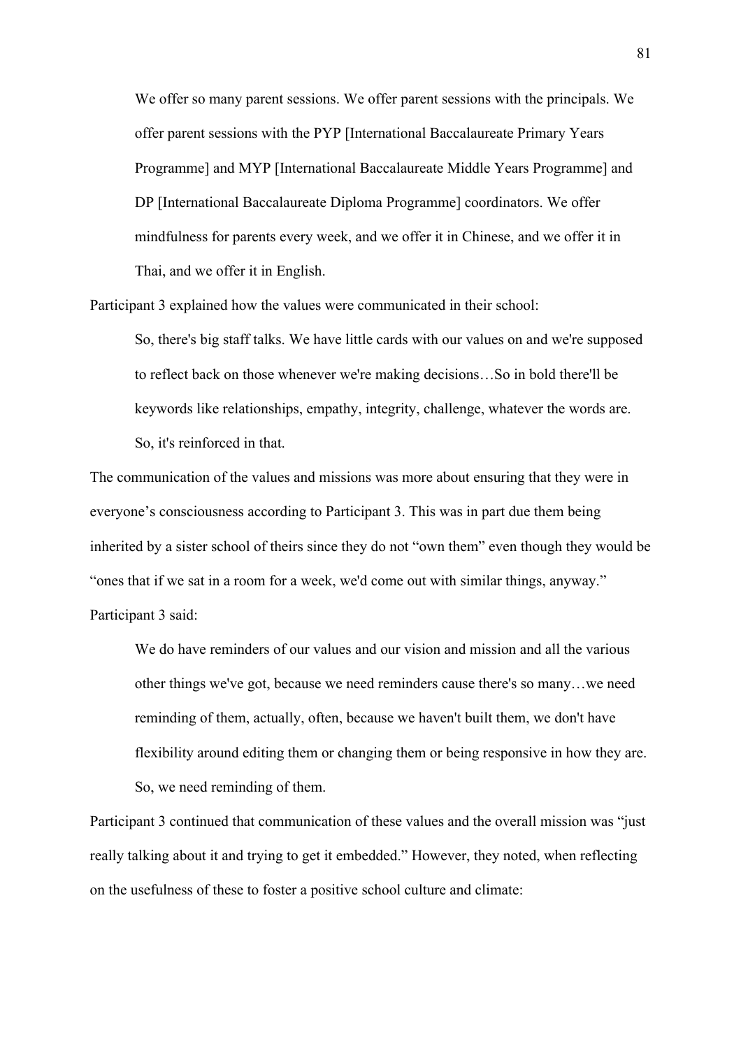> We offer so many parent sessions. We offer parent sessions with the principals. We offer parent sessions with the PYP [International Baccalaureate Primary Years Programme] and MYP [International Baccalaureate Middle Years Programme] and DP [International Baccalaureate Diploma Programme] coordinators. We offer mindfulness for parents every week, and we offer it in Chinese, and we offer it in Thai, and we offer it in English.

Participant 3 explained how the values were communicated in their school:

> So, there's big staff talks. We have little cards with our values on and we're supposed to reflect back on those whenever we're making decisions…So in bold there'll be keywords like relationships, empathy, integrity, challenge, whatever the words are. So, it's reinforced in that.

The communication of the values and missions was more about ensuring that they were in everyone's consciousness according to Participant 3. This was in part due them being inherited by a sister school of theirs since they do not "own them" even though they would be "ones that if we sat in a room for a week, we'd come out with similar things, anyway." Participant 3 said:

> We do have reminders of our values and our vision and mission and all the various other things we've got, because we need reminders cause there's so many…we need reminding of them, actually, often, because we haven't built them, we don't have flexibility around editing them or changing them or being responsive in how they are. So, we need reminding of them.

Participant 3 continued that communication of these values and the overall mission was "just really talking about it and trying to get it embedded." However, they noted, when reflecting on the usefulness of these to foster a positive school culture and climate: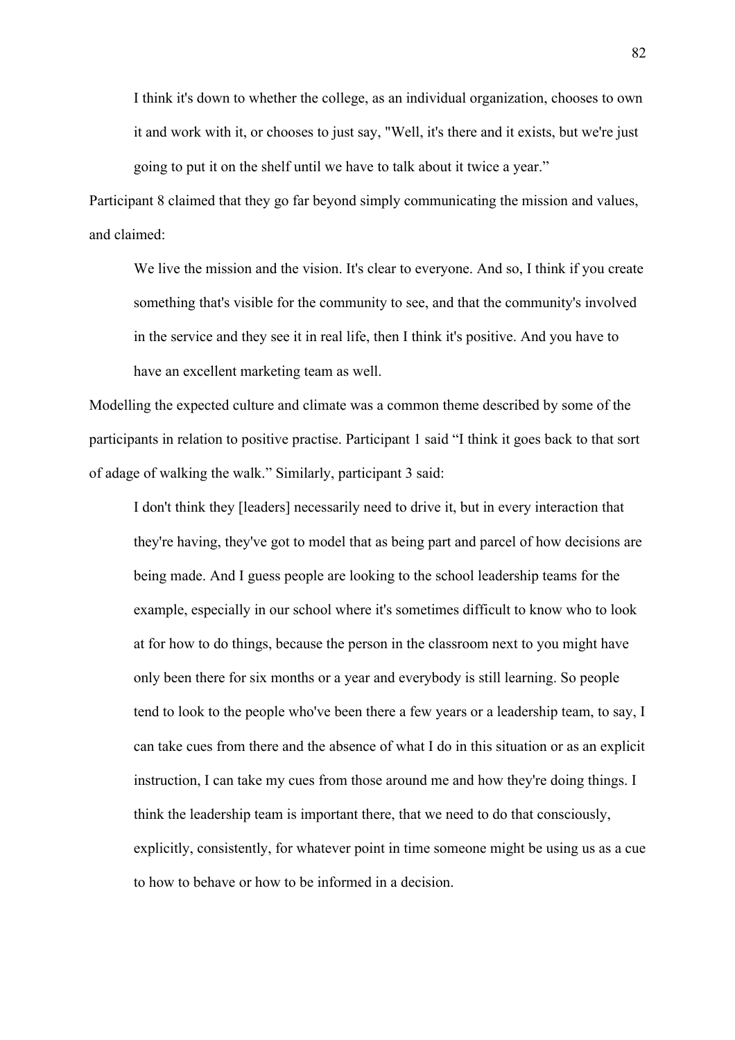> I think it's down to whether the college, as an individual organization, chooses to own it and work with it, or chooses to just say, "Well, it's there and it exists, but we're just going to put it on the shelf until we have to talk about it twice a year."

Participant 8 claimed that they go far beyond simply communicating the mission and values, and claimed:

> We live the mission and the vision. It's clear to everyone. And so, I think if you create something that's visible for the community to see, and that the community's involved in the service and they see it in real life, then I think it's positive. And you have to have an excellent marketing team as well.

Modelling the expected culture and climate was a common theme described by some of the participants in relation to positive practise. Participant 1 said "I think it goes back to that sort of adage of walking the walk." Similarly, participant 3 said:

> I don't think they [leaders] necessarily need to drive it, but in every interaction that they're having, they've got to model that as being part and parcel of how decisions are being made. And I guess people are looking to the school leadership teams for the example, especially in our school where it's sometimes difficult to know who to look at for how to do things, because the person in the classroom next to you might have only been there for six months or a year and everybody is still learning. So people tend to look to the people who've been there a few years or a leadership team, to say, I can take cues from there and the absence of what I do in this situation or as an explicit instruction, I can take my cues from those around me and how they're doing things. I think the leadership team is important there, that we need to do that consciously, explicitly, consistently, for whatever point in time someone might be using us as a cue to how to behave or how to be informed in a decision.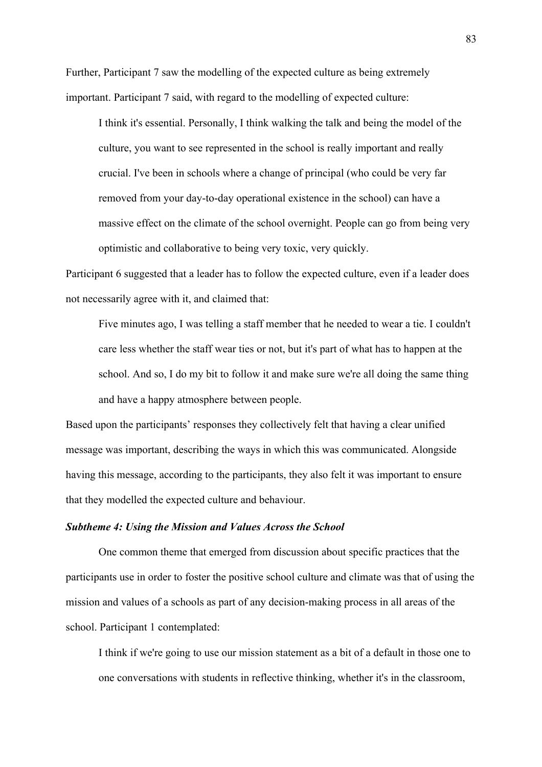Further, Participant 7 saw the modelling of the expected culture as being extremely important. Participant 7 said, with regard to the modelling of expected culture:

> I think it's essential. Personally, I think walking the talk and being the model of the culture, you want to see represented in the school is really important and really crucial. I've been in schools where a change of principal (who could be very far removed from your day-to-day operational existence in the school) can have a massive effect on the climate of the school overnight. People can go from being very optimistic and collaborative to being very toxic, very quickly.

Participant 6 suggested that a leader has to follow the expected culture, even if a leader does not necessarily agree with it, and claimed that:

> Five minutes ago, I was telling a staff member that he needed to wear a tie. I couldn't care less whether the staff wear ties or not, but it's part of what has to happen at the school. And so, I do my bit to follow it and make sure we're all doing the same thing and have a happy atmosphere between people.

Based upon the participants' responses they collectively felt that having a clear unified message was important, describing the ways in which this was communicated. Alongside having this message, according to the participants, they also felt it was important to ensure that they modelled the expected culture and behaviour.

#### *Subtheme 4: Using the Mission and Values Across the School*

One common theme that emerged from discussion about specific practices that the participants use in order to foster the positive school culture and climate was that of using the mission and values of a schools as part of any decision-making process in all areas of the school. Participant 1 contemplated:

> I think if we're going to use our mission statement as a bit of a default in those one to one conversations with students in reflective thinking, whether it's in the classroom,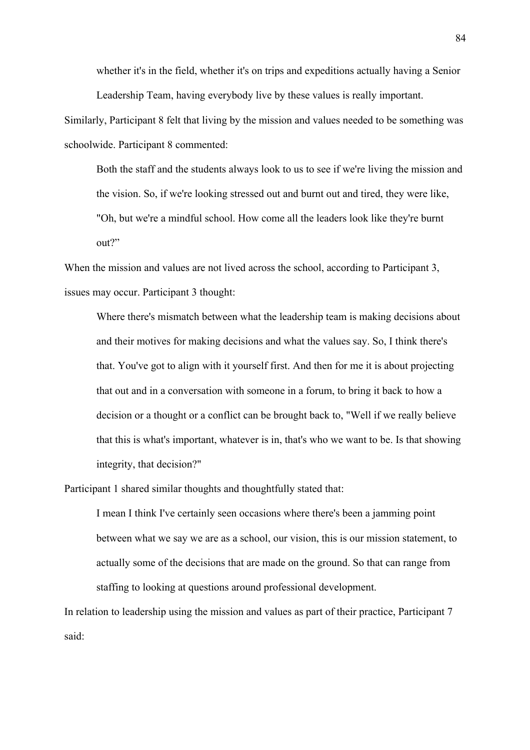> whether it's in the field, whether it's on trips and expeditions actually having a Senior Leadership Team, having everybody live by these values is really important.

Similarly, Participant 8 felt that living by the mission and values needed to be something was schoolwide. Participant 8 commented:

> Both the staff and the students always look to us to see if we're living the mission and the vision. So, if we're looking stressed out and burnt out and tired, they were like, "Oh, but we're a mindful school. How come all the leaders look like they're burnt out?"

When the mission and values are not lived across the school, according to Participant 3, issues may occur. Participant 3 thought:

> Where there's mismatch between what the leadership team is making decisions about and their motives for making decisions and what the values say. So, I think there's that. You've got to align with it yourself first. And then for me it is about projecting that out and in a conversation with someone in a forum, to bring it back to how a decision or a thought or a conflict can be brought back to, "Well if we really believe that this is what's important, whatever is in, that's who we want to be. Is that showing integrity, that decision?"

Participant 1 shared similar thoughts and thoughtfully stated that:

> I mean I think I've certainly seen occasions where there's been a jamming point between what we say we are as a school, our vision, this is our mission statement, to actually some of the decisions that are made on the ground. So that can range from staffing to looking at questions around professional development.

In relation to leadership using the mission and values as part of their practice, Participant 7 said: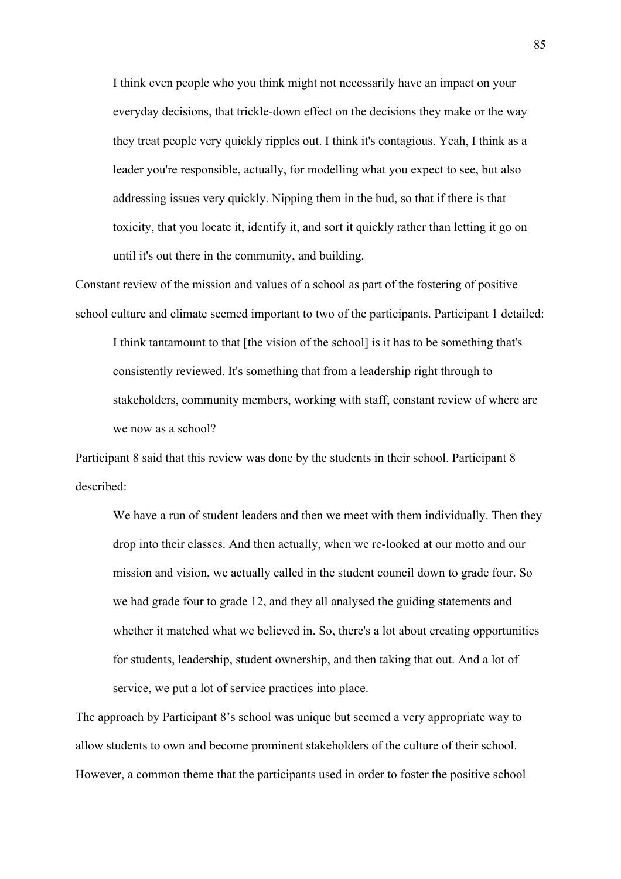> I think even people who you think might not necessarily have an impact on your everyday decisions, that trickle-down effect on the decisions they make or the way they treat people very quickly ripples out. I think it's contagious. Yeah, I think as a leader you're responsible, actually, for modelling what you expect to see, but also addressing issues very quickly. Nipping them in the bud, so that if there is that toxicity, that you locate it, identify it, and sort it quickly rather than letting it go on until it's out there in the community, and building.

Constant review of the mission and values of a school as part of the fostering of positive school culture and climate seemed important to two of the participants. Participant 1 detailed:

> I think tantamount to that [the vision of the school] is it has to be something that's consistently reviewed. It's something that from a leadership right through to stakeholders, community members, working with staff, constant review of where are we now as a school?

Participant 8 said that this review was done by the students in their school. Participant 8 described:

> We have a run of student leaders and then we meet with them individually. Then they drop into their classes. And then actually, when we re-looked at our motto and our mission and vision, we actually called in the student council down to grade four. So we had grade four to grade 12, and they all analysed the guiding statements and whether it matched what we believed in. So, there's a lot about creating opportunities for students, leadership, student ownership, and then taking that out. And a lot of service, we put a lot of service practices into place.

The approach by Participant 8's school was unique but seemed a very appropriate way to allow students to own and become prominent stakeholders of the culture of their school. However, a common theme that the participants used in order to foster the positive school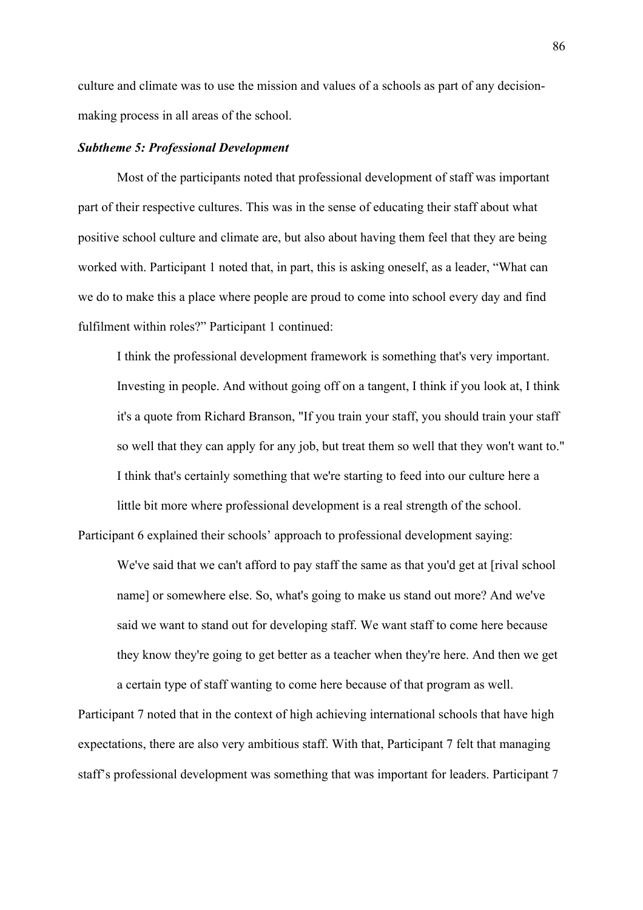culture and climate was to use the mission and values of a schools as part of any decision-making process in all areas of the school.

***Subtheme 5: Professional Development***

Most of the participants noted that professional development of staff was important part of their respective cultures. This was in the sense of educating their staff about what positive school culture and climate are, but also about having them feel that they are being worked with. Participant 1 noted that, in part, this is asking oneself, as a leader, "What can we do to make this a place where people are proud to come into school every day and find fulfilment within roles?" Participant 1 continued:

> I think the professional development framework is something that's very important. Investing in people. And without going off on a tangent, I think if you look at, I think it's a quote from Richard Branson, "If you train your staff, you should train your staff so well that they can apply for any job, but treat them so well that they won't want to." I think that's certainly something that we're starting to feed into our culture here a little bit more where professional development is a real strength of the school.

Participant 6 explained their schools' approach to professional development saying:

> We've said that we can't afford to pay staff the same as that you'd get at [rival school name] or somewhere else. So, what's going to make us stand out more? And we've said we want to stand out for developing staff. We want staff to come here because they know they're going to get better as a teacher when they're here. And then we get a certain type of staff wanting to come here because of that program as well.

Participant 7 noted that in the context of high achieving international schools that have high expectations, there are also very ambitious staff. With that, Participant 7 felt that managing staff's professional development was something that was important for leaders. Participant 7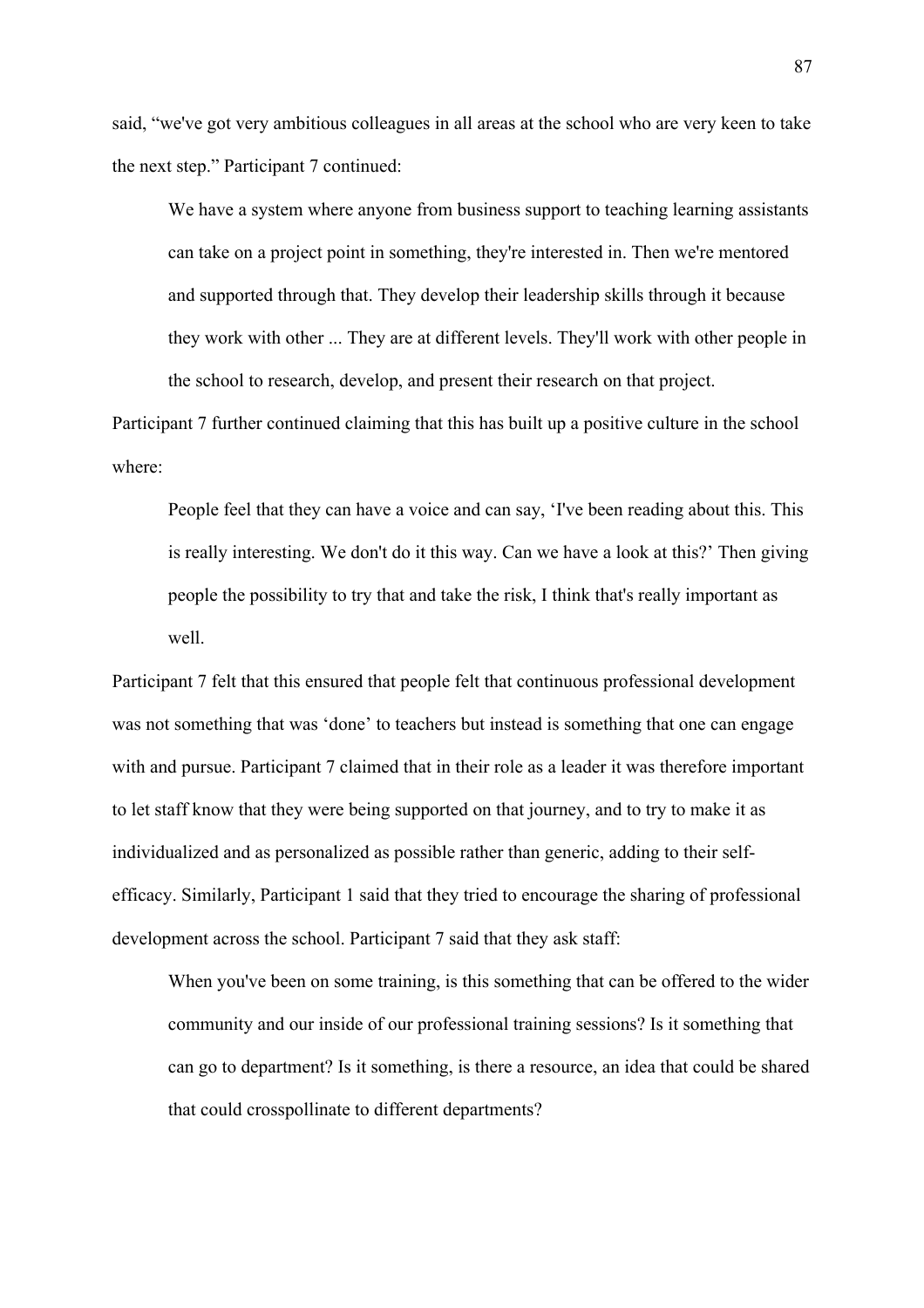said, “we've got very ambitious colleagues in all areas at the school who are very keen to take the next step.” Participant 7 continued:

> We have a system where anyone from business support to teaching learning assistants can take on a project point in something, they're interested in. Then we're mentored and supported through that. They develop their leadership skills through it because they work with other ... They are at different levels. They'll work with other people in the school to research, develop, and present their research on that project.

Participant 7 further continued claiming that this has built up a positive culture in the school where:

> People feel that they can have a voice and can say, ‘I've been reading about this. This is really interesting. We don't do it this way. Can we have a look at this?’ Then giving people the possibility to try that and take the risk, I think that's really important as well.

Participant 7 felt that this ensured that people felt that continuous professional development was not something that was ‘done’ to teachers but instead is something that one can engage with and pursue. Participant 7 claimed that in their role as a leader it was therefore important to let staff know that they were being supported on that journey, and to try to make it as individualized and as personalized as possible rather than generic, adding to their self-efficacy. Similarly, Participant 1 said that they tried to encourage the sharing of professional development across the school. Participant 7 said that they ask staff:

> When you've been on some training, is this something that can be offered to the wider community and our inside of our professional training sessions? Is it something that can go to department? Is it something, is there a resource, an idea that could be shared that could crosspollinate to different departments?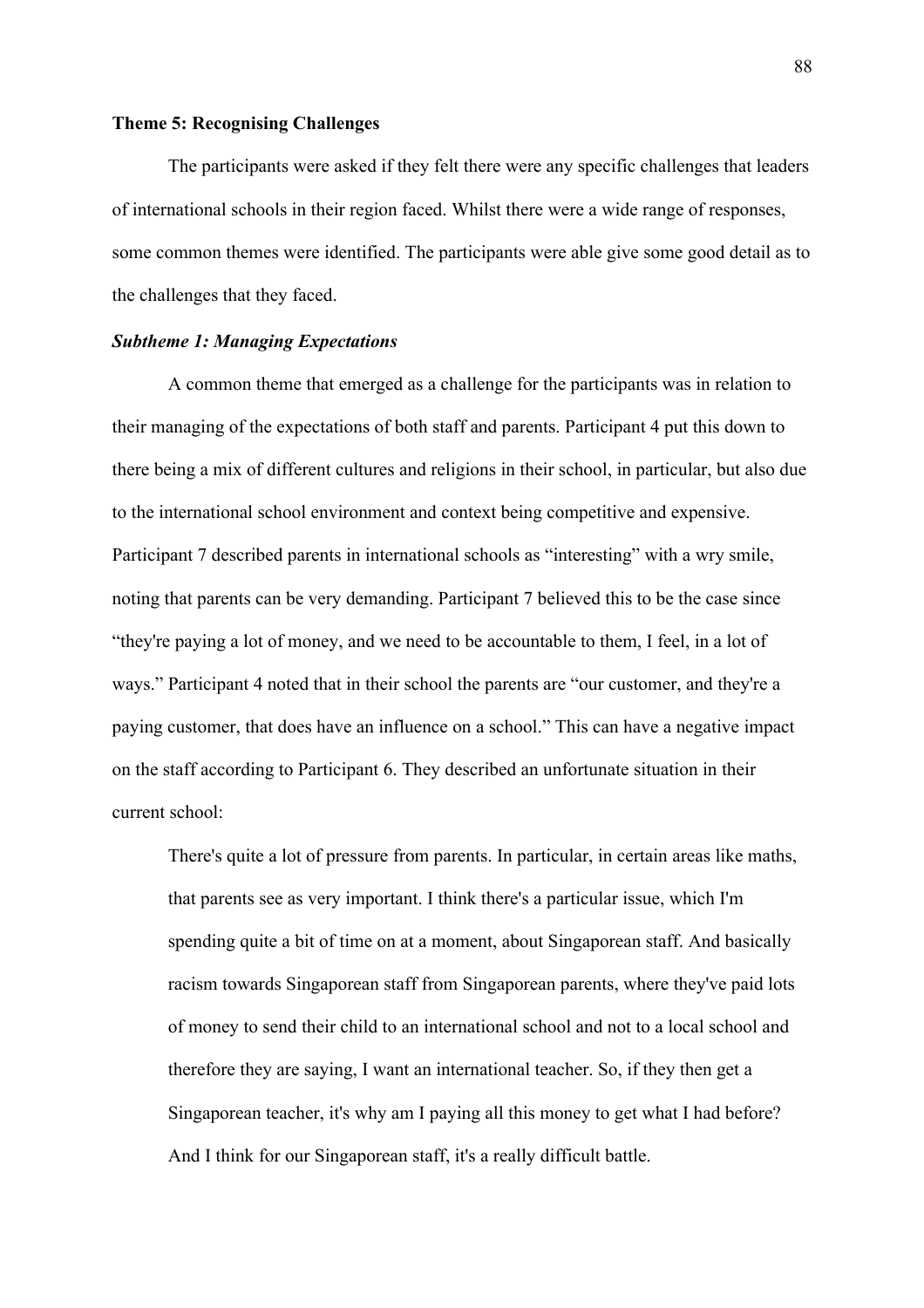**Theme 5: Recognising Challenges**

The participants were asked if they felt there were any specific challenges that leaders of international schools in their region faced. Whilst there were a wide range of responses, some common themes were identified. The participants were able give some good detail as to the challenges that they faced.

***Subtheme 1: Managing Expectations***

A common theme that emerged as a challenge for the participants was in relation to their managing of the expectations of both staff and parents. Participant 4 put this down to there being a mix of different cultures and religions in their school, in particular, but also due to the international school environment and context being competitive and expensive. Participant 7 described parents in international schools as "interesting" with a wry smile, noting that parents can be very demanding. Participant 7 believed this to be the case since "they're paying a lot of money, and we need to be accountable to them, I feel, in a lot of ways." Participant 4 noted that in their school the parents are "our customer, and they're a paying customer, that does have an influence on a school." This can have a negative impact on the staff according to Participant 6. They described an unfortunate situation in their current school:

> There's quite a lot of pressure from parents. In particular, in certain areas like maths, that parents see as very important. I think there's a particular issue, which I'm spending quite a bit of time on at a moment, about Singaporean staff. And basically racism towards Singaporean staff from Singaporean parents, where they've paid lots of money to send their child to an international school and not to a local school and therefore they are saying, I want an international teacher. So, if they then get a Singaporean teacher, it's why am I paying all this money to get what I had before? And I think for our Singaporean staff, it's a really difficult battle.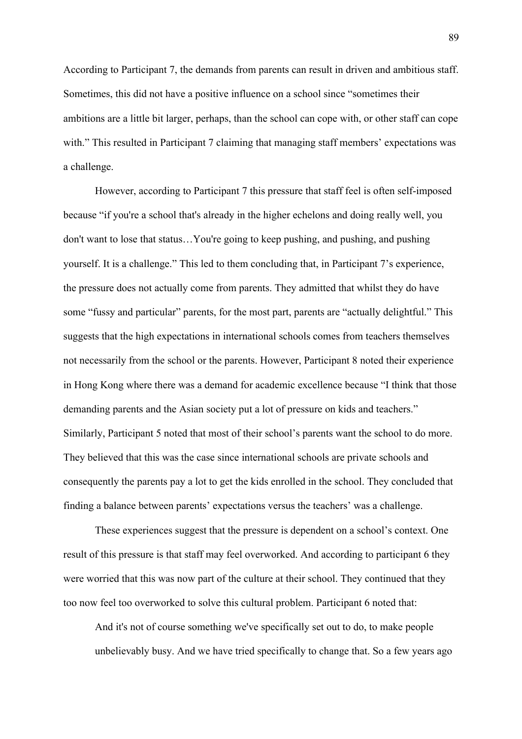According to Participant 7, the demands from parents can result in driven and ambitious staff. Sometimes, this did not have a positive influence on a school since "sometimes their ambitions are a little bit larger, perhaps, than the school can cope with, or other staff can cope with." This resulted in Participant 7 claiming that managing staff members' expectations was a challenge.

However, according to Participant 7 this pressure that staff feel is often self-imposed because "if you're a school that's already in the higher echelons and doing really well, you don't want to lose that status…You're going to keep pushing, and pushing, and pushing yourself. It is a challenge." This led to them concluding that, in Participant 7's experience, the pressure does not actually come from parents. They admitted that whilst they do have some "fussy and particular" parents, for the most part, parents are "actually delightful." This suggests that the high expectations in international schools comes from teachers themselves not necessarily from the school or the parents. However, Participant 8 noted their experience in Hong Kong where there was a demand for academic excellence because "I think that those demanding parents and the Asian society put a lot of pressure on kids and teachers." Similarly, Participant 5 noted that most of their school's parents want the school to do more. They believed that this was the case since international schools are private schools and consequently the parents pay a lot to get the kids enrolled in the school. They concluded that finding a balance between parents' expectations versus the teachers' was a challenge.

These experiences suggest that the pressure is dependent on a school's context. One result of this pressure is that staff may feel overworked. And according to participant 6 they were worried that this was now part of the culture at their school. They continued that they too now feel too overworked to solve this cultural problem. Participant 6 noted that:

> And it's not of course something we've specifically set out to do, to make people unbelievably busy. And we have tried specifically to change that. So a few years ago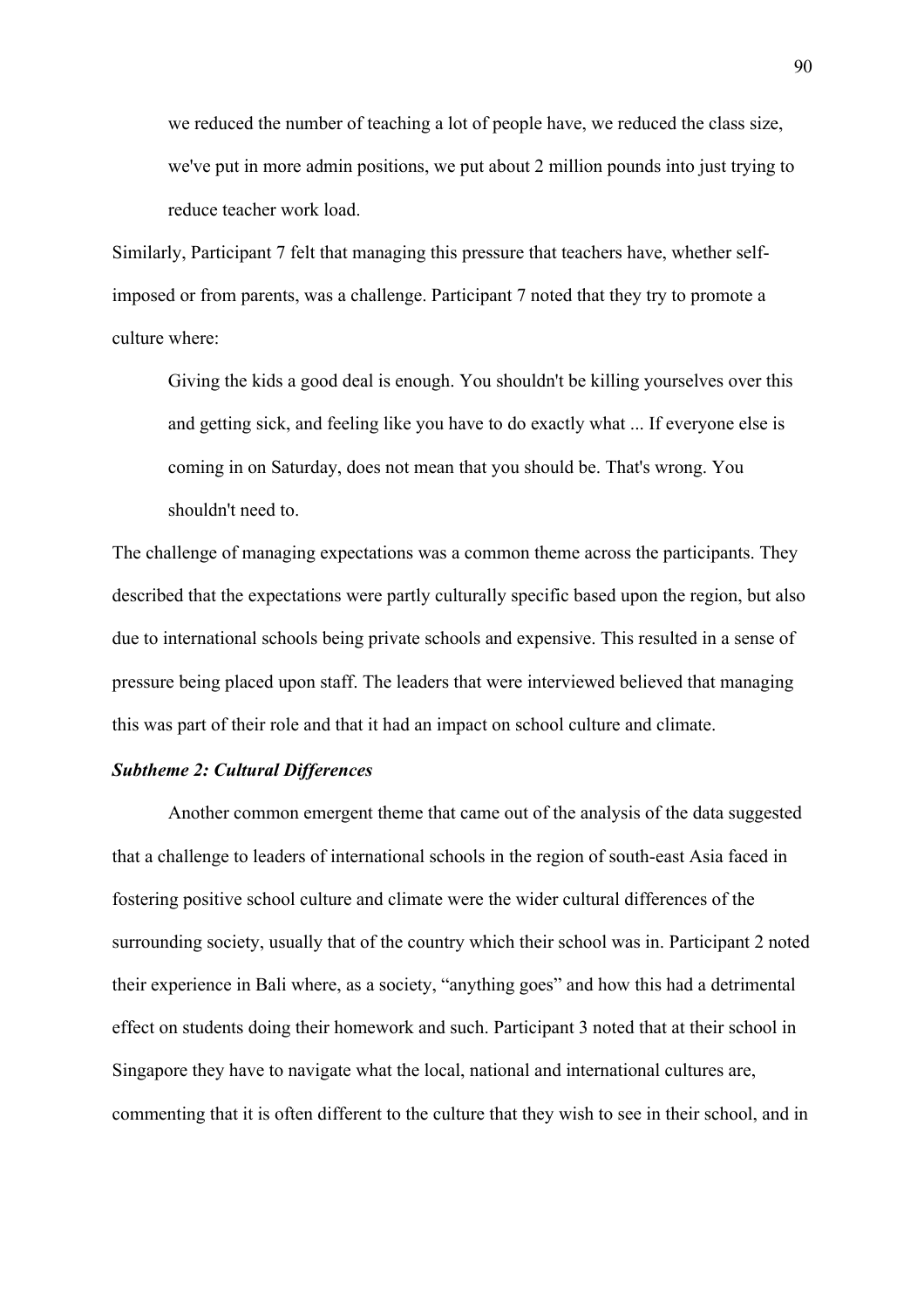> we reduced the number of teaching a lot of people have, we reduced the class size, we've put in more admin positions, we put about 2 million pounds into just trying to reduce teacher work load.

Similarly, Participant 7 felt that managing this pressure that teachers have, whether self-imposed or from parents, was a challenge. Participant 7 noted that they try to promote a culture where:

> Giving the kids a good deal is enough. You shouldn't be killing yourselves over this and getting sick, and feeling like you have to do exactly what ... If everyone else is coming in on Saturday, does not mean that you should be. That's wrong. You shouldn't need to.

The challenge of managing expectations was a common theme across the participants. They described that the expectations were partly culturally specific based upon the region, but also due to international schools being private schools and expensive. This resulted in a sense of pressure being placed upon staff. The leaders that were interviewed believed that managing this was part of their role and that it had an impact on school culture and climate.

***Subtheme 2: Cultural Differences***

Another common emergent theme that came out of the analysis of the data suggested that a challenge to leaders of international schools in the region of south-east Asia faced in fostering positive school culture and climate were the wider cultural differences of the surrounding society, usually that of the country which their school was in. Participant 2 noted their experience in Bali where, as a society, "anything goes" and how this had a detrimental effect on students doing their homework and such. Participant 3 noted that at their school in Singapore they have to navigate what the local, national and international cultures are, commenting that it is often different to the culture that they wish to see in their school, and in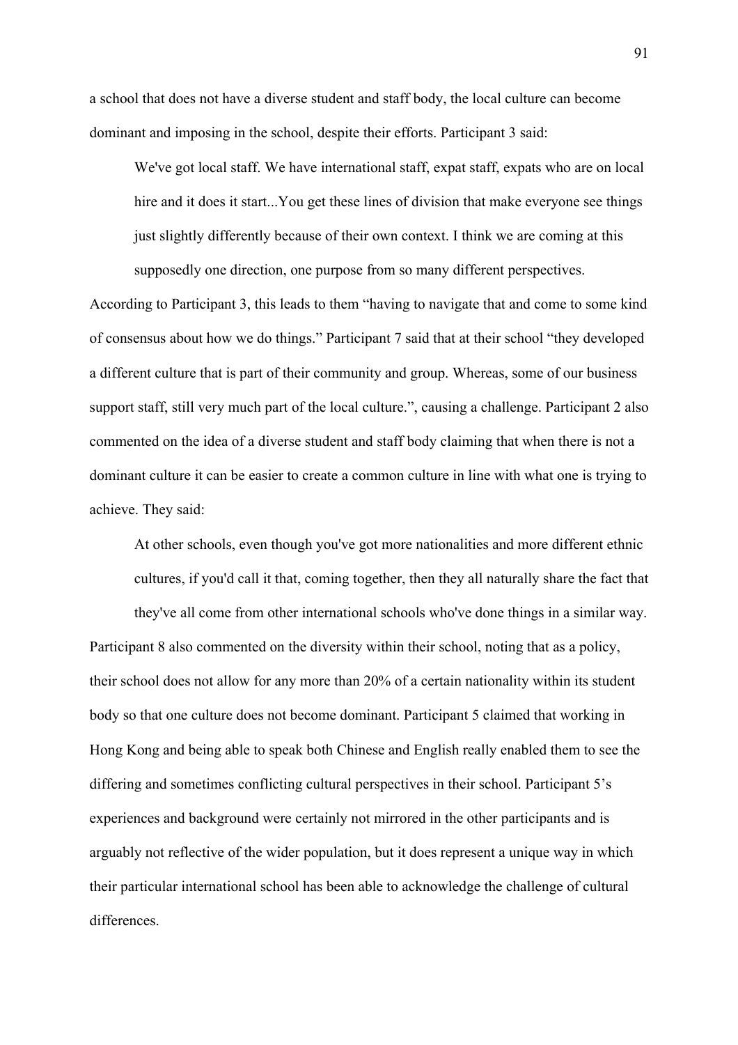a school that does not have a diverse student and staff body, the local culture can become dominant and imposing in the school, despite their efforts. Participant 3 said:

> We've got local staff. We have international staff, expat staff, expats who are on local hire and it does it start...You get these lines of division that make everyone see things just slightly differently because of their own context. I think we are coming at this supposedly one direction, one purpose from so many different perspectives.

According to Participant 3, this leads to them "having to navigate that and come to some kind of consensus about how we do things." Participant 7 said that at their school "they developed a different culture that is part of their community and group. Whereas, some of our business support staff, still very much part of the local culture.", causing a challenge. Participant 2 also commented on the idea of a diverse student and staff body claiming that when there is not a dominant culture it can be easier to create a common culture in line with what one is trying to achieve. They said:

> At other schools, even though you've got more nationalities and more different ethnic cultures, if you'd call it that, coming together, then they all naturally share the fact that they've all come from other international schools who've done things in a similar way.

Participant 8 also commented on the diversity within their school, noting that as a policy, their school does not allow for any more than 20% of a certain nationality within its student body so that one culture does not become dominant. Participant 5 claimed that working in Hong Kong and being able to speak both Chinese and English really enabled them to see the differing and sometimes conflicting cultural perspectives in their school. Participant 5's experiences and background were certainly not mirrored in the other participants and is arguably not reflective of the wider population, but it does represent a unique way in which their particular international school has been able to acknowledge the challenge of cultural differences.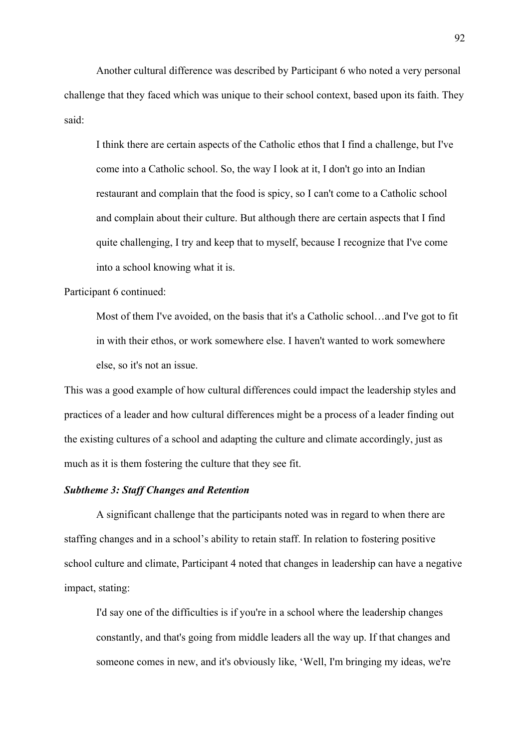Another cultural difference was described by Participant 6 who noted a very personal challenge that they faced which was unique to their school context, based upon its faith. They said:

> I think there are certain aspects of the Catholic ethos that I find a challenge, but I've come into a Catholic school. So, the way I look at it, I don't go into an Indian restaurant and complain that the food is spicy, so I can't come to a Catholic school and complain about their culture. But although there are certain aspects that I find quite challenging, I try and keep that to myself, because I recognize that I've come into a school knowing what it is.

Participant 6 continued:

> Most of them I've avoided, on the basis that it's a Catholic school…and I've got to fit in with their ethos, or work somewhere else. I haven't wanted to work somewhere else, so it's not an issue.

This was a good example of how cultural differences could impact the leadership styles and practices of a leader and how cultural differences might be a process of a leader finding out the existing cultures of a school and adapting the culture and climate accordingly, just as much as it is them fostering the culture that they see fit.

***Subtheme 3: Staff Changes and Retention***

A significant challenge that the participants noted was in regard to when there are staffing changes and in a school's ability to retain staff. In relation to fostering positive school culture and climate, Participant 4 noted that changes in leadership can have a negative impact, stating:

> I'd say one of the difficulties is if you're in a school where the leadership changes constantly, and that's going from middle leaders all the way up. If that changes and someone comes in new, and it's obviously like, 'Well, I'm bringing my ideas, we're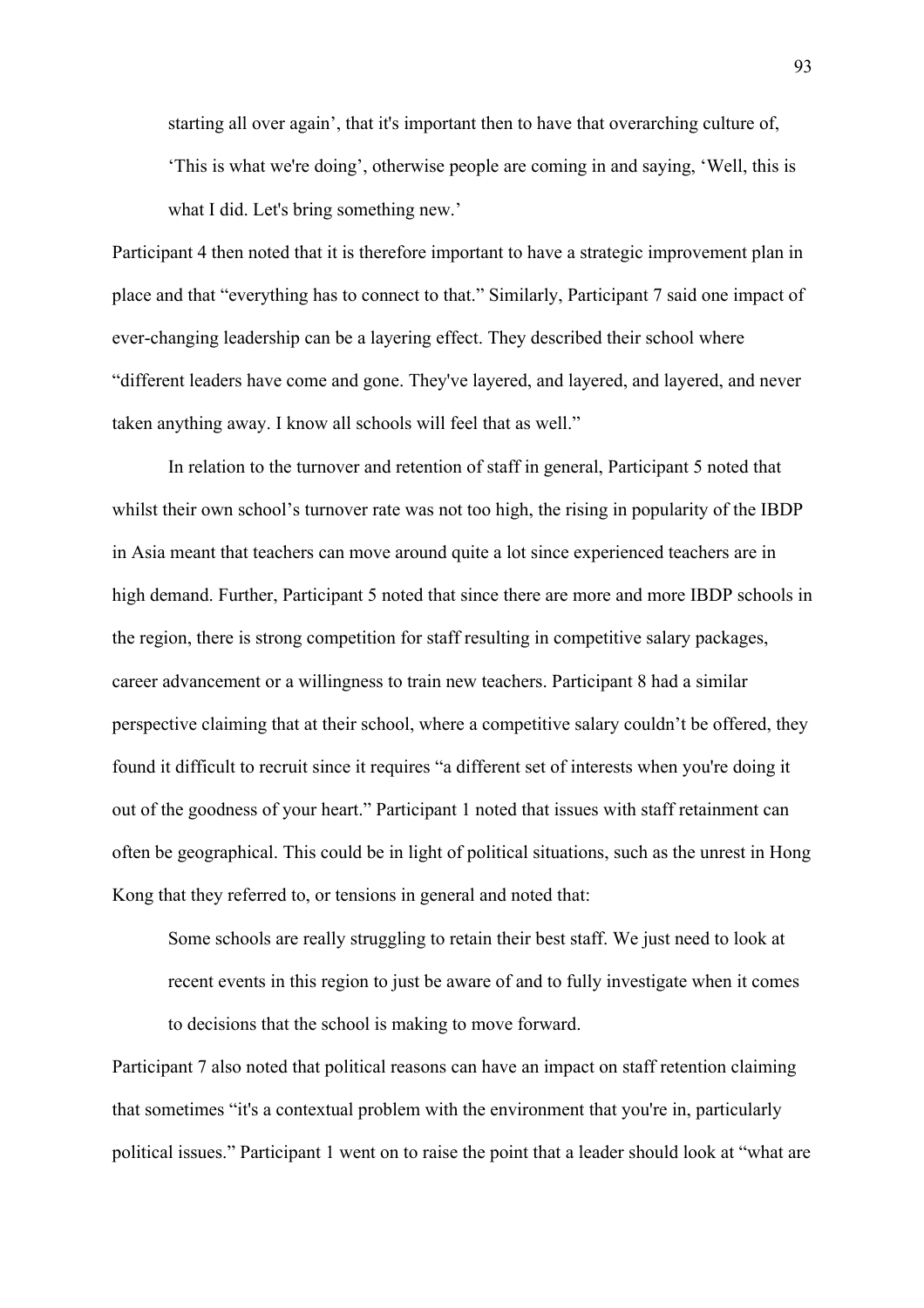> starting all over again', that it's important then to have that overarching culture of, 'This is what we're doing', otherwise people are coming in and saying, 'Well, this is what I did. Let's bring something new.'

Participant 4 then noted that it is therefore important to have a strategic improvement plan in place and that "everything has to connect to that." Similarly, Participant 7 said one impact of ever-changing leadership can be a layering effect. They described their school where "different leaders have come and gone. They've layered, and layered, and layered, and never taken anything away. I know all schools will feel that as well."

In relation to the turnover and retention of staff in general, Participant 5 noted that whilst their own school's turnover rate was not too high, the rising in popularity of the IBDP in Asia meant that teachers can move around quite a lot since experienced teachers are in high demand. Further, Participant 5 noted that since there are more and more IBDP schools in the region, there is strong competition for staff resulting in competitive salary packages, career advancement or a willingness to train new teachers. Participant 8 had a similar perspective claiming that at their school, where a competitive salary couldn't be offered, they found it difficult to recruit since it requires "a different set of interests when you're doing it out of the goodness of your heart." Participant 1 noted that issues with staff retainment can often be geographical. This could be in light of political situations, such as the unrest in Hong Kong that they referred to, or tensions in general and noted that:

> Some schools are really struggling to retain their best staff. We just need to look at recent events in this region to just be aware of and to fully investigate when it comes to decisions that the school is making to move forward.

Participant 7 also noted that political reasons can have an impact on staff retention claiming that sometimes "it's a contextual problem with the environment that you're in, particularly political issues." Participant 1 went on to raise the point that a leader should look at "what are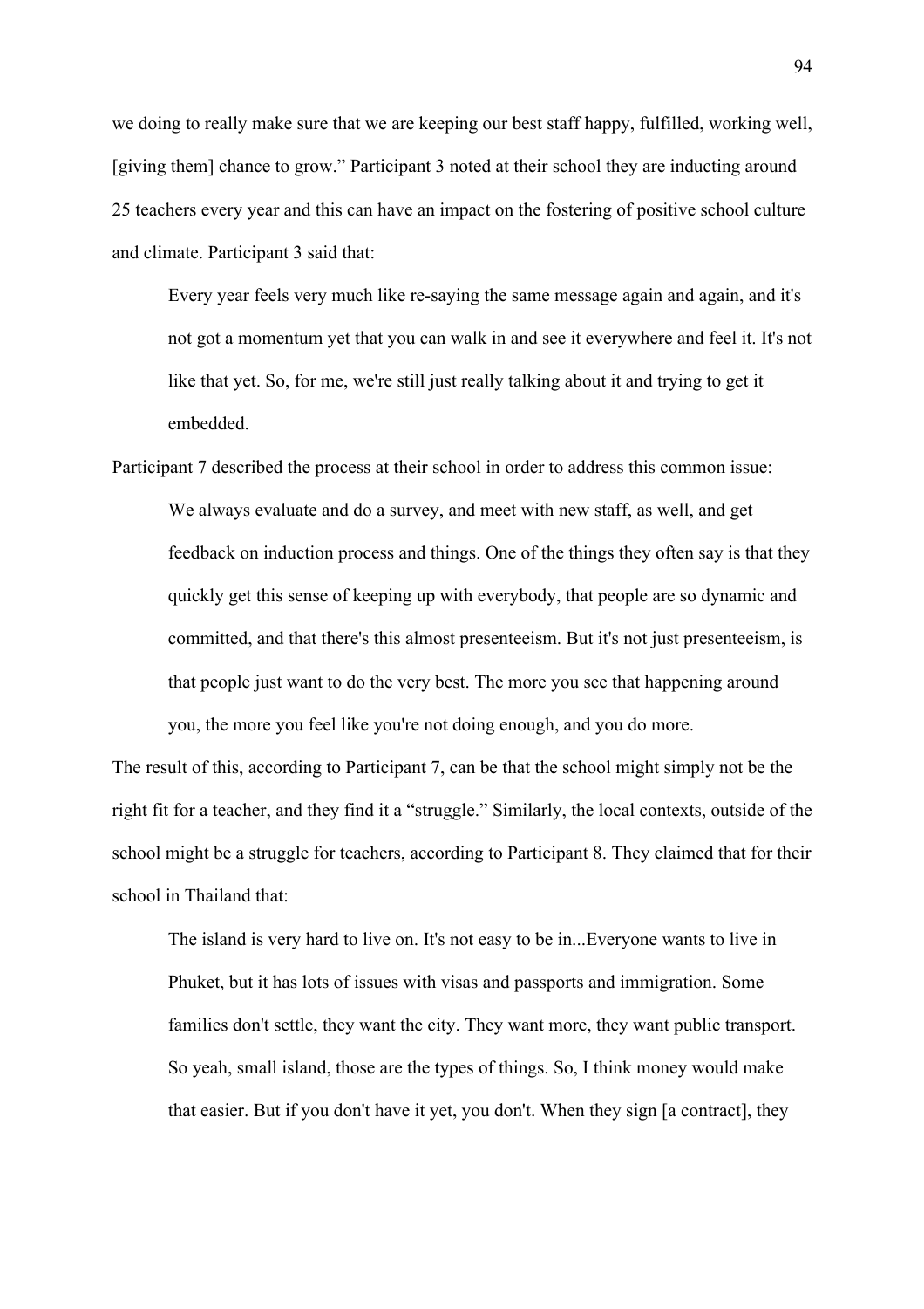we doing to really make sure that we are keeping our best staff happy, fulfilled, working well, [giving them] chance to grow." Participant 3 noted at their school they are inducting around 25 teachers every year and this can have an impact on the fostering of positive school culture and climate. Participant 3 said that:

> Every year feels very much like re-saying the same message again and again, and it's not got a momentum yet that you can walk in and see it everywhere and feel it. It's not like that yet. So, for me, we're still just really talking about it and trying to get it embedded.

Participant 7 described the process at their school in order to address this common issue:

> We always evaluate and do a survey, and meet with new staff, as well, and get feedback on induction process and things. One of the things they often say is that they quickly get this sense of keeping up with everybody, that people are so dynamic and committed, and that there's this almost presenteeism. But it's not just presenteeism, is that people just want to do the very best. The more you see that happening around you, the more you feel like you're not doing enough, and you do more.

The result of this, according to Participant 7, can be that the school might simply not be the right fit for a teacher, and they find it a "struggle." Similarly, the local contexts, outside of the school might be a struggle for teachers, according to Participant 8. They claimed that for their school in Thailand that:

> The island is very hard to live on. It's not easy to be in...Everyone wants to live in Phuket, but it has lots of issues with visas and passports and immigration. Some families don't settle, they want the city. They want more, they want public transport. So yeah, small island, those are the types of things. So, I think money would make that easier. But if you don't have it yet, you don't. When they sign [a contract], they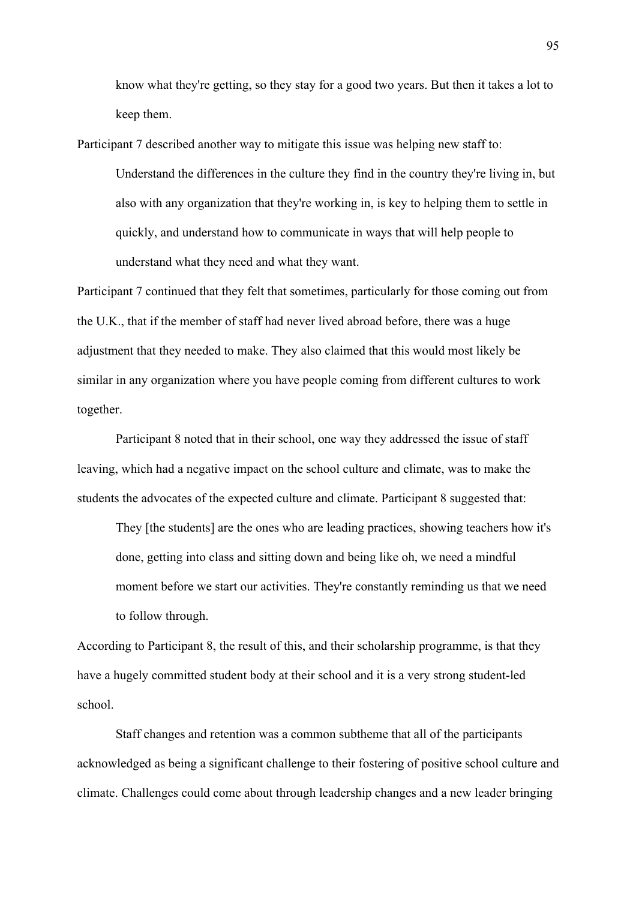> know what they're getting, so they stay for a good two years. But then it takes a lot to keep them.

Participant 7 described another way to mitigate this issue was helping new staff to:

> Understand the differences in the culture they find in the country they're living in, but also with any organization that they're working in, is key to helping them to settle in quickly, and understand how to communicate in ways that will help people to understand what they need and what they want.

Participant 7 continued that they felt that sometimes, particularly for those coming out from the U.K., that if the member of staff had never lived abroad before, there was a huge adjustment that they needed to make. They also claimed that this would most likely be similar in any organization where you have people coming from different cultures to work together.

Participant 8 noted that in their school, one way they addressed the issue of staff leaving, which had a negative impact on the school culture and climate, was to make the students the advocates of the expected culture and climate. Participant 8 suggested that:

> They [the students] are the ones who are leading practices, showing teachers how it's done, getting into class and sitting down and being like oh, we need a mindful moment before we start our activities. They're constantly reminding us that we need to follow through.

According to Participant 8, the result of this, and their scholarship programme, is that they have a hugely committed student body at their school and it is a very strong student-led school.

Staff changes and retention was a common subtheme that all of the participants acknowledged as being a significant challenge to their fostering of positive school culture and climate. Challenges could come about through leadership changes and a new leader bringing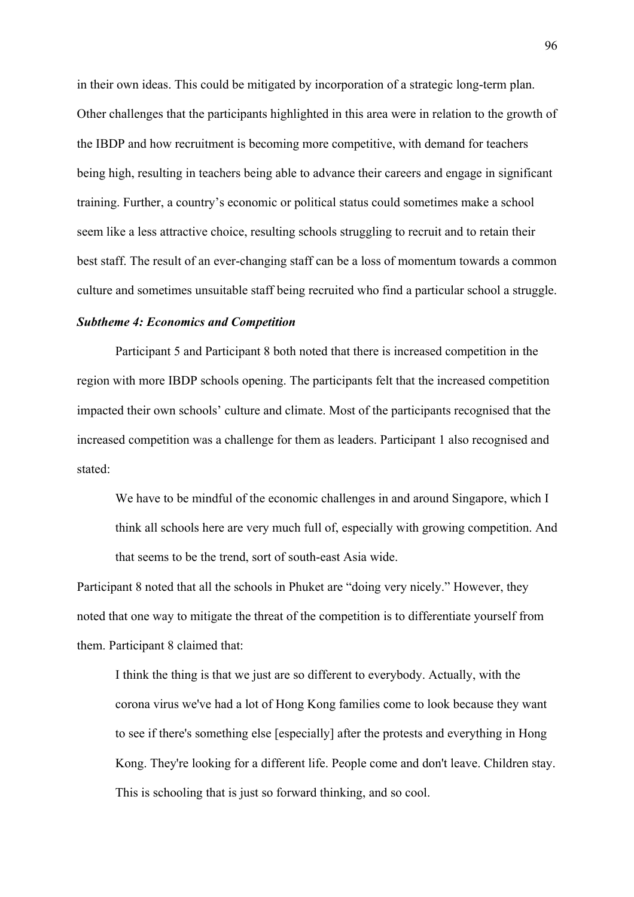in their own ideas. This could be mitigated by incorporation of a strategic long-term plan. Other challenges that the participants highlighted in this area were in relation to the growth of the IBDP and how recruitment is becoming more competitive, with demand for teachers being high, resulting in teachers being able to advance their careers and engage in significant training. Further, a country's economic or political status could sometimes make a school seem like a less attractive choice, resulting schools struggling to recruit and to retain their best staff. The result of an ever-changing staff can be a loss of momentum towards a common culture and sometimes unsuitable staff being recruited who find a particular school a struggle.

***Subtheme 4: Economics and Competition***

Participant 5 and Participant 8 both noted that there is increased competition in the region with more IBDP schools opening. The participants felt that the increased competition impacted their own schools' culture and climate. Most of the participants recognised that the increased competition was a challenge for them as leaders. Participant 1 also recognised and stated:

> We have to be mindful of the economic challenges in and around Singapore, which I think all schools here are very much full of, especially with growing competition. And that seems to be the trend, sort of south-east Asia wide.

Participant 8 noted that all the schools in Phuket are "doing very nicely." However, they noted that one way to mitigate the threat of the competition is to differentiate yourself from them. Participant 8 claimed that:

> I think the thing is that we just are so different to everybody. Actually, with the corona virus we've had a lot of Hong Kong families come to look because they want to see if there's something else [especially] after the protests and everything in Hong Kong. They're looking for a different life. People come and don't leave. Children stay. This is schooling that is just so forward thinking, and so cool.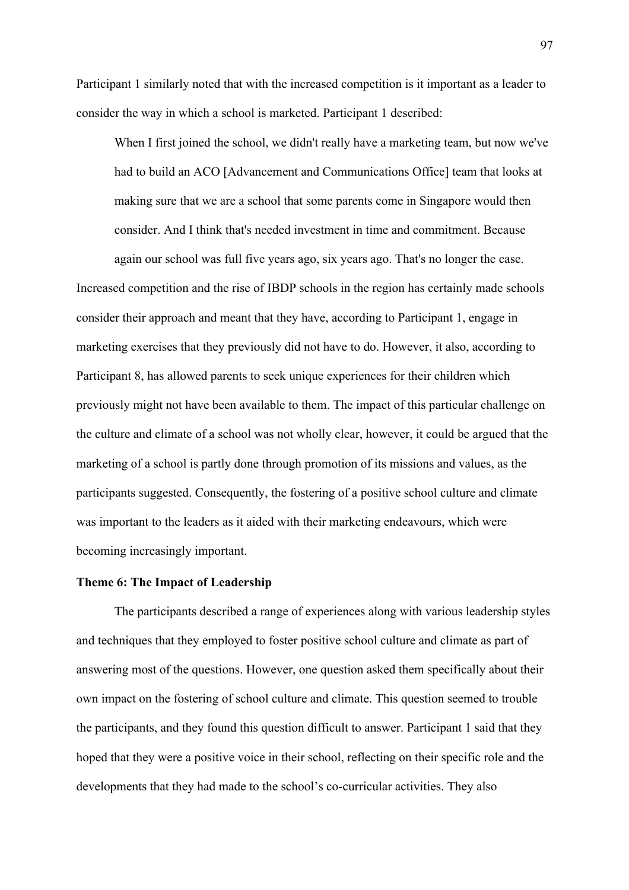Participant 1 similarly noted that with the increased competition is it important as a leader to consider the way in which a school is marketed. Participant 1 described:

> When I first joined the school, we didn't really have a marketing team, but now we've had to build an ACO [Advancement and Communications Office] team that looks at making sure that we are a school that some parents come in Singapore would then consider. And I think that's needed investment in time and commitment. Because again our school was full five years ago, six years ago. That's no longer the case.

Increased competition and the rise of IBDP schools in the region has certainly made schools consider their approach and meant that they have, according to Participant 1, engage in marketing exercises that they previously did not have to do. However, it also, according to Participant 8, has allowed parents to seek unique experiences for their children which previously might not have been available to them. The impact of this particular challenge on the culture and climate of a school was not wholly clear, however, it could be argued that the marketing of a school is partly done through promotion of its missions and values, as the participants suggested. Consequently, the fostering of a positive school culture and climate was important to the leaders as it aided with their marketing endeavours, which were becoming increasingly important.

**Theme 6: The Impact of Leadership**

The participants described a range of experiences along with various leadership styles and techniques that they employed to foster positive school culture and climate as part of answering most of the questions. However, one question asked them specifically about their own impact on the fostering of school culture and climate. This question seemed to trouble the participants, and they found this question difficult to answer. Participant 1 said that they hoped that they were a positive voice in their school, reflecting on their specific role and the developments that they had made to the school's co-curricular activities. They also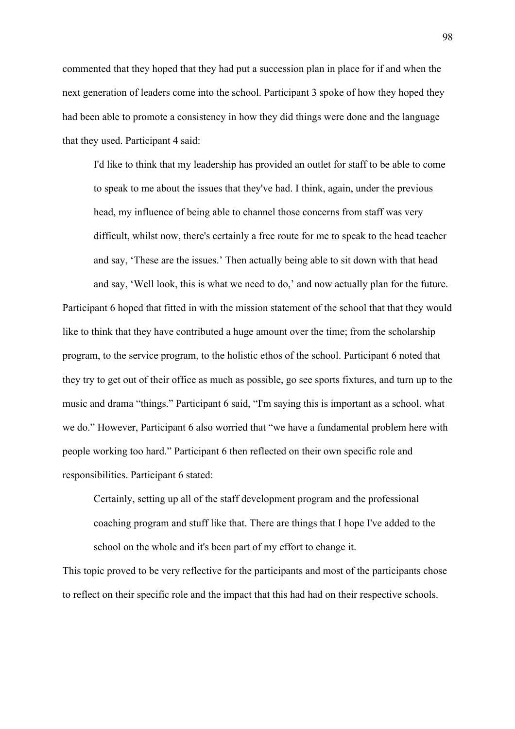commented that they hoped that they had put a succession plan in place for if and when the next generation of leaders come into the school. Participant 3 spoke of how they hoped they had been able to promote a consistency in how they did things were done and the language that they used. Participant 4 said:

> I'd like to think that my leadership has provided an outlet for staff to be able to come to speak to me about the issues that they've had. I think, again, under the previous head, my influence of being able to channel those concerns from staff was very difficult, whilst now, there's certainly a free route for me to speak to the head teacher and say, 'These are the issues.' Then actually being able to sit down with that head and say, 'Well look, this is what we need to do,' and now actually plan for the future.

Participant 6 hoped that fitted in with the mission statement of the school that that they would like to think that they have contributed a huge amount over the time; from the scholarship program, to the service program, to the holistic ethos of the school. Participant 6 noted that they try to get out of their office as much as possible, go see sports fixtures, and turn up to the music and drama "things." Participant 6 said, "I'm saying this is important as a school, what we do." However, Participant 6 also worried that "we have a fundamental problem here with people working too hard." Participant 6 then reflected on their own specific role and responsibilities. Participant 6 stated:

> Certainly, setting up all of the staff development program and the professional coaching program and stuff like that. There are things that I hope I've added to the school on the whole and it's been part of my effort to change it.

This topic proved to be very reflective for the participants and most of the participants chose to reflect on their specific role and the impact that this had had on their respective schools.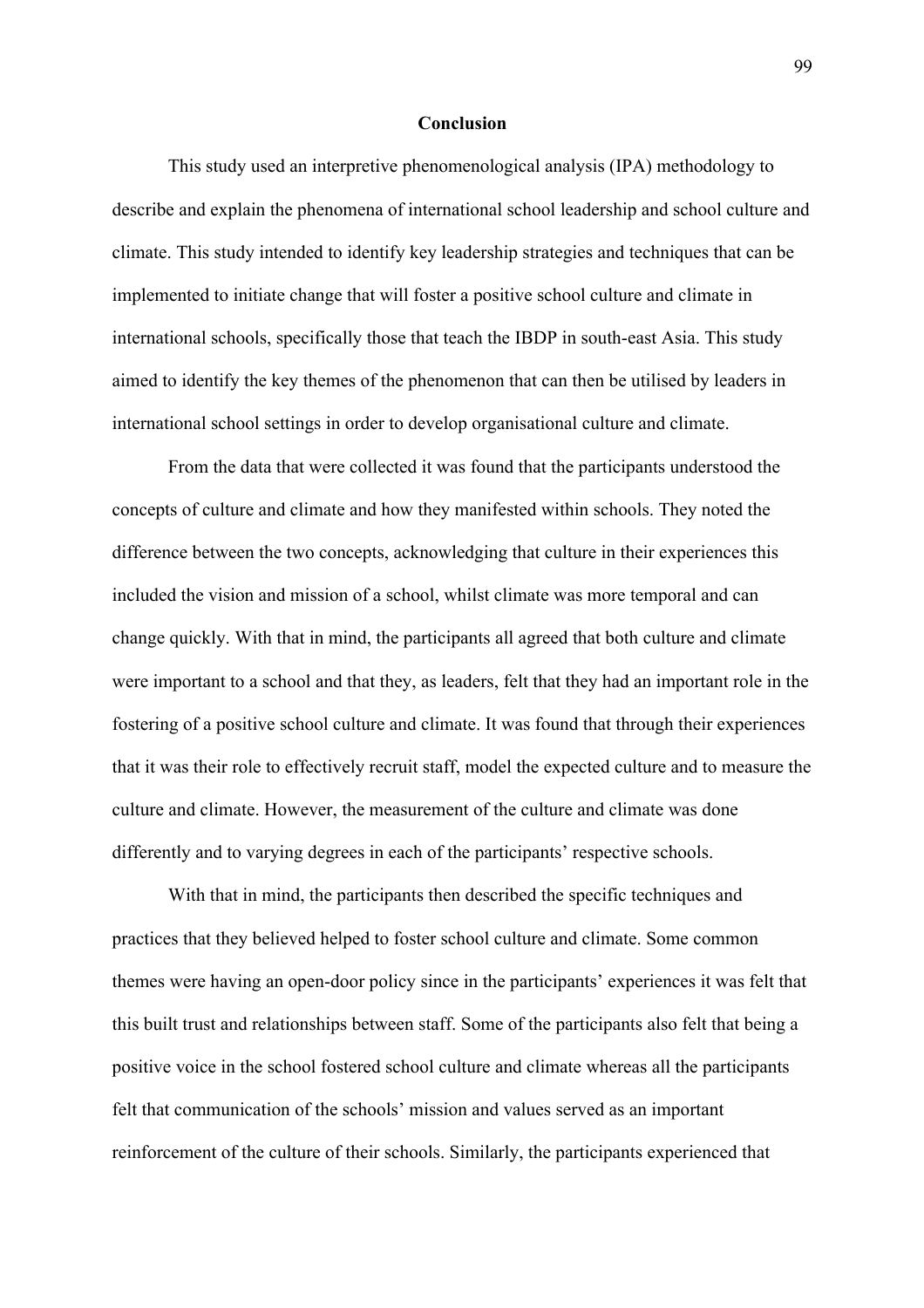## Conclusion

This study used an interpretive phenomenological analysis (IPA) methodology to describe and explain the phenomena of international school leadership and school culture and climate. This study intended to identify key leadership strategies and techniques that can be implemented to initiate change that will foster a positive school culture and climate in international schools, specifically those that teach the IBDP in south-east Asia. This study aimed to identify the key themes of the phenomenon that can then be utilised by leaders in international school settings in order to develop organisational culture and climate.

From the data that were collected it was found that the participants understood the concepts of culture and climate and how they manifested within schools. They noted the difference between the two concepts, acknowledging that culture in their experiences this included the vision and mission of a school, whilst climate was more temporal and can change quickly. With that in mind, the participants all agreed that both culture and climate were important to a school and that they, as leaders, felt that they had an important role in the fostering of a positive school culture and climate. It was found that through their experiences that it was their role to effectively recruit staff, model the expected culture and to measure the culture and climate. However, the measurement of the culture and climate was done differently and to varying degrees in each of the participants' respective schools.

With that in mind, the participants then described the specific techniques and practices that they believed helped to foster school culture and climate. Some common themes were having an open-door policy since in the participants' experiences it was felt that this built trust and relationships between staff. Some of the participants also felt that being a positive voice in the school fostered school culture and climate whereas all the participants felt that communication of the schools' mission and values served as an important reinforcement of the culture of their schools. Similarly, the participants experienced that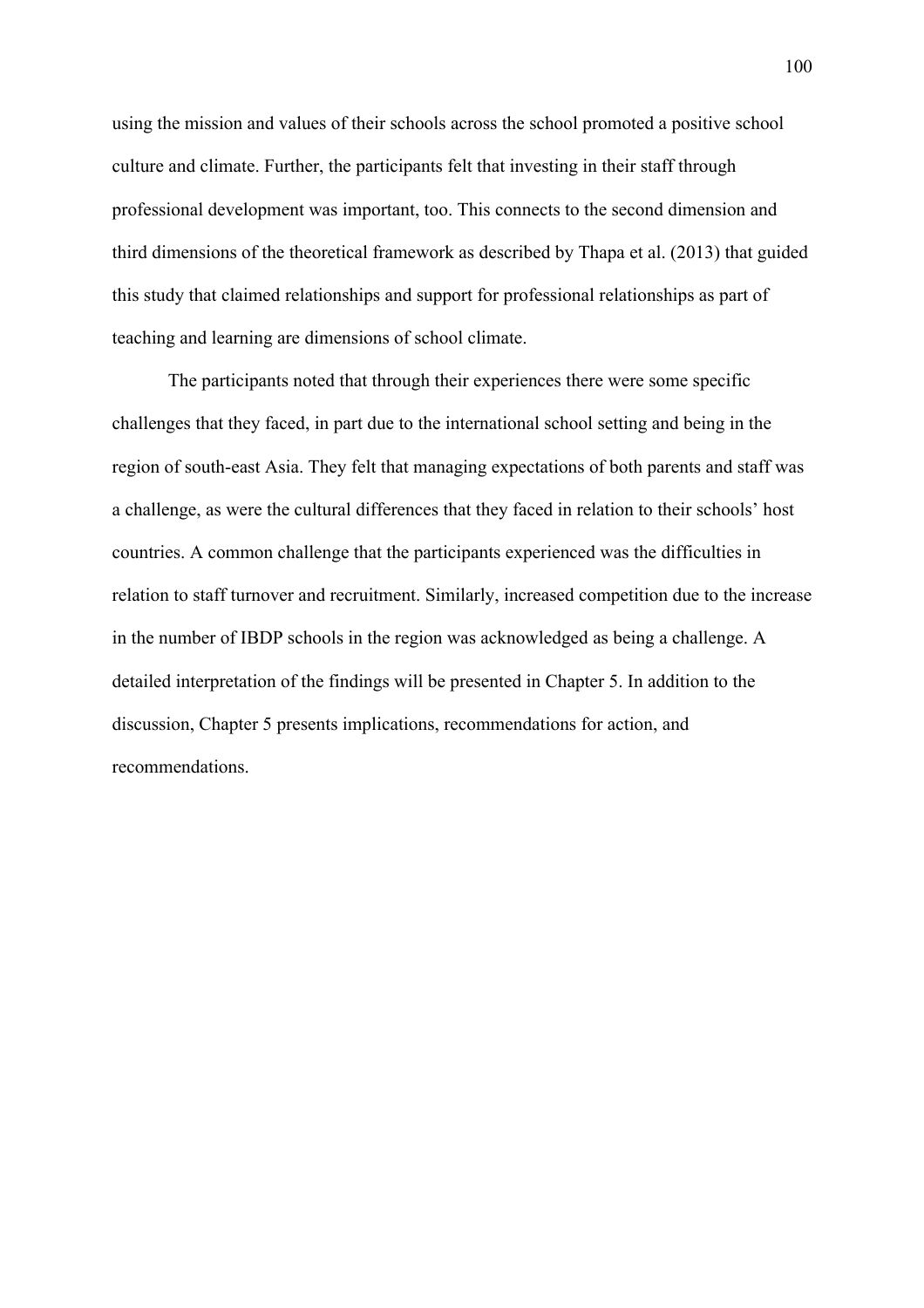using the mission and values of their schools across the school promoted a positive school culture and climate. Further, the participants felt that investing in their staff through professional development was important, too. This connects to the second dimension and third dimensions of the theoretical framework as described by Thapa et al. (2013) that guided this study that claimed relationships and support for professional relationships as part of teaching and learning are dimensions of school climate.

The participants noted that through their experiences there were some specific challenges that they faced, in part due to the international school setting and being in the region of south-east Asia. They felt that managing expectations of both parents and staff was a challenge, as were the cultural differences that they faced in relation to their schools' host countries. A common challenge that the participants experienced was the difficulties in relation to staff turnover and recruitment. Similarly, increased competition due to the increase in the number of IBDP schools in the region was acknowledged as being a challenge. A detailed interpretation of the findings will be presented in Chapter 5. In addition to the discussion, Chapter 5 presents implications, recommendations for action, and recommendations.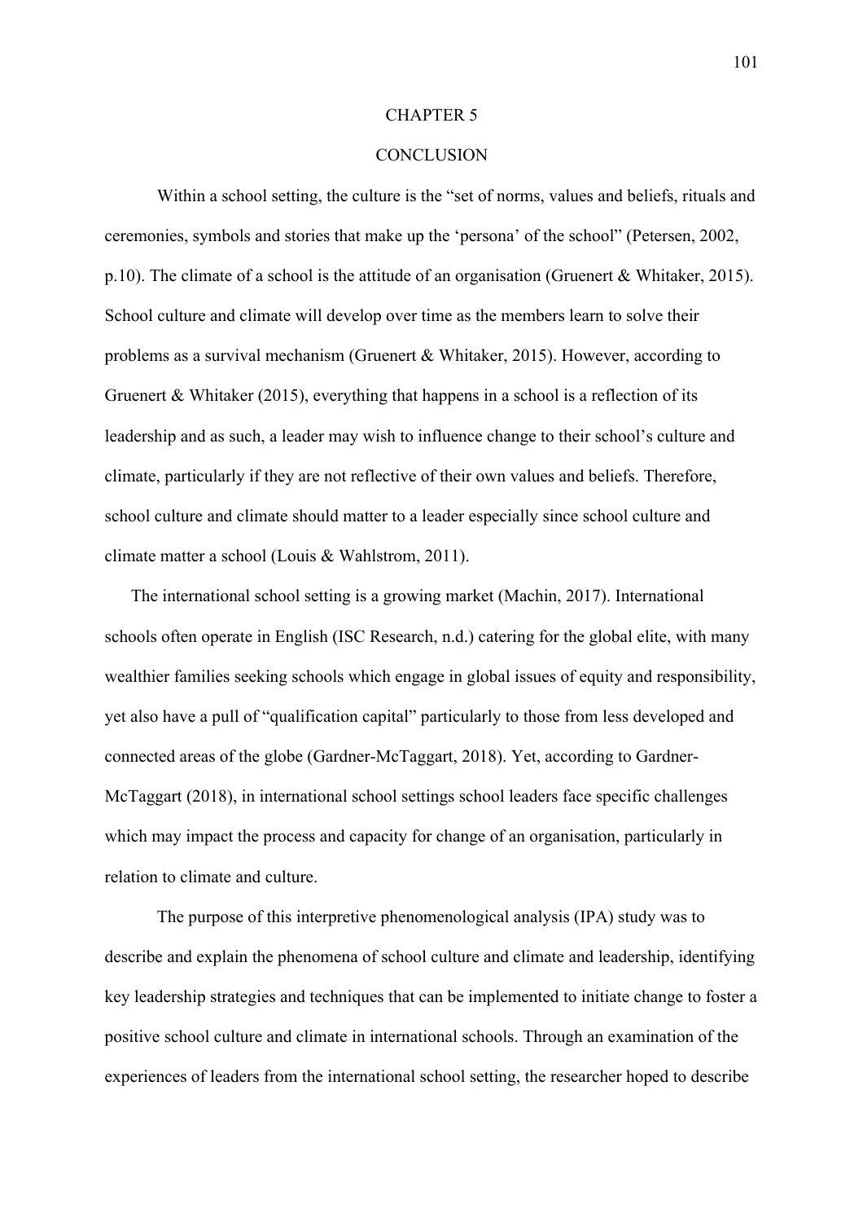# CHAPTER 5

# CONCLUSION

Within a school setting, the culture is the "set of norms, values and beliefs, rituals and ceremonies, symbols and stories that make up the 'persona' of the school" (Petersen, 2002, p.10). The climate of a school is the attitude of an organisation (Gruenert & Whitaker, 2015). School culture and climate will develop over time as the members learn to solve their problems as a survival mechanism (Gruenert & Whitaker, 2015). However, according to Gruenert & Whitaker (2015), everything that happens in a school is a reflection of its leadership and as such, a leader may wish to influence change to their school's culture and climate, particularly if they are not reflective of their own values and beliefs. Therefore, school culture and climate should matter to a leader especially since school culture and climate matter a school (Louis & Wahlstrom, 2011).

The international school setting is a growing market (Machin, 2017). International schools often operate in English (ISC Research, n.d.) catering for the global elite, with many wealthier families seeking schools which engage in global issues of equity and responsibility, yet also have a pull of "qualification capital" particularly to those from less developed and connected areas of the globe (Gardner-McTaggart, 2018). Yet, according to Gardner-McTaggart (2018), in international school settings school leaders face specific challenges which may impact the process and capacity for change of an organisation, particularly in relation to climate and culture.

The purpose of this interpretive phenomenological analysis (IPA) study was to describe and explain the phenomena of school culture and climate and leadership, identifying key leadership strategies and techniques that can be implemented to initiate change to foster a positive school culture and climate in international schools. Through an examination of the experiences of leaders from the international school setting, the researcher hoped to describe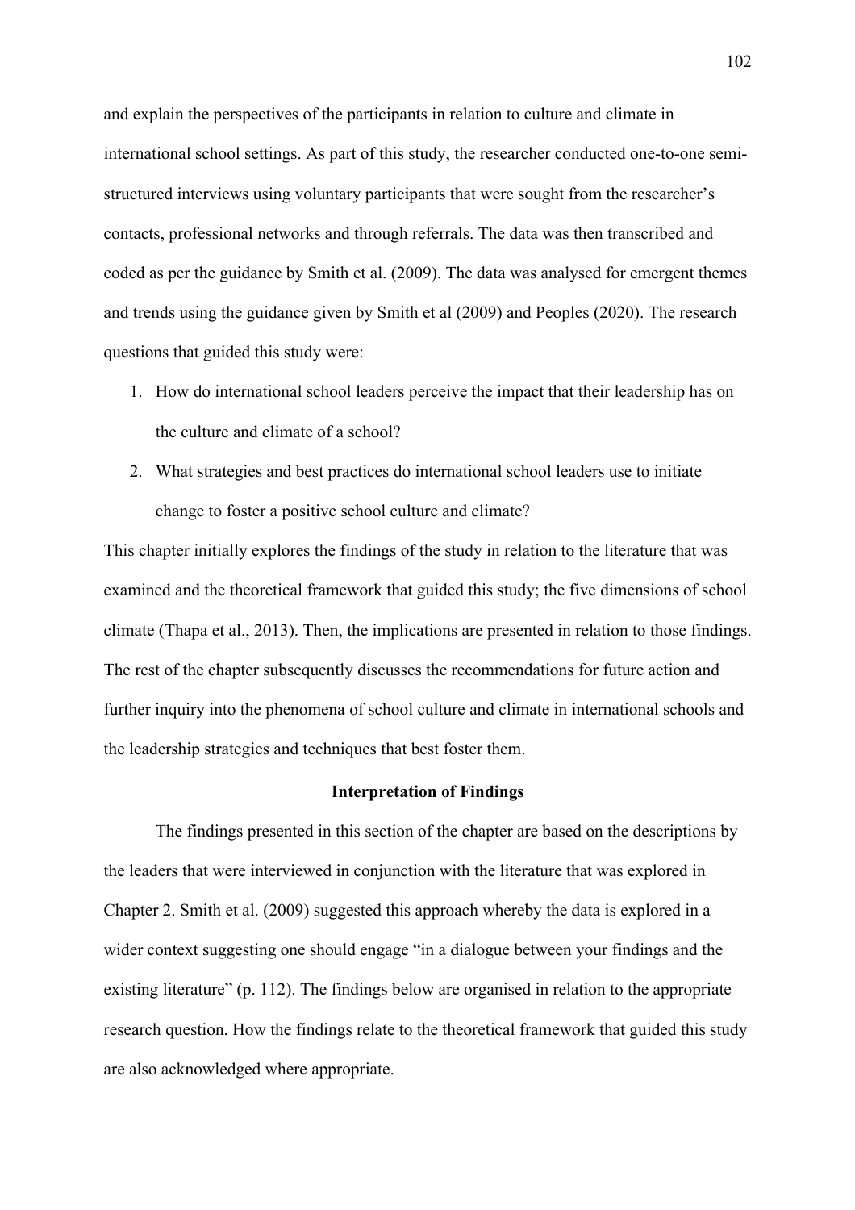and explain the perspectives of the participants in relation to culture and climate in international school settings. As part of this study, the researcher conducted one-to-one semi-structured interviews using voluntary participants that were sought from the researcher's contacts, professional networks and through referrals. The data was then transcribed and coded as per the guidance by Smith et al. (2009). The data was analysed for emergent themes and trends using the guidance given by Smith et al (2009) and Peoples (2020). The research questions that guided this study were:

1. How do international school leaders perceive the impact that their leadership has on the culture and climate of a school?
2. What strategies and best practices do international school leaders use to initiate change to foster a positive school culture and climate?

This chapter initially explores the findings of the study in relation to the literature that was examined and the theoretical framework that guided this study; the five dimensions of school climate (Thapa et al., 2013). Then, the implications are presented in relation to those findings. The rest of the chapter subsequently discusses the recommendations for future action and further inquiry into the phenomena of school culture and climate in international schools and the leadership strategies and techniques that best foster them.

## Interpretation of Findings

The findings presented in this section of the chapter are based on the descriptions by the leaders that were interviewed in conjunction with the literature that was explored in Chapter 2. Smith et al. (2009) suggested this approach whereby the data is explored in a wider context suggesting one should engage "in a dialogue between your findings and the existing literature" (p. 112). The findings below are organised in relation to the appropriate research question. How the findings relate to the theoretical framework that guided this study are also acknowledged where appropriate.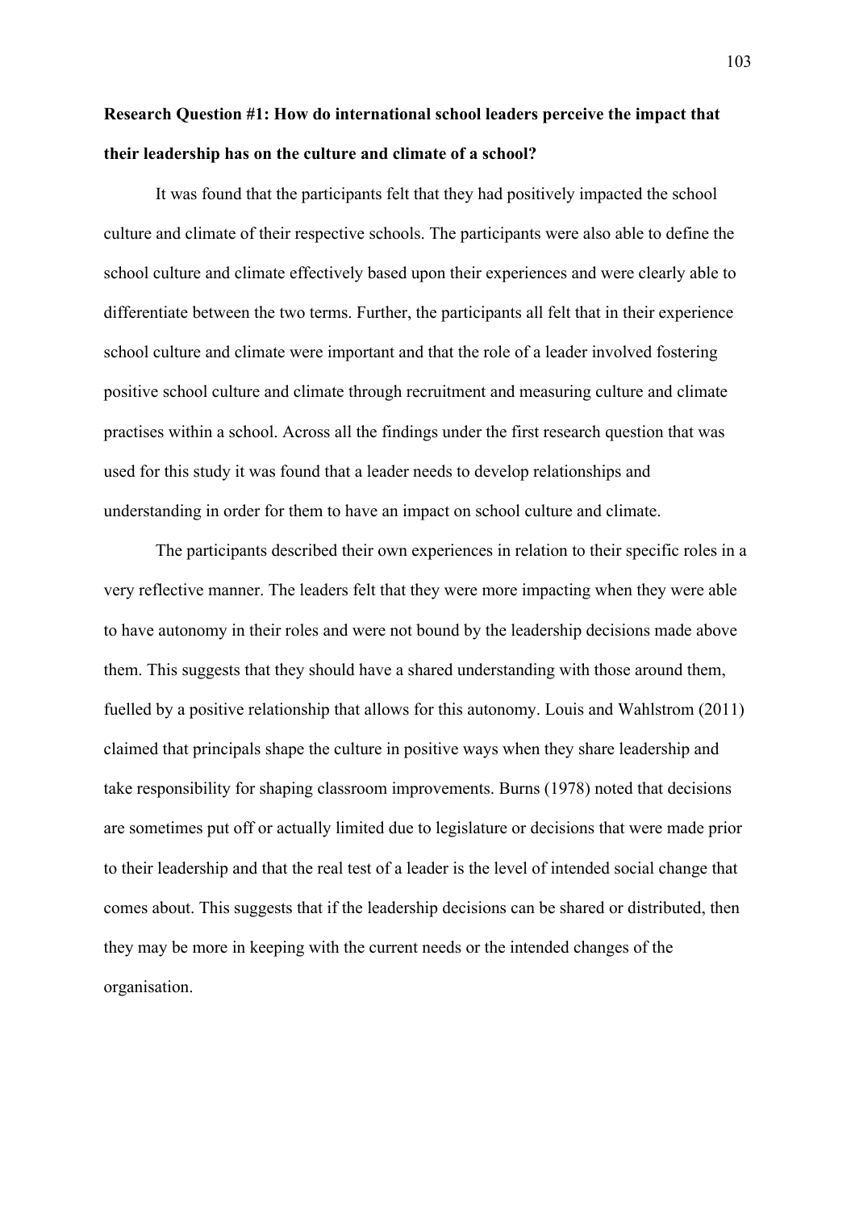**Research Question #1: How do international school leaders perceive the impact that their leadership has on the culture and climate of a school?**

It was found that the participants felt that they had positively impacted the school culture and climate of their respective schools. The participants were also able to define the school culture and climate effectively based upon their experiences and were clearly able to differentiate between the two terms. Further, the participants all felt that in their experience school culture and climate were important and that the role of a leader involved fostering positive school culture and climate through recruitment and measuring culture and climate practises within a school. Across all the findings under the first research question that was used for this study it was found that a leader needs to develop relationships and understanding in order for them to have an impact on school culture and climate.

The participants described their own experiences in relation to their specific roles in a very reflective manner. The leaders felt that they were more impacting when they were able to have autonomy in their roles and were not bound by the leadership decisions made above them. This suggests that they should have a shared understanding with those around them, fuelled by a positive relationship that allows for this autonomy. Louis and Wahlstrom (2011) claimed that principals shape the culture in positive ways when they share leadership and take responsibility for shaping classroom improvements. Burns (1978) noted that decisions are sometimes put off or actually limited due to legislature or decisions that were made prior to their leadership and that the real test of a leader is the level of intended social change that comes about. This suggests that if the leadership decisions can be shared or distributed, then they may be more in keeping with the current needs or the intended changes of the organisation.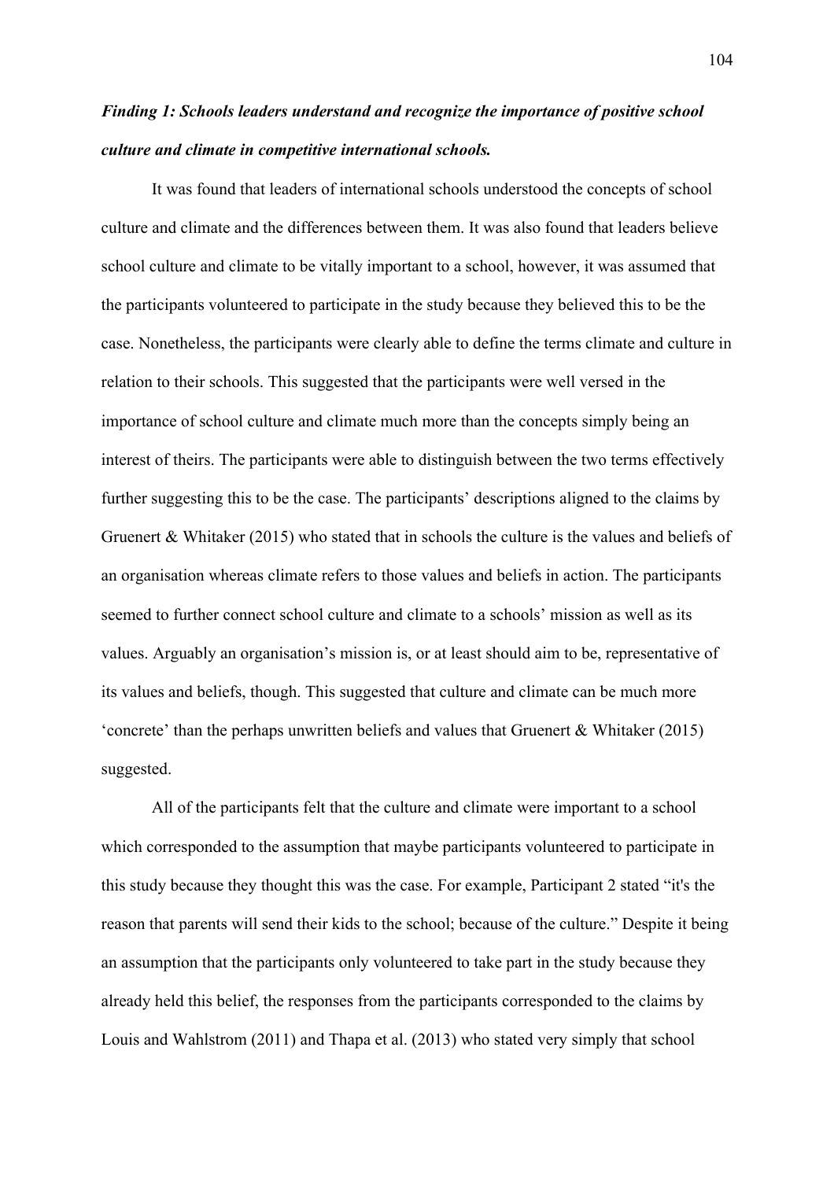***Finding 1: Schools leaders understand and recognize the importance of positive school culture and climate in competitive international schools.***

It was found that leaders of international schools understood the concepts of school culture and climate and the differences between them. It was also found that leaders believe school culture and climate to be vitally important to a school, however, it was assumed that the participants volunteered to participate in the study because they believed this to be the case. Nonetheless, the participants were clearly able to define the terms climate and culture in relation to their schools. This suggested that the participants were well versed in the importance of school culture and climate much more than the concepts simply being an interest of theirs. The participants were able to distinguish between the two terms effectively further suggesting this to be the case. The participants' descriptions aligned to the claims by Gruenert & Whitaker (2015) who stated that in schools the culture is the values and beliefs of an organisation whereas climate refers to those values and beliefs in action. The participants seemed to further connect school culture and climate to a schools' mission as well as its values. Arguably an organisation's mission is, or at least should aim to be, representative of its values and beliefs, though. This suggested that culture and climate can be much more 'concrete' than the perhaps unwritten beliefs and values that Gruenert & Whitaker (2015) suggested.

All of the participants felt that the culture and climate were important to a school which corresponded to the assumption that maybe participants volunteered to participate in this study because they thought this was the case. For example, Participant 2 stated "it's the reason that parents will send their kids to the school; because of the culture." Despite it being an assumption that the participants only volunteered to take part in the study because they already held this belief, the responses from the participants corresponded to the claims by Louis and Wahlstrom (2011) and Thapa et al. (2013) who stated very simply that school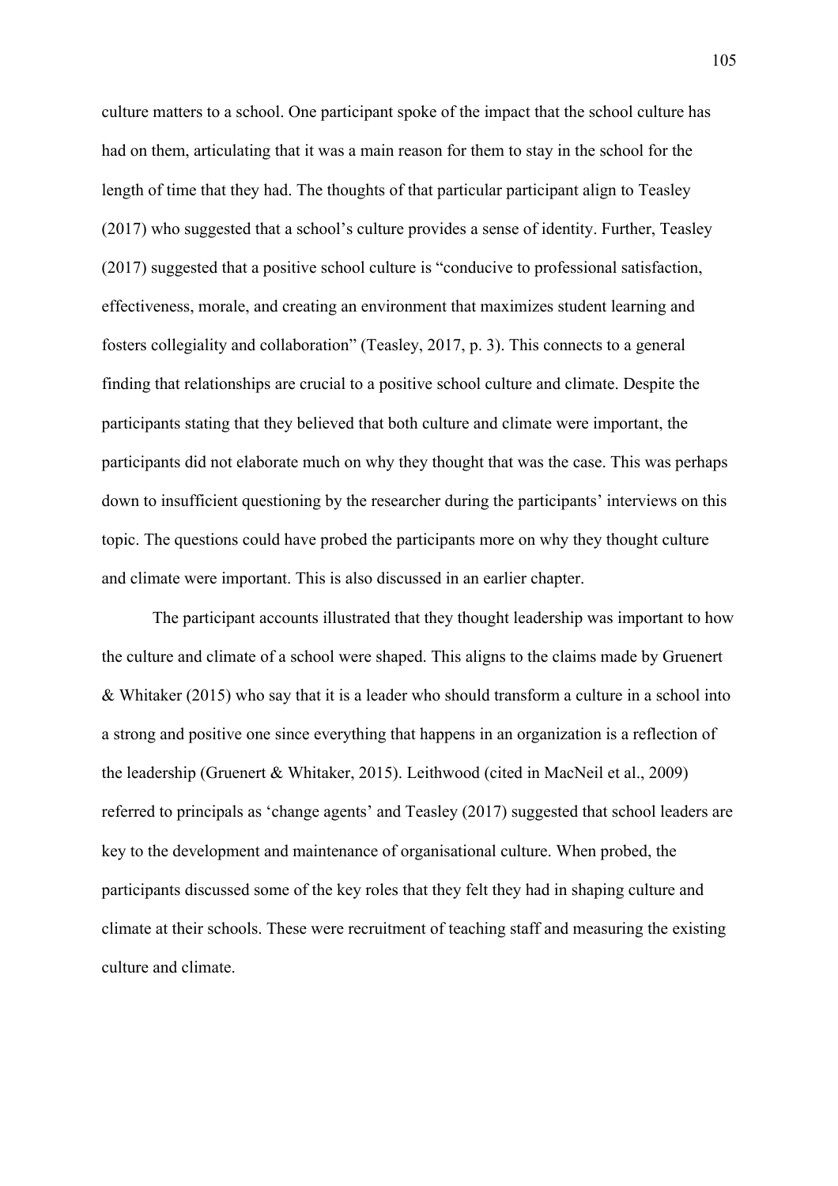culture matters to a school. One participant spoke of the impact that the school culture has had on them, articulating that it was a main reason for them to stay in the school for the length of time that they had. The thoughts of that particular participant align to Teasley (2017) who suggested that a school's culture provides a sense of identity. Further, Teasley (2017) suggested that a positive school culture is "conducive to professional satisfaction, effectiveness, morale, and creating an environment that maximizes student learning and fosters collegiality and collaboration" (Teasley, 2017, p. 3). This connects to a general finding that relationships are crucial to a positive school culture and climate. Despite the participants stating that they believed that both culture and climate were important, the participants did not elaborate much on why they thought that was the case. This was perhaps down to insufficient questioning by the researcher during the participants' interviews on this topic. The questions could have probed the participants more on why they thought culture and climate were important. This is also discussed in an earlier chapter.

The participant accounts illustrated that they thought leadership was important to how the culture and climate of a school were shaped. This aligns to the claims made by Gruenert & Whitaker (2015) who say that it is a leader who should transform a culture in a school into a strong and positive one since everything that happens in an organization is a reflection of the leadership (Gruenert & Whitaker, 2015). Leithwood (cited in MacNeil et al., 2009) referred to principals as 'change agents' and Teasley (2017) suggested that school leaders are key to the development and maintenance of organisational culture. When probed, the participants discussed some of the key roles that they felt they had in shaping culture and climate at their schools. These were recruitment of teaching staff and measuring the existing culture and climate.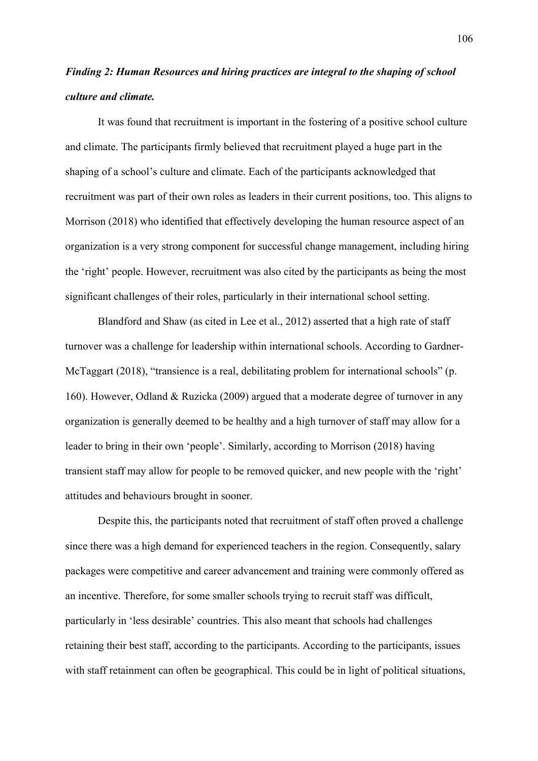***Finding 2: Human Resources and hiring practices are integral to the shaping of school culture and climate.***

It was found that recruitment is important in the fostering of a positive school culture and climate. The participants firmly believed that recruitment played a huge part in the shaping of a school's culture and climate. Each of the participants acknowledged that recruitment was part of their own roles as leaders in their current positions, too. This aligns to Morrison (2018) who identified that effectively developing the human resource aspect of an organization is a very strong component for successful change management, including hiring the 'right' people. However, recruitment was also cited by the participants as being the most significant challenges of their roles, particularly in their international school setting.

Blandford and Shaw (as cited in Lee et al., 2012) asserted that a high rate of staff turnover was a challenge for leadership within international schools. According to Gardner-McTaggart (2018), "transience is a real, debilitating problem for international schools" (p. 160). However, Odland & Ruzicka (2009) argued that a moderate degree of turnover in any organization is generally deemed to be healthy and a high turnover of staff may allow for a leader to bring in their own 'people'. Similarly, according to Morrison (2018) having transient staff may allow for people to be removed quicker, and new people with the 'right' attitudes and behaviours brought in sooner.

Despite this, the participants noted that recruitment of staff often proved a challenge since there was a high demand for experienced teachers in the region. Consequently, salary packages were competitive and career advancement and training were commonly offered as an incentive. Therefore, for some smaller schools trying to recruit staff was difficult, particularly in 'less desirable' countries. This also meant that schools had challenges retaining their best staff, according to the participants. According to the participants, issues with staff retainment can often be geographical. This could be in light of political situations,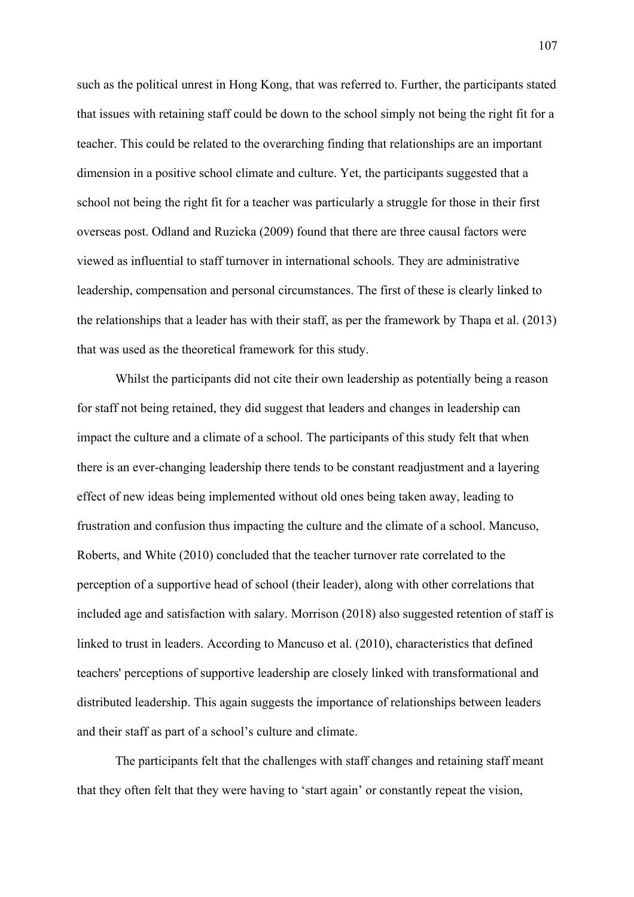such as the political unrest in Hong Kong, that was referred to. Further, the participants stated that issues with retaining staff could be down to the school simply not being the right fit for a teacher. This could be related to the overarching finding that relationships are an important dimension in a positive school climate and culture. Yet, the participants suggested that a school not being the right fit for a teacher was particularly a struggle for those in their first overseas post. Odland and Ruzicka (2009) found that there are three causal factors were viewed as influential to staff turnover in international schools. They are administrative leadership, compensation and personal circumstances. The first of these is clearly linked to the relationships that a leader has with their staff, as per the framework by Thapa et al. (2013) that was used as the theoretical framework for this study.

Whilst the participants did not cite their own leadership as potentially being a reason for staff not being retained, they did suggest that leaders and changes in leadership can impact the culture and a climate of a school. The participants of this study felt that when there is an ever-changing leadership there tends to be constant readjustment and a layering effect of new ideas being implemented without old ones being taken away, leading to frustration and confusion thus impacting the culture and the climate of a school. Mancuso, Roberts, and White (2010) concluded that the teacher turnover rate correlated to the perception of a supportive head of school (their leader), along with other correlations that included age and satisfaction with salary. Morrison (2018) also suggested retention of staff is linked to trust in leaders. According to Mancuso et al. (2010), characteristics that defined teachers' perceptions of supportive leadership are closely linked with transformational and distributed leadership. This again suggests the importance of relationships between leaders and their staff as part of a school's culture and climate.

The participants felt that the challenges with staff changes and retaining staff meant that they often felt that they were having to 'start again' or constantly repeat the vision,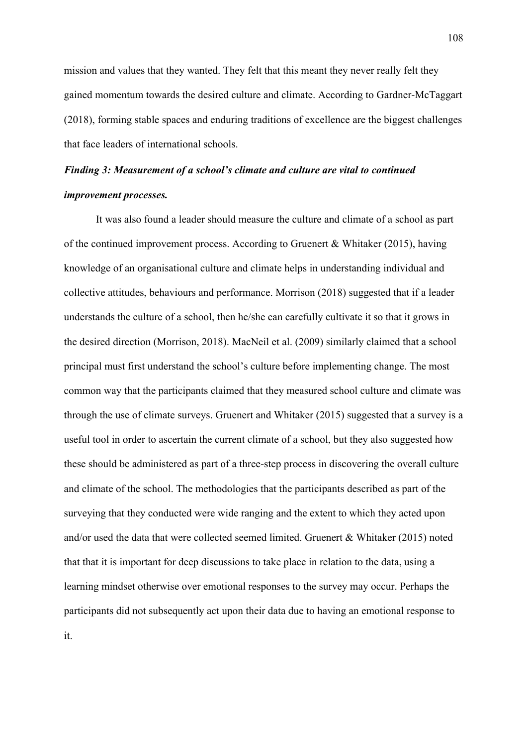mission and values that they wanted. They felt that this meant they never really felt they gained momentum towards the desired culture and climate. According to Gardner-McTaggart (2018), forming stable spaces and enduring traditions of excellence are the biggest challenges that face leaders of international schools.

***Finding 3: Measurement of a school's climate and culture are vital to continued improvement processes.***

It was also found a leader should measure the culture and climate of a school as part of the continued improvement process. According to Gruenert & Whitaker (2015), having knowledge of an organisational culture and climate helps in understanding individual and collective attitudes, behaviours and performance. Morrison (2018) suggested that if a leader understands the culture of a school, then he/she can carefully cultivate it so that it grows in the desired direction (Morrison, 2018). MacNeil et al. (2009) similarly claimed that a school principal must first understand the school's culture before implementing change. The most common way that the participants claimed that they measured school culture and climate was through the use of climate surveys. Gruenert and Whitaker (2015) suggested that a survey is a useful tool in order to ascertain the current climate of a school, but they also suggested how these should be administered as part of a three-step process in discovering the overall culture and climate of the school. The methodologies that the participants described as part of the surveying that they conducted were wide ranging and the extent to which they acted upon and/or used the data that were collected seemed limited. Gruenert & Whitaker (2015) noted that that it is important for deep discussions to take place in relation to the data, using a learning mindset otherwise over emotional responses to the survey may occur. Perhaps the participants did not subsequently act upon their data due to having an emotional response to it.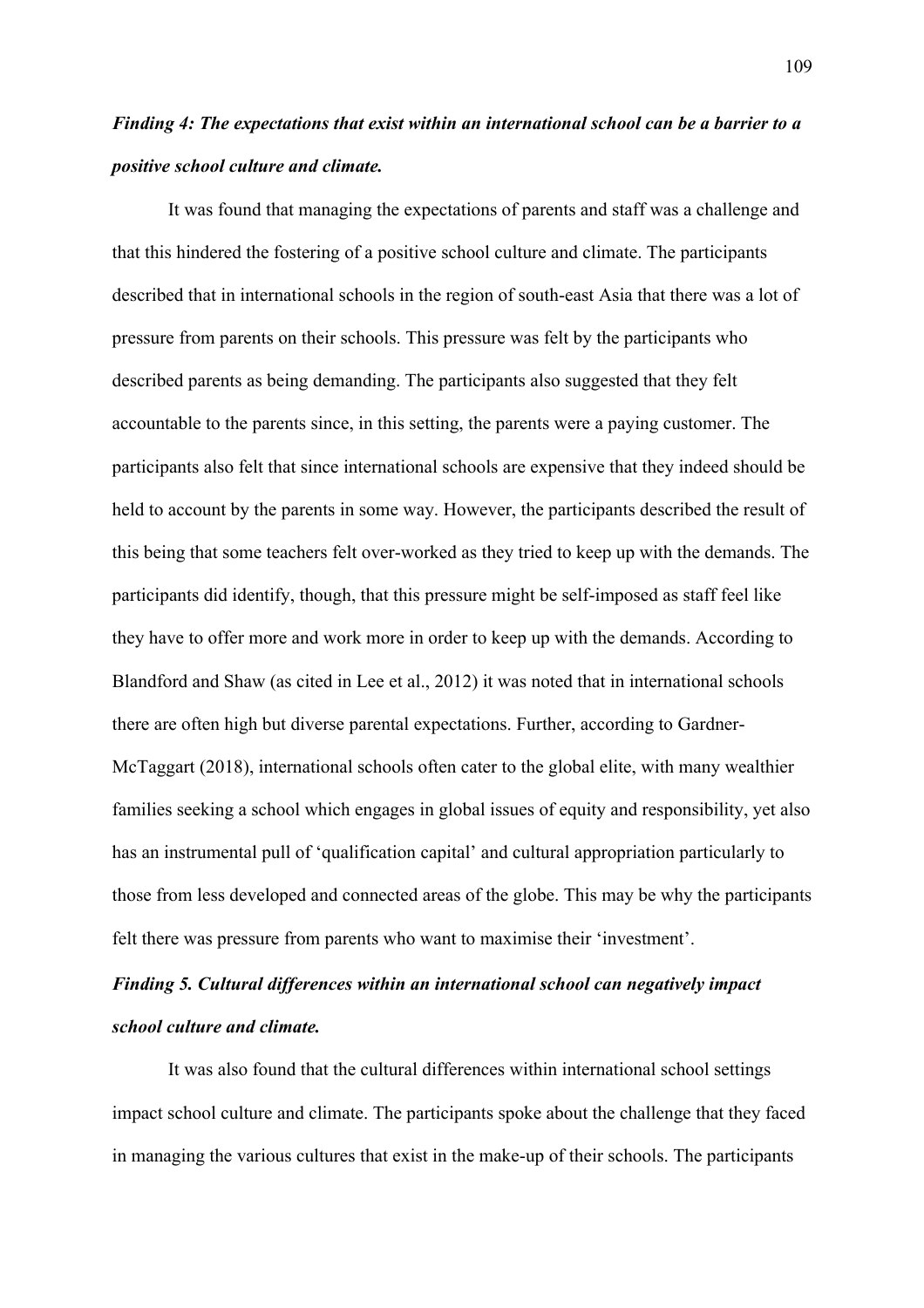***Finding 4: The expectations that exist within an international school can be a barrier to a positive school culture and climate.***

It was found that managing the expectations of parents and staff was a challenge and that this hindered the fostering of a positive school culture and climate. The participants described that in international schools in the region of south-east Asia that there was a lot of pressure from parents on their schools. This pressure was felt by the participants who described parents as being demanding. The participants also suggested that they felt accountable to the parents since, in this setting, the parents were a paying customer. The participants also felt that since international schools are expensive that they indeed should be held to account by the parents in some way. However, the participants described the result of this being that some teachers felt over-worked as they tried to keep up with the demands. The participants did identify, though, that this pressure might be self-imposed as staff feel like they have to offer more and work more in order to keep up with the demands. According to Blandford and Shaw (as cited in Lee et al., 2012) it was noted that in international schools there are often high but diverse parental expectations. Further, according to Gardner-McTaggart (2018), international schools often cater to the global elite, with many wealthier families seeking a school which engages in global issues of equity and responsibility, yet also has an instrumental pull of 'qualification capital' and cultural appropriation particularly to those from less developed and connected areas of the globe. This may be why the participants felt there was pressure from parents who want to maximise their 'investment'.

***Finding 5. Cultural differences within an international school can negatively impact school culture and climate.***

It was also found that the cultural differences within international school settings impact school culture and climate. The participants spoke about the challenge that they faced in managing the various cultures that exist in the make-up of their schools. The participants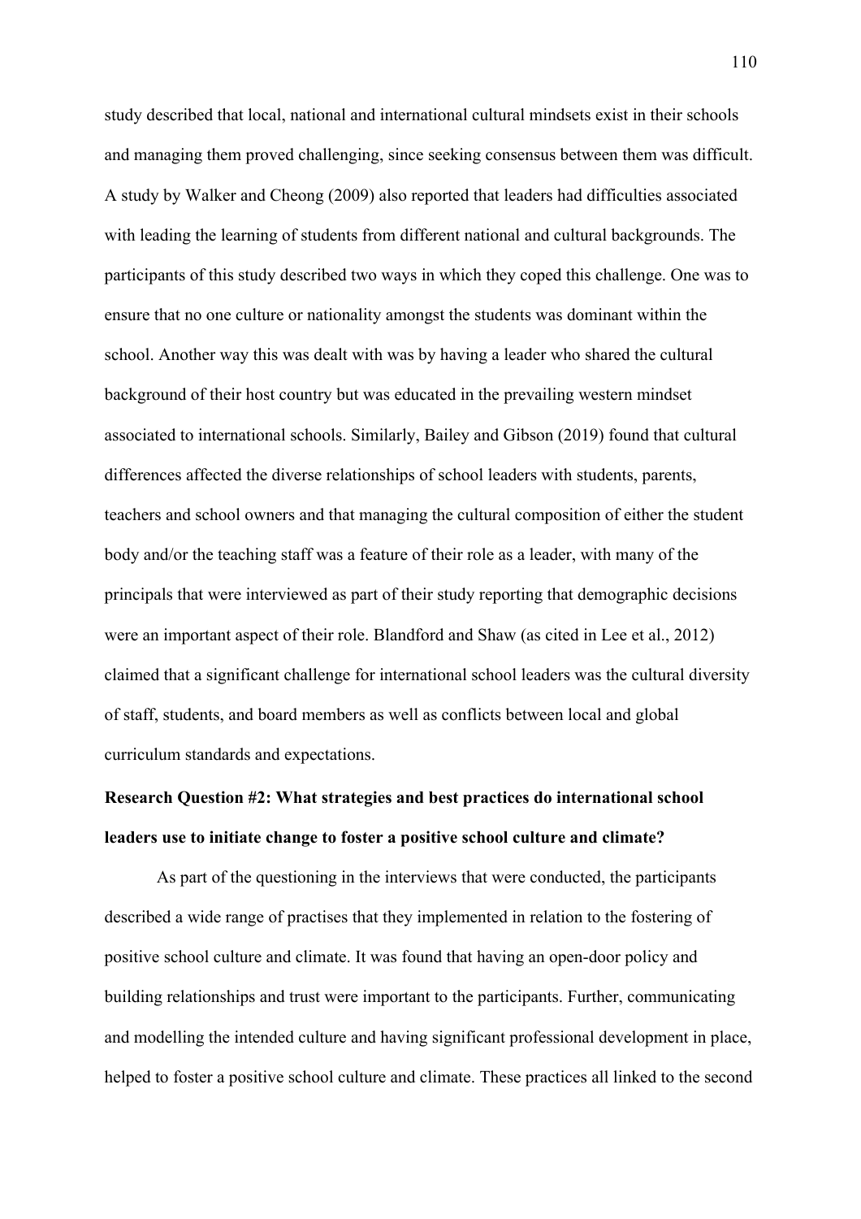study described that local, national and international cultural mindsets exist in their schools and managing them proved challenging, since seeking consensus between them was difficult. A study by Walker and Cheong (2009) also reported that leaders had difficulties associated with leading the learning of students from different national and cultural backgrounds. The participants of this study described two ways in which they coped this challenge. One was to ensure that no one culture or nationality amongst the students was dominant within the school. Another way this was dealt with was by having a leader who shared the cultural background of their host country but was educated in the prevailing western mindset associated to international schools. Similarly, Bailey and Gibson (2019) found that cultural differences affected the diverse relationships of school leaders with students, parents, teachers and school owners and that managing the cultural composition of either the student body and/or the teaching staff was a feature of their role as a leader, with many of the principals that were interviewed as part of their study reporting that demographic decisions were an important aspect of their role. Blandford and Shaw (as cited in Lee et al., 2012) claimed that a significant challenge for international school leaders was the cultural diversity of staff, students, and board members as well as conflicts between local and global curriculum standards and expectations.

**Research Question #2: What strategies and best practices do international school leaders use to initiate change to foster a positive school culture and climate?**

As part of the questioning in the interviews that were conducted, the participants described a wide range of practises that they implemented in relation to the fostering of positive school culture and climate. It was found that having an open-door policy and building relationships and trust were important to the participants. Further, communicating and modelling the intended culture and having significant professional development in place, helped to foster a positive school culture and climate. These practices all linked to the second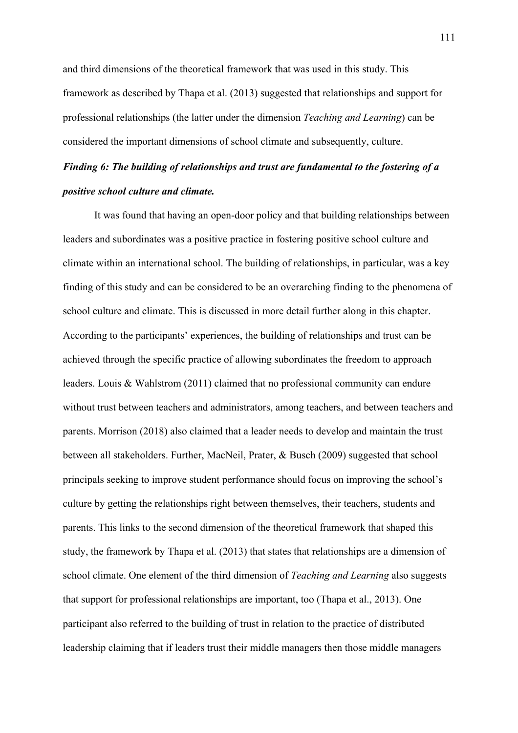and third dimensions of the theoretical framework that was used in this study. This framework as described by Thapa et al. (2013) suggested that relationships and support for professional relationships (the latter under the dimension *Teaching and Learning*) can be considered the important dimensions of school climate and subsequently, culture.

***Finding 6: The building of relationships and trust are fundamental to the fostering of a positive school culture and climate.***

It was found that having an open-door policy and that building relationships between leaders and subordinates was a positive practice in fostering positive school culture and climate within an international school. The building of relationships, in particular, was a key finding of this study and can be considered to be an overarching finding to the phenomena of school culture and climate. This is discussed in more detail further along in this chapter. According to the participants' experiences, the building of relationships and trust can be achieved through the specific practice of allowing subordinates the freedom to approach leaders. Louis & Wahlstrom (2011) claimed that no professional community can endure without trust between teachers and administrators, among teachers, and between teachers and parents. Morrison (2018) also claimed that a leader needs to develop and maintain the trust between all stakeholders. Further, MacNeil, Prater, & Busch (2009) suggested that school principals seeking to improve student performance should focus on improving the school's culture by getting the relationships right between themselves, their teachers, students and parents. This links to the second dimension of the theoretical framework that shaped this study, the framework by Thapa et al. (2013) that states that relationships are a dimension of school climate. One element of the third dimension of *Teaching and Learning* also suggests that support for professional relationships are important, too (Thapa et al., 2013). One participant also referred to the building of trust in relation to the practice of distributed leadership claiming that if leaders trust their middle managers then those middle managers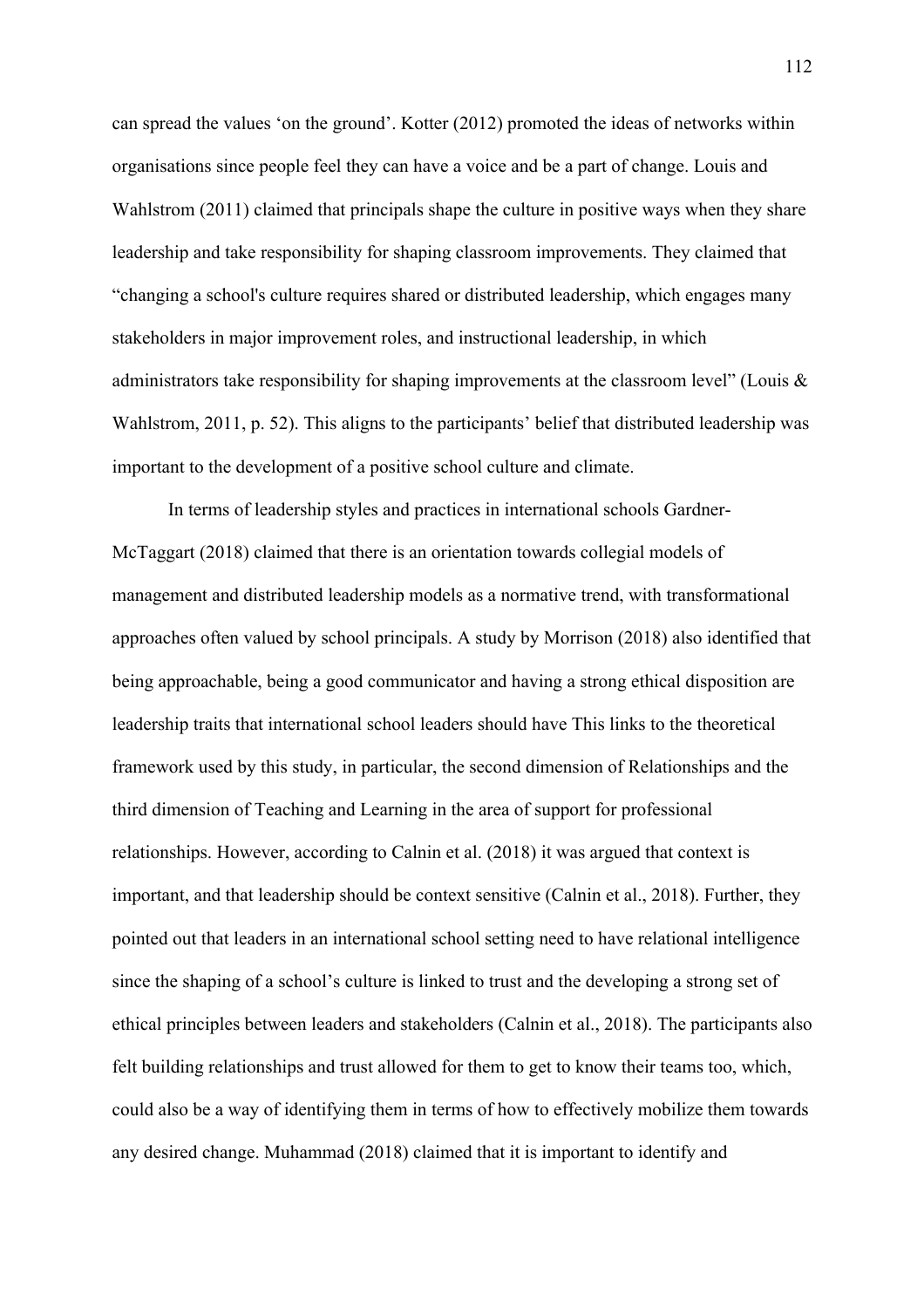can spread the values 'on the ground'. Kotter (2012) promoted the ideas of networks within organisations since people feel they can have a voice and be a part of change. Louis and Wahlstrom (2011) claimed that principals shape the culture in positive ways when they share leadership and take responsibility for shaping classroom improvements. They claimed that "changing a school's culture requires shared or distributed leadership, which engages many stakeholders in major improvement roles, and instructional leadership, in which administrators take responsibility for shaping improvements at the classroom level" (Louis & Wahlstrom, 2011, p. 52). This aligns to the participants' belief that distributed leadership was important to the development of a positive school culture and climate.

In terms of leadership styles and practices in international schools Gardner-McTaggart (2018) claimed that there is an orientation towards collegial models of management and distributed leadership models as a normative trend, with transformational approaches often valued by school principals. A study by Morrison (2018) also identified that being approachable, being a good communicator and having a strong ethical disposition are leadership traits that international school leaders should have This links to the theoretical framework used by this study, in particular, the second dimension of Relationships and the third dimension of Teaching and Learning in the area of support for professional relationships. However, according to Calnin et al. (2018) it was argued that context is important, and that leadership should be context sensitive (Calnin et al., 2018). Further, they pointed out that leaders in an international school setting need to have relational intelligence since the shaping of a school's culture is linked to trust and the developing a strong set of ethical principles between leaders and stakeholders (Calnin et al., 2018). The participants also felt building relationships and trust allowed for them to get to know their teams too, which, could also be a way of identifying them in terms of how to effectively mobilize them towards any desired change. Muhammad (2018) claimed that it is important to identify and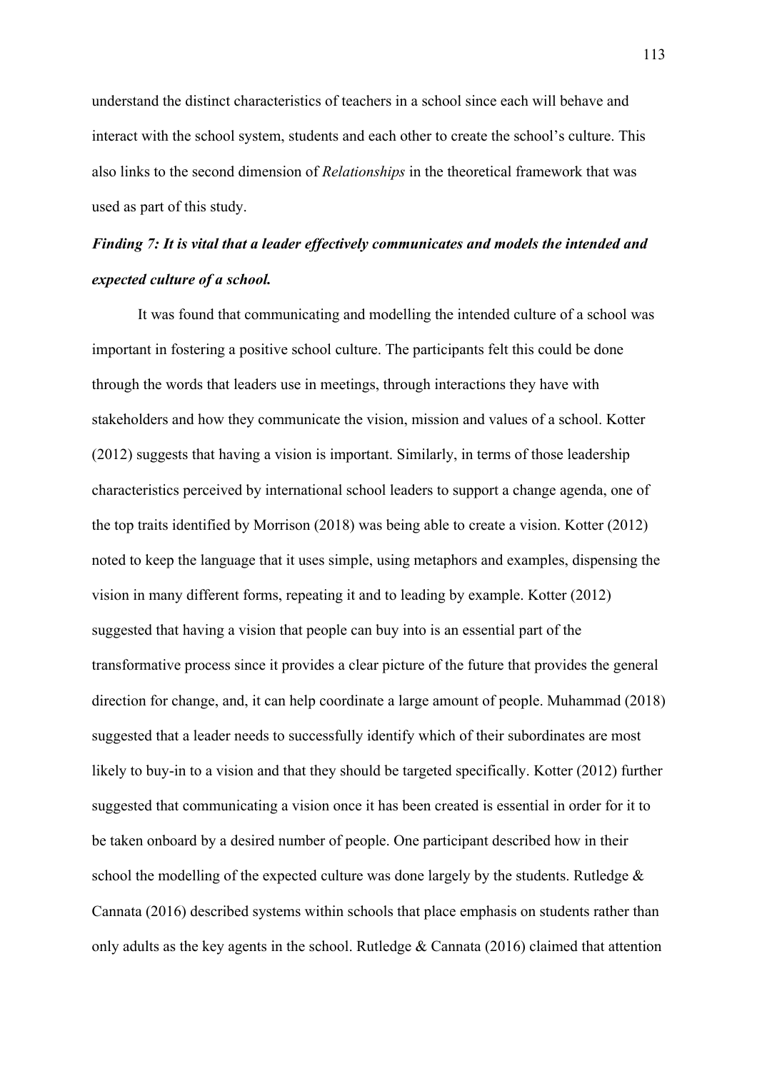understand the distinct characteristics of teachers in a school since each will behave and interact with the school system, students and each other to create the school's culture. This also links to the second dimension of *Relationships* in the theoretical framework that was used as part of this study.

***Finding 7: It is vital that a leader effectively communicates and models the intended and expected culture of a school.***

It was found that communicating and modelling the intended culture of a school was important in fostering a positive school culture. The participants felt this could be done through the words that leaders use in meetings, through interactions they have with stakeholders and how they communicate the vision, mission and values of a school. Kotter (2012) suggests that having a vision is important. Similarly, in terms of those leadership characteristics perceived by international school leaders to support a change agenda, one of the top traits identified by Morrison (2018) was being able to create a vision. Kotter (2012) noted to keep the language that it uses simple, using metaphors and examples, dispensing the vision in many different forms, repeating it and to leading by example. Kotter (2012) suggested that having a vision that people can buy into is an essential part of the transformative process since it provides a clear picture of the future that provides the general direction for change, and, it can help coordinate a large amount of people. Muhammad (2018) suggested that a leader needs to successfully identify which of their subordinates are most likely to buy-in to a vision and that they should be targeted specifically. Kotter (2012) further suggested that communicating a vision once it has been created is essential in order for it to be taken onboard by a desired number of people. One participant described how in their school the modelling of the expected culture was done largely by the students. Rutledge & Cannata (2016) described systems within schools that place emphasis on students rather than only adults as the key agents in the school. Rutledge & Cannata (2016) claimed that attention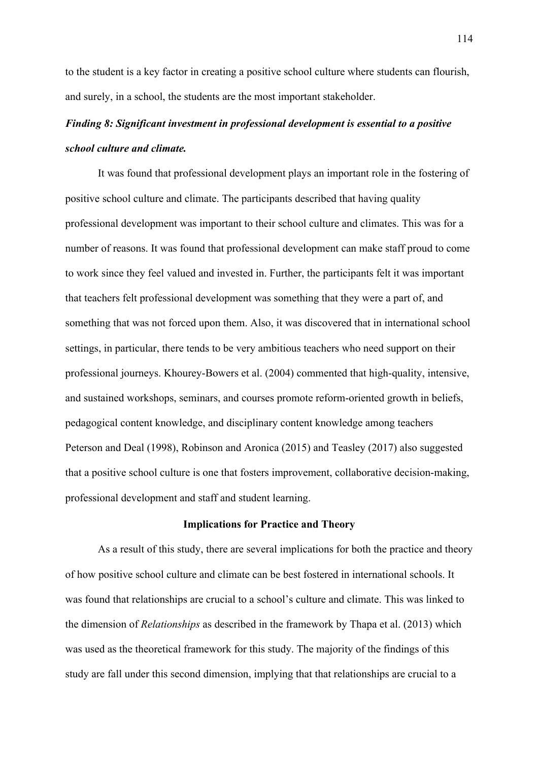to the student is a key factor in creating a positive school culture where students can flourish, and surely, in a school, the students are the most important stakeholder.

***Finding 8: Significant investment in professional development is essential to a positive school culture and climate.***

It was found that professional development plays an important role in the fostering of positive school culture and climate. The participants described that having quality professional development was important to their school culture and climates. This was for a number of reasons. It was found that professional development can make staff proud to come to work since they feel valued and invested in. Further, the participants felt it was important that teachers felt professional development was something that they were a part of, and something that was not forced upon them. Also, it was discovered that in international school settings, in particular, there tends to be very ambitious teachers who need support on their professional journeys. Khourey-Bowers et al. (2004) commented that high-quality, intensive, and sustained workshops, seminars, and courses promote reform-oriented growth in beliefs, pedagogical content knowledge, and disciplinary content knowledge among teachers Peterson and Deal (1998), Robinson and Aronica (2015) and Teasley (2017) also suggested that a positive school culture is one that fosters improvement, collaborative decision-making, professional development and staff and student learning.

## Implications for Practice and Theory

As a result of this study, there are several implications for both the practice and theory of how positive school culture and climate can be best fostered in international schools. It was found that relationships are crucial to a school's culture and climate. This was linked to the dimension of *Relationships* as described in the framework by Thapa et al. (2013) which was used as the theoretical framework for this study. The majority of the findings of this study are fall under this second dimension, implying that that relationships are crucial to a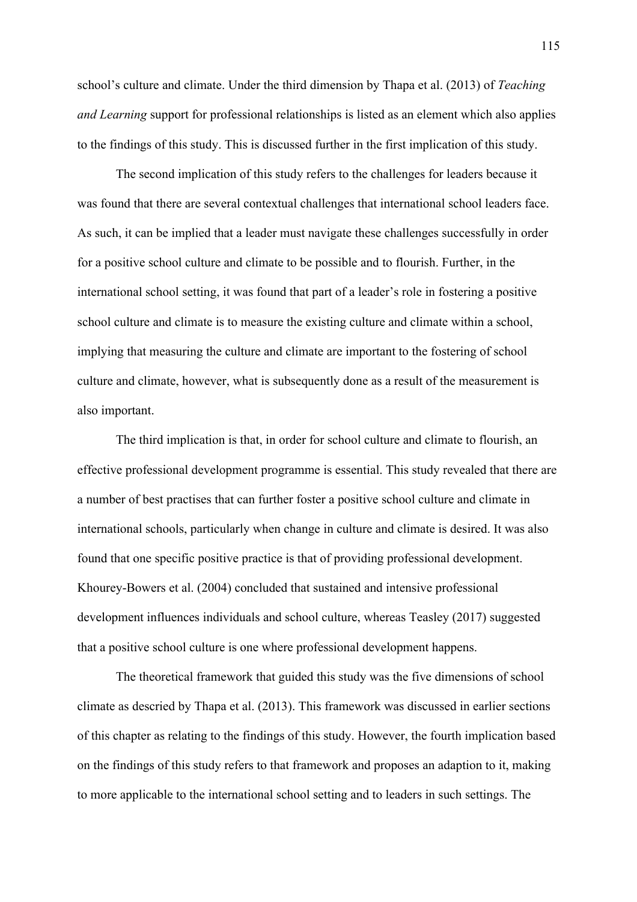school's culture and climate. Under the third dimension by Thapa et al. (2013) of *Teaching and Learning* support for professional relationships is listed as an element which also applies to the findings of this study. This is discussed further in the first implication of this study.

The second implication of this study refers to the challenges for leaders because it was found that there are several contextual challenges that international school leaders face. As such, it can be implied that a leader must navigate these challenges successfully in order for a positive school culture and climate to be possible and to flourish. Further, in the international school setting, it was found that part of a leader's role in fostering a positive school culture and climate is to measure the existing culture and climate within a school, implying that measuring the culture and climate are important to the fostering of school culture and climate, however, what is subsequently done as a result of the measurement is also important.

The third implication is that, in order for school culture and climate to flourish, an effective professional development programme is essential. This study revealed that there are a number of best practises that can further foster a positive school culture and climate in international schools, particularly when change in culture and climate is desired. It was also found that one specific positive practice is that of providing professional development. Khourey-Bowers et al. (2004) concluded that sustained and intensive professional development influences individuals and school culture, whereas Teasley (2017) suggested that a positive school culture is one where professional development happens.

The theoretical framework that guided this study was the five dimensions of school climate as descried by Thapa et al. (2013). This framework was discussed in earlier sections of this chapter as relating to the findings of this study. However, the fourth implication based on the findings of this study refers to that framework and proposes an adaption to it, making to more applicable to the international school setting and to leaders in such settings. The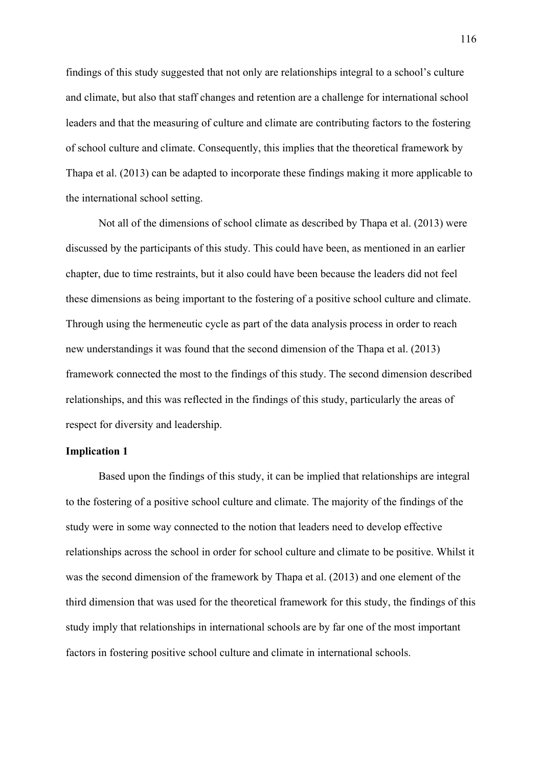findings of this study suggested that not only are relationships integral to a school's culture and climate, but also that staff changes and retention are a challenge for international school leaders and that the measuring of culture and climate are contributing factors to the fostering of school culture and climate. Consequently, this implies that the theoretical framework by Thapa et al. (2013) can be adapted to incorporate these findings making it more applicable to the international school setting.

Not all of the dimensions of school climate as described by Thapa et al. (2013) were discussed by the participants of this study. This could have been, as mentioned in an earlier chapter, due to time restraints, but it also could have been because the leaders did not feel these dimensions as being important to the fostering of a positive school culture and climate. Through using the hermeneutic cycle as part of the data analysis process in order to reach new understandings it was found that the second dimension of the Thapa et al. (2013) framework connected the most to the findings of this study. The second dimension described relationships, and this was reflected in the findings of this study, particularly the areas of respect for diversity and leadership.

**Implication 1**

Based upon the findings of this study, it can be implied that relationships are integral to the fostering of a positive school culture and climate. The majority of the findings of the study were in some way connected to the notion that leaders need to develop effective relationships across the school in order for school culture and climate to be positive. Whilst it was the second dimension of the framework by Thapa et al. (2013) and one element of the third dimension that was used for the theoretical framework for this study, the findings of this study imply that relationships in international schools are by far one of the most important factors in fostering positive school culture and climate in international schools.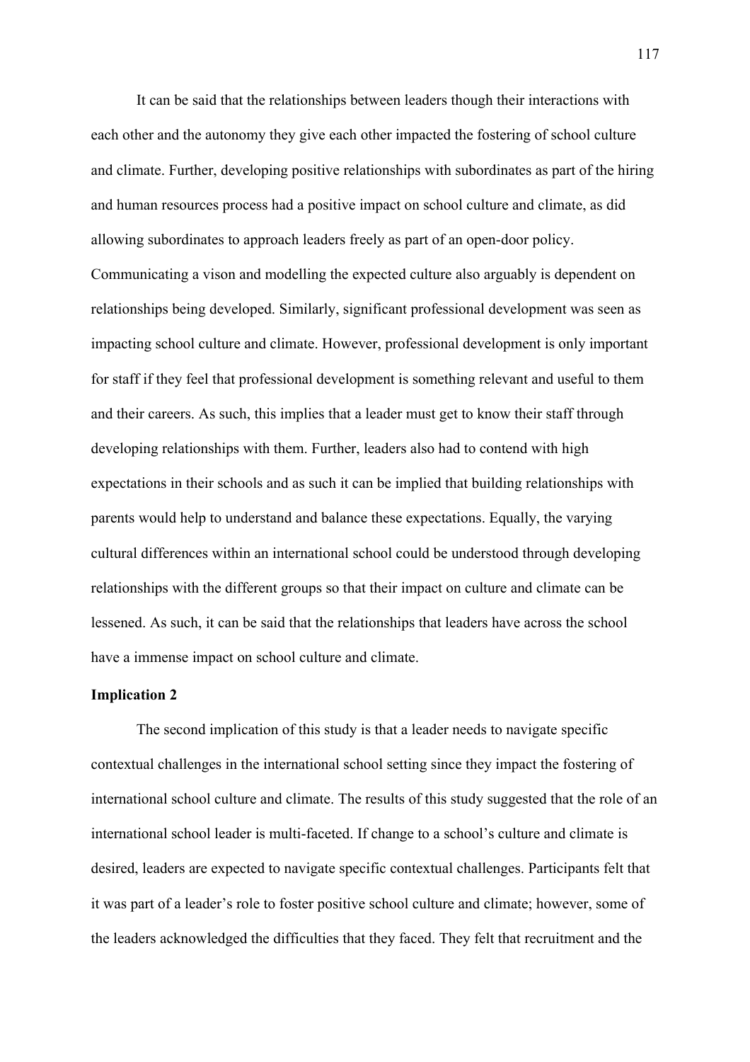It can be said that the relationships between leaders though their interactions with each other and the autonomy they give each other impacted the fostering of school culture and climate. Further, developing positive relationships with subordinates as part of the hiring and human resources process had a positive impact on school culture and climate, as did allowing subordinates to approach leaders freely as part of an open-door policy. Communicating a vison and modelling the expected culture also arguably is dependent on relationships being developed. Similarly, significant professional development was seen as impacting school culture and climate. However, professional development is only important for staff if they feel that professional development is something relevant and useful to them and their careers. As such, this implies that a leader must get to know their staff through developing relationships with them. Further, leaders also had to contend with high expectations in their schools and as such it can be implied that building relationships with parents would help to understand and balance these expectations. Equally, the varying cultural differences within an international school could be understood through developing relationships with the different groups so that their impact on culture and climate can be lessened. As such, it can be said that the relationships that leaders have across the school have a immense impact on school culture and climate.

**Implication 2**

The second implication of this study is that a leader needs to navigate specific contextual challenges in the international school setting since they impact the fostering of international school culture and climate. The results of this study suggested that the role of an international school leader is multi-faceted. If change to a school's culture and climate is desired, leaders are expected to navigate specific contextual challenges. Participants felt that it was part of a leader's role to foster positive school culture and climate; however, some of the leaders acknowledged the difficulties that they faced. They felt that recruitment and the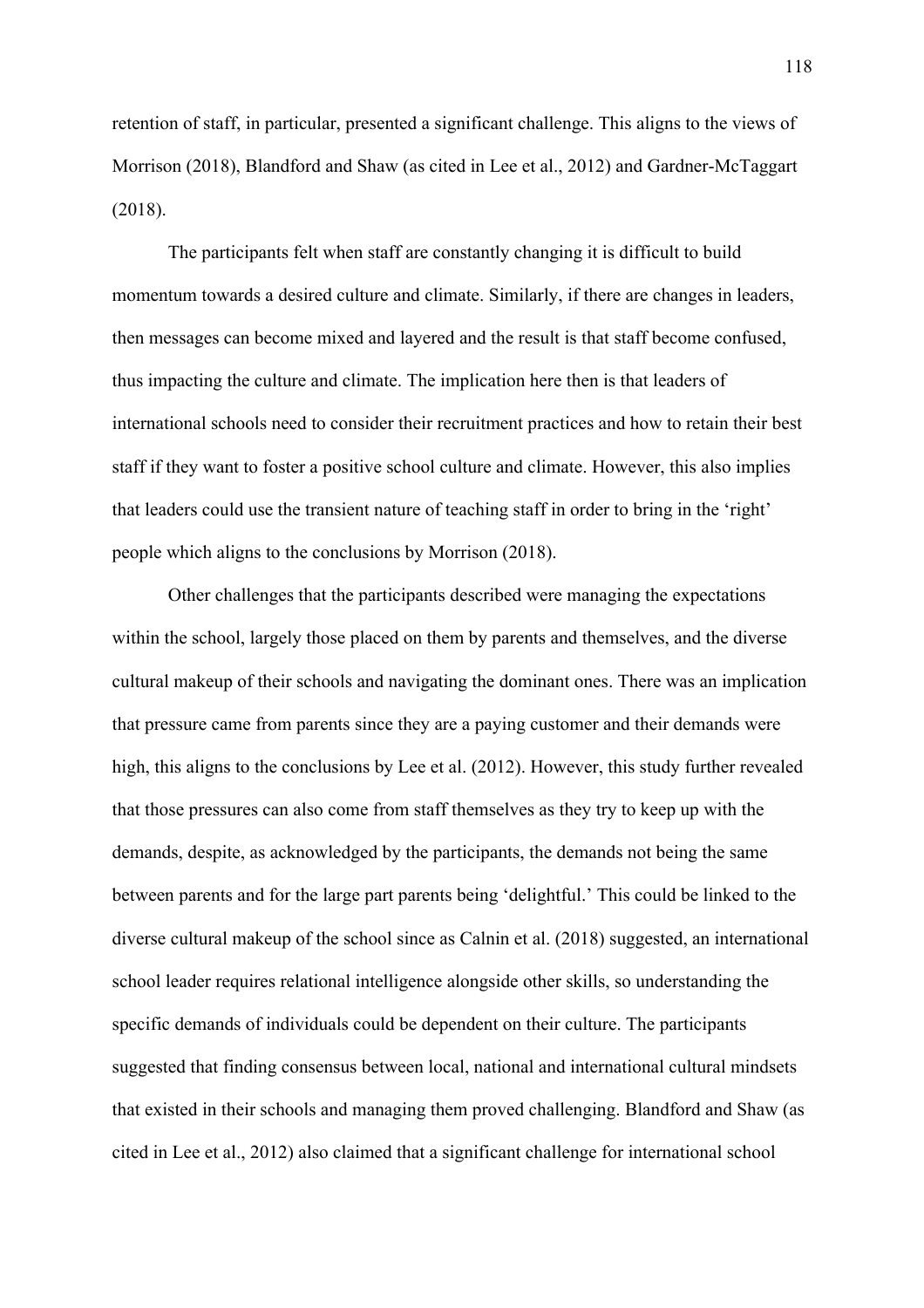retention of staff, in particular, presented a significant challenge. This aligns to the views of Morrison (2018), Blandford and Shaw (as cited in Lee et al., 2012) and Gardner-McTaggart (2018).

The participants felt when staff are constantly changing it is difficult to build momentum towards a desired culture and climate. Similarly, if there are changes in leaders, then messages can become mixed and layered and the result is that staff become confused, thus impacting the culture and climate. The implication here then is that leaders of international schools need to consider their recruitment practices and how to retain their best staff if they want to foster a positive school culture and climate. However, this also implies that leaders could use the transient nature of teaching staff in order to bring in the 'right' people which aligns to the conclusions by Morrison (2018).

Other challenges that the participants described were managing the expectations within the school, largely those placed on them by parents and themselves, and the diverse cultural makeup of their schools and navigating the dominant ones. There was an implication that pressure came from parents since they are a paying customer and their demands were high, this aligns to the conclusions by Lee et al. (2012). However, this study further revealed that those pressures can also come from staff themselves as they try to keep up with the demands, despite, as acknowledged by the participants, the demands not being the same between parents and for the large part parents being 'delightful.' This could be linked to the diverse cultural makeup of the school since as Calnin et al. (2018) suggested, an international school leader requires relational intelligence alongside other skills, so understanding the specific demands of individuals could be dependent on their culture. The participants suggested that finding consensus between local, national and international cultural mindsets that existed in their schools and managing them proved challenging. Blandford and Shaw (as cited in Lee et al., 2012) also claimed that a significant challenge for international school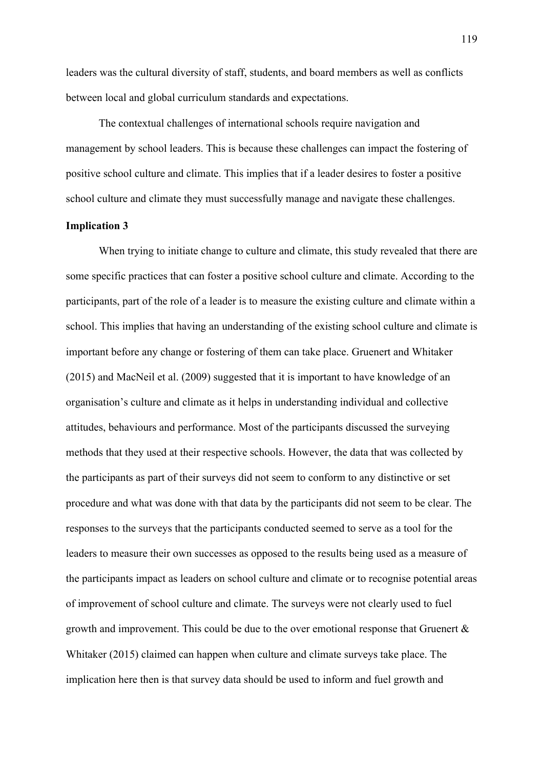leaders was the cultural diversity of staff, students, and board members as well as conflicts between local and global curriculum standards and expectations.

The contextual challenges of international schools require navigation and management by school leaders. This is because these challenges can impact the fostering of positive school culture and climate. This implies that if a leader desires to foster a positive school culture and climate they must successfully manage and navigate these challenges.

**Implication 3**

When trying to initiate change to culture and climate, this study revealed that there are some specific practices that can foster a positive school culture and climate. According to the participants, part of the role of a leader is to measure the existing culture and climate within a school. This implies that having an understanding of the existing school culture and climate is important before any change or fostering of them can take place. Gruenert and Whitaker (2015) and MacNeil et al. (2009) suggested that it is important to have knowledge of an organisation's culture and climate as it helps in understanding individual and collective attitudes, behaviours and performance. Most of the participants discussed the surveying methods that they used at their respective schools. However, the data that was collected by the participants as part of their surveys did not seem to conform to any distinctive or set procedure and what was done with that data by the participants did not seem to be clear. The responses to the surveys that the participants conducted seemed to serve as a tool for the leaders to measure their own successes as opposed to the results being used as a measure of the participants impact as leaders on school culture and climate or to recognise potential areas of improvement of school culture and climate. The surveys were not clearly used to fuel growth and improvement. This could be due to the over emotional response that Gruenert & Whitaker (2015) claimed can happen when culture and climate surveys take place. The implication here then is that survey data should be used to inform and fuel growth and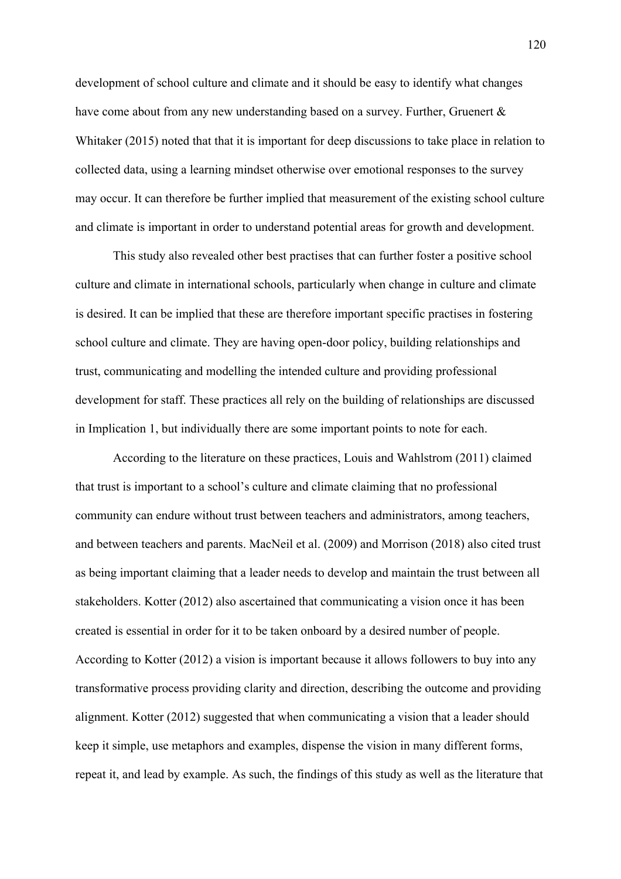development of school culture and climate and it should be easy to identify what changes have come about from any new understanding based on a survey. Further, Gruenert & Whitaker (2015) noted that that it is important for deep discussions to take place in relation to collected data, using a learning mindset otherwise over emotional responses to the survey may occur. It can therefore be further implied that measurement of the existing school culture and climate is important in order to understand potential areas for growth and development.

This study also revealed other best practises that can further foster a positive school culture and climate in international schools, particularly when change in culture and climate is desired. It can be implied that these are therefore important specific practises in fostering school culture and climate. They are having open-door policy, building relationships and trust, communicating and modelling the intended culture and providing professional development for staff. These practices all rely on the building of relationships are discussed in Implication 1, but individually there are some important points to note for each.

According to the literature on these practices, Louis and Wahlstrom (2011) claimed that trust is important to a school's culture and climate claiming that no professional community can endure without trust between teachers and administrators, among teachers, and between teachers and parents. MacNeil et al. (2009) and Morrison (2018) also cited trust as being important claiming that a leader needs to develop and maintain the trust between all stakeholders. Kotter (2012) also ascertained that communicating a vision once it has been created is essential in order for it to be taken onboard by a desired number of people. According to Kotter (2012) a vision is important because it allows followers to buy into any transformative process providing clarity and direction, describing the outcome and providing alignment. Kotter (2012) suggested that when communicating a vision that a leader should keep it simple, use metaphors and examples, dispense the vision in many different forms, repeat it, and lead by example. As such, the findings of this study as well as the literature that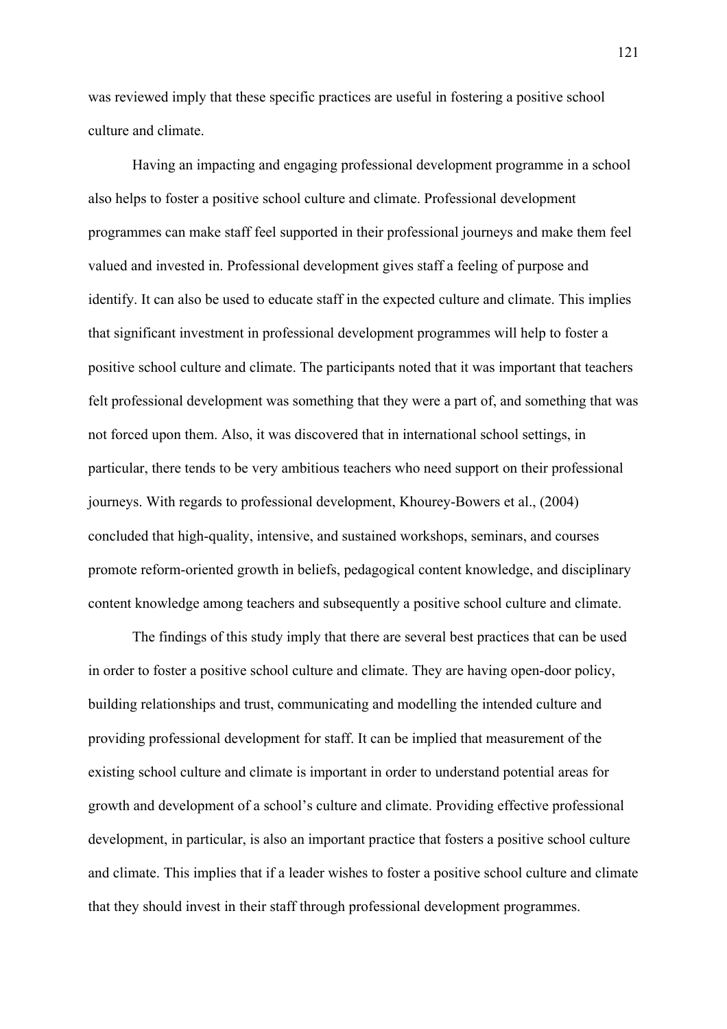was reviewed imply that these specific practices are useful in fostering a positive school culture and climate.

Having an impacting and engaging professional development programme in a school also helps to foster a positive school culture and climate. Professional development programmes can make staff feel supported in their professional journeys and make them feel valued and invested in. Professional development gives staff a feeling of purpose and identify. It can also be used to educate staff in the expected culture and climate. This implies that significant investment in professional development programmes will help to foster a positive school culture and climate. The participants noted that it was important that teachers felt professional development was something that they were a part of, and something that was not forced upon them. Also, it was discovered that in international school settings, in particular, there tends to be very ambitious teachers who need support on their professional journeys. With regards to professional development, Khourey-Bowers et al., (2004) concluded that high-quality, intensive, and sustained workshops, seminars, and courses promote reform-oriented growth in beliefs, pedagogical content knowledge, and disciplinary content knowledge among teachers and subsequently a positive school culture and climate.

The findings of this study imply that there are several best practices that can be used in order to foster a positive school culture and climate. They are having open-door policy, building relationships and trust, communicating and modelling the intended culture and providing professional development for staff. It can be implied that measurement of the existing school culture and climate is important in order to understand potential areas for growth and development of a school's culture and climate. Providing effective professional development, in particular, is also an important practice that fosters a positive school culture and climate. This implies that if a leader wishes to foster a positive school culture and climate that they should invest in their staff through professional development programmes.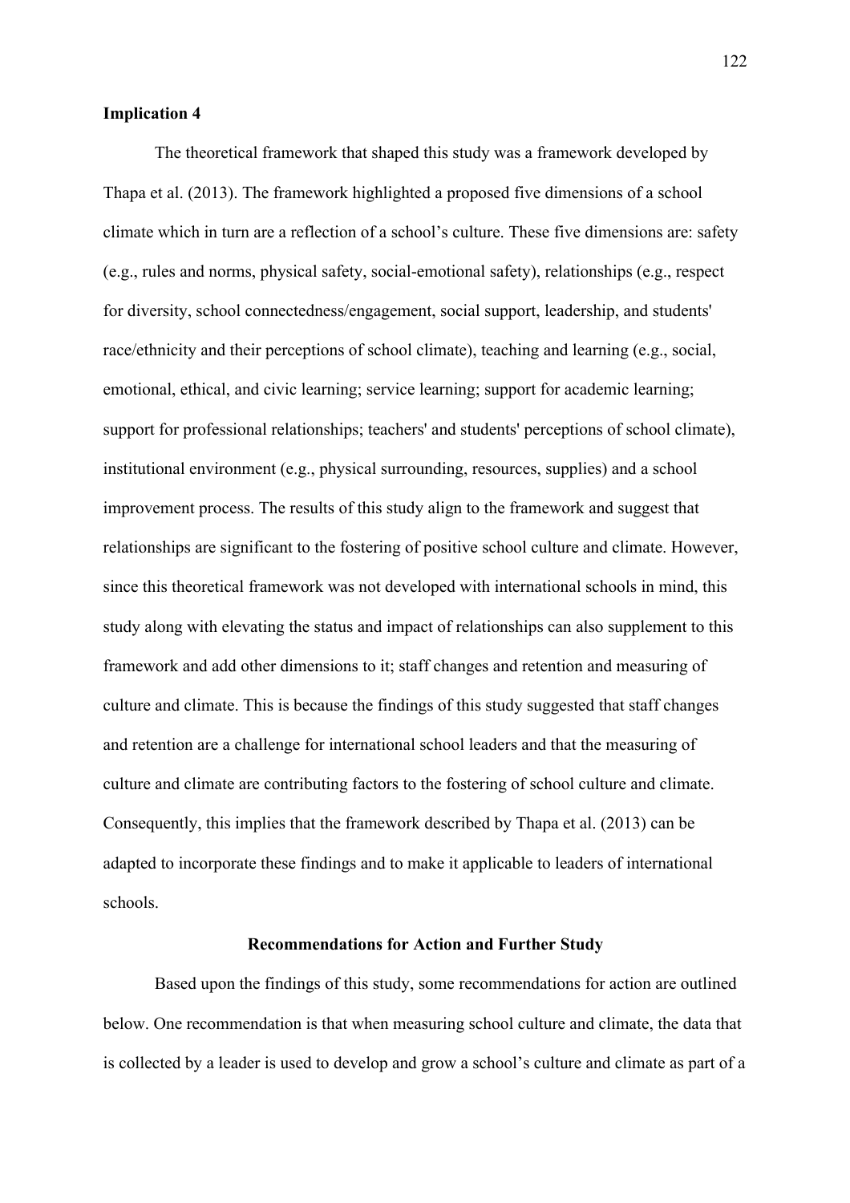**Implication 4**

The theoretical framework that shaped this study was a framework developed by Thapa et al. (2013). The framework highlighted a proposed five dimensions of a school climate which in turn are a reflection of a school's culture. These five dimensions are: safety (e.g., rules and norms, physical safety, social-emotional safety), relationships (e.g., respect for diversity, school connectedness/engagement, social support, leadership, and students' race/ethnicity and their perceptions of school climate), teaching and learning (e.g., social, emotional, ethical, and civic learning; service learning; support for academic learning; support for professional relationships; teachers' and students' perceptions of school climate), institutional environment (e.g., physical surrounding, resources, supplies) and a school improvement process. The results of this study align to the framework and suggest that relationships are significant to the fostering of positive school culture and climate. However, since this theoretical framework was not developed with international schools in mind, this study along with elevating the status and impact of relationships can also supplement to this framework and add other dimensions to it; staff changes and retention and measuring of culture and climate. This is because the findings of this study suggested that staff changes and retention are a challenge for international school leaders and that the measuring of culture and climate are contributing factors to the fostering of school culture and climate. Consequently, this implies that the framework described by Thapa et al. (2013) can be adapted to incorporate these findings and to make it applicable to leaders of international schools.

## Recommendations for Action and Further Study

Based upon the findings of this study, some recommendations for action are outlined below. One recommendation is that when measuring school culture and climate, the data that is collected by a leader is used to develop and grow a school's culture and climate as part of a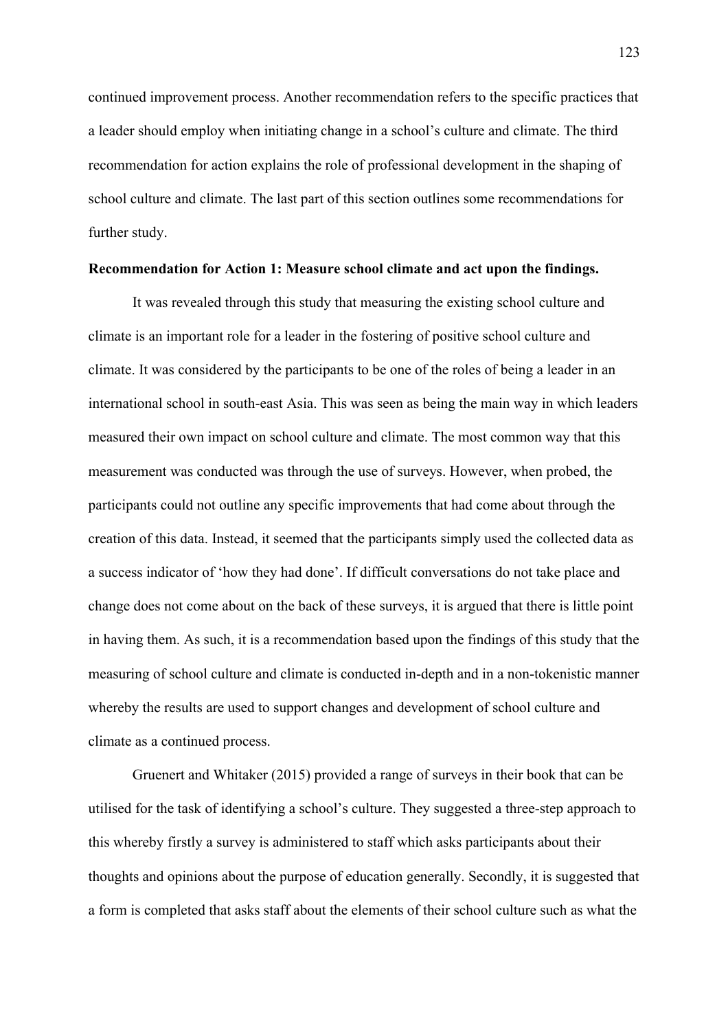continued improvement process. Another recommendation refers to the specific practices that a leader should employ when initiating change in a school's culture and climate. The third recommendation for action explains the role of professional development in the shaping of school culture and climate. The last part of this section outlines some recommendations for further study.

**Recommendation for Action 1: Measure school climate and act upon the findings.**

It was revealed through this study that measuring the existing school culture and climate is an important role for a leader in the fostering of positive school culture and climate. It was considered by the participants to be one of the roles of being a leader in an international school in south-east Asia. This was seen as being the main way in which leaders measured their own impact on school culture and climate. The most common way that this measurement was conducted was through the use of surveys. However, when probed, the participants could not outline any specific improvements that had come about through the creation of this data. Instead, it seemed that the participants simply used the collected data as a success indicator of 'how they had done'. If difficult conversations do not take place and change does not come about on the back of these surveys, it is argued that there is little point in having them. As such, it is a recommendation based upon the findings of this study that the measuring of school culture and climate is conducted in-depth and in a non-tokenistic manner whereby the results are used to support changes and development of school culture and climate as a continued process.

Gruenert and Whitaker (2015) provided a range of surveys in their book that can be utilised for the task of identifying a school's culture. They suggested a three-step approach to this whereby firstly a survey is administered to staff which asks participants about their thoughts and opinions about the purpose of education generally. Secondly, it is suggested that a form is completed that asks staff about the elements of their school culture such as what the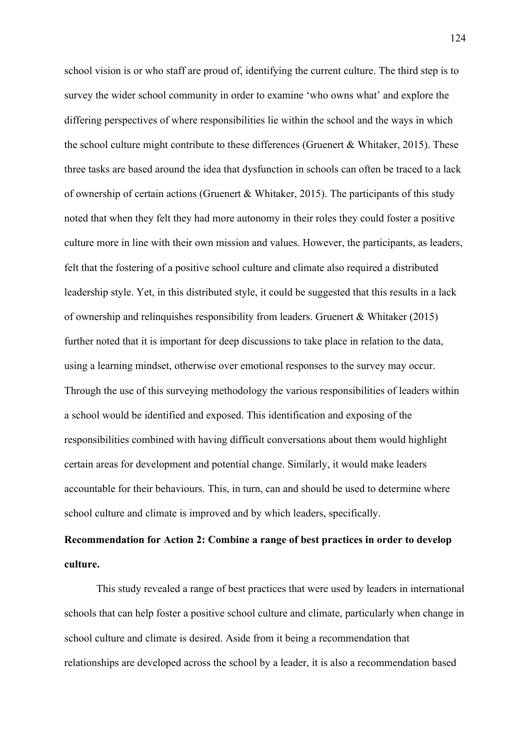school vision is or who staff are proud of, identifying the current culture. The third step is to survey the wider school community in order to examine 'who owns what' and explore the differing perspectives of where responsibilities lie within the school and the ways in which the school culture might contribute to these differences (Gruenert & Whitaker, 2015). These three tasks are based around the idea that dysfunction in schools can often be traced to a lack of ownership of certain actions (Gruenert & Whitaker, 2015). The participants of this study noted that when they felt they had more autonomy in their roles they could foster a positive culture more in line with their own mission and values. However, the participants, as leaders, felt that the fostering of a positive school culture and climate also required a distributed leadership style. Yet, in this distributed style, it could be suggested that this results in a lack of ownership and relinquishes responsibility from leaders. Gruenert & Whitaker (2015) further noted that it is important for deep discussions to take place in relation to the data, using a learning mindset, otherwise over emotional responses to the survey may occur. Through the use of this surveying methodology the various responsibilities of leaders within a school would be identified and exposed. This identification and exposing of the responsibilities combined with having difficult conversations about them would highlight certain areas for development and potential change. Similarly, it would make leaders accountable for their behaviours. This, in turn, can and should be used to determine where school culture and climate is improved and by which leaders, specifically.

**Recommendation for Action 2: Combine a range of best practices in order to develop culture.**

This study revealed a range of best practices that were used by leaders in international schools that can help foster a positive school culture and climate, particularly when change in school culture and climate is desired. Aside from it being a recommendation that relationships are developed across the school by a leader, it is also a recommendation based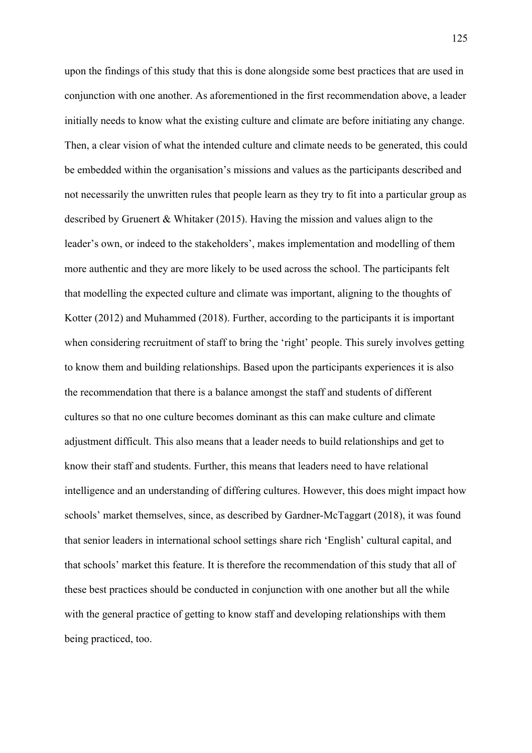upon the findings of this study that this is done alongside some best practices that are used in conjunction with one another. As aforementioned in the first recommendation above, a leader initially needs to know what the existing culture and climate are before initiating any change. Then, a clear vision of what the intended culture and climate needs to be generated, this could be embedded within the organisation's missions and values as the participants described and not necessarily the unwritten rules that people learn as they try to fit into a particular group as described by Gruenert & Whitaker (2015). Having the mission and values align to the leader's own, or indeed to the stakeholders', makes implementation and modelling of them more authentic and they are more likely to be used across the school. The participants felt that modelling the expected culture and climate was important, aligning to the thoughts of Kotter (2012) and Muhammed (2018). Further, according to the participants it is important when considering recruitment of staff to bring the 'right' people. This surely involves getting to know them and building relationships. Based upon the participants experiences it is also the recommendation that there is a balance amongst the staff and students of different cultures so that no one culture becomes dominant as this can make culture and climate adjustment difficult. This also means that a leader needs to build relationships and get to know their staff and students. Further, this means that leaders need to have relational intelligence and an understanding of differing cultures. However, this does might impact how schools' market themselves, since, as described by Gardner-McTaggart (2018), it was found that senior leaders in international school settings share rich 'English' cultural capital, and that schools' market this feature. It is therefore the recommendation of this study that all of these best practices should be conducted in conjunction with one another but all the while with the general practice of getting to know staff and developing relationships with them being practiced, too.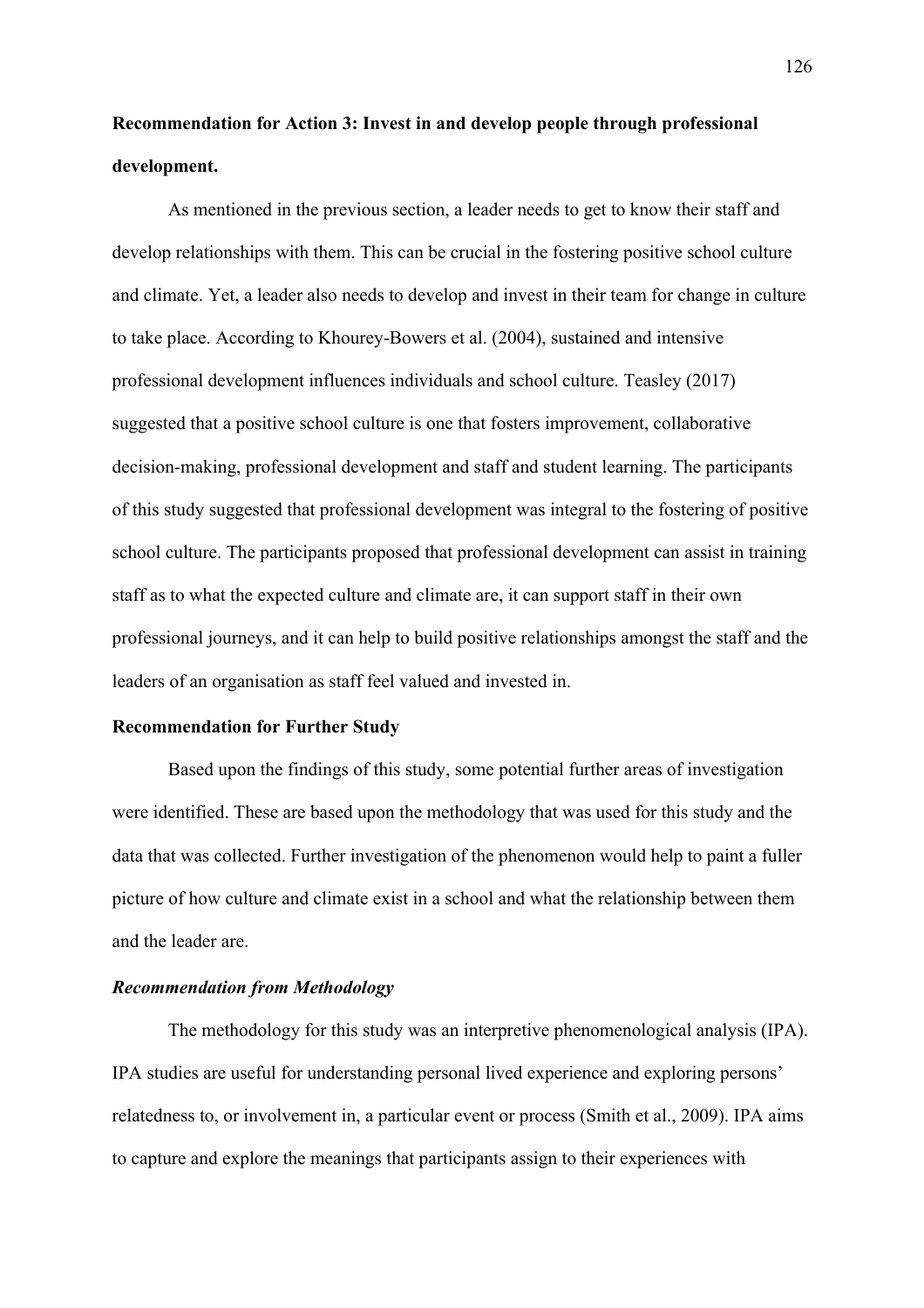**Recommendation for Action 3: Invest in and develop people through professional development.**

As mentioned in the previous section, a leader needs to get to know their staff and develop relationships with them. This can be crucial in the fostering positive school culture and climate. Yet, a leader also needs to develop and invest in their team for change in culture to take place. According to Khourey-Bowers et al. (2004), sustained and intensive professional development influences individuals and school culture. Teasley (2017) suggested that a positive school culture is one that fosters improvement, collaborative decision-making, professional development and staff and student learning. The participants of this study suggested that professional development was integral to the fostering of positive school culture. The participants proposed that professional development can assist in training staff as to what the expected culture and climate are, it can support staff in their own professional journeys, and it can help to build positive relationships amongst the staff and the leaders of an organisation as staff feel valued and invested in.

## Recommendation for Further Study

Based upon the findings of this study, some potential further areas of investigation were identified. These are based upon the methodology that was used for this study and the data that was collected. Further investigation of the phenomenon would help to paint a fuller picture of how culture and climate exist in a school and what the relationship between them and the leader are.

### *Recommendation from Methodology*

The methodology for this study was an interpretive phenomenological analysis (IPA). IPA studies are useful for understanding personal lived experience and exploring persons' relatedness to, or involvement in, a particular event or process (Smith et al., 2009). IPA aims to capture and explore the meanings that participants assign to their experiences with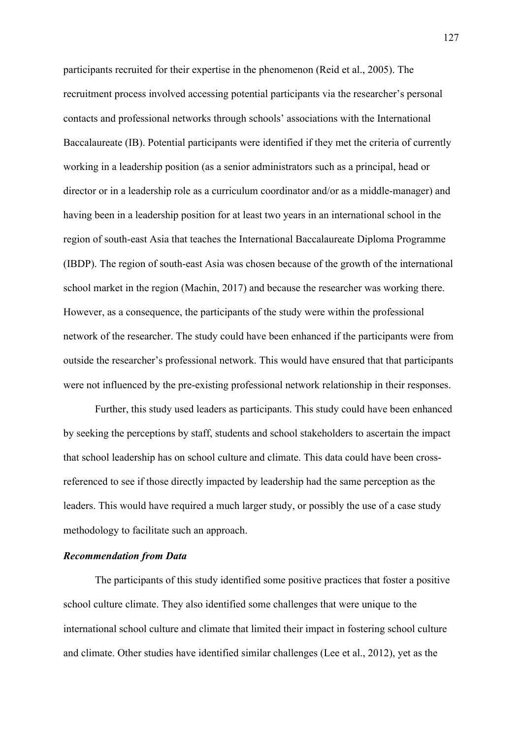participants recruited for their expertise in the phenomenon (Reid et al., 2005). The recruitment process involved accessing potential participants via the researcher's personal contacts and professional networks through schools' associations with the International Baccalaureate (IB). Potential participants were identified if they met the criteria of currently working in a leadership position (as a senior administrators such as a principal, head or director or in a leadership role as a curriculum coordinator and/or as a middle-manager) and having been in a leadership position for at least two years in an international school in the region of south-east Asia that teaches the International Baccalaureate Diploma Programme (IBDP). The region of south-east Asia was chosen because of the growth of the international school market in the region (Machin, 2017) and because the researcher was working there. However, as a consequence, the participants of the study were within the professional network of the researcher. The study could have been enhanced if the participants were from outside the researcher's professional network. This would have ensured that that participants were not influenced by the pre-existing professional network relationship in their responses.

Further, this study used leaders as participants. This study could have been enhanced by seeking the perceptions by staff, students and school stakeholders to ascertain the impact that school leadership has on school culture and climate. This data could have been cross-referenced to see if those directly impacted by leadership had the same perception as the leaders. This would have required a much larger study, or possibly the use of a case study methodology to facilitate such an approach.

### *Recommendation from Data*

The participants of this study identified some positive practices that foster a positive school culture climate. They also identified some challenges that were unique to the international school culture and climate that limited their impact in fostering school culture and climate. Other studies have identified similar challenges (Lee et al., 2012), yet as the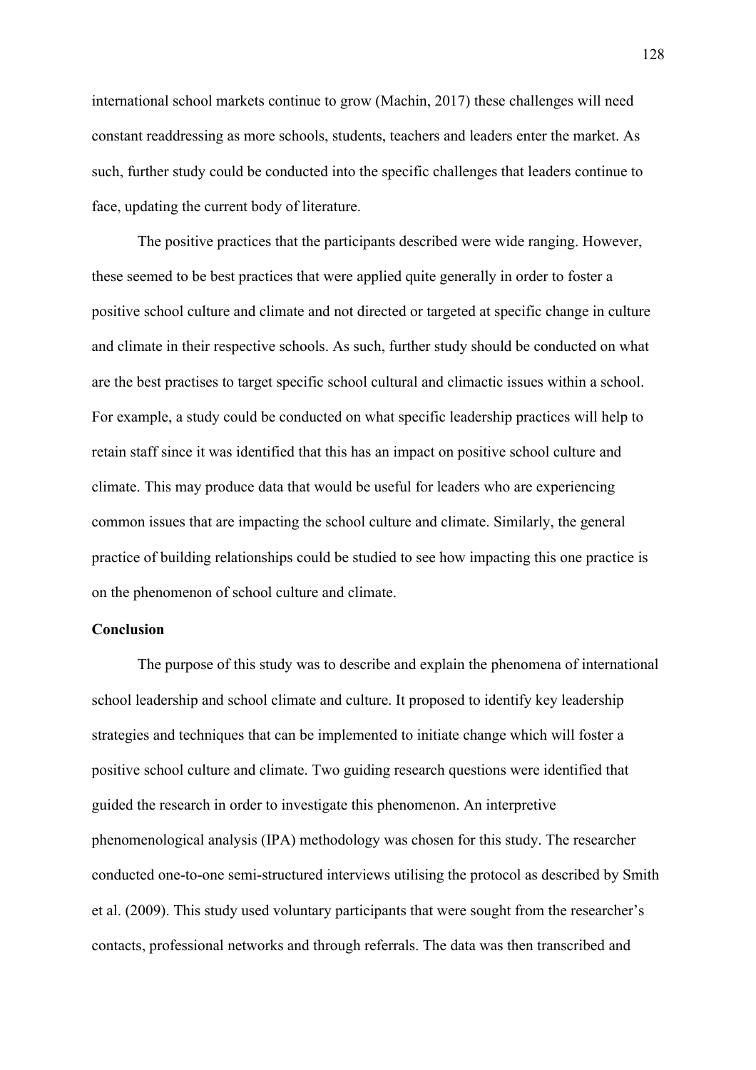international school markets continue to grow (Machin, 2017) these challenges will need constant readdressing as more schools, students, teachers and leaders enter the market. As such, further study could be conducted into the specific challenges that leaders continue to face, updating the current body of literature.

The positive practices that the participants described were wide ranging. However, these seemed to be best practices that were applied quite generally in order to foster a positive school culture and climate and not directed or targeted at specific change in culture and climate in their respective schools. As such, further study should be conducted on what are the best practises to target specific school cultural and climactic issues within a school. For example, a study could be conducted on what specific leadership practices will help to retain staff since it was identified that this has an impact on positive school culture and climate. This may produce data that would be useful for leaders who are experiencing common issues that are impacting the school culture and climate. Similarly, the general practice of building relationships could be studied to see how impacting this one practice is on the phenomenon of school culture and climate.

**Conclusion**

The purpose of this study was to describe and explain the phenomena of international school leadership and school climate and culture. It proposed to identify key leadership strategies and techniques that can be implemented to initiate change which will foster a positive school culture and climate. Two guiding research questions were identified that guided the research in order to investigate this phenomenon. An interpretive phenomenological analysis (IPA) methodology was chosen for this study. The researcher conducted one-to-one semi-structured interviews utilising the protocol as described by Smith et al. (2009). This study used voluntary participants that were sought from the researcher's contacts, professional networks and through referrals. The data was then transcribed and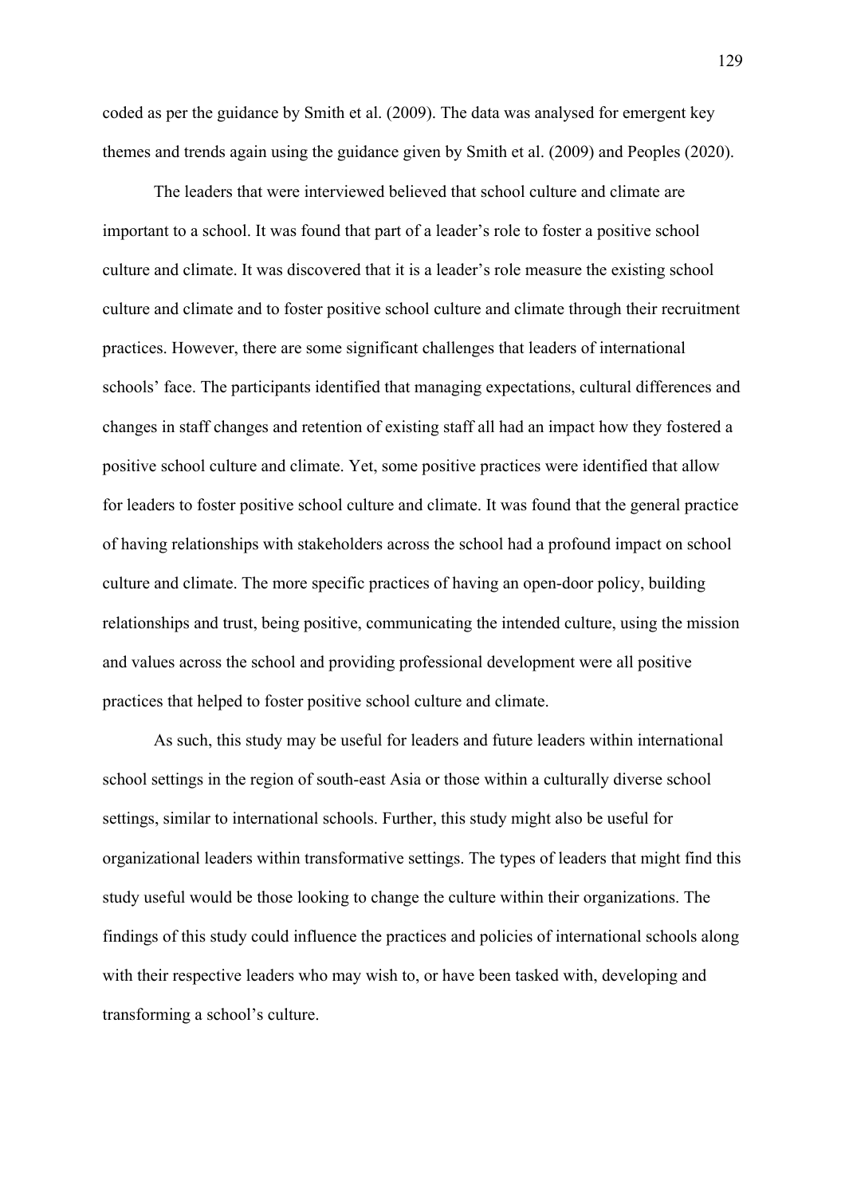coded as per the guidance by Smith et al. (2009). The data was analysed for emergent key themes and trends again using the guidance given by Smith et al. (2009) and Peoples (2020).

The leaders that were interviewed believed that school culture and climate are important to a school. It was found that part of a leader's role to foster a positive school culture and climate. It was discovered that it is a leader's role measure the existing school culture and climate and to foster positive school culture and climate through their recruitment practices. However, there are some significant challenges that leaders of international schools' face. The participants identified that managing expectations, cultural differences and changes in staff changes and retention of existing staff all had an impact how they fostered a positive school culture and climate. Yet, some positive practices were identified that allow for leaders to foster positive school culture and climate. It was found that the general practice of having relationships with stakeholders across the school had a profound impact on school culture and climate. The more specific practices of having an open-door policy, building relationships and trust, being positive, communicating the intended culture, using the mission and values across the school and providing professional development were all positive practices that helped to foster positive school culture and climate.

As such, this study may be useful for leaders and future leaders within international school settings in the region of south-east Asia or those within a culturally diverse school settings, similar to international schools. Further, this study might also be useful for organizational leaders within transformative settings. The types of leaders that might find this study useful would be those looking to change the culture within their organizations. The findings of this study could influence the practices and policies of international schools along with their respective leaders who may wish to, or have been tasked with, developing and transforming a school's culture.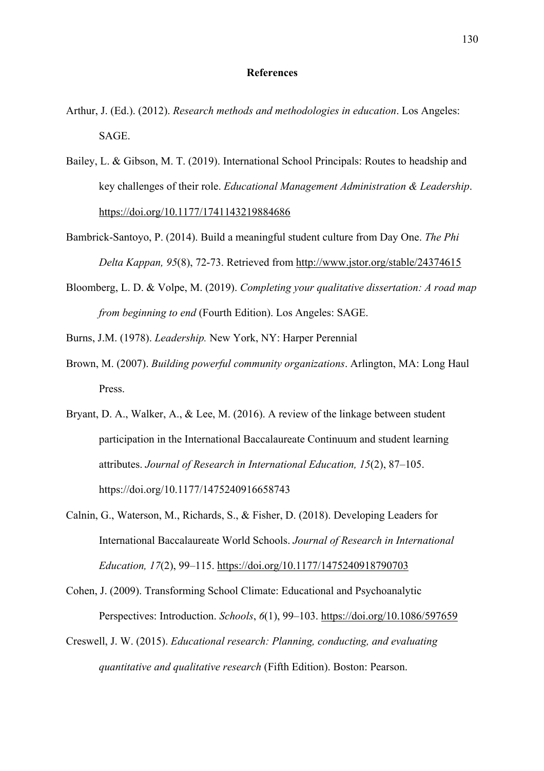# References

Arthur, J. (Ed.). (2012). *Research methods and methodologies in education*. Los Angeles: SAGE.

Bailey, L. & Gibson, M. T. (2019). International School Principals: Routes to headship and key challenges of their role. *Educational Management Administration & Leadership*. https://doi.org/10.1177/1741143219884686

Bambrick-Santoyo, P. (2014). Build a meaningful student culture from Day One. *The Phi Delta Kappan, 95*(8), 72-73. Retrieved from http://www.jstor.org/stable/24374615

Bloomberg, L. D. & Volpe, M. (2019). *Completing your qualitative dissertation: A road map from beginning to end* (Fourth Edition). Los Angeles: SAGE.

Burns, J.M. (1978). *Leadership.* New York, NY: Harper Perennial

Brown, M. (2007). *Building powerful community organizations*. Arlington, MA: Long Haul Press.

Bryant, D. A., Walker, A., & Lee, M. (2016). A review of the linkage between student participation in the International Baccalaureate Continuum and student learning attributes. *Journal of Research in International Education, 15*(2), 87–105. https://doi.org/10.1177/1475240916658743

Calnin, G., Waterson, M., Richards, S., & Fisher, D. (2018). Developing Leaders for International Baccalaureate World Schools. *Journal of Research in International Education, 17*(2), 99–115. https://doi.org/10.1177/1475240918790703

Cohen, J. (2009). Transforming School Climate: Educational and Psychoanalytic Perspectives: Introduction. *Schools*, *6*(1), 99–103. https://doi.org/10.1086/597659

Creswell, J. W. (2015). *Educational research: Planning, conducting, and evaluating quantitative and qualitative research* (Fifth Edition). Boston: Pearson.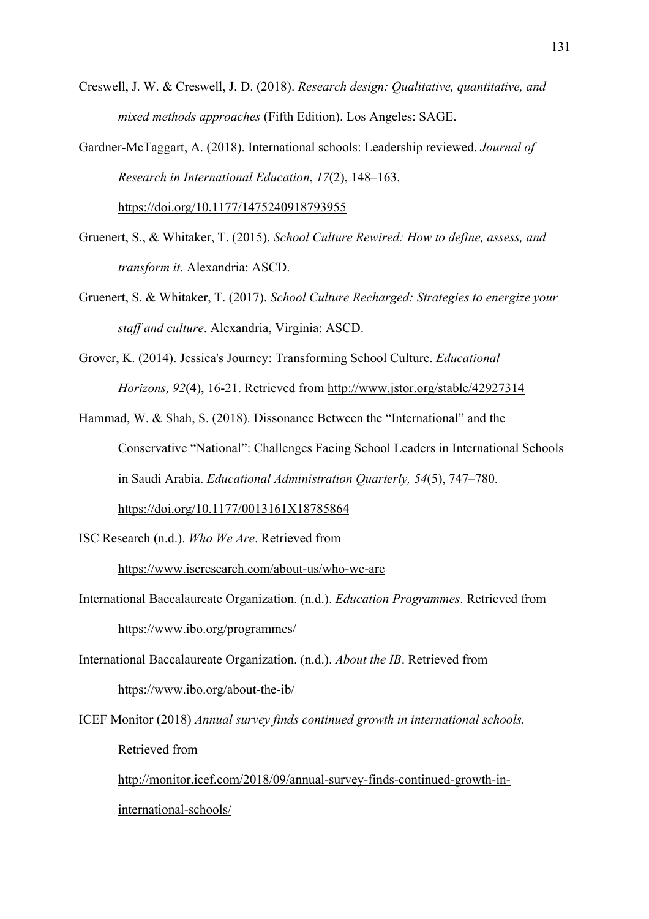Creswell, J. W. & Creswell, J. D. (2018). *Research design: Qualitative, quantitative, and mixed methods approaches* (Fifth Edition). Los Angeles: SAGE.

Gardner-McTaggart, A. (2018). International schools: Leadership reviewed. *Journal of Research in International Education*, *17*(2), 148–163. https://doi.org/10.1177/1475240918793955

Gruenert, S., & Whitaker, T. (2015). *School Culture Rewired: How to define, assess, and transform it*. Alexandria: ASCD.

Gruenert, S. & Whitaker, T. (2017). *School Culture Recharged: Strategies to energize your staff and culture*. Alexandria, Virginia: ASCD.

Grover, K. (2014). Jessica's Journey: Transforming School Culture. *Educational Horizons, 92*(4), 16-21. Retrieved from http://www.jstor.org/stable/42927314

Hammad, W. & Shah, S. (2018). Dissonance Between the "International" and the Conservative "National": Challenges Facing School Leaders in International Schools in Saudi Arabia. *Educational Administration Quarterly, 54*(5), 747–780. https://doi.org/10.1177/0013161X18785864

ISC Research (n.d.). *Who We Are*. Retrieved from https://www.iscresearch.com/about-us/who-we-are

International Baccalaureate Organization. (n.d.). *Education Programmes*. Retrieved from https://www.ibo.org/programmes/

International Baccalaureate Organization. (n.d.). *About the IB*. Retrieved from https://www.ibo.org/about-the-ib/

ICEF Monitor (2018) *Annual survey finds continued growth in international schools.* Retrieved from http://monitor.icef.com/2018/09/annual-survey-finds-continued-growth-in-international-schools/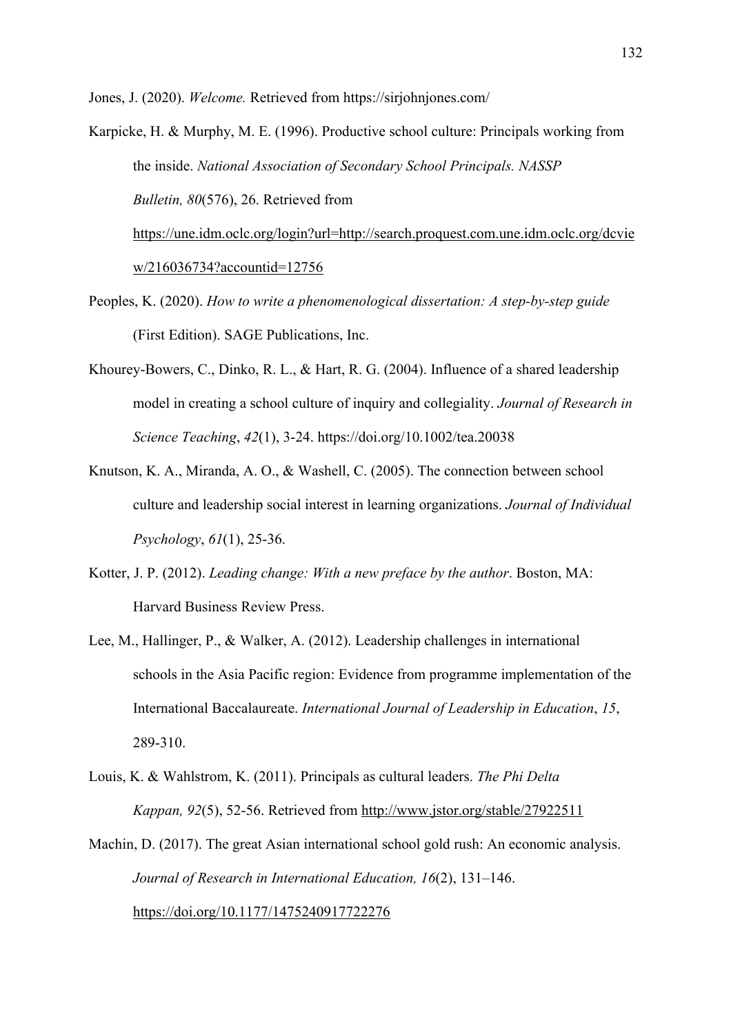Jones, J. (2020). *Welcome.* Retrieved from https://sirjohnjones.com/

Karpicke, H. & Murphy, M. E. (1996). Productive school culture: Principals working from the inside. *National Association of Secondary School Principals. NASSP Bulletin, 80*(576), 26. Retrieved from https://une.idm.oclc.org/login?url=http://search.proquest.com.une.idm.oclc.org/dcview/216036734?accountid=12756

Peoples, K. (2020). *How to write a phenomenological dissertation: A step-by-step guide* (First Edition). SAGE Publications, Inc.

Khourey-Bowers, C., Dinko, R. L., & Hart, R. G. (2004). Influence of a shared leadership model in creating a school culture of inquiry and collegiality. *Journal of Research in Science Teaching*, *42*(1), 3-24. https://doi.org/10.1002/tea.20038

Knutson, K. A., Miranda, A. O., & Washell, C. (2005). The connection between school culture and leadership social interest in learning organizations. *Journal of Individual Psychology*, *61*(1), 25-36.

Kotter, J. P. (2012). *Leading change: With a new preface by the author*. Boston, MA: Harvard Business Review Press.

Lee, M., Hallinger, P., & Walker, A. (2012). Leadership challenges in international schools in the Asia Pacific region: Evidence from programme implementation of the International Baccalaureate. *International Journal of Leadership in Education*, *15*, 289-310.

Louis, K. & Wahlstrom, K. (2011). Principals as cultural leaders. *The Phi Delta Kappan, 92*(5), 52-56. Retrieved from http://www.jstor.org/stable/27922511

Machin, D. (2017). The great Asian international school gold rush: An economic analysis. *Journal of Research in International Education, 16*(2), 131–146. https://doi.org/10.1177/1475240917722276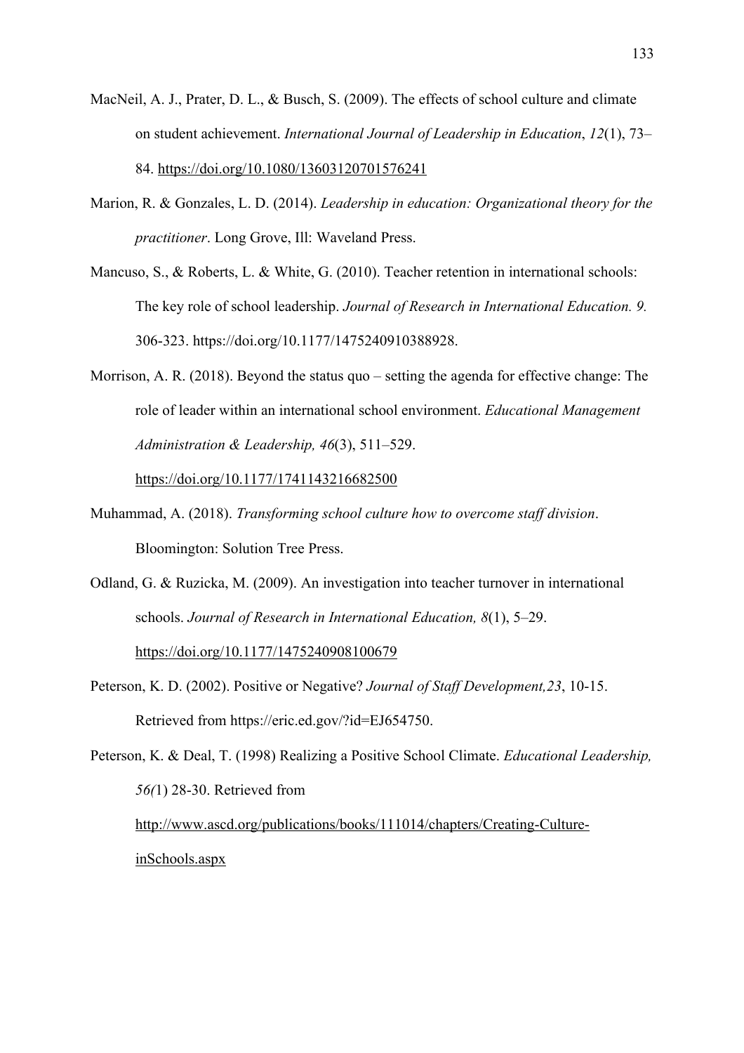MacNeil, A. J., Prater, D. L., & Busch, S. (2009). The effects of school culture and climate on student achievement. *International Journal of Leadership in Education*, *12*(1), 73–84. https://doi.org/10.1080/13603120701576241

Marion, R. & Gonzales, L. D. (2014). *Leadership in education: Organizational theory for the practitioner*. Long Grove, Ill: Waveland Press.

Mancuso, S., & Roberts, L. & White, G. (2010). Teacher retention in international schools: The key role of school leadership. *Journal of Research in International Education. 9.* 306-323. https://doi.org/10.1177/1475240910388928.

Morrison, A. R. (2018). Beyond the status quo – setting the agenda for effective change: The role of leader within an international school environment. *Educational Management Administration & Leadership, 46*(3), 511–529. https://doi.org/10.1177/1741143216682500

Muhammad, A. (2018). *Transforming school culture how to overcome staff division*. Bloomington: Solution Tree Press.

Odland, G. & Ruzicka, M. (2009). An investigation into teacher turnover in international schools. *Journal of Research in International Education, 8*(1), 5–29. https://doi.org/10.1177/1475240908100679

Peterson, K. D. (2002). Positive or Negative? *Journal of Staff Development,23*, 10-15. Retrieved from https://eric.ed.gov/?id=EJ654750.

Peterson, K. & Deal, T. (1998) Realizing a Positive School Climate. *Educational Leadership, 56(*1) 28-30. Retrieved from http://www.ascd.org/publications/books/111014/chapters/Creating-Culture-inSchools.aspx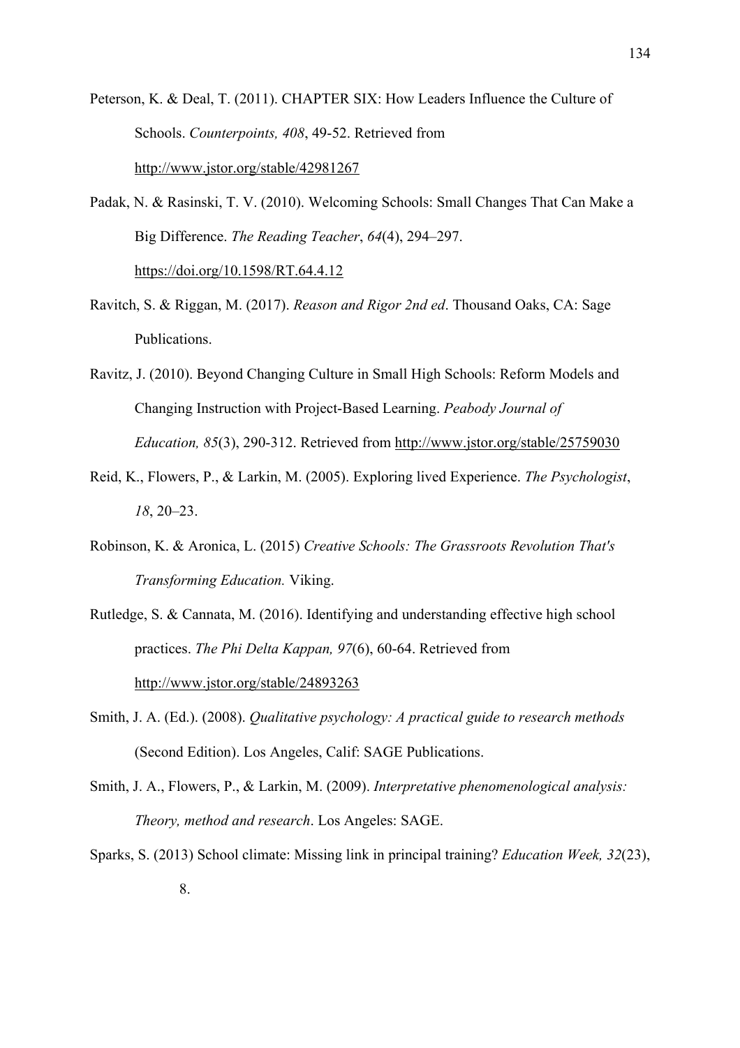Peterson, K. & Deal, T. (2011). CHAPTER SIX: How Leaders Influence the Culture of Schools. *Counterpoints, 408*, 49-52. Retrieved from http://www.jstor.org/stable/42981267

Padak, N. & Rasinski, T. V. (2010). Welcoming Schools: Small Changes That Can Make a Big Difference. *The Reading Teacher*, *64*(4), 294–297. https://doi.org/10.1598/RT.64.4.12

Ravitch, S. & Riggan, M. (2017). *Reason and Rigor 2nd ed*. Thousand Oaks, CA: Sage Publications.

Ravitz, J. (2010). Beyond Changing Culture in Small High Schools: Reform Models and Changing Instruction with Project-Based Learning. *Peabody Journal of Education, 85*(3), 290-312. Retrieved from http://www.jstor.org/stable/25759030

Reid, K., Flowers, P., & Larkin, M. (2005). Exploring lived Experience. *The Psychologist*, *18*, 20–23.

Robinson, K. & Aronica, L. (2015) *Creative Schools: The Grassroots Revolution That's Transforming Education.* Viking.

Rutledge, S. & Cannata, M. (2016). Identifying and understanding effective high school practices. *The Phi Delta Kappan, 97*(6), 60-64. Retrieved from http://www.jstor.org/stable/24893263

Smith, J. A. (Ed.). (2008). *Qualitative psychology: A practical guide to research methods* (Second Edition). Los Angeles, Calif: SAGE Publications.

Smith, J. A., Flowers, P., & Larkin, M. (2009). *Interpretative phenomenological analysis: Theory, method and research*. Los Angeles: SAGE.

Sparks, S. (2013) School climate: Missing link in principal training? *Education Week, 32*(23), 8.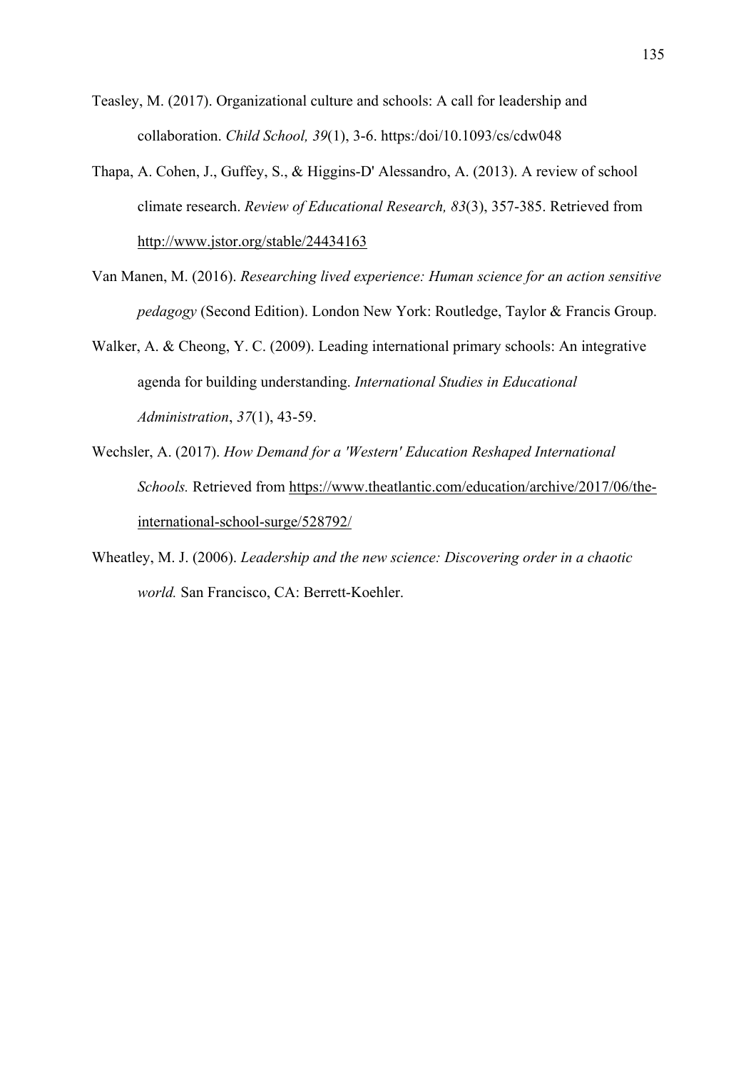Teasley, M. (2017). Organizational culture and schools: A call for leadership and collaboration. *Child School, 39*(1), 3-6. https:/doi/10.1093/cs/cdw048

Thapa, A. Cohen, J., Guffey, S., & Higgins-D' Alessandro, A. (2013). A review of school climate research. *Review of Educational Research, 83*(3), 357-385. Retrieved from http://www.jstor.org/stable/24434163

Van Manen, M. (2016). *Researching lived experience: Human science for an action sensitive pedagogy* (Second Edition). London New York: Routledge, Taylor & Francis Group.

Walker, A. & Cheong, Y. C. (2009). Leading international primary schools: An integrative agenda for building understanding. *International Studies in Educational Administration*, *37*(1), 43-59.

Wechsler, A. (2017). *How Demand for a 'Western' Education Reshaped International Schools.* Retrieved from https://www.theatlantic.com/education/archive/2017/06/the-international-school-surge/528792/

Wheatley, M. J. (2006). *Leadership and the new science: Discovering order in a chaotic world.* San Francisco, CA: Berrett-Koehler.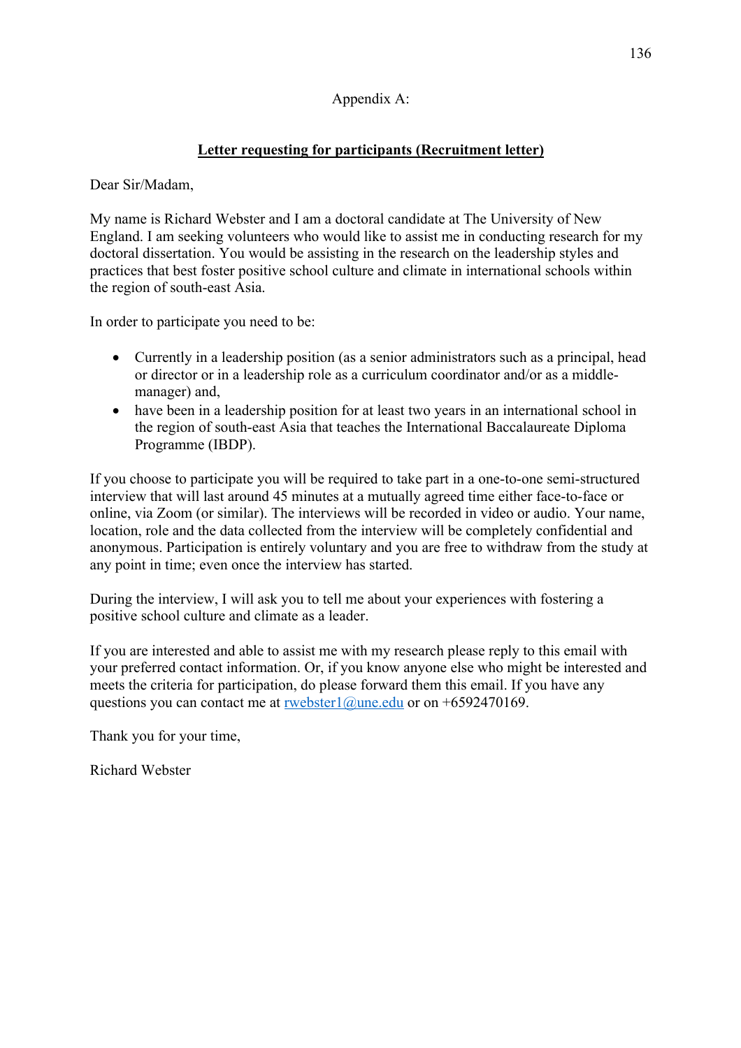Appendix A:

**Letter requesting for participants (Recruitment letter)**

Dear Sir/Madam,

My name is Richard Webster and I am a doctoral candidate at The University of New England. I am seeking volunteers who would like to assist me in conducting research for my doctoral dissertation. You would be assisting in the research on the leadership styles and practices that best foster positive school culture and climate in international schools within the region of south-east Asia.

In order to participate you need to be:

- Currently in a leadership position (as a senior administrators such as a principal, head or director or in a leadership role as a curriculum coordinator and/or as a middle-manager) and,
- have been in a leadership position for at least two years in an international school in the region of south-east Asia that teaches the International Baccalaureate Diploma Programme (IBDP).

If you choose to participate you will be required to take part in a one-to-one semi-structured interview that will last around 45 minutes at a mutually agreed time either face-to-face or online, via Zoom (or similar). The interviews will be recorded in video or audio. Your name, location, role and the data collected from the interview will be completely confidential and anonymous. Participation is entirely voluntary and you are free to withdraw from the study at any point in time; even once the interview has started.

During the interview, I will ask you to tell me about your experiences with fostering a positive school culture and climate as a leader.

If you are interested and able to assist me with my research please reply to this email with your preferred contact information. Or, if you know anyone else who might be interested and meets the criteria for participation, do please forward them this email. If you have any questions you can contact me at rwebster1@une.edu or on +6592470169.

Thank you for your time,

Richard Webster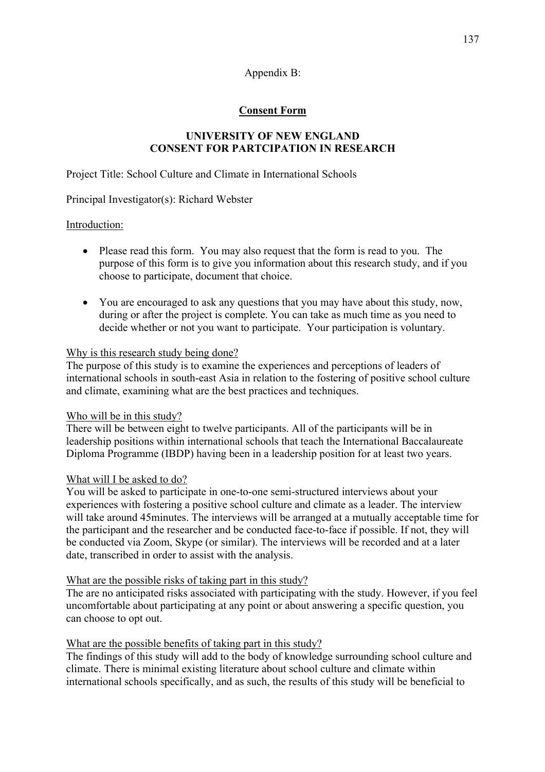Appendix B:

## Consent Form

### UNIVERSITY OF NEW ENGLAND
### CONSENT FOR PARTCIPATION IN RESEARCH

Project Title: School Culture and Climate in International Schools

Principal Investigator(s): Richard Webster

Introduction:

- Please read this form. You may also request that the form is read to you. The purpose of this form is to give you information about this research study, and if you choose to participate, document that choice.

- You are encouraged to ask any questions that you may have about this study, now, during or after the project is complete. You can take as much time as you need to decide whether or not you want to participate. Your participation is voluntary.

Why is this research study being done?

The purpose of this study is to examine the experiences and perceptions of leaders of international schools in south-east Asia in relation to the fostering of positive school culture and climate, examining what are the best practices and techniques.

Who will be in this study?

There will be between eight to twelve participants. All of the participants will be in leadership positions within international schools that teach the International Baccalaureate Diploma Programme (IBDP) having been in a leadership position for at least two years.

What will I be asked to do?

You will be asked to participate in one-to-one semi-structured interviews about your experiences with fostering a positive school culture and climate as a leader. The interview will take around 45minutes. The interviews will be arranged at a mutually acceptable time for the participant and the researcher and be conducted face-to-face if possible. If not, they will be conducted via Zoom, Skype (or similar). The interviews will be recorded and at a later date, transcribed in order to assist with the analysis.

What are the possible risks of taking part in this study?

The are no anticipated risks associated with participating with the study. However, if you feel uncomfortable about participating at any point or about answering a specific question, you can choose to opt out.

What are the possible benefits of taking part in this study?

The findings of this study will add to the body of knowledge surrounding school culture and climate. There is minimal existing literature about school culture and climate within international schools specifically, and as such, the results of this study will be beneficial to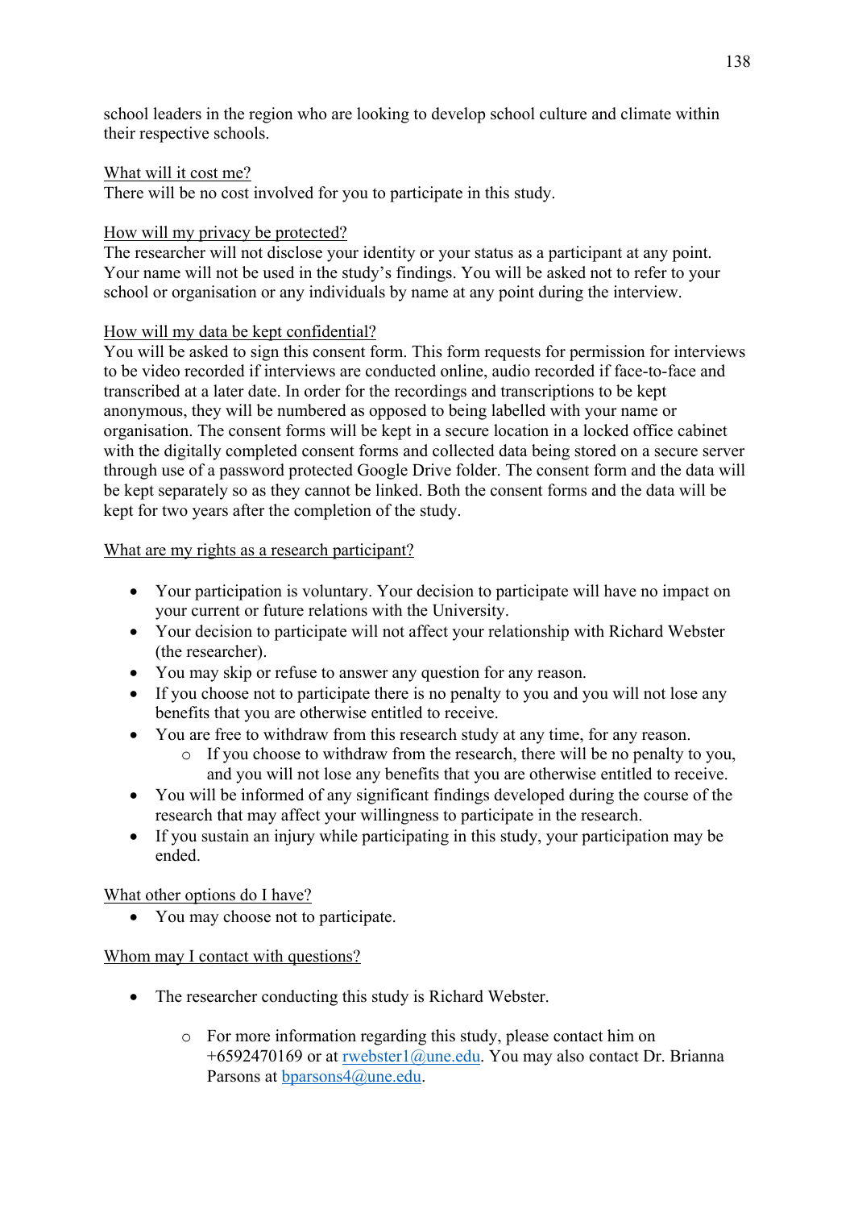school leaders in the region who are looking to develop school culture and climate within their respective schools.

What will it cost me?

There will be no cost involved for you to participate in this study.

How will my privacy be protected?

The researcher will not disclose your identity or your status as a participant at any point. Your name will not be used in the study's findings. You will be asked not to refer to your school or organisation or any individuals by name at any point during the interview.

How will my data be kept confidential?

You will be asked to sign this consent form. This form requests for permission for interviews to be video recorded if interviews are conducted online, audio recorded if face-to-face and transcribed at a later date. In order for the recordings and transcriptions to be kept anonymous, they will be numbered as opposed to being labelled with your name or organisation. The consent forms will be kept in a secure location in a locked office cabinet with the digitally completed consent forms and collected data being stored on a secure server through use of a password protected Google Drive folder. The consent form and the data will be kept separately so as they cannot be linked. Both the consent forms and the data will be kept for two years after the completion of the study.

What are my rights as a research participant?

- Your participation is voluntary. Your decision to participate will have no impact on your current or future relations with the University.
- Your decision to participate will not affect your relationship with Richard Webster (the researcher).
- You may skip or refuse to answer any question for any reason.
- If you choose not to participate there is no penalty to you and you will not lose any benefits that you are otherwise entitled to receive.
- You are free to withdraw from this research study at any time, for any reason.
    - If you choose to withdraw from the research, there will be no penalty to you, and you will not lose any benefits that you are otherwise entitled to receive.
- You will be informed of any significant findings developed during the course of the research that may affect your willingness to participate in the research.
- If you sustain an injury while participating in this study, your participation may be ended.

What other options do I have?

- You may choose not to participate.

Whom may I contact with questions?

- The researcher conducting this study is Richard Webster.
    - For more information regarding this study, please contact him on +6592470169 or at rwebster1@une.edu. You may also contact Dr. Brianna Parsons at bparsons4@une.edu.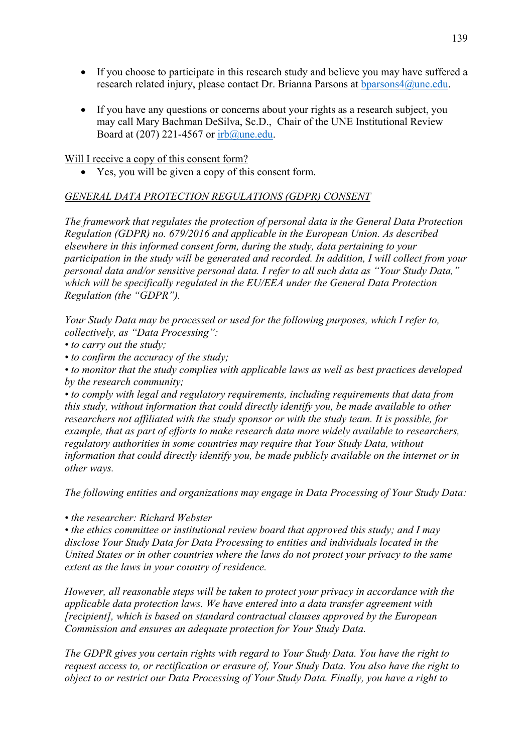- If you choose to participate in this research study and believe you may have suffered a research related injury, please contact Dr. Brianna Parsons at bparsons4@une.edu.

- If you have any questions or concerns about your rights as a research subject, you may call Mary Bachman DeSilva, Sc.D., Chair of the UNE Institutional Review Board at (207) 221-4567 or irb@une.edu.

<u>Will I receive a copy of this consent form?</u>

- Yes, you will be given a copy of this consent form.

*<u>GENERAL DATA PROTECTION REGULATIONS (GDPR) CONSENT</u>*

*The framework that regulates the protection of personal data is the General Data Protection Regulation (GDPR) no. 679/2016 and applicable in the European Union. As described elsewhere in this informed consent form, during the study, data pertaining to your participation in the study will be generated and recorded. In addition, I will collect from your personal data and/or sensitive personal data. I refer to all such data as "Your Study Data," which will be specifically regulated in the EU/EEA under the General Data Protection Regulation (the "GDPR").*

*Your Study Data may be processed or used for the following purposes, which I refer to, collectively, as "Data Processing":*

*• to carry out the study;*
*• to confirm the accuracy of the study;*
*• to monitor that the study complies with applicable laws as well as best practices developed by the research community;*
*• to comply with legal and regulatory requirements, including requirements that data from this study, without information that could directly identify you, be made available to other researchers not affiliated with the study sponsor or with the study team. It is possible, for example, that as part of efforts to make research data more widely available to researchers, regulatory authorities in some countries may require that Your Study Data, without information that could directly identify you, be made publicly available on the internet or in other ways.*

*The following entities and organizations may engage in Data Processing of Your Study Data:*

*• the researcher: Richard Webster*
*• the ethics committee or institutional review board that approved this study; and I may disclose Your Study Data for Data Processing to entities and individuals located in the United States or in other countries where the laws do not protect your privacy to the same extent as the laws in your country of residence.*

*However, all reasonable steps will be taken to protect your privacy in accordance with the applicable data protection laws. We have entered into a data transfer agreement with [recipient], which is based on standard contractual clauses approved by the European Commission and ensures an adequate protection for Your Study Data.*

*The GDPR gives you certain rights with regard to Your Study Data. You have the right to request access to, or rectification or erasure of, Your Study Data. You also have the right to object to or restrict our Data Processing of Your Study Data. Finally, you have a right to*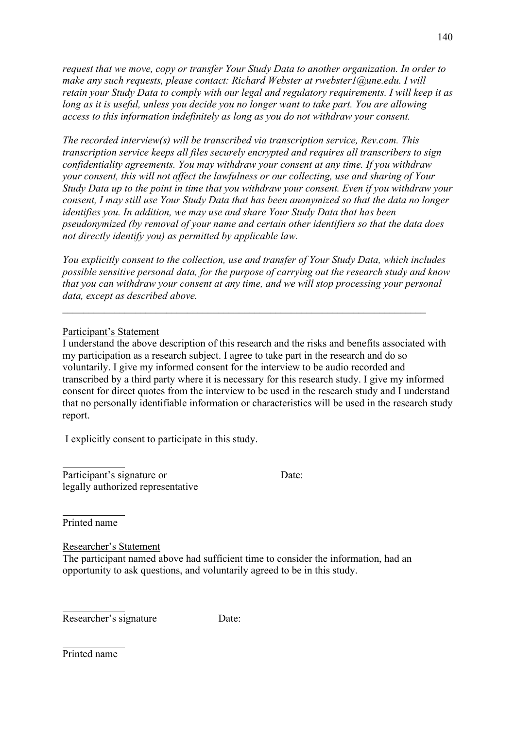*request that we move, copy or transfer Your Study Data to another organization. In order to make any such requests, please contact: Richard Webster at rwebster1@une.edu. I will retain your Study Data to comply with our legal and regulatory requirements. I will keep it as long as it is useful, unless you decide you no longer want to take part. You are allowing access to this information indefinitely as long as you do not withdraw your consent.*

*The recorded interview(s) will be transcribed via transcription service, Rev.com. This transcription service keeps all files securely encrypted and requires all transcribers to sign confidentiality agreements. You may withdraw your consent at any time. If you withdraw your consent, this will not affect the lawfulness or our collecting, use and sharing of Your Study Data up to the point in time that you withdraw your consent. Even if you withdraw your consent, I may still use Your Study Data that has been anonymized so that the data no longer identifies you. In addition, we may use and share Your Study Data that has been pseudonymized (by removal of your name and certain other identifiers so that the data does not directly identify you) as permitted by applicable law.*

*You explicitly consent to the collection, use and transfer of Your Study Data, which includes possible sensitive personal data, for the purpose of carrying out the research study and know that you can withdraw your consent at any time, and we will stop processing your personal data, except as described above.*

---

Participant's Statement

I understand the above description of this research and the risks and benefits associated with my participation as a research subject. I agree to take part in the research and do so voluntarily. I give my informed consent for the interview to be audio recorded and transcribed by a third party where it is necessary for this research study. I give my informed consent for direct quotes from the interview to be used in the research study and I understand that no personally identifiable information or characteristics will be used in the research study report.

I explicitly consent to participate in this study.

\_\_\_\_\_\_\_\_\_\_\_\_

Participant's signature or legally authorized representative　　　　Date:

\_\_\_\_\_\_\_\_\_\_\_\_

Printed name

Researcher's Statement

The participant named above had sufficient time to consider the information, had an opportunity to ask questions, and voluntarily agreed to be in this study.

\_\_\_\_\_\_\_\_\_\_\_\_

Researcher's signature　　　　Date:

\_\_\_\_\_\_\_\_\_\_\_\_

Printed name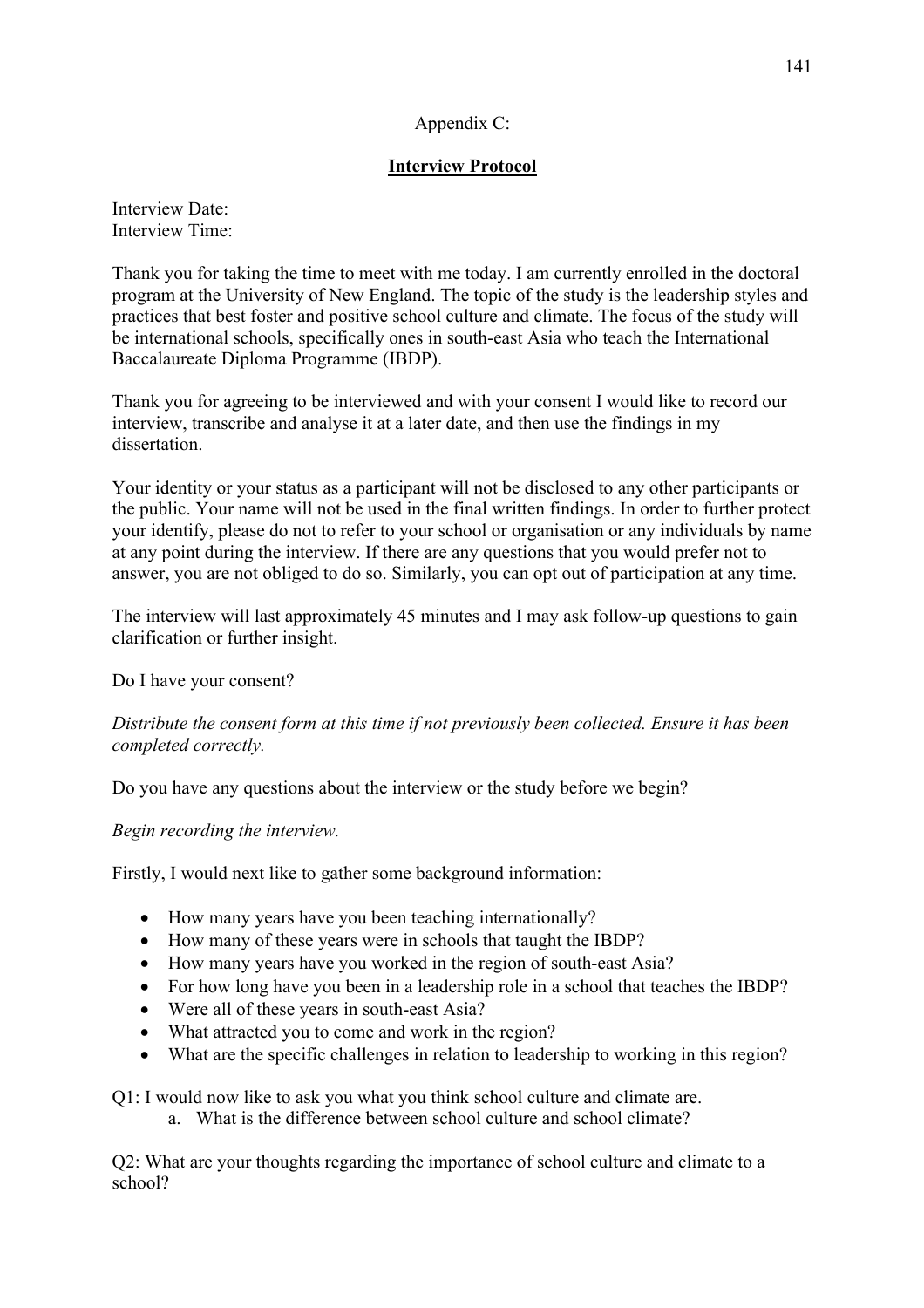Appendix C:

## **Interview Protocol**

Interview Date:
Interview Time:

Thank you for taking the time to meet with me today. I am currently enrolled in the doctoral program at the University of New England. The topic of the study is the leadership styles and practices that best foster and positive school culture and climate. The focus of the study will be international schools, specifically ones in south-east Asia who teach the International Baccalaureate Diploma Programme (IBDP).

Thank you for agreeing to be interviewed and with your consent I would like to record our interview, transcribe and analyse it at a later date, and then use the findings in my dissertation.

Your identity or your status as a participant will not be disclosed to any other participants or the public. Your name will not be used in the final written findings. In order to further protect your identify, please do not to refer to your school or organisation or any individuals by name at any point during the interview. If there are any questions that you would prefer not to answer, you are not obliged to do so. Similarly, you can opt out of participation at any time.

The interview will last approximately 45 minutes and I may ask follow-up questions to gain clarification or further insight.

Do I have your consent?

*Distribute the consent form at this time if not previously been collected. Ensure it has been completed correctly.*

Do you have any questions about the interview or the study before we begin?

*Begin recording the interview.*

Firstly, I would next like to gather some background information:

- How many years have you been teaching internationally?
- How many of these years were in schools that taught the IBDP?
- How many years have you worked in the region of south-east Asia?
- For how long have you been in a leadership role in a school that teaches the IBDP?
- Were all of these years in south-east Asia?
- What attracted you to come and work in the region?
- What are the specific challenges in relation to leadership to working in this region?

Q1: I would now like to ask you what you think school culture and climate are.

a. What is the difference between school culture and school climate?

Q2: What are your thoughts regarding the importance of school culture and climate to a school?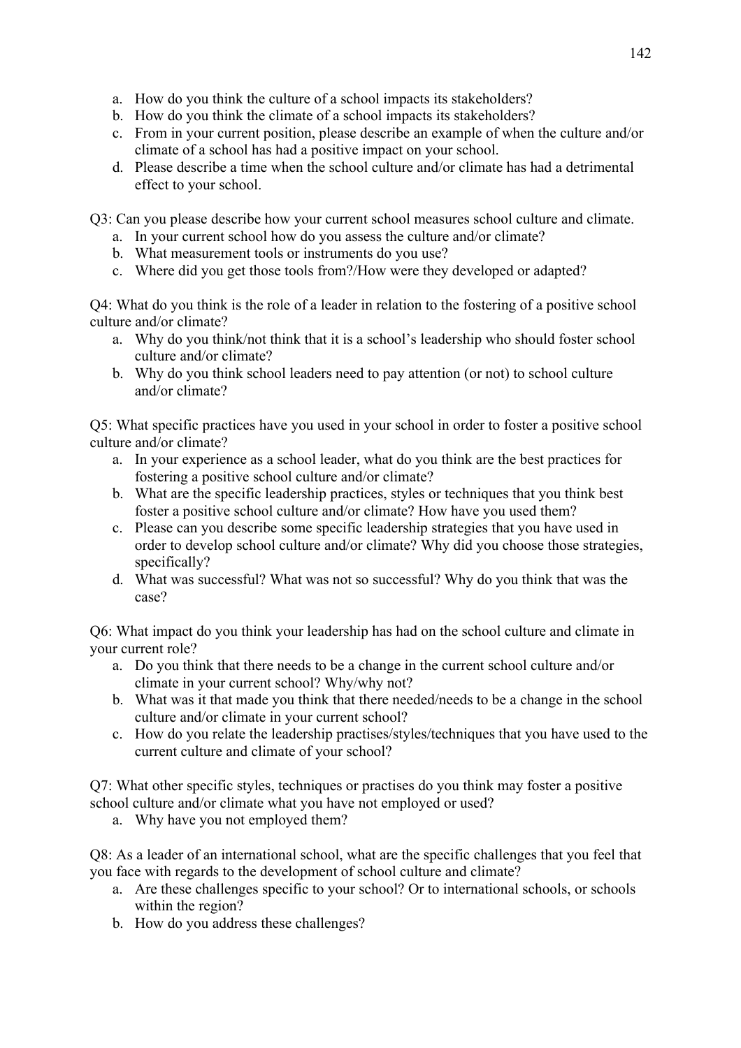a. How do you think the culture of a school impacts its stakeholders?
b. How do you think the climate of a school impacts its stakeholders?
c. From in your current position, please describe an example of when the culture and/or climate of a school has had a positive impact on your school.
d. Please describe a time when the school culture and/or climate has had a detrimental effect to your school.

Q3: Can you please describe how your current school measures school culture and climate.

a. In your current school how do you assess the culture and/or climate?
b. What measurement tools or instruments do you use?
c. Where did you get those tools from?/How were they developed or adapted?

Q4: What do you think is the role of a leader in relation to the fostering of a positive school culture and/or climate?

a. Why do you think/not think that it is a school's leadership who should foster school culture and/or climate?
b. Why do you think school leaders need to pay attention (or not) to school culture and/or climate?

Q5: What specific practices have you used in your school in order to foster a positive school culture and/or climate?

a. In your experience as a school leader, what do you think are the best practices for fostering a positive school culture and/or climate?
b. What are the specific leadership practices, styles or techniques that you think best foster a positive school culture and/or climate? How have you used them?
c. Please can you describe some specific leadership strategies that you have used in order to develop school culture and/or climate? Why did you choose those strategies, specifically?
d. What was successful? What was not so successful? Why do you think that was the case?

Q6: What impact do you think your leadership has had on the school culture and climate in your current role?

a. Do you think that there needs to be a change in the current school culture and/or climate in your current school? Why/why not?
b. What was it that made you think that there needed/needs to be a change in the school culture and/or climate in your current school?
c. How do you relate the leadership practises/styles/techniques that you have used to the current culture and climate of your school?

Q7: What other specific styles, techniques or practises do you think may foster a positive school culture and/or climate what you have not employed or used?

a. Why have you not employed them?

Q8: As a leader of an international school, what are the specific challenges that you feel that you face with regards to the development of school culture and climate?

a. Are these challenges specific to your school? Or to international schools, or schools within the region?
b. How do you address these challenges?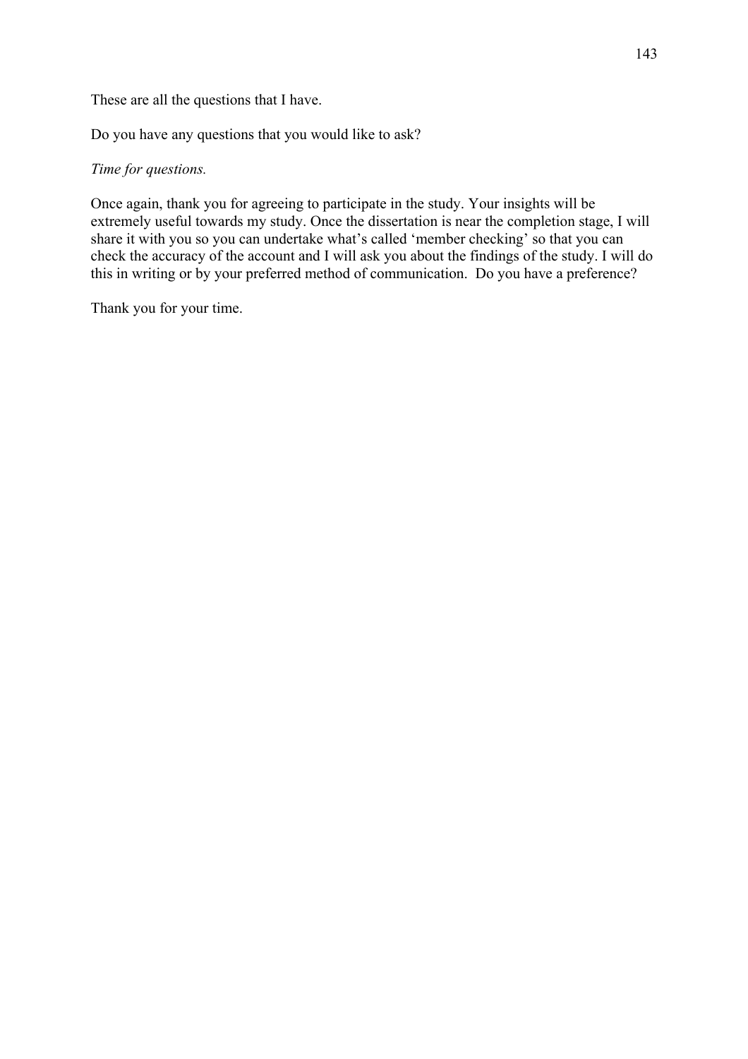These are all the questions that I have.

Do you have any questions that you would like to ask?

*Time for questions.*

Once again, thank you for agreeing to participate in the study. Your insights will be extremely useful towards my study. Once the dissertation is near the completion stage, I will share it with you so you can undertake what's called 'member checking' so that you can check the accuracy of the account and I will ask you about the findings of the study. I will do this in writing or by your preferred method of communication.  Do you have a preference?

Thank you for your time.